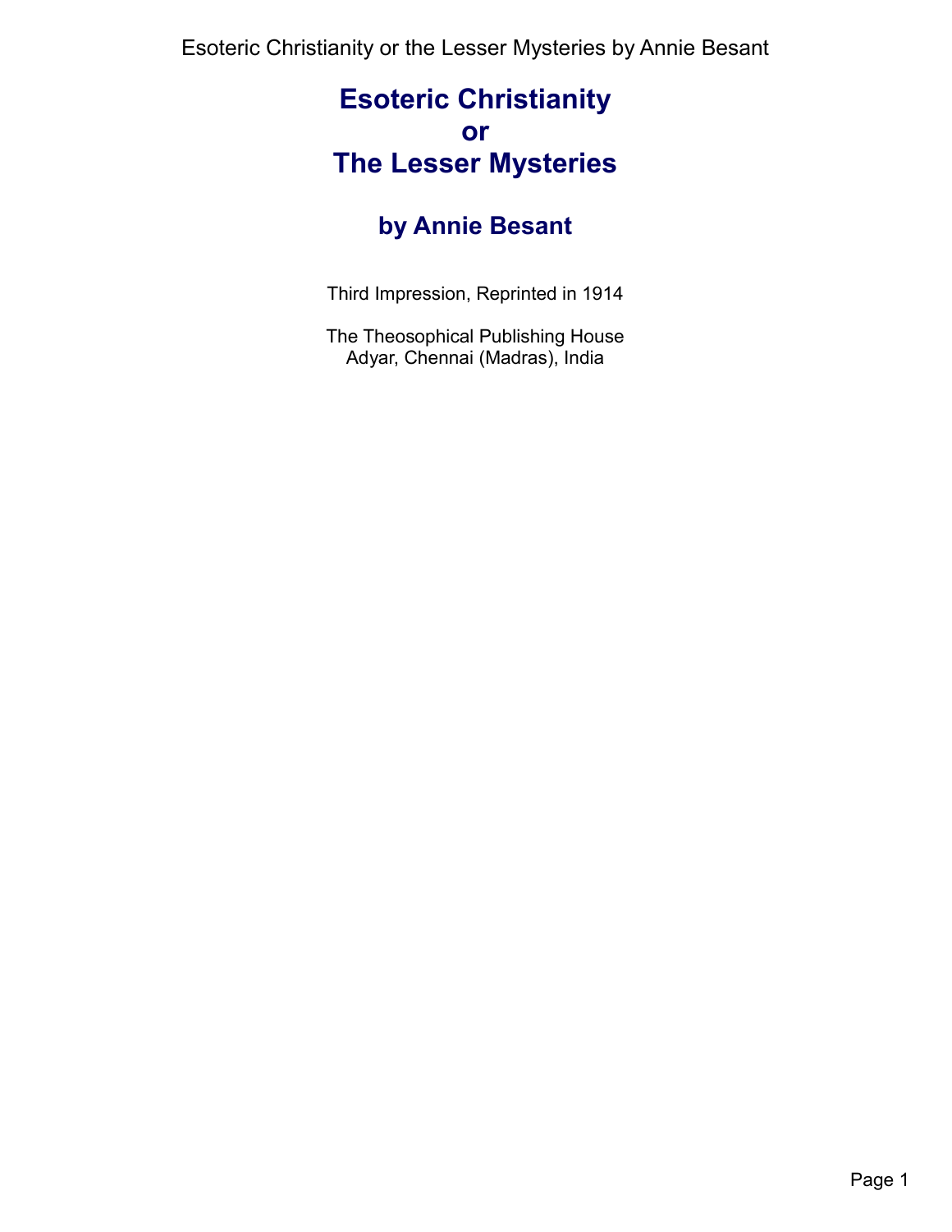# Esoteric Christianity or The Lesser Mysteries

## by Annie Besant

Third Impression, Reprinted in 1914

The Theosophical Publishing House
Adyar, Chennai (Madras), India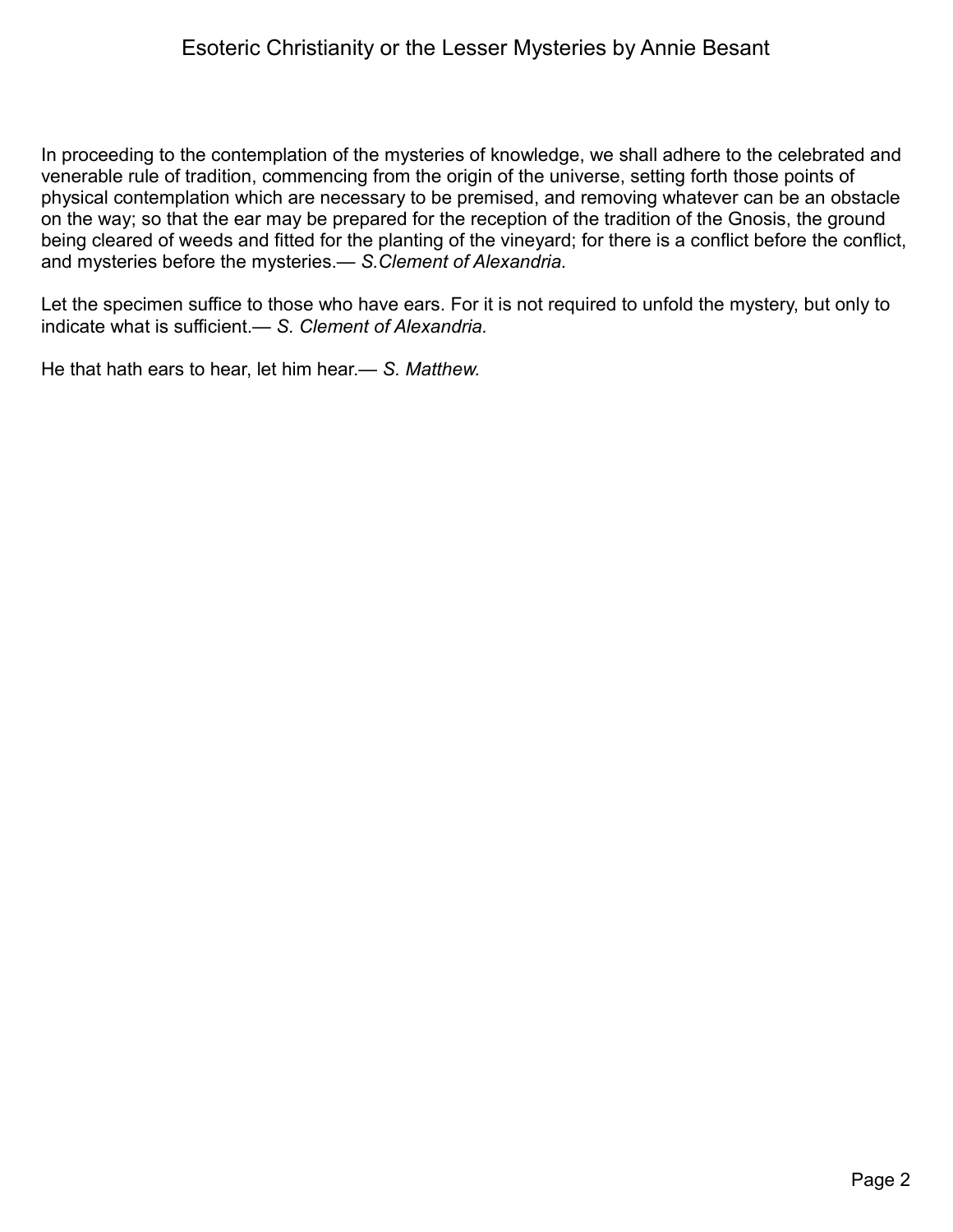In proceeding to the contemplation of the mysteries of knowledge, we shall adhere to the celebrated and venerable rule of tradition, commencing from the origin of the universe, setting forth those points of physical contemplation which are necessary to be premised, and removing whatever can be an obstacle on the way; so that the ear may be prepared for the reception of the tradition of the Gnosis, the ground being cleared of weeds and fitted for the planting of the vineyard; for there is a conflict before the conflict, and mysteries before the mysteries.— *S.Clement of Alexandria.*

Let the specimen suffice to those who have ears. For it is not required to unfold the mystery, but only to indicate what is sufficient.— *S. Clement of Alexandria.*

He that hath ears to hear, let him hear.— *S. Matthew.*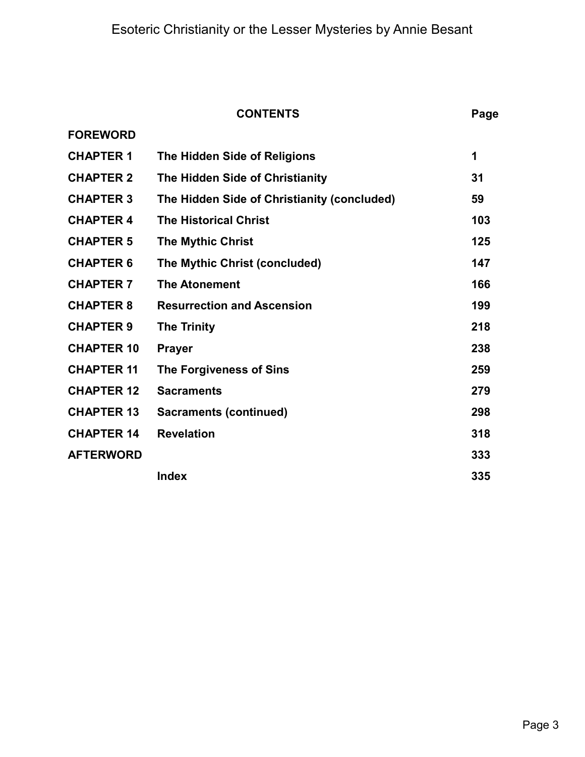## CONTENTS

| | | Page |
|---|---|---|
| **FOREWORD** | | |
| **CHAPTER 1** | **The Hidden Side of Religions** | **1** |
| **CHAPTER 2** | **The Hidden Side of Christianity** | **31** |
| **CHAPTER 3** | **The Hidden Side of Christianity (concluded)** | **59** |
| **CHAPTER 4** | **The Historical Christ** | **103** |
| **CHAPTER 5** | **The Mythic Christ** | **125** |
| **CHAPTER 6** | **The Mythic Christ (concluded)** | **147** |
| **CHAPTER 7** | **The Atonement** | **166** |
| **CHAPTER 8** | **Resurrection and Ascension** | **199** |
| **CHAPTER 9** | **The Trinity** | **218** |
| **CHAPTER 10** | **Prayer** | **238** |
| **CHAPTER 11** | **The Forgiveness of Sins** | **259** |
| **CHAPTER 12** | **Sacraments** | **279** |
| **CHAPTER 13** | **Sacraments (continued)** | **298** |
| **CHAPTER 14** | **Revelation** | **318** |
| **AFTERWORD** | | **333** |
| | **Index** | **335** |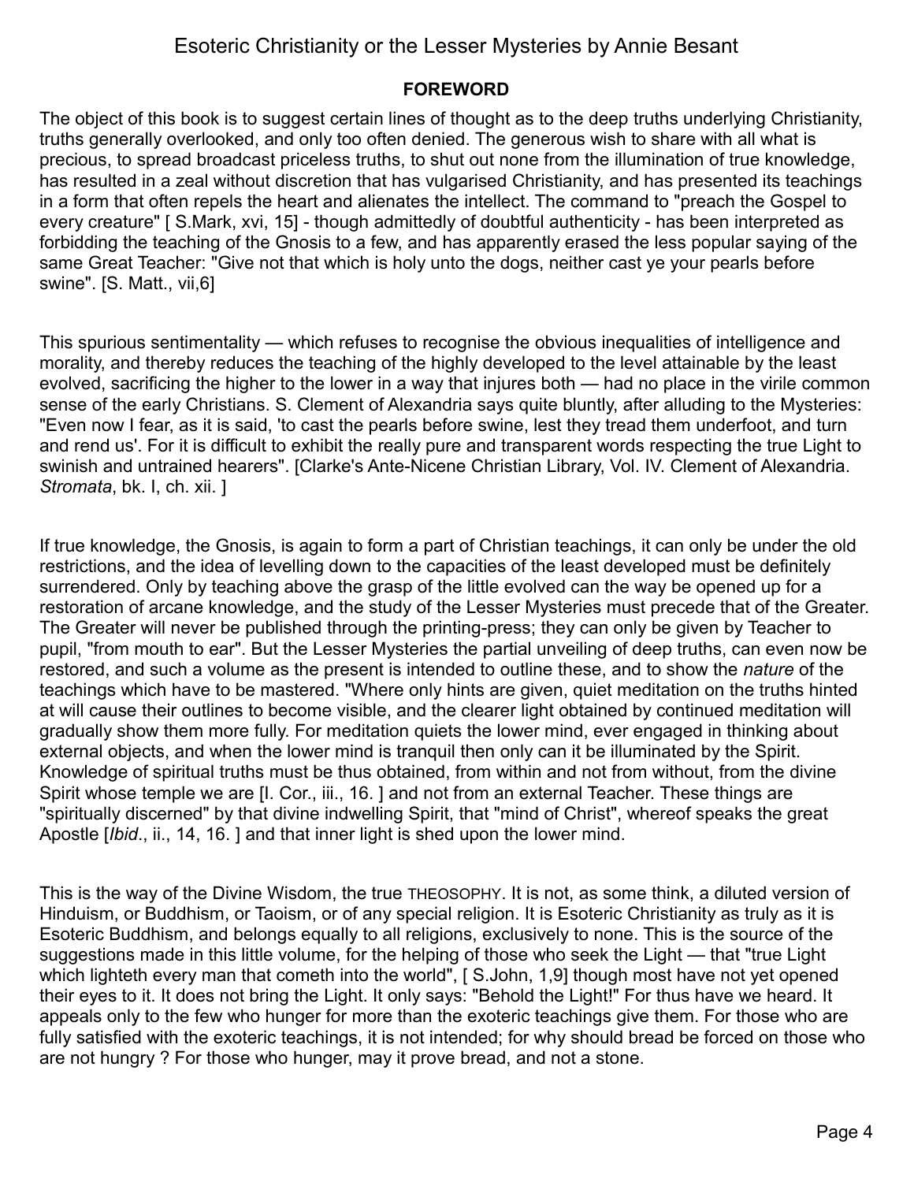## FOREWORD

The object of this book is to suggest certain lines of thought as to the deep truths underlying Christianity, truths generally overlooked, and only too often denied. The generous wish to share with all what is precious, to spread broadcast priceless truths, to shut out none from the illumination of true knowledge, has resulted in a zeal without discretion that has vulgarised Christianity, and has presented its teachings in a form that often repels the heart and alienates the intellect. The command to "preach the Gospel to every creature" [ S.Mark, xvi, 15] - though admittedly of doubtful authenticity - has been interpreted as forbidding the teaching of the Gnosis to a few, and has apparently erased the less popular saying of the same Great Teacher: "Give not that which is holy unto the dogs, neither cast ye your pearls before swine". [S. Matt., vii,6]

This spurious sentimentality — which refuses to recognise the obvious inequalities of intelligence and morality, and thereby reduces the teaching of the highly developed to the level attainable by the least evolved, sacrificing the higher to the lower in a way that injures both — had no place in the virile common sense of the early Christians. S. Clement of Alexandria says quite bluntly, after alluding to the Mysteries: "Even now I fear, as it is said, 'to cast the pearls before swine, lest they tread them underfoot, and turn and rend us'. For it is difficult to exhibit the really pure and transparent words respecting the true Light to swinish and untrained hearers". [Clarke's Ante-Nicene Christian Library, Vol. IV. Clement of Alexandria. *Stromata*, bk. I, ch. xii. ]

If true knowledge, the Gnosis, is again to form a part of Christian teachings, it can only be under the old restrictions, and the idea of levelling down to the capacities of the least developed must be definitely surrendered. Only by teaching above the grasp of the little evolved can the way be opened up for a restoration of arcane knowledge, and the study of the Lesser Mysteries must precede that of the Greater. The Greater will never be published through the printing-press; they can only be given by Teacher to pupil, "from mouth to ear". But the Lesser Mysteries the partial unveiling of deep truths, can even now be restored, and such a volume as the present is intended to outline these, and to show the *nature* of the teachings which have to be mastered. "Where only hints are given, quiet meditation on the truths hinted at will cause their outlines to become visible, and the clearer light obtained by continued meditation will gradually show them more fully. For meditation quiets the lower mind, ever engaged in thinking about external objects, and when the lower mind is tranquil then only can it be illuminated by the Spirit. Knowledge of spiritual truths must be thus obtained, from within and not from without, from the divine Spirit whose temple we are [I. Cor., iii., 16. ] and not from an external Teacher. These things are "spiritually discerned" by that divine indwelling Spirit, that "mind of Christ", whereof speaks the great Apostle [*Ibid*., ii., 14, 16. ] and that inner light is shed upon the lower mind.

This is the way of the Divine Wisdom, the true THEOSOPHY. It is not, as some think, a diluted version of Hinduism, or Buddhism, or Taoism, or of any special religion. It is Esoteric Christianity as truly as it is Esoteric Buddhism, and belongs equally to all religions, exclusively to none. This is the source of the suggestions made in this little volume, for the helping of those who seek the Light — that "true Light which lighteth every man that cometh into the world", [ S.John, 1,9] though most have not yet opened their eyes to it. It does not bring the Light. It only says: "Behold the Light!" For thus have we heard. It appeals only to the few who hunger for more than the exoteric teachings give them. For those who are fully satisfied with the exoteric teachings, it is not intended; for why should bread be forced on those who are not hungry ? For those who hunger, may it prove bread, and not a stone.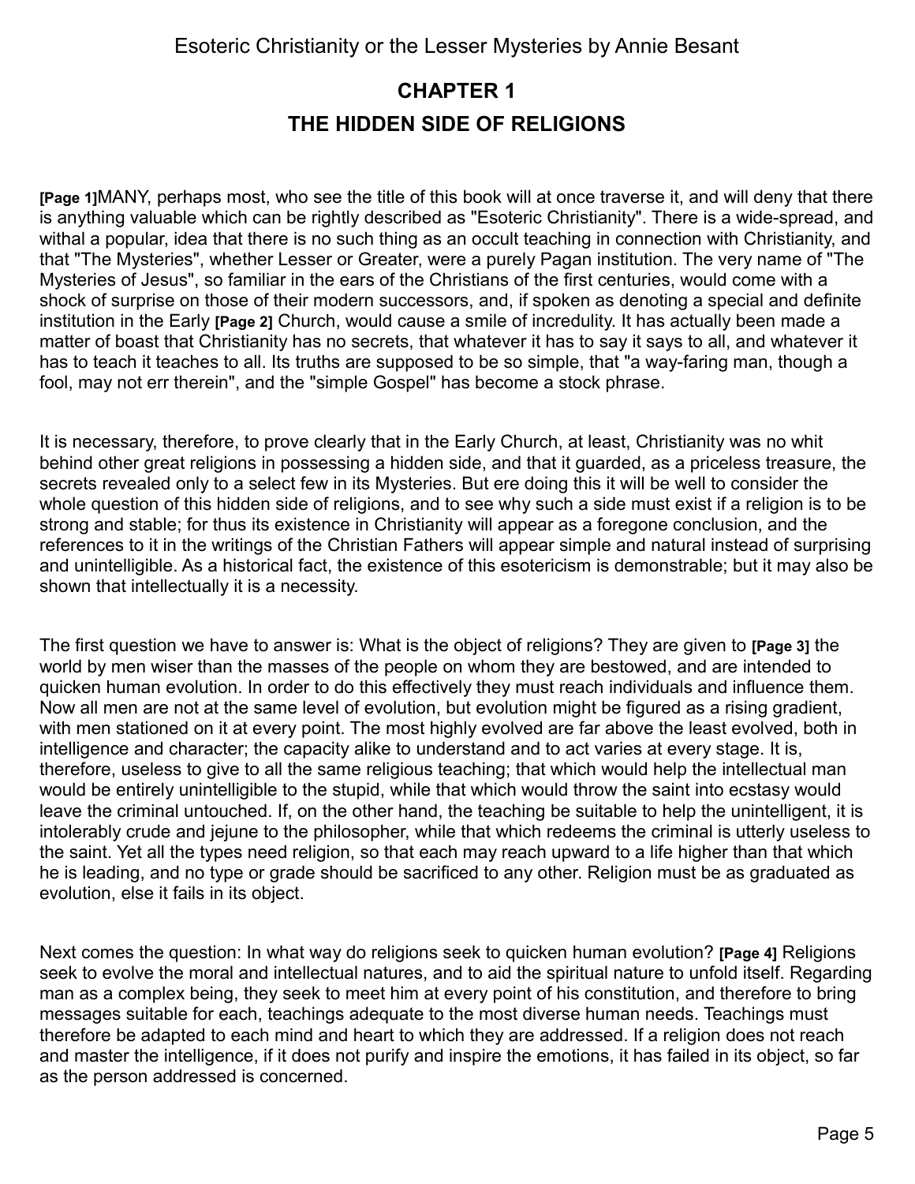## CHAPTER 1

## THE HIDDEN SIDE OF RELIGIONS

**[Page 1]**MANY, perhaps most, who see the title of this book will at once traverse it, and will deny that there is anything valuable which can be rightly described as "Esoteric Christianity". There is a wide-spread, and withal a popular, idea that there is no such thing as an occult teaching in connection with Christianity, and that "The Mysteries", whether Lesser or Greater, were a purely Pagan institution. The very name of "The Mysteries of Jesus", so familiar in the ears of the Christians of the first centuries, would come with a shock of surprise on those of their modern successors, and, if spoken as denoting a special and definite institution in the Early **[Page 2]** Church, would cause a smile of incredulity. It has actually been made a matter of boast that Christianity has no secrets, that whatever it has to say it says to all, and whatever it has to teach it teaches to all. Its truths are supposed to be so simple, that "a way-faring man, though a fool, may not err therein", and the "simple Gospel" has become a stock phrase.

It is necessary, therefore, to prove clearly that in the Early Church, at least, Christianity was no whit behind other great religions in possessing a hidden side, and that it guarded, as a priceless treasure, the secrets revealed only to a select few in its Mysteries. But ere doing this it will be well to consider the whole question of this hidden side of religions, and to see why such a side must exist if a religion is to be strong and stable; for thus its existence in Christianity will appear as a foregone conclusion, and the references to it in the writings of the Christian Fathers will appear simple and natural instead of surprising and unintelligible. As a historical fact, the existence of this esotericism is demonstrable; but it may also be shown that intellectually it is a necessity.

The first question we have to answer is: What is the object of religions? They are given to **[Page 3]** the world by men wiser than the masses of the people on whom they are bestowed, and are intended to quicken human evolution. In order to do this effectively they must reach individuals and influence them. Now all men are not at the same level of evolution, but evolution might be figured as a rising gradient, with men stationed on it at every point. The most highly evolved are far above the least evolved, both in intelligence and character; the capacity alike to understand and to act varies at every stage. It is, therefore, useless to give to all the same religious teaching; that which would help the intellectual man would be entirely unintelligible to the stupid, while that which would throw the saint into ecstasy would leave the criminal untouched. If, on the other hand, the teaching be suitable to help the unintelligent, it is intolerably crude and jejune to the philosopher, while that which redeems the criminal is utterly useless to the saint. Yet all the types need religion, so that each may reach upward to a life higher than that which he is leading, and no type or grade should be sacrificed to any other. Religion must be as graduated as evolution, else it fails in its object.

Next comes the question: In what way do religions seek to quicken human evolution? **[Page 4]** Religions seek to evolve the moral and intellectual natures, and to aid the spiritual nature to unfold itself. Regarding man as a complex being, they seek to meet him at every point of his constitution, and therefore to bring messages suitable for each, teachings adequate to the most diverse human needs. Teachings must therefore be adapted to each mind and heart to which they are addressed. If a religion does not reach and master the intelligence, if it does not purify and inspire the emotions, it has failed in its object, so far as the person addressed is concerned.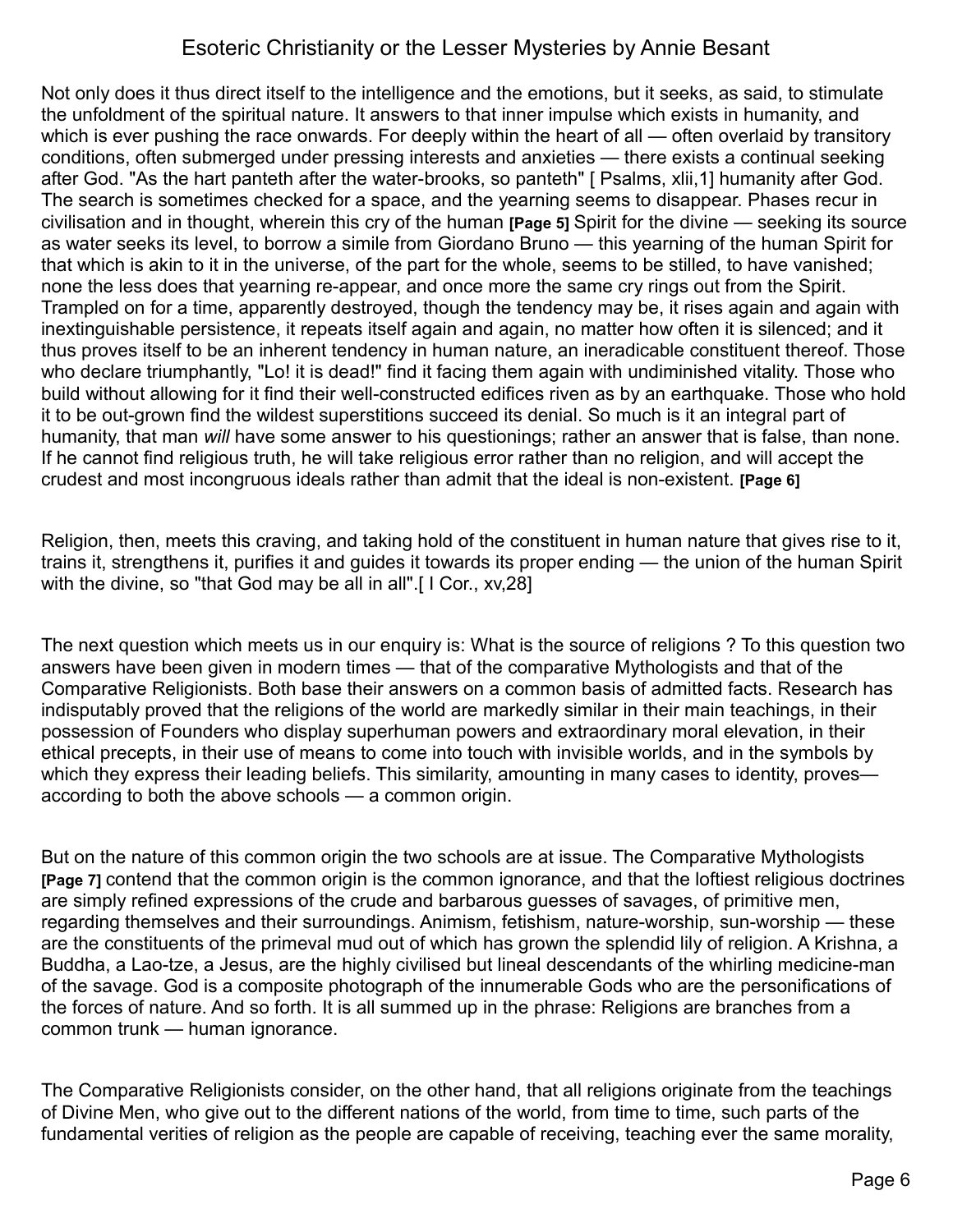Not only does it thus direct itself to the intelligence and the emotions, but it seeks, as said, to stimulate the unfoldment of the spiritual nature. It answers to that inner impulse which exists in humanity, and which is ever pushing the race onwards. For deeply within the heart of all — often overlaid by transitory conditions, often submerged under pressing interests and anxieties — there exists a continual seeking after God. "As the hart panteth after the water-brooks, so panteth" [ Psalms, xlii,1] humanity after God. The search is sometimes checked for a space, and the yearning seems to disappear. Phases recur in civilisation and in thought, wherein this cry of the human **[Page 5]** Spirit for the divine — seeking its source as water seeks its level, to borrow a simile from Giordano Bruno — this yearning of the human Spirit for that which is akin to it in the universe, of the part for the whole, seems to be stilled, to have vanished; none the less does that yearning re-appear, and once more the same cry rings out from the Spirit. Trampled on for a time, apparently destroyed, though the tendency may be, it rises again and again with inextinguishable persistence, it repeats itself again and again, no matter how often it is silenced; and it thus proves itself to be an inherent tendency in human nature, an ineradicable constituent thereof. Those who declare triumphantly, "Lo! it is dead!" find it facing them again with undiminished vitality. Those who build without allowing for it find their well-constructed edifices riven as by an earthquake. Those who hold it to be out-grown find the wildest superstitions succeed its denial. So much is it an integral part of humanity, that man *will* have some answer to his questionings; rather an answer that is false, than none. If he cannot find religious truth, he will take religious error rather than no religion, and will accept the crudest and most incongruous ideals rather than admit that the ideal is non-existent. **[Page 6]**

Religion, then, meets this craving, and taking hold of the constituent in human nature that gives rise to it, trains it, strengthens it, purifies it and guides it towards its proper ending — the union of the human Spirit with the divine, so "that God may be all in all".[ I Cor., xv,28]

The next question which meets us in our enquiry is: What is the source of religions ? To this question two answers have been given in modern times — that of the comparative Mythologists and that of the Comparative Religionists. Both base their answers on a common basis of admitted facts. Research has indisputably proved that the religions of the world are markedly similar in their main teachings, in their possession of Founders who display superhuman powers and extraordinary moral elevation, in their ethical precepts, in their use of means to come into touch with invisible worlds, and in the symbols by which they express their leading beliefs. This similarity, amounting in many cases to identity, proves— according to both the above schools — a common origin.

But on the nature of this common origin the two schools are at issue. The Comparative Mythologists **[Page 7]** contend that the common origin is the common ignorance, and that the loftiest religious doctrines are simply refined expressions of the crude and barbarous guesses of savages, of primitive men, regarding themselves and their surroundings. Animism, fetishism, nature-worship, sun-worship — these are the constituents of the primeval mud out of which has grown the splendid lily of religion. A Krishna, a Buddha, a Lao-tze, a Jesus, are the highly civilised but lineal descendants of the whirling medicine-man of the savage. God is a composite photograph of the innumerable Gods who are the personifications of the forces of nature. And so forth. It is all summed up in the phrase: Religions are branches from a common trunk — human ignorance.

The Comparative Religionists consider, on the other hand, that all religions originate from the teachings of Divine Men, who give out to the different nations of the world, from time to time, such parts of the fundamental verities of religion as the people are capable of receiving, teaching ever the same morality,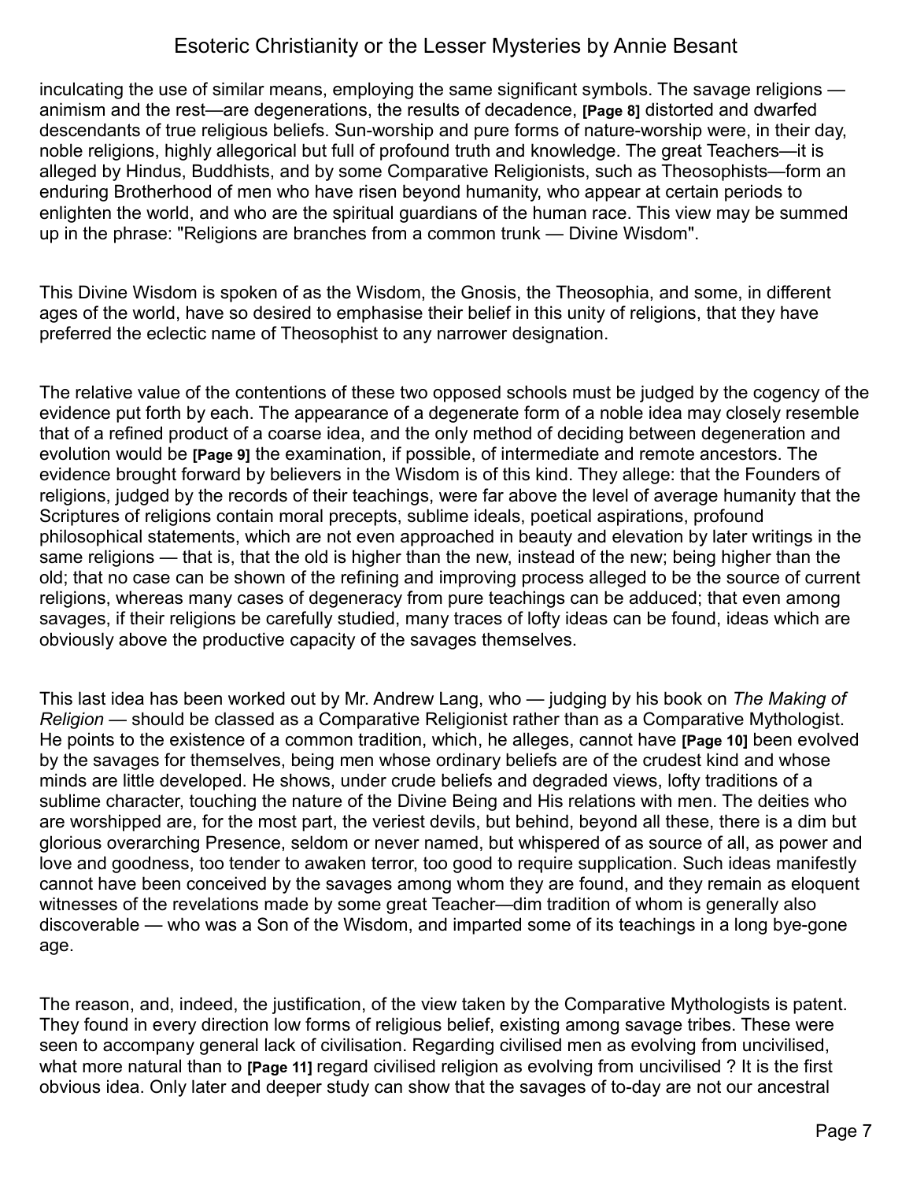inculcating the use of similar means, employing the same significant symbols. The savage religions — animism and the rest—are degenerations, the results of decadence, **[Page 8]** distorted and dwarfed descendants of true religious beliefs. Sun-worship and pure forms of nature-worship were, in their day, noble religions, highly allegorical but full of profound truth and knowledge. The great Teachers—it is alleged by Hindus, Buddhists, and by some Comparative Religionists, such as Theosophists—form an enduring Brotherhood of men who have risen beyond humanity, who appear at certain periods to enlighten the world, and who are the spiritual guardians of the human race. This view may be summed up in the phrase: "Religions are branches from a common trunk — Divine Wisdom".

This Divine Wisdom is spoken of as the Wisdom, the Gnosis, the Theosophia, and some, in different ages of the world, have so desired to emphasise their belief in this unity of religions, that they have preferred the eclectic name of Theosophist to any narrower designation.

The relative value of the contentions of these two opposed schools must be judged by the cogency of the evidence put forth by each. The appearance of a degenerate form of a noble idea may closely resemble that of a refined product of a coarse idea, and the only method of deciding between degeneration and evolution would be **[Page 9]** the examination, if possible, of intermediate and remote ancestors. The evidence brought forward by believers in the Wisdom is of this kind. They allege: that the Founders of religions, judged by the records of their teachings, were far above the level of average humanity that the Scriptures of religions contain moral precepts, sublime ideals, poetical aspirations, profound philosophical statements, which are not even approached in beauty and elevation by later writings in the same religions — that is, that the old is higher than the new, instead of the new; being higher than the old; that no case can be shown of the refining and improving process alleged to be the source of current religions, whereas many cases of degeneracy from pure teachings can be adduced; that even among savages, if their religions be carefully studied, many traces of lofty ideas can be found, ideas which are obviously above the productive capacity of the savages themselves.

This last idea has been worked out by Mr. Andrew Lang, who — judging by his book on *The Making of Religion* — should be classed as a Comparative Religionist rather than as a Comparative Mythologist. He points to the existence of a common tradition, which, he alleges, cannot have **[Page 10]** been evolved by the savages for themselves, being men whose ordinary beliefs are of the crudest kind and whose minds are little developed. He shows, under crude beliefs and degraded views, lofty traditions of a sublime character, touching the nature of the Divine Being and His relations with men. The deities who are worshipped are, for the most part, the veriest devils, but behind, beyond all these, there is a dim but glorious overarching Presence, seldom or never named, but whispered of as source of all, as power and love and goodness, too tender to awaken terror, too good to require supplication. Such ideas manifestly cannot have been conceived by the savages among whom they are found, and they remain as eloquent witnesses of the revelations made by some great Teacher—dim tradition of whom is generally also discoverable — who was a Son of the Wisdom, and imparted some of its teachings in a long bye-gone age.

The reason, and, indeed, the justification, of the view taken by the Comparative Mythologists is patent. They found in every direction low forms of religious belief, existing among savage tribes. These were seen to accompany general lack of civilisation. Regarding civilised men as evolving from uncivilised, what more natural than to **[Page 11]** regard civilised religion as evolving from uncivilised ? It is the first obvious idea. Only later and deeper study can show that the savages of to-day are not our ancestral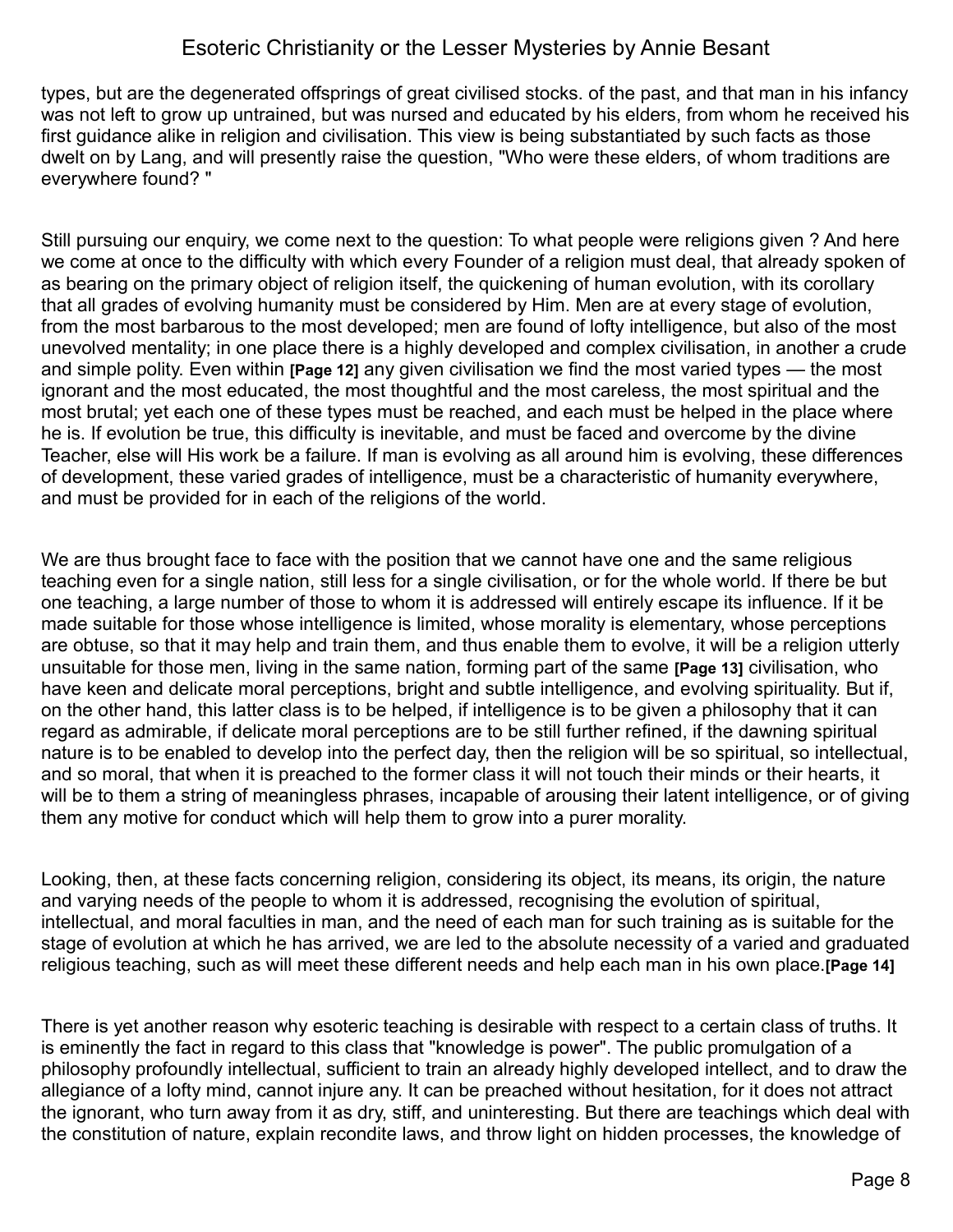types, but are the degenerated offsprings of great civilised stocks. of the past, and that man in his infancy was not left to grow up untrained, but was nursed and educated by his elders, from whom he received his first guidance alike in religion and civilisation. This view is being substantiated by such facts as those dwelt on by Lang, and will presently raise the question, "Who were these elders, of whom traditions are everywhere found? "

Still pursuing our enquiry, we come next to the question: To what people were religions given ? And here we come at once to the difficulty with which every Founder of a religion must deal, that already spoken of as bearing on the primary object of religion itself, the quickening of human evolution, with its corollary that all grades of evolving humanity must be considered by Him. Men are at every stage of evolution, from the most barbarous to the most developed; men are found of lofty intelligence, but also of the most unevolved mentality; in one place there is a highly developed and complex civilisation, in another a crude and simple polity. Even within **[Page 12]** any given civilisation we find the most varied types — the most ignorant and the most educated, the most thoughtful and the most careless, the most spiritual and the most brutal; yet each one of these types must be reached, and each must be helped in the place where he is. If evolution be true, this difficulty is inevitable, and must be faced and overcome by the divine Teacher, else will His work be a failure. If man is evolving as all around him is evolving, these differences of development, these varied grades of intelligence, must be a characteristic of humanity everywhere, and must be provided for in each of the religions of the world.

We are thus brought face to face with the position that we cannot have one and the same religious teaching even for a single nation, still less for a single civilisation, or for the whole world. If there be but one teaching, a large number of those to whom it is addressed will entirely escape its influence. If it be made suitable for those whose intelligence is limited, whose morality is elementary, whose perceptions are obtuse, so that it may help and train them, and thus enable them to evolve, it will be a religion utterly unsuitable for those men, living in the same nation, forming part of the same **[Page 13]** civilisation, who have keen and delicate moral perceptions, bright and subtle intelligence, and evolving spirituality. But if, on the other hand, this latter class is to be helped, if intelligence is to be given a philosophy that it can regard as admirable, if delicate moral perceptions are to be still further refined, if the dawning spiritual nature is to be enabled to develop into the perfect day, then the religion will be so spiritual, so intellectual, and so moral, that when it is preached to the former class it will not touch their minds or their hearts, it will be to them a string of meaningless phrases, incapable of arousing their latent intelligence, or of giving them any motive for conduct which will help them to grow into a purer morality.

Looking, then, at these facts concerning religion, considering its object, its means, its origin, the nature and varying needs of the people to whom it is addressed, recognising the evolution of spiritual, intellectual, and moral faculties in man, and the need of each man for such training as is suitable for the stage of evolution at which he has arrived, we are led to the absolute necessity of a varied and graduated religious teaching, such as will meet these different needs and help each man in his own place.**[Page 14]**

There is yet another reason why esoteric teaching is desirable with respect to a certain class of truths. It is eminently the fact in regard to this class that "knowledge is power". The public promulgation of a philosophy profoundly intellectual, sufficient to train an already highly developed intellect, and to draw the allegiance of a lofty mind, cannot injure any. It can be preached without hesitation, for it does not attract the ignorant, who turn away from it as dry, stiff, and uninteresting. But there are teachings which deal with the constitution of nature, explain recondite laws, and throw light on hidden processes, the knowledge of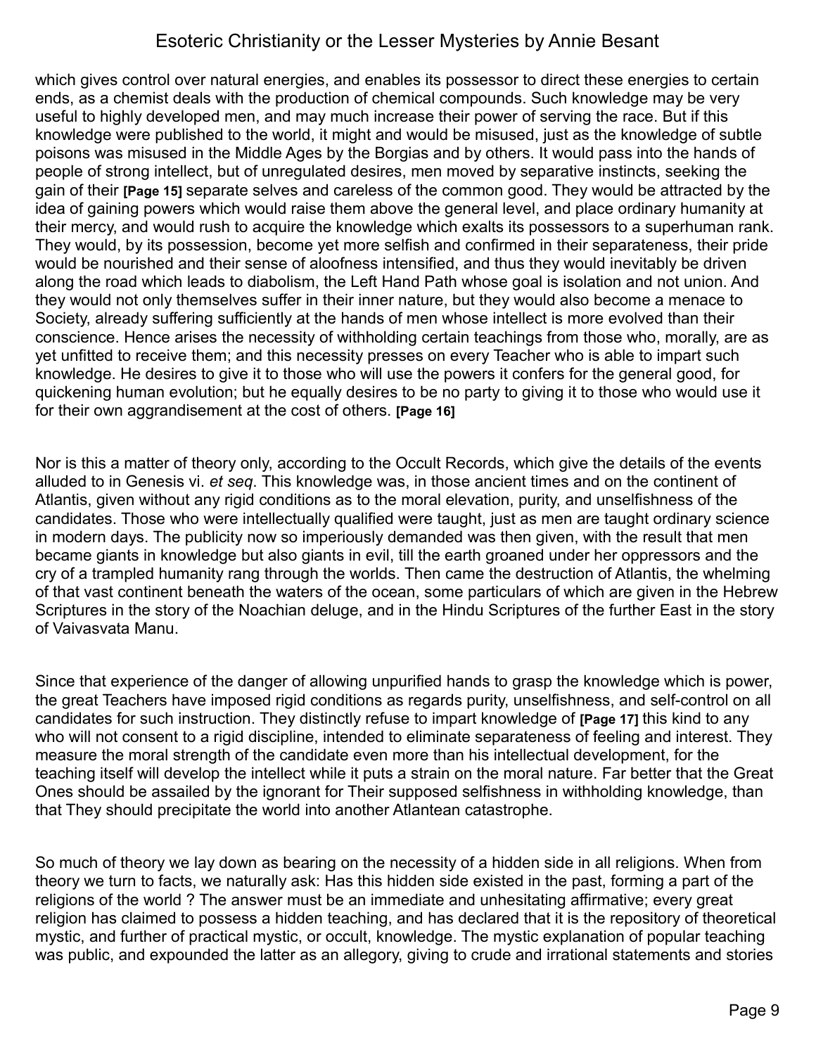which gives control over natural energies, and enables its possessor to direct these energies to certain ends, as a chemist deals with the production of chemical compounds. Such knowledge may be very useful to highly developed men, and may much increase their power of serving the race. But if this knowledge were published to the world, it might and would be misused, just as the knowledge of subtle poisons was misused in the Middle Ages by the Borgias and by others. It would pass into the hands of people of strong intellect, but of unregulated desires, men moved by separative instincts, seeking the gain of their **[Page 15]** separate selves and careless of the common good. They would be attracted by the idea of gaining powers which would raise them above the general level, and place ordinary humanity at their mercy, and would rush to acquire the knowledge which exalts its possessors to a superhuman rank. They would, by its possession, become yet more selfish and confirmed in their separateness, their pride would be nourished and their sense of aloofness intensified, and thus they would inevitably be driven along the road which leads to diabolism, the Left Hand Path whose goal is isolation and not union. And they would not only themselves suffer in their inner nature, but they would also become a menace to Society, already suffering sufficiently at the hands of men whose intellect is more evolved than their conscience. Hence arises the necessity of withholding certain teachings from those who, morally, are as yet unfitted to receive them; and this necessity presses on every Teacher who is able to impart such knowledge. He desires to give it to those who will use the powers it confers for the general good, for quickening human evolution; but he equally desires to be no party to giving it to those who would use it for their own aggrandisement at the cost of others. **[Page 16]**

Nor is this a matter of theory only, according to the Occult Records, which give the details of the events alluded to in Genesis vi. *et seq*. This knowledge was, in those ancient times and on the continent of Atlantis, given without any rigid conditions as to the moral elevation, purity, and unselfishness of the candidates. Those who were intellectually qualified were taught, just as men are taught ordinary science in modern days. The publicity now so imperiously demanded was then given, with the result that men became giants in knowledge but also giants in evil, till the earth groaned under her oppressors and the cry of a trampled humanity rang through the worlds. Then came the destruction of Atlantis, the whelming of that vast continent beneath the waters of the ocean, some particulars of which are given in the Hebrew Scriptures in the story of the Noachian deluge, and in the Hindu Scriptures of the further East in the story of Vaivasvata Manu.

Since that experience of the danger of allowing unpurified hands to grasp the knowledge which is power, the great Teachers have imposed rigid conditions as regards purity, unselfishness, and self-control on all candidates for such instruction. They distinctly refuse to impart knowledge of **[Page 17]** this kind to any who will not consent to a rigid discipline, intended to eliminate separateness of feeling and interest. They measure the moral strength of the candidate even more than his intellectual development, for the teaching itself will develop the intellect while it puts a strain on the moral nature. Far better that the Great Ones should be assailed by the ignorant for Their supposed selfishness in withholding knowledge, than that They should precipitate the world into another Atlantean catastrophe.

So much of theory we lay down as bearing on the necessity of a hidden side in all religions. When from theory we turn to facts, we naturally ask: Has this hidden side existed in the past, forming a part of the religions of the world ? The answer must be an immediate and unhesitating affirmative; every great religion has claimed to possess a hidden teaching, and has declared that it is the repository of theoretical mystic, and further of practical mystic, or occult, knowledge. The mystic explanation of popular teaching was public, and expounded the latter as an allegory, giving to crude and irrational statements and stories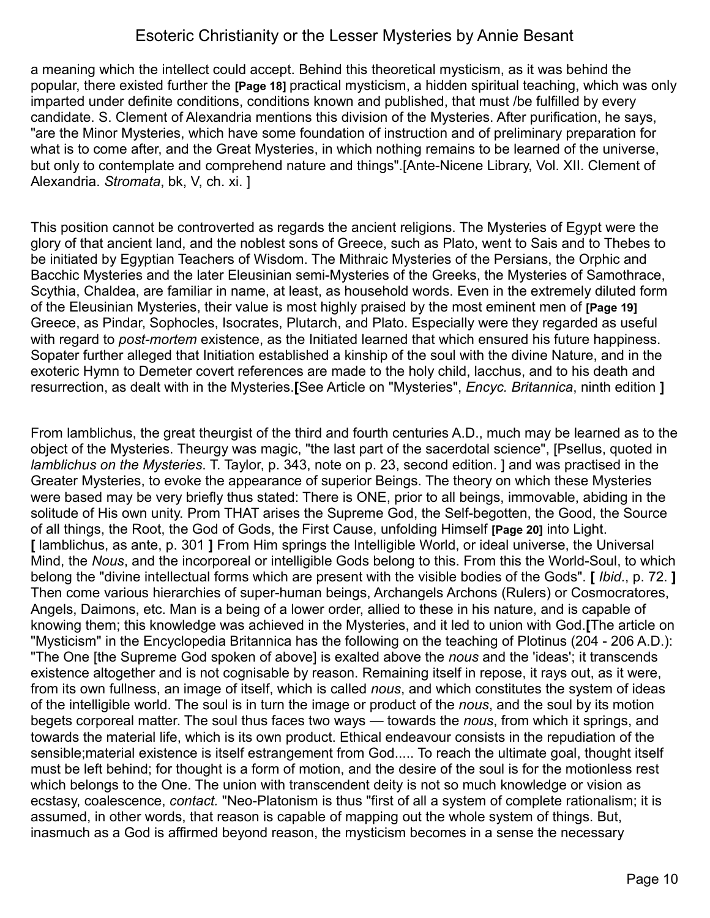a meaning which the intellect could accept. Behind this theoretical mysticism, as it was behind the popular, there existed further the **[Page 18]** practical mysticism, a hidden spiritual teaching, which was only imparted under definite conditions, conditions known and published, that must /be fulfilled by every candidate. S. Clement of Alexandria mentions this division of the Mysteries. After purification, he says, "are the Minor Mysteries, which have some foundation of instruction and of preliminary preparation for what is to come after, and the Great Mysteries, in which nothing remains to be learned of the universe, but only to contemplate and comprehend nature and things".[Ante-Nicene Library, Vol. XII. Clement of Alexandria. *Stromata*, bk, V, ch. xi. ]

This position cannot be controverted as regards the ancient religions. The Mysteries of Egypt were the glory of that ancient land, and the noblest sons of Greece, such as Plato, went to Sais and to Thebes to be initiated by Egyptian Teachers of Wisdom. The Mithraic Mysteries of the Persians, the Orphic and Bacchic Mysteries and the later Eleusinian semi-Mysteries of the Greeks, the Mysteries of Samothrace, Scythia, Chaldea, are familiar in name, at least, as household words. Even in the extremely diluted form of the Eleusinian Mysteries, their value is most highly praised by the most eminent men of **[Page 19]** Greece, as Pindar, Sophocles, Isocrates, Plutarch, and Plato. Especially were they regarded as useful with regard to *post-mortem* existence, as the Initiated learned that which ensured his future happiness. Sopater further alleged that Initiation established a kinship of the soul with the divine Nature, and in the exoteric Hymn to Demeter covert references are made to the holy child, Iacchus, and to his death and resurrection, as dealt with in the Mysteries.**[**See Article on "Mysteries", *Encyc. Britannica*, ninth edition **]**

From Iamblichus, the great theurgist of the third and fourth centuries A.D., much may be learned as to the object of the Mysteries. Theurgy was magic, "the last part of the sacerdotal science", [Psellus, quoted in *Iamblichus on the Mysteries*. T. Taylor, p. 343, note on p. 23, second edition. ] and was practised in the Greater Mysteries, to evoke the appearance of superior Beings. The theory on which these Mysteries were based may be very briefly thus stated: There is ONE, prior to all beings, immovable, abiding in the solitude of His own unity. Prom THAT arises the Supreme God, the Self-begotten, the Good, the Source of all things, the Root, the God of Gods, the First Cause, unfolding Himself **[Page 20]** into Light. **[** Iamblichus, as ante, p. 301 **]** From Him springs the Intelligible World, or ideal universe, the Universal Mind, the *Nous*, and the incorporeal or intelligible Gods belong to this. From this the World-Soul, to which belong the "divine intellectual forms which are present with the visible bodies of the Gods". **[** *Ibid*., p. 72. **]** Then come various hierarchies of super-human beings, Archangels Archons (Rulers) or Cosmocratores, Angels, Daimons, etc. Man is a being of a lower order, allied to these in his nature, and is capable of knowing them; this knowledge was achieved in the Mysteries, and it led to union with God.**[**The article on "Mysticism" in the Encyclopedia Britannica has the following on the teaching of Plotinus (204 - 206 A.D.): "The One [the Supreme God spoken of above] is exalted above the *nous* and the 'ideas'; it transcends existence altogether and is not cognisable by reason. Remaining itself in repose, it rays out, as it were, from its own fullness, an image of itself, which is called *nous*, and which constitutes the system of ideas of the intelligible world. The soul is in turn the image or product of the *nous*, and the soul by its motion begets corporeal matter. The soul thus faces two ways — towards the *nous*, from which it springs, and towards the material life, which is its own product. Ethical endeavour consists in the repudiation of the sensible;material existence is itself estrangement from God..... To reach the ultimate goal, thought itself must be left behind; for thought is a form of motion, and the desire of the soul is for the motionless rest which belongs to the One. The union with transcendent deity is not so much knowledge or vision as ecstasy, coalescence, *contact.* "Neo-Platonism is thus "first of all a system of complete rationalism; it is assumed, in other words, that reason is capable of mapping out the whole system of things. But, inasmuch as a God is affirmed beyond reason, the mysticism becomes in a sense the necessary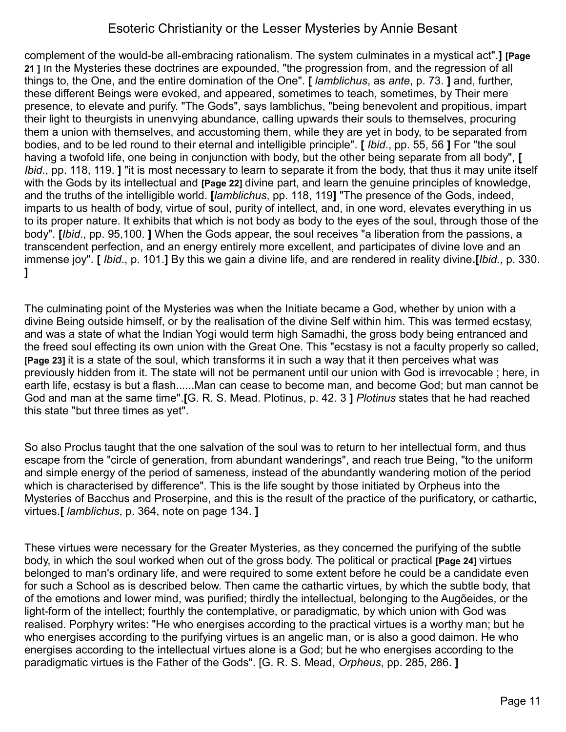complement of the would-be all-embracing rationalism. The system culminates in a mystical act".] **[Page 21 ]** In the Mysteries these doctrines are expounded, "the progression from, and the regression of all things to, the One, and the entire domination of the One". **[** *Iamblichus*, as *ante*, p. 73. **]** and, further, these different Beings were evoked, and appeared, sometimes to teach, sometimes, by Their mere presence, to elevate and purify. "The Gods", says Iamblichus, "being benevolent and propitious, impart their light to theurgists in unenvying abundance, calling upwards their souls to themselves, procuring them a union with themselves, and accustoming them, while they are yet in body, to be separated from bodies, and to be led round to their eternal and intelligible principle". **[** *Ibid*., pp. 55, 56 **]** For "the soul having a twofold life, one being in conjunction with body, but the other being separate from all body", **[** *Ibid*., pp. 118, 119. **]** "it is most necessary to learn to separate it from the body, that thus it may unite itself with the Gods by its intellectual and **[Page 22]** divine part, and learn the genuine principles of knowledge, and the truths of the intelligible world. **[***Iamblichus*, pp. 118, 119**]** "The presence of the Gods, indeed, imparts to us health of body, virtue of soul, purity of intellect, and, in one word, elevates everything in us to its proper nature. It exhibits that which is not body as body to the eyes of the soul, through those of the body". **[***Ibid*., pp. 95,100. **]** When the Gods appear, the soul receives "a liberation from the passions, a transcendent perfection, and an energy entirely more excellent, and participates of divine love and an immense joy". **[** *Ibid*., p. 101.**]** By this we gain a divine life, and are rendered in reality divine.**[***Ibid.*, p. 330. **]**

The culminating point of the Mysteries was when the Initiate became a God, whether by union with a divine Being outside himself, or by the realisation of the divine Self within him. This was termed ecstasy, and was a state of what the Indian Yogi would term high Samadhi, the gross body being entranced and the freed soul effecting its own union with the Great One. This "ecstasy is not a faculty properly so called, **[Page 23]** it is a state of the soul, which transforms it in such a way that it then perceives what was previously hidden from it. The state will not be permanent until our union with God is irrevocable ; here, in earth life, ecstasy is but a flash......Man can cease to become man, and become God; but man cannot be God and man at the same time".**[**G. R. S. Mead. Plotinus, p. 42. 3 **]** *Plotinus* states that he had reached this state "but three times as yet".

So also Proclus taught that the one salvation of the soul was to return to her intellectual form, and thus escape from the "circle of generation, from abundant wanderings", and reach true Being, "to the uniform and simple energy of the period of sameness, instead of the abundantly wandering motion of the period which is characterised by difference". This is the life sought by those initiated by Orpheus into the Mysteries of Bacchus and Proserpine, and this is the result of the practice of the purificatory, or cathartic, virtues.**[** *Iamblichus*, p. 364, note on page 134. **]**

These virtues were necessary for the Greater Mysteries, as they concerned the purifying of the subtle body, in which the soul worked when out of the gross body. The political or practical **[Page 24]** virtues belonged to man's ordinary life, and were required to some extent before he could be a candidate even for such a School as is described below. Then came the cathartic virtues, by which the subtle body, that of the emotions and lower mind, was purified; thirdly the intellectual, belonging to the Augõeides, or the light-form of the intellect; fourthly the contemplative, or paradigmatic, by which union with God was realised. Porphyry writes: "He who energises according to the practical virtues is a worthy man; but he who energises according to the purifying virtues is an angelic man, or is also a good daimon. He who energises according to the intellectual virtues alone is a God; but he who energises according to the paradigmatic virtues is the Father of the Gods". [G. R. S. Mead, *Orpheus*, pp. 285, 286. **]**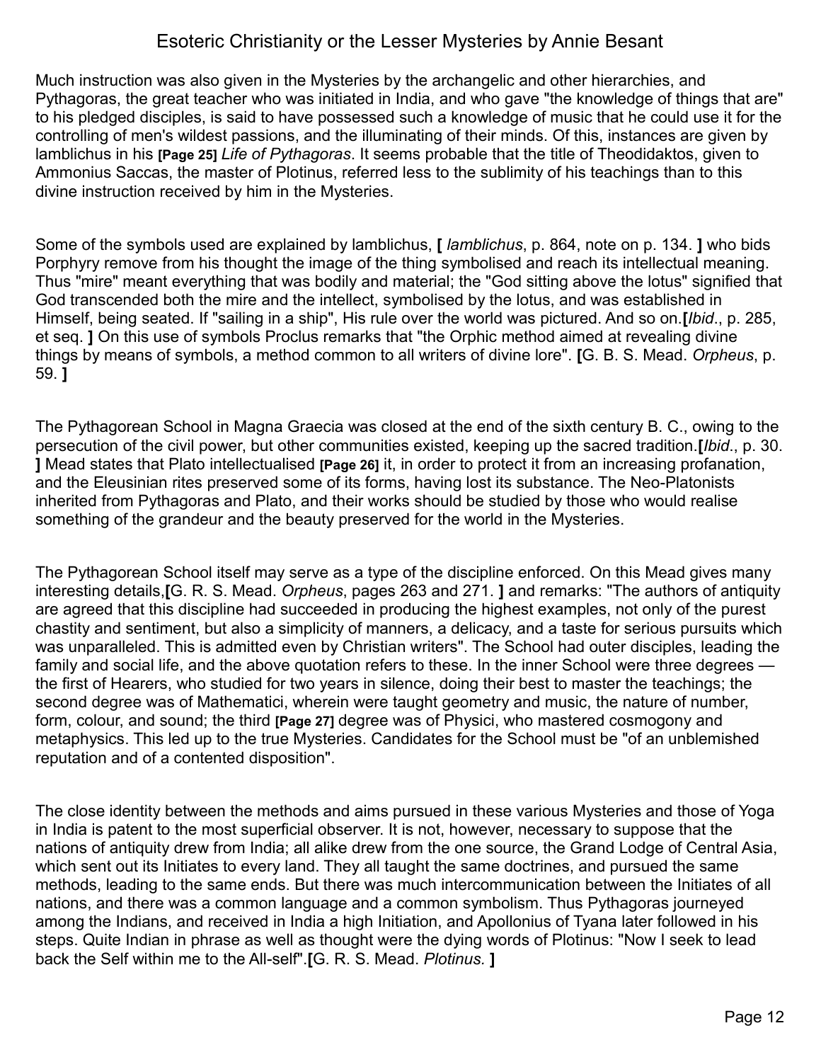Much instruction was also given in the Mysteries by the archangelic and other hierarchies, and Pythagoras, the great teacher who was initiated in India, and who gave "the knowledge of things that are" to his pledged disciples, is said to have possessed such a knowledge of music that he could use it for the controlling of men's wildest passions, and the illuminating of their minds. Of this, instances are given by Iamblichus in his **[Page 25]** *Life of Pythagoras*. It seems probable that the title of Theodidaktos, given to Ammonius Saccas, the master of Plotinus, referred less to the sublimity of his teachings than to this divine instruction received by him in the Mysteries.

Some of the symbols used are explained by Iamblichus, **[** *Iamblichus*, p. 864, note on p. 134. **]** who bids Porphyry remove from his thought the image of the thing symbolised and reach its intellectual meaning. Thus "mire" meant everything that was bodily and material; the "God sitting above the lotus" signified that God transcended both the mire and the intellect, symbolised by the lotus, and was established in Himself, being seated. If "sailing in a ship", His rule over the world was pictured. And so on.**[***Ibid*., p. 285, et seq. **]** On this use of symbols Proclus remarks that "the Orphic method aimed at revealing divine things by means of symbols, a method common to all writers of divine lore". **[**G. B. S. Mead. *Orpheus*, p. 59. **]**

The Pythagorean School in Magna Graecia was closed at the end of the sixth century B. C., owing to the persecution of the civil power, but other communities existed, keeping up the sacred tradition.**[***Ibid*., p. 30. **]** Mead states that Plato intellectualised **[Page 26]** it, in order to protect it from an increasing profanation, and the Eleusinian rites preserved some of its forms, having lost its substance. The Neo-Platonists inherited from Pythagoras and Plato, and their works should be studied by those who would realise something of the grandeur and the beauty preserved for the world in the Mysteries.

The Pythagorean School itself may serve as a type of the discipline enforced. On this Mead gives many interesting details,[G. R. S. Mead. *Orpheus*, pages 263 and 271. **]** and remarks: "The authors of antiquity are agreed that this discipline had succeeded in producing the highest examples, not only of the purest chastity and sentiment, but also a simplicity of manners, a delicacy, and a taste for serious pursuits which was unparalleled. This is admitted even by Christian writers". The School had outer disciples, leading the family and social life, and the above quotation refers to these. In the inner School were three degrees — the first of Hearers, who studied for two years in silence, doing their best to master the teachings; the second degree was of Mathematici, wherein were taught geometry and music, the nature of number, form, colour, and sound; the third **[Page 27]** degree was of Physici, who mastered cosmogony and metaphysics. This led up to the true Mysteries. Candidates for the School must be "of an unblemished reputation and of a contented disposition".

The close identity between the methods and aims pursued in these various Mysteries and those of Yoga in India is patent to the most superficial observer. It is not, however, necessary to suppose that the nations of antiquity drew from India; all alike drew from the one source, the Grand Lodge of Central Asia, which sent out its Initiates to every land. They all taught the same doctrines, and pursued the same methods, leading to the same ends. But there was much intercommunication between the Initiates of all nations, and there was a common language and a common symbolism. Thus Pythagoras journeyed among the Indians, and received in India a high Initiation, and Apollonius of Tyana later followed in his steps. Quite Indian in phrase as well as thought were the dying words of Plotinus: "Now I seek to lead back the Self within me to the All-self".**[**G. R. S. Mead. *Plotinus.* **]**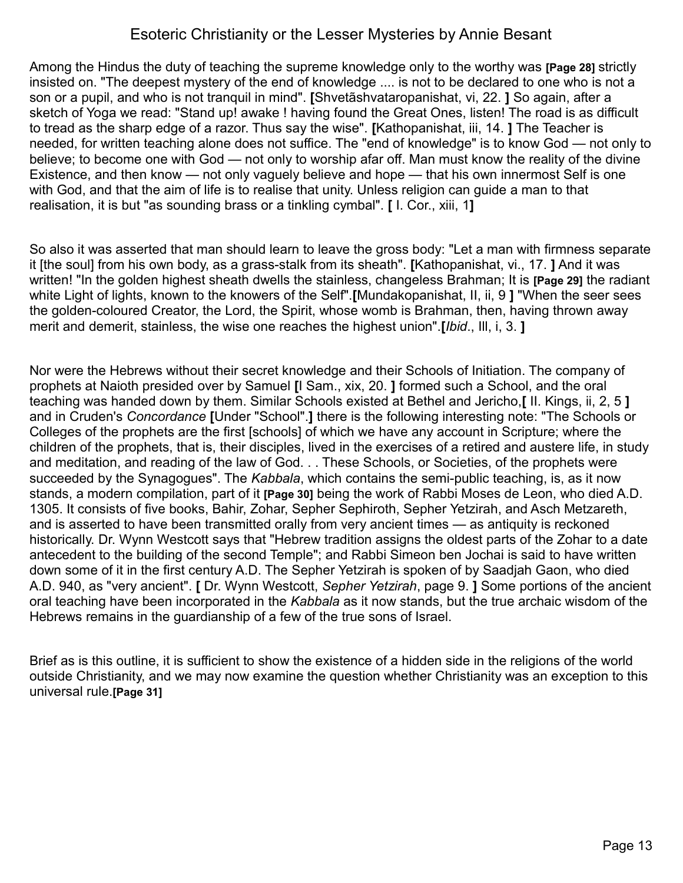Among the Hindus the duty of teaching the supreme knowledge only to the worthy was **[Page 28]** strictly insisted on. "The deepest mystery of the end of knowledge .... is not to be declared to one who is not a son or a pupil, and who is not tranquil in mind". **[**Shvetãshvataropanishat, vi, 22. **]** So again, after a sketch of Yoga we read: "Stand up! awake ! having found the Great Ones, listen! The road is as difficult to tread as the sharp edge of a razor. Thus say the wise". **[**Kathopanishat, iii, 14. **]** The Teacher is needed, for written teaching alone does not suffice. The "end of knowledge" is to know God — not only to believe; to become one with God — not only to worship afar off. Man must know the reality of the divine Existence, and then know — not only vaguely believe and hope — that his own innermost Self is one with God, and that the aim of life is to realise that unity. Unless religion can guide a man to that realisation, it is but "as sounding brass or a tinkling cymbal". **[** I. Cor., xiii, 1**]**

So also it was asserted that man should learn to leave the gross body: "Let a man with firmness separate it [the soul] from his own body, as a grass-stalk from its sheath". **[**Kathopanishat, vi., 17. **]** And it was written! "In the golden highest sheath dwells the stainless, changeless Brahman; It is **[Page 29]** the radiant white Light of lights, known to the knowers of the Self".**[**Mundakopanishat, II, ii, 9 **]** "When the seer sees the golden-coloured Creator, the Lord, the Spirit, whose womb is Brahman, then, having thrown away merit and demerit, stainless, the wise one reaches the highest union".**[***Ibid*., III, i, 3. **]**

Nor were the Hebrews without their secret knowledge and their Schools of Initiation. The company of prophets at Naioth presided over by Samuel **[**I Sam., xix, 20. **]** formed such a School, and the oral teaching was handed down by them. Similar Schools existed at Bethel and Jericho,**[** II. Kings, ii, 2, 5 **]** and in Cruden's *Concordance* **[**Under "School".**]** there is the following interesting note: "The Schools or Colleges of the prophets are the first [schools] of which we have any account in Scripture; where the children of the prophets, that is, their disciples, lived in the exercises of a retired and austere life, in study and meditation, and reading of the law of God. . . These Schools, or Societies, of the prophets were succeeded by the Synagogues". The *Kabbala*, which contains the semi-public teaching, is, as it now stands, a modern compilation, part of it **[Page 30]** being the work of Rabbi Moses de Leon, who died A.D. 1305. It consists of five books, Bahir, Zohar, Sepher Sephiroth, Sepher Yetzirah, and Asch Metzareth, and is asserted to have been transmitted orally from very ancient times — as antiquity is reckoned historically. Dr. Wynn Westcott says that "Hebrew tradition assigns the oldest parts of the Zohar to a date antecedent to the building of the second Temple"; and Rabbi Simeon ben Jochai is said to have written down some of it in the first century A.D. The Sepher Yetzirah is spoken of by Saadjah Gaon, who died A.D. 940, as "very ancient". **[** Dr. Wynn Westcott, *Sepher Yetzirah*, page 9. **]** Some portions of the ancient oral teaching have been incorporated in the *Kabbala* as it now stands, but the true archaic wisdom of the Hebrews remains in the guardianship of a few of the true sons of Israel.

Brief as is this outline, it is sufficient to show the existence of a hidden side in the religions of the world outside Christianity, and we may now examine the question whether Christianity was an exception to this universal rule.**[Page 31]**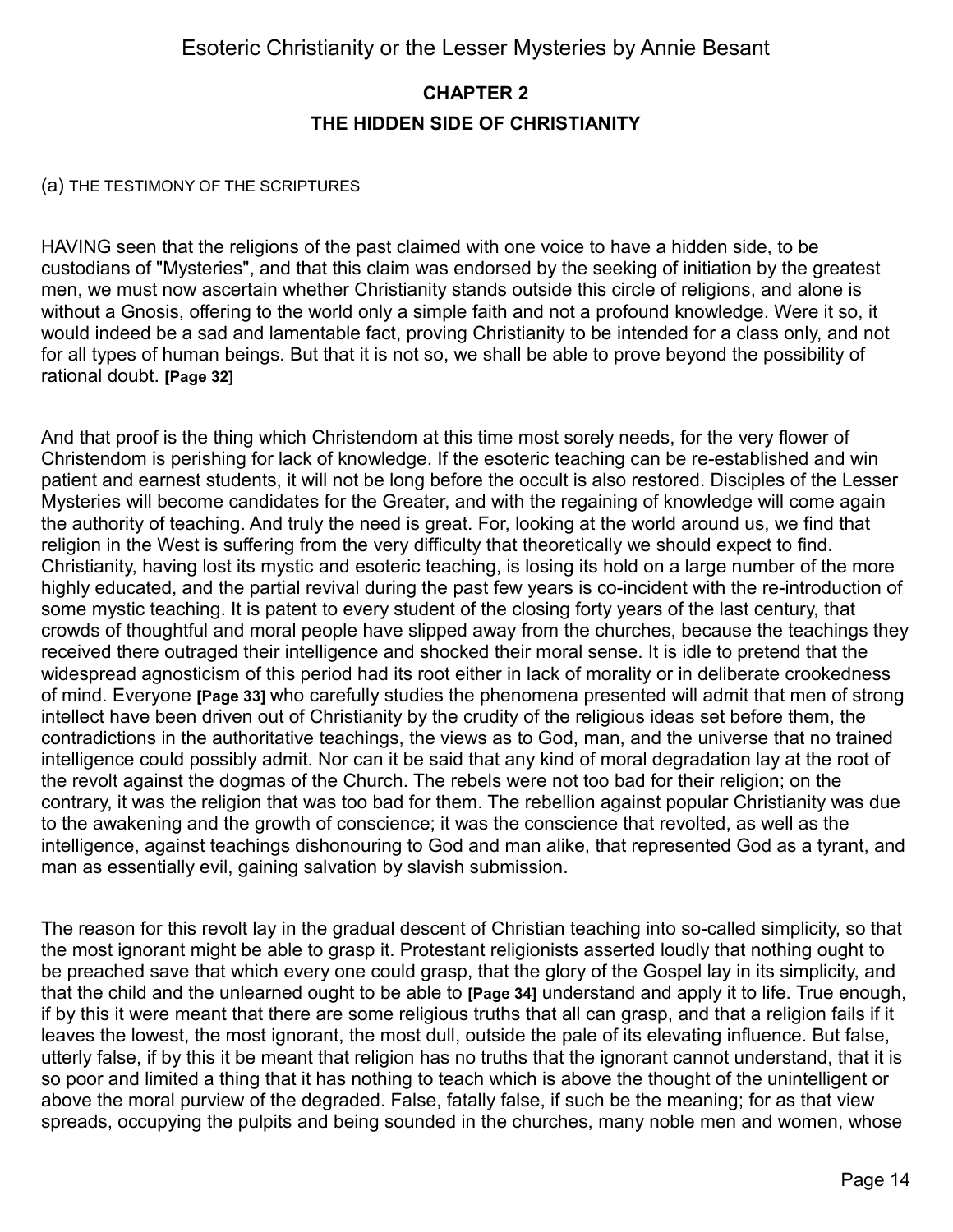## CHAPTER 2

## THE HIDDEN SIDE OF CHRISTIANITY

(a) THE TESTIMONY OF THE SCRIPTURES

HAVING seen that the religions of the past claimed with one voice to have a hidden side, to be custodians of "Mysteries", and that this claim was endorsed by the seeking of initiation by the greatest men, we must now ascertain whether Christianity stands outside this circle of religions, and alone is without a Gnosis, offering to the world only a simple faith and not a profound knowledge. Were it so, it would indeed be a sad and lamentable fact, proving Christianity to be intended for a class only, and not for all types of human beings. But that it is not so, we shall be able to prove beyond the possibility of rational doubt. **[Page 32]**

And that proof is the thing which Christendom at this time most sorely needs, for the very flower of Christendom is perishing for lack of knowledge. If the esoteric teaching can be re-established and win patient and earnest students, it will not be long before the occult is also restored. Disciples of the Lesser Mysteries will become candidates for the Greater, and with the regaining of knowledge will come again the authority of teaching. And truly the need is great. For, looking at the world around us, we find that religion in the West is suffering from the very difficulty that theoretically we should expect to find. Christianity, having lost its mystic and esoteric teaching, is losing its hold on a large number of the more highly educated, and the partial revival during the past few years is co-incident with the re-introduction of some mystic teaching. It is patent to every student of the closing forty years of the last century, that crowds of thoughtful and moral people have slipped away from the churches, because the teachings they received there outraged their intelligence and shocked their moral sense. It is idle to pretend that the widespread agnosticism of this period had its root either in lack of morality or in deliberate crookedness of mind. Everyone **[Page 33]** who carefully studies the phenomena presented will admit that men of strong intellect have been driven out of Christianity by the crudity of the religious ideas set before them, the contradictions in the authoritative teachings, the views as to God, man, and the universe that no trained intelligence could possibly admit. Nor can it be said that any kind of moral degradation lay at the root of the revolt against the dogmas of the Church. The rebels were not too bad for their religion; on the contrary, it was the religion that was too bad for them. The rebellion against popular Christianity was due to the awakening and the growth of conscience; it was the conscience that revolted, as well as the intelligence, against teachings dishonouring to God and man alike, that represented God as a tyrant, and man as essentially evil, gaining salvation by slavish submission.

The reason for this revolt lay in the gradual descent of Christian teaching into so-called simplicity, so that the most ignorant might be able to grasp it. Protestant religionists asserted loudly that nothing ought to be preached save that which every one could grasp, that the glory of the Gospel lay in its simplicity, and that the child and the unlearned ought to be able to **[Page 34]** understand and apply it to life. True enough, if by this it were meant that there are some religious truths that all can grasp, and that a religion fails if it leaves the lowest, the most ignorant, the most dull, outside the pale of its elevating influence. But false, utterly false, if by this it be meant that religion has no truths that the ignorant cannot understand, that it is so poor and limited a thing that it has nothing to teach which is above the thought of the unintelligent or above the moral purview of the degraded. False, fatally false, if such be the meaning; for as that view spreads, occupying the pulpits and being sounded in the churches, many noble men and women, whose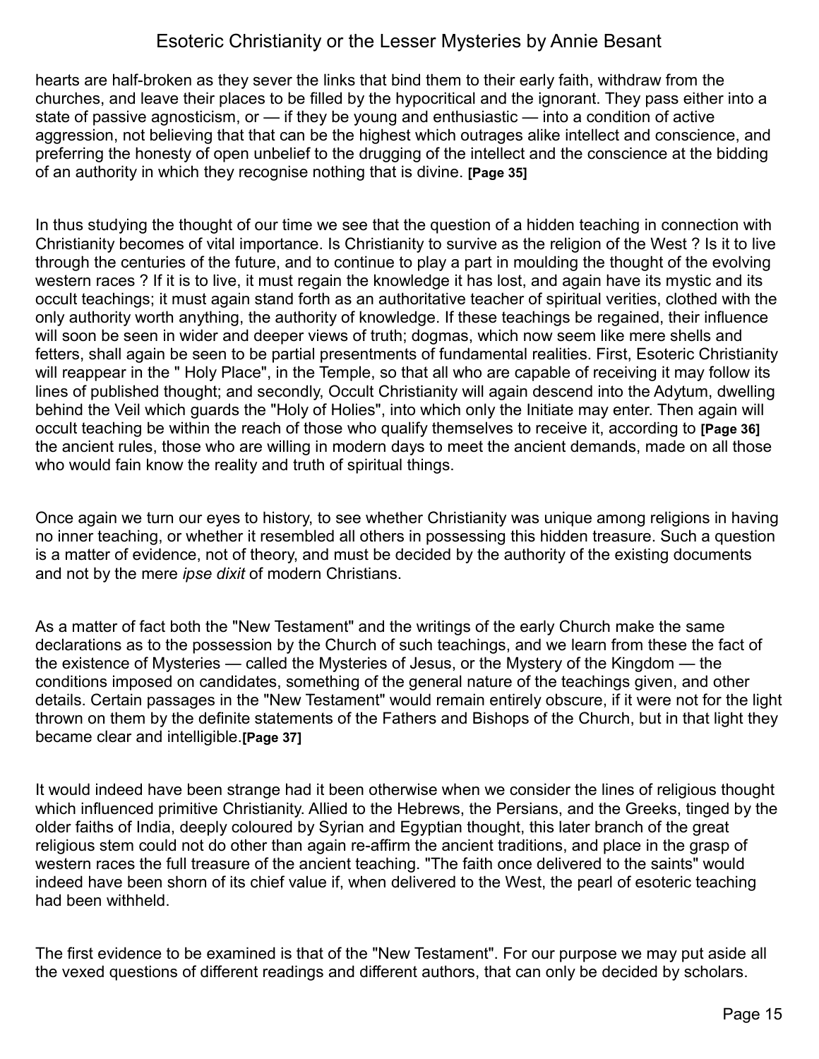hearts are half-broken as they sever the links that bind them to their early faith, withdraw from the churches, and leave their places to be filled by the hypocritical and the ignorant. They pass either into a state of passive agnosticism, or — if they be young and enthusiastic — into a condition of active aggression, not believing that that can be the highest which outrages alike intellect and conscience, and preferring the honesty of open unbelief to the drugging of the intellect and the conscience at the bidding of an authority in which they recognise nothing that is divine. **[Page 35]**

In thus studying the thought of our time we see that the question of a hidden teaching in connection with Christianity becomes of vital importance. Is Christianity to survive as the religion of the West ? Is it to live through the centuries of the future, and to continue to play a part in moulding the thought of the evolving western races ? If it is to live, it must regain the knowledge it has lost, and again have its mystic and its occult teachings; it must again stand forth as an authoritative teacher of spiritual verities, clothed with the only authority worth anything, the authority of knowledge. If these teachings be regained, their influence will soon be seen in wider and deeper views of truth; dogmas, which now seem like mere shells and fetters, shall again be seen to be partial presentments of fundamental realities. First, Esoteric Christianity will reappear in the " Holy Place", in the Temple, so that all who are capable of receiving it may follow its lines of published thought; and secondly, Occult Christianity will again descend into the Adytum, dwelling behind the Veil which guards the "Holy of Holies", into which only the Initiate may enter. Then again will occult teaching be within the reach of those who qualify themselves to receive it, according to **[Page 36]** the ancient rules, those who are willing in modern days to meet the ancient demands, made on all those who would fain know the reality and truth of spiritual things.

Once again we turn our eyes to history, to see whether Christianity was unique among religions in having no inner teaching, or whether it resembled all others in possessing this hidden treasure. Such a question is a matter of evidence, not of theory, and must be decided by the authority of the existing documents and not by the mere *ipse dixit* of modern Christians.

As a matter of fact both the "New Testament" and the writings of the early Church make the same declarations as to the possession by the Church of such teachings, and we learn from these the fact of the existence of Mysteries — called the Mysteries of Jesus, or the Mystery of the Kingdom — the conditions imposed on candidates, something of the general nature of the teachings given, and other details. Certain passages in the "New Testament" would remain entirely obscure, if it were not for the light thrown on them by the definite statements of the Fathers and Bishops of the Church, but in that light they became clear and intelligible.**[Page 37]**

It would indeed have been strange had it been otherwise when we consider the lines of religious thought which influenced primitive Christianity. Allied to the Hebrews, the Persians, and the Greeks, tinged by the older faiths of India, deeply coloured by Syrian and Egyptian thought, this later branch of the great religious stem could not do other than again re-affirm the ancient traditions, and place in the grasp of western races the full treasure of the ancient teaching. "The faith once delivered to the saints" would indeed have been shorn of its chief value if, when delivered to the West, the pearl of esoteric teaching had been withheld.

The first evidence to be examined is that of the "New Testament". For our purpose we may put aside all the vexed questions of different readings and different authors, that can only be decided by scholars.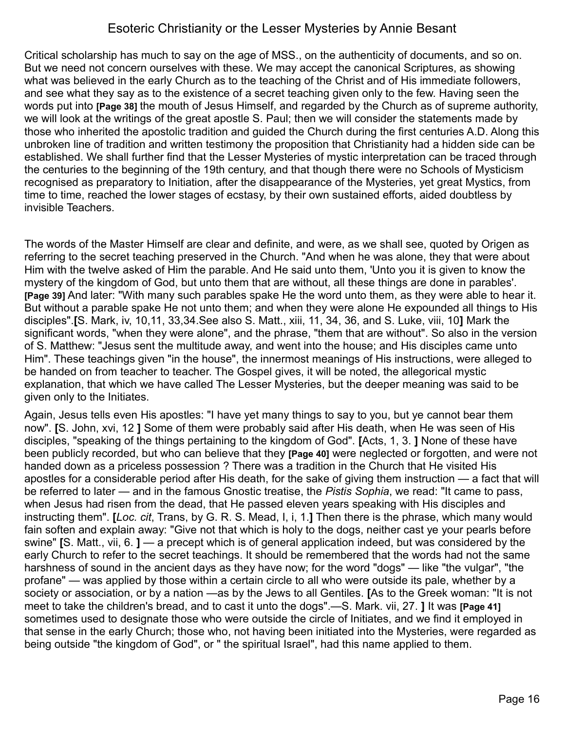Critical scholarship has much to say on the age of MSS., on the authenticity of documents, and so on. But we need not concern ourselves with these. We may accept the canonical Scriptures, as showing what was believed in the early Church as to the teaching of the Christ and of His immediate followers, and see what they say as to the existence of a secret teaching given only to the few. Having seen the words put into **[Page 38]** the mouth of Jesus Himself, and regarded by the Church as of supreme authority, we will look at the writings of the great apostle S. Paul; then we will consider the statements made by those who inherited the apostolic tradition and guided the Church during the first centuries A.D. Along this unbroken line of tradition and written testimony the proposition that Christianity had a hidden side can be established. We shall further find that the Lesser Mysteries of mystic interpretation can be traced through the centuries to the beginning of the 19th century, and that though there were no Schools of Mysticism recognised as preparatory to Initiation, after the disappearance of the Mysteries, yet great Mystics, from time to time, reached the lower stages of ecstasy, by their own sustained efforts, aided doubtless by invisible Teachers.

The words of the Master Himself are clear and definite, and were, as we shall see, quoted by Origen as referring to the secret teaching preserved in the Church. "And when he was alone, they that were about Him with the twelve asked of Him the parable. And He said unto them, 'Unto you it is given to know the mystery of the kingdom of God, but unto them that are without, all these things are done in parables'. **[Page 39]** And later: "With many such parables spake He the word unto them, as they were able to hear it. But without a parable spake He not unto them; and when they were alone He expounded all things to His disciples".**[**S. Mark, iv, 10,11, 33,34.See also S. Matt., xiii, 11, 34, 36, and S. Luke, viii, 10**]** Mark the significant words, "when they were alone", and the phrase, "them that are without". So also in the version of S. Matthew: "Jesus sent the multitude away, and went into the house; and His disciples came unto Him". These teachings given "in the house", the innermost meanings of His instructions, were alleged to be handed on from teacher to teacher. The Gospel gives, it will be noted, the allegorical mystic explanation, that which we have called The Lesser Mysteries, but the deeper meaning was said to be given only to the Initiates.

Again, Jesus tells even His apostles: "I have yet many things to say to you, but ye cannot bear them now". **[**S. John, xvi, 12 **]** Some of them were probably said after His death, when He was seen of His disciples, "speaking of the things pertaining to the kingdom of God". **[**Acts, 1, 3. **]** None of these have been publicly recorded, but who can believe that they **[Page 40]** were neglected or forgotten, and were not handed down as a priceless possession ? There was a tradition in the Church that He visited His apostles for a considerable period after His death, for the sake of giving them instruction — a fact that will be referred to later — and in the famous Gnostic treatise, the *Pistis Sophia*, we read: "It came to pass, when Jesus had risen from the dead, that He passed eleven years speaking with His disciples and instructing them". **[***Loc. cit*, Trans, by G. R. S. Mead, I, i, 1.**]** Then there is the phrase, which many would fain soften and explain away: "Give not that which is holy to the dogs, neither cast ye your pearls before swine" **[**S. Matt., vii, 6. **]** — a precept which is of general application indeed, but was considered by the early Church to refer to the secret teachings. It should be remembered that the words had not the same harshness of sound in the ancient days as they have now; for the word "dogs" — like "the vulgar", "the profane" — was applied by those within a certain circle to all who were outside its pale, whether by a society or association, or by a nation —as by the Jews to all Gentiles. **[**As to the Greek woman: "It is not meet to take the children's bread, and to cast it unto the dogs".—S. Mark. vii, 27. **]** It was **[Page 41]** sometimes used to designate those who were outside the circle of Initiates, and we find it employed in that sense in the early Church; those who, not having been initiated into the Mysteries, were regarded as being outside "the kingdom of God", or " the spiritual Israel", had this name applied to them.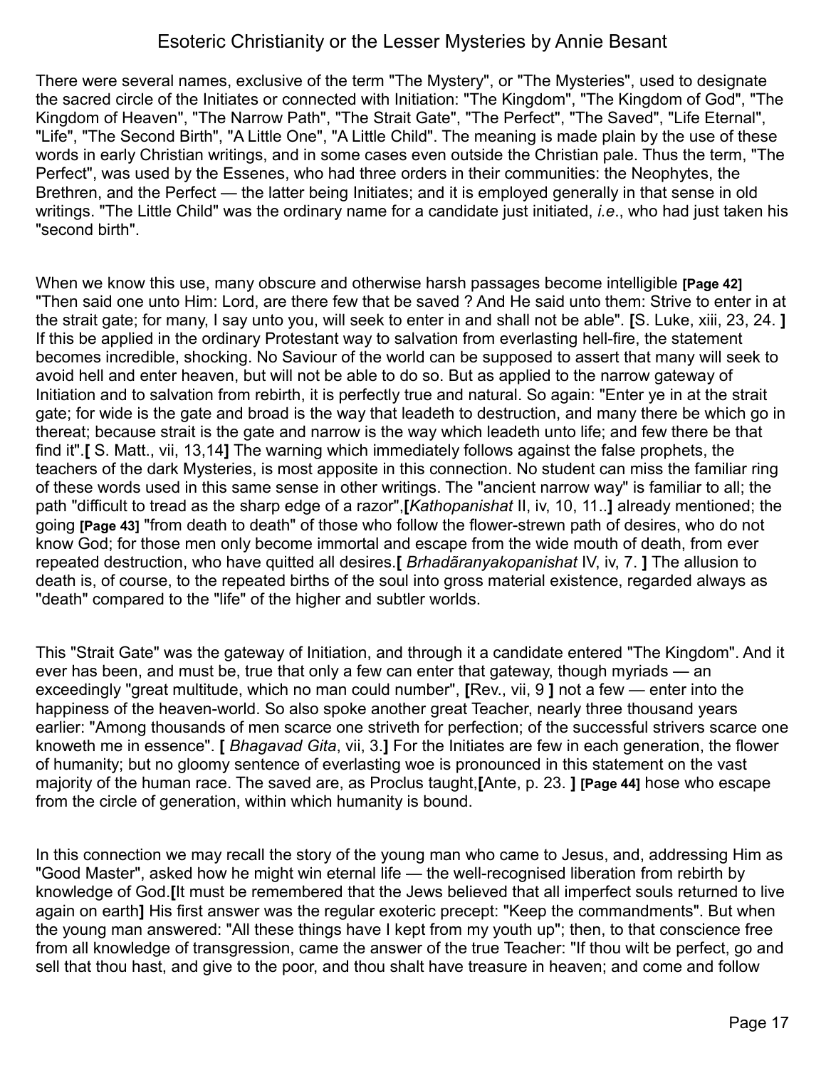There were several names, exclusive of the term "The Mystery", or "The Mysteries", used to designate the sacred circle of the Initiates or connected with Initiation: "The Kingdom", "The Kingdom of God", "The Kingdom of Heaven", "The Narrow Path", "The Strait Gate", "The Perfect", "The Saved", "Life Eternal", "Life", "The Second Birth", "A Little One", "A Little Child". The meaning is made plain by the use of these words in early Christian writings, and in some cases even outside the Christian pale. Thus the term, "The Perfect", was used by the Essenes, who had three orders in their communities: the Neophytes, the Brethren, and the Perfect — the latter being Initiates; and it is employed generally in that sense in old writings. "The Little Child" was the ordinary name for a candidate just initiated, *i.e*., who had just taken his "second birth".

When we know this use, many obscure and otherwise harsh passages become intelligible **[Page 42]** "Then said one unto Him: Lord, are there few that be saved ? And He said unto them: Strive to enter in at the strait gate; for many, I say unto you, will seek to enter in and shall not be able". **[**S. Luke, xiii, 23, 24. **]** If this be applied in the ordinary Protestant way to salvation from everlasting hell-fire, the statement becomes incredible, shocking. No Saviour of the world can be supposed to assert that many will seek to avoid hell and enter heaven, but will not be able to do so. But as applied to the narrow gateway of Initiation and to salvation from rebirth, it is perfectly true and natural. So again: "Enter ye in at the strait gate; for wide is the gate and broad is the way that leadeth to destruction, and many there be which go in thereat; because strait is the gate and narrow is the way which leadeth unto life; and few there be that find it".**[** S. Matt., vii, 13,14**]** The warning which immediately follows against the false prophets, the teachers of the dark Mysteries, is most apposite in this connection. No student can miss the familiar ring of these words used in this same sense in other writings. The "ancient narrow way" is familiar to all; the path "difficult to tread as the sharp edge of a razor",**[***Kathopanishat* II, iv, 10, 11..**]** already mentioned; the going **[Page 43]** "from death to death" of those who follow the flower-strewn path of desires, who do not know God; for those men only become immortal and escape from the wide mouth of death, from ever repeated destruction, who have quitted all desires.**[** *Brhadāranyakopanishat* IV, iv, 7. **]** The allusion to death is, of course, to the repeated births of the soul into gross material existence, regarded always as "death" compared to the "life" of the higher and subtler worlds.

This "Strait Gate" was the gateway of Initiation, and through it a candidate entered "The Kingdom". And it ever has been, and must be, true that only a few can enter that gateway, though myriads — an exceedingly "great multitude, which no man could number", **[**Rev., vii, 9 **]** not a few — enter into the happiness of the heaven-world. So also spoke another great Teacher, nearly three thousand years earlier: "Among thousands of men scarce one striveth for perfection; of the successful strivers scarce one knoweth me in essence". **[** *Bhagavad Gita*, vii, 3.**]** For the Initiates are few in each generation, the flower of humanity; but no gloomy sentence of everlasting woe is pronounced in this statement on the vast majority of the human race. The saved are, as Proclus taught,**[**Ante, p. 23. **]** **[Page 44]** hose who escape from the circle of generation, within which humanity is bound.

In this connection we may recall the story of the young man who came to Jesus, and, addressing Him as "Good Master", asked how he might win eternal life — the well-recognised liberation from rebirth by knowledge of God.**[**It must be remembered that the Jews believed that all imperfect souls returned to live again on earth**]** His first answer was the regular exoteric precept: "Keep the commandments". But when the young man answered: "All these things have I kept from my youth up"; then, to that conscience free from all knowledge of transgression, came the answer of the true Teacher: "If thou wilt be perfect, go and sell that thou hast, and give to the poor, and thou shalt have treasure in heaven; and come and follow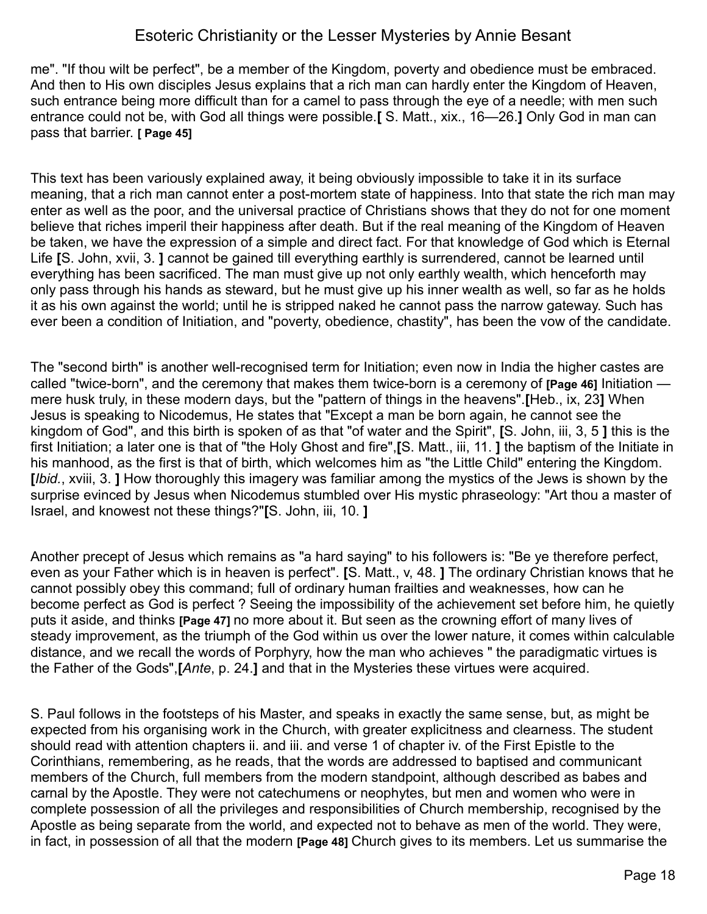me". "If thou wilt be perfect", be a member of the Kingdom, poverty and obedience must be embraced. And then to His own disciples Jesus explains that a rich man can hardly enter the Kingdom of Heaven, such entrance being more difficult than for a camel to pass through the eye of a needle; with men such entrance could not be, with God all things were possible.**[** S. Matt., xix., 16—26.**]** Only God in man can pass that barrier. **[ Page 45]**

This text has been variously explained away, it being obviously impossible to take it in its surface meaning, that a rich man cannot enter a post-mortem state of happiness. Into that state the rich man may enter as well as the poor, and the universal practice of Christians shows that they do not for one moment believe that riches imperil their happiness after death. But if the real meaning of the Kingdom of Heaven be taken, we have the expression of a simple and direct fact. For that knowledge of God which is Eternal Life **[**S. John, xvii, 3. **]** cannot be gained till everything earthly is surrendered, cannot be learned until everything has been sacrificed. The man must give up not only earthly wealth, which henceforth may only pass through his hands as steward, but he must give up his inner wealth as well, so far as he holds it as his own against the world; until he is stripped naked he cannot pass the narrow gateway. Such has ever been a condition of Initiation, and "poverty, obedience, chastity", has been the vow of the candidate.

The "second birth" is another well-recognised term for Initiation; even now in India the higher castes are called "twice-born", and the ceremony that makes them twice-born is a ceremony of **[Page 46]** Initiation — mere husk truly, in these modern days, but the "pattern of things in the heavens".**[**Heb., ix, 23**]** When Jesus is speaking to Nicodemus, He states that "Except a man be born again, he cannot see the kingdom of God", and this birth is spoken of as that "of water and the Spirit", **[**S. John, iii, 3, 5 **]** this is the first Initiation; a later one is that of "the Holy Ghost and fire",**[**S. Matt., iii, 11. **]** the baptism of the Initiate in his manhood, as the first is that of birth, which welcomes him as "the Little Child" entering the Kingdom. **[***Ibid.*, xviii, 3. **]** How thoroughly this imagery was familiar among the mystics of the Jews is shown by the surprise evinced by Jesus when Nicodemus stumbled over His mystic phraseology: "Art thou a master of Israel, and knowest not these things?"**[**S. John, iii, 10. **]**

Another precept of Jesus which remains as "a hard saying" to his followers is: "Be ye therefore perfect, even as your Father which is in heaven is perfect". **[**S. Matt., v, 48. **]** The ordinary Christian knows that he cannot possibly obey this command; full of ordinary human frailties and weaknesses, how can he become perfect as God is perfect ? Seeing the impossibility of the achievement set before him, he quietly puts it aside, and thinks **[Page 47]** no more about it. But seen as the crowning effort of many lives of steady improvement, as the triumph of the God within us over the lower nature, it comes within calculable distance, and we recall the words of Porphyry, how the man who achieves " the paradigmatic virtues is the Father of the Gods",**[***Ante*, p. 24.**]** and that in the Mysteries these virtues were acquired.

S. Paul follows in the footsteps of his Master, and speaks in exactly the same sense, but, as might be expected from his organising work in the Church, with greater explicitness and clearness. The student should read with attention chapters ii. and iii. and verse 1 of chapter iv. of the First Epistle to the Corinthians, remembering, as he reads, that the words are addressed to baptised and communicant members of the Church, full members from the modern standpoint, although described as babes and carnal by the Apostle. They were not catechumens or neophytes, but men and women who were in complete possession of all the privileges and responsibilities of Church membership, recognised by the Apostle as being separate from the world, and expected not to behave as men of the world. They were, in fact, in possession of all that the modern **[Page 48]** Church gives to its members. Let us summarise the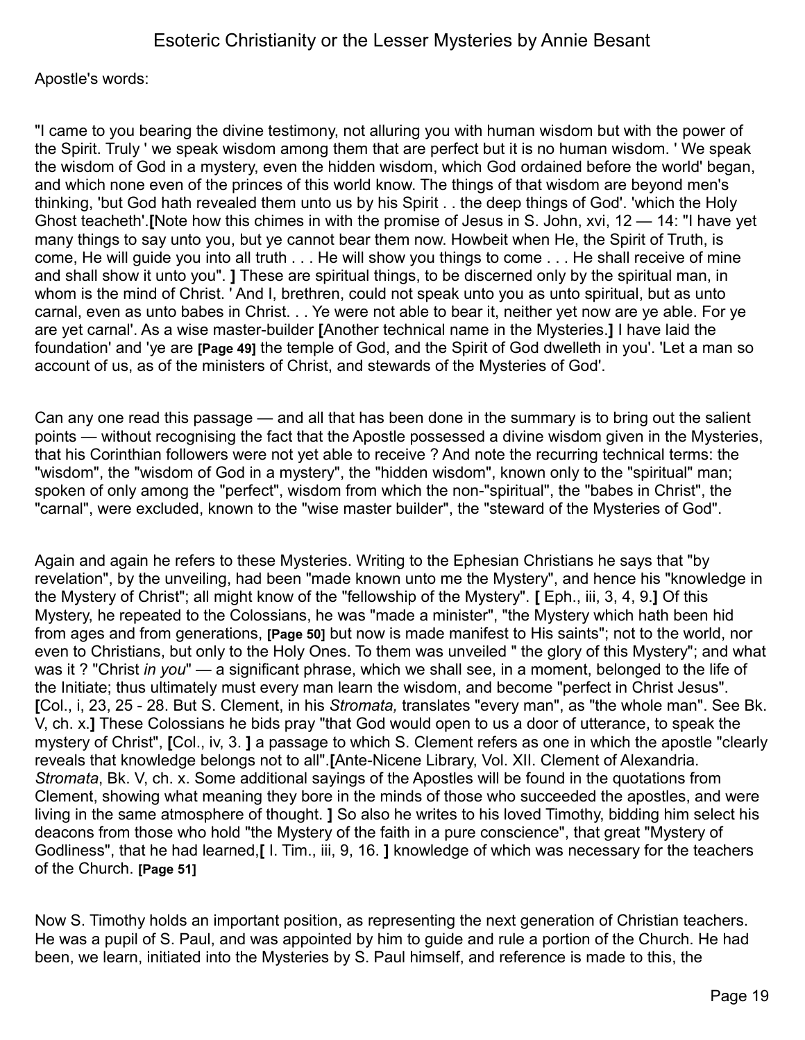Apostle's words:

"I came to you bearing the divine testimony, not alluring you with human wisdom but with the power of the Spirit. Truly ' we speak wisdom among them that are perfect but it is no human wisdom. ' We speak the wisdom of God in a mystery, even the hidden wisdom, which God ordained before the world' began, and which none even of the princes of this world know. The things of that wisdom are beyond men's thinking, 'but God hath revealed them unto us by his Spirit . . the deep things of God'. 'which the Holy Ghost teacheth'.**[**Note how this chimes in with the promise of Jesus in S. John, xvi, 12 — 14: "I have yet many things to say unto you, but ye cannot bear them now. Howbeit when He, the Spirit of Truth, is come, He will guide you into all truth . . . He will show you things to come . . . He shall receive of mine and shall show it unto you". **]** These are spiritual things, to be discerned only by the spiritual man, in whom is the mind of Christ. ' And I, brethren, could not speak unto you as unto spiritual, but as unto carnal, even as unto babes in Christ. . . Ye were not able to bear it, neither yet now are ye able. For ye are yet carnal'. As a wise master-builder **[**Another technical name in the Mysteries.**]** I have laid the foundation' and 'ye are **[Page 49]** the temple of God, and the Spirit of God dwelleth in you'. 'Let a man so account of us, as of the ministers of Christ, and stewards of the Mysteries of God'.

Can any one read this passage — and all that has been done in the summary is to bring out the salient points — without recognising the fact that the Apostle possessed a divine wisdom given in the Mysteries, that his Corinthian followers were not yet able to receive ? And note the recurring technical terms: the "wisdom", the "wisdom of God in a mystery", the "hidden wisdom", known only to the "spiritual" man; spoken of only among the "perfect", wisdom from which the non-"spiritual", the "babes in Christ", the "carnal", were excluded, known to the "wise master builder", the "steward of the Mysteries of God".

Again and again he refers to these Mysteries. Writing to the Ephesian Christians he says that "by revelation", by the unveiling, had been "made known unto me the Mystery", and hence his "knowledge in the Mystery of Christ"; all might know of the "fellowship of the Mystery". **[** Eph., iii, 3, 4, 9.**]** Of this Mystery, he repeated to the Colossians, he was "made a minister", "the Mystery which hath been hid from ages and from generations, **[Page 50]** but now is made manifest to His saints"; not to the world, nor even to Christians, but only to the Holy Ones. To them was unveiled " the glory of this Mystery"; and what was it ? "Christ *in you*" — a significant phrase, which we shall see, in a moment, belonged to the life of the Initiate; thus ultimately must every man learn the wisdom, and become "perfect in Christ Jesus". **[**Col., i, 23, 25 - 28. But S. Clement, in his *Stromata,* translates "every man", as "the whole man". See Bk. V, ch. x.**]** These Colossians he bids pray "that God would open to us a door of utterance, to speak the mystery of Christ", **[**Col., iv, 3. **]** a passage to which S. Clement refers as one in which the apostle "clearly reveals that knowledge belongs not to all".**[**Ante-Nicene Library, Vol. XII. Clement of Alexandria. *Stromata*, Bk. V, ch. x. Some additional sayings of the Apostles will be found in the quotations from Clement, showing what meaning they bore in the minds of those who succeeded the apostles, and were living in the same atmosphere of thought. **]** So also he writes to his loved Timothy, bidding him select his deacons from those who hold "the Mystery of the faith in a pure conscience", that great "Mystery of Godliness", that he had learned,**[** I. Tim., iii, 9, 16. **]** knowledge of which was necessary for the teachers of the Church. **[Page 51]**

Now S. Timothy holds an important position, as representing the next generation of Christian teachers. He was a pupil of S. Paul, and was appointed by him to guide and rule a portion of the Church. He had been, we learn, initiated into the Mysteries by S. Paul himself, and reference is made to this, the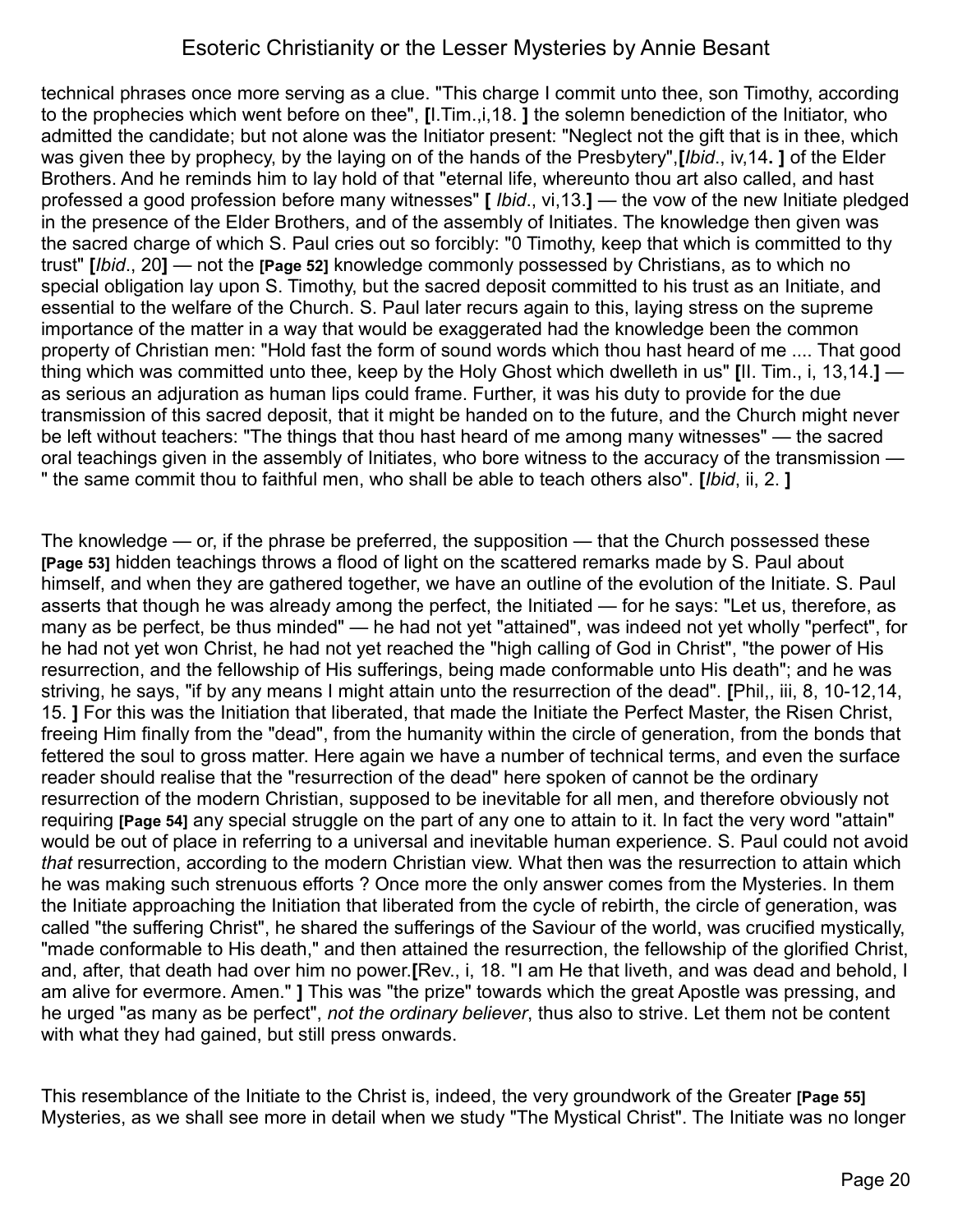technical phrases once more serving as a clue. "This charge I commit unto thee, son Timothy, according to the prophecies which went before on thee", [I.Tim.,i,18. ] the solemn benediction of the Initiator, who admitted the candidate; but not alone was the Initiator present: "Neglect not the gift that is in thee, which was given thee by prophecy, by the laying on of the hands of the Presbytery",[*Ibid*., iv,14. ] of the Elder Brothers. And he reminds him to lay hold of that "eternal life, whereunto thou art also called, and hast professed a good profession before many witnesses" [ *Ibid*., vi,13.] — the vow of the new Initiate pledged in the presence of the Elder Brothers, and of the assembly of Initiates. The knowledge then given was the sacred charge of which S. Paul cries out so forcibly: "0 Timothy, keep that which is committed to thy trust" [*Ibid*., 20] — not the **[Page 52]** knowledge commonly possessed by Christians, as to which no special obligation lay upon S. Timothy, but the sacred deposit committed to his trust as an Initiate, and essential to the welfare of the Church. S. Paul later recurs again to this, laying stress on the supreme importance of the matter in a way that would be exaggerated had the knowledge been the common property of Christian men: "Hold fast the form of sound words which thou hast heard of me .... That good thing which was committed unto thee, keep by the Holy Ghost which dwelleth in us" [II. Tim., i, 13,14.] — as serious an adjuration as human lips could frame. Further, it was his duty to provide for the due transmission of this sacred deposit, that it might be handed on to the future, and the Church might never be left without teachers: "The things that thou hast heard of me among many witnesses" — the sacred oral teachings given in the assembly of Initiates, who bore witness to the accuracy of the transmission — " the same commit thou to faithful men, who shall be able to teach others also". [*Ibid*, ii, 2. ]

The knowledge — or, if the phrase be preferred, the supposition — that the Church possessed these **[Page 53]** hidden teachings throws a flood of light on the scattered remarks made by S. Paul about himself, and when they are gathered together, we have an outline of the evolution of the Initiate. S. Paul asserts that though he was already among the perfect, the Initiated — for he says: "Let us, therefore, as many as be perfect, be thus minded" — he had not yet "attained", was indeed not yet wholly "perfect", for he had not yet won Christ, he had not yet reached the "high calling of God in Christ", "the power of His resurrection, and the fellowship of His sufferings, being made conformable unto His death"; and he was striving, he says, "if by any means I might attain unto the resurrection of the dead". [Phil,, iii, 8, 10-12,14, 15. ] For this was the Initiation that liberated, that made the Initiate the Perfect Master, the Risen Christ, freeing Him finally from the "dead", from the humanity within the circle of generation, from the bonds that fettered the soul to gross matter. Here again we have a number of technical terms, and even the surface reader should realise that the "resurrection of the dead" here spoken of cannot be the ordinary resurrection of the modern Christian, supposed to be inevitable for all men, and therefore obviously not requiring **[Page 54]** any special struggle on the part of any one to attain to it. In fact the very word "attain" would be out of place in referring to a universal and inevitable human experience. S. Paul could not avoid *that* resurrection, according to the modern Christian view. What then was the resurrection to attain which he was making such strenuous efforts ? Once more the only answer comes from the Mysteries. In them the Initiate approaching the Initiation that liberated from the cycle of rebirth, the circle of generation, was called "the suffering Christ", he shared the sufferings of the Saviour of the world, was crucified mystically, "made conformable to His death," and then attained the resurrection, the fellowship of the glorified Christ, and, after, that death had over him no power.[Rev., i, 18. "I am He that liveth, and was dead and behold, I am alive for evermore. Amen." ] This was "the prize" towards which the great Apostle was pressing, and he urged "as many as be perfect", *not the ordinary believer*, thus also to strive. Let them not be content with what they had gained, but still press onwards.

This resemblance of the Initiate to the Christ is, indeed, the very groundwork of the Greater **[Page 55]** Mysteries, as we shall see more in detail when we study "The Mystical Christ". The Initiate was no longer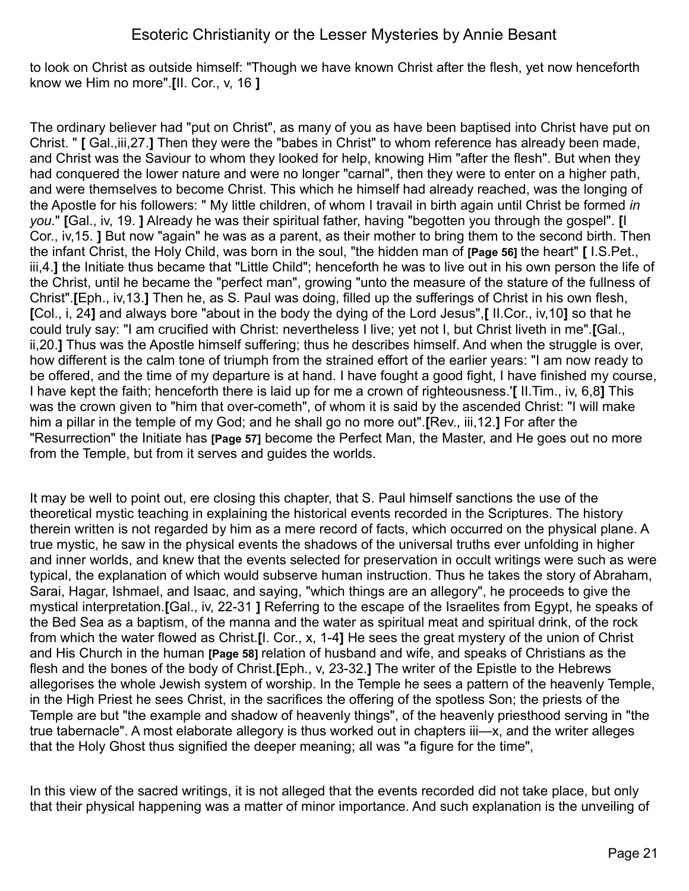to look on Christ as outside himself: "Though we have known Christ after the flesh, yet now henceforth know we Him no more".**[**II. Cor., v, 16 **]**

The ordinary believer had "put on Christ", as many of you as have been baptised into Christ have put on Christ. " **[** Gal.,iii,27.**]** Then they were the "babes in Christ" to whom reference has already been made, and Christ was the Saviour to whom they looked for help, knowing Him "after the flesh". But when they had conquered the lower nature and were no longer "carnal", then they were to enter on a higher path, and were themselves to become Christ. This which he himself had already reached, was the longing of the Apostle for his followers: " My little children, of whom I travail in birth again until Christ be formed *in you*." **[**Gal., iv, 19. **]** Already he was their spiritual father, having "begotten you through the gospel". **[**I Cor., iv,15. **]** But now "again" he was as a parent, as their mother to bring them to the second birth. Then the infant Christ, the Holy Child, was born in the soul, "the hidden man of **[Page 56]** the heart" **[** I.S.Pet., iii,4.**]** the Initiate thus became that "Little Child"; henceforth he was to live out in his own person the life of the Christ, until he became the "perfect man", growing "unto the measure of the stature of the fullness of Christ".**[**Eph., iv,13.**]** Then he, as S. Paul was doing, filled up the sufferings of Christ in his own flesh, **[**Col., i, 24**]** and always bore "about in the body the dying of the Lord Jesus",**[** II.Cor., iv,10**]** so that he could truly say: "I am crucified with Christ: nevertheless I live; yet not I, but Christ liveth in me".**[**Gal., ii,20.**]** Thus was the Apostle himself suffering; thus he describes himself. And when the struggle is over, how different is the calm tone of triumph from the strained effort of the earlier years: "I am now ready to be offered, and the time of my departure is at hand. I have fought a good fight, I have finished my course, I have kept the faith; henceforth there is laid up for me a crown of righteousness.'**[** II.Tim., iv, 6,8**]** This was the crown given to "him that over-cometh", of whom it is said by the ascended Christ: "I will make him a pillar in the temple of my God; and he shall go no more out".**[**Rev., iii,12.**]** For after the "Resurrection" the Initiate has **[Page 57]** become the Perfect Man, the Master, and He goes out no more from the Temple, but from it serves and guides the worlds.

It may be well to point out, ere closing this chapter, that S. Paul himself sanctions the use of the theoretical mystic teaching in explaining the historical events recorded in the Scriptures. The history therein written is not regarded by him as a mere record of facts, which occurred on the physical plane. A true mystic, he saw in the physical events the shadows of the universal truths ever unfolding in higher and inner worlds, and knew that the events selected for preservation in occult writings were such as were typical, the explanation of which would subserve human instruction. Thus he takes the story of Abraham, Sarai, Hagar, Ishmael, and Isaac, and saying, "which things are an allegory", he proceeds to give the mystical interpretation.**[**Gal., iv, 22-31 **]** Referring to the escape of the Israelites from Egypt, he speaks of the Bed Sea as a baptism, of the manna and the water as spiritual meat and spiritual drink, of the rock from which the water flowed as Christ.**[**I. Cor., x, 1-4**]** He sees the great mystery of the union of Christ and His Church in the human **[Page 58]** relation of husband and wife, and speaks of Christians as the flesh and the bones of the body of Christ.**[**Eph., v, 23-32.**]** The writer of the Epistle to the Hebrews allegorises the whole Jewish system of worship. In the Temple he sees a pattern of the heavenly Temple, in the High Priest he sees Christ, in the sacrifices the offering of the spotless Son; the priests of the Temple are but "the example and shadow of heavenly things", of the heavenly priesthood serving in "the true tabernacle". A most elaborate allegory is thus worked out in chapters iii—x, and the writer alleges that the Holy Ghost thus signified the deeper meaning; all was "a figure for the time",

In this view of the sacred writings, it is not alleged that the events recorded did not take place, but only that their physical happening was a matter of minor importance. And such explanation is the unveiling of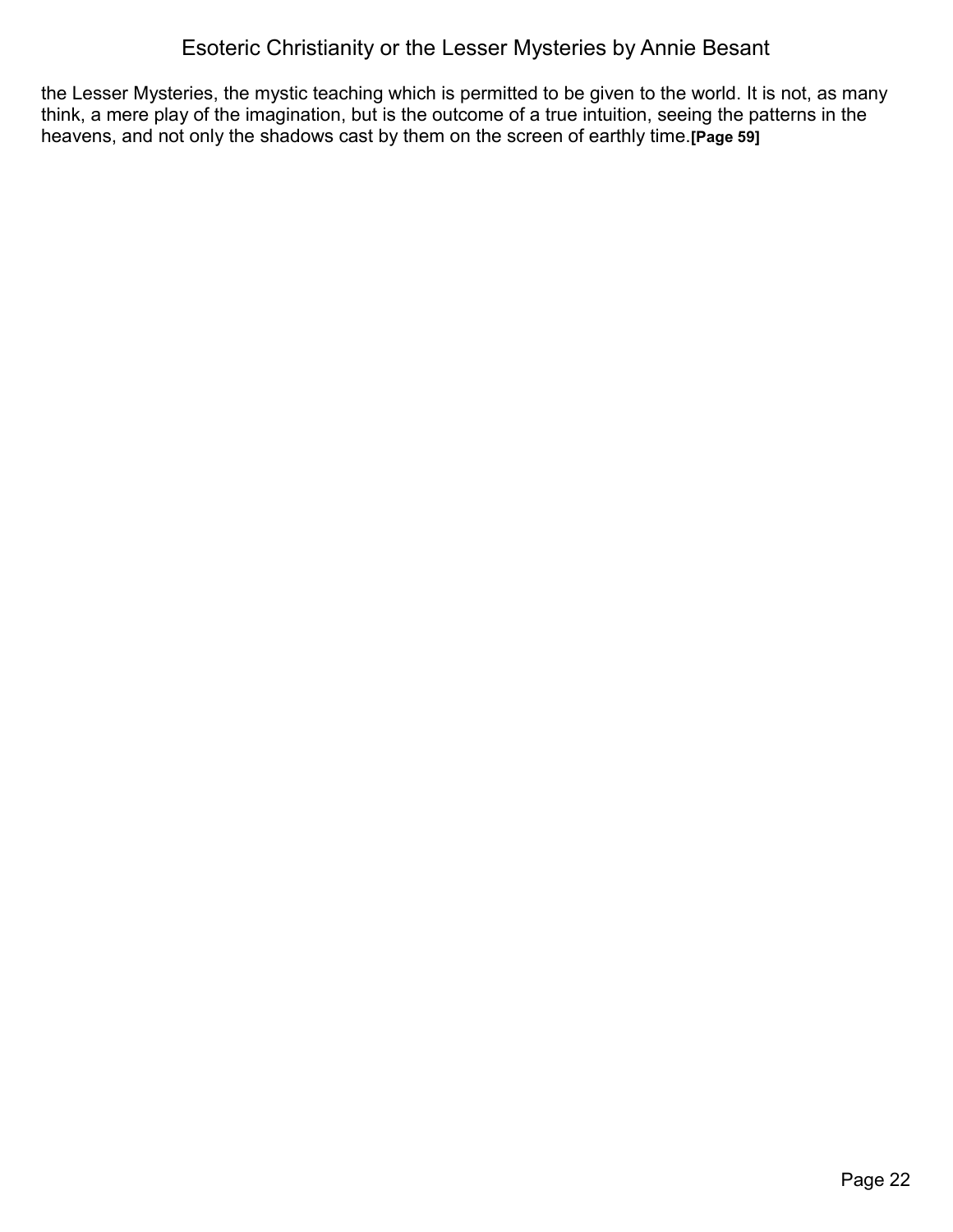the Lesser Mysteries, the mystic teaching which is permitted to be given to the world. It is not, as many think, a mere play of the imagination, but is the outcome of a true intuition, seeing the patterns in the heavens, and not only the shadows cast by them on the screen of earthly time.**[Page 59]**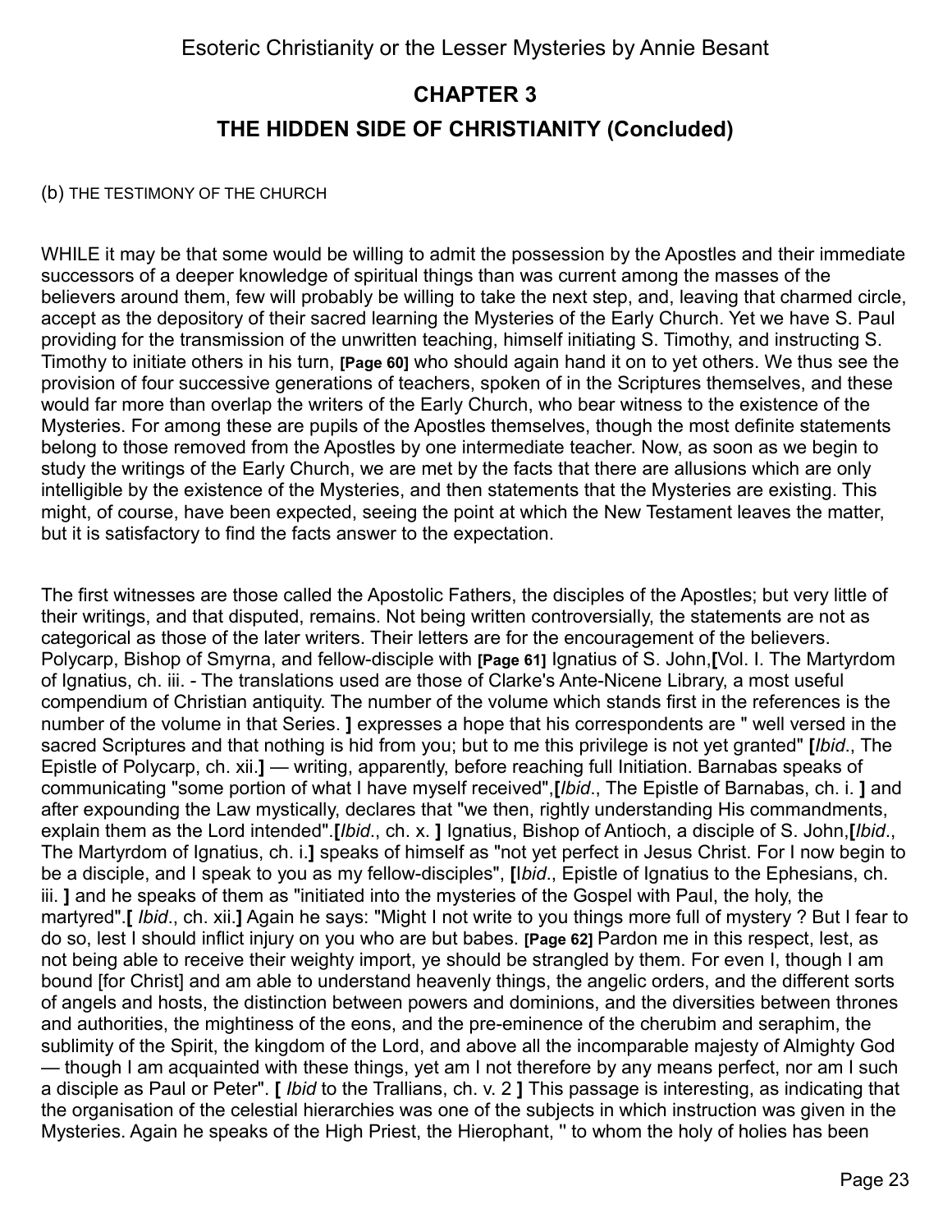## CHAPTER 3

## THE HIDDEN SIDE OF CHRISTIANITY (Concluded)

(b) THE TESTIMONY OF THE CHURCH

WHILE it may be that some would be willing to admit the possession by the Apostles and their immediate successors of a deeper knowledge of spiritual things than was current among the masses of the believers around them, few will probably be willing to take the next step, and, leaving that charmed circle, accept as the depository of their sacred learning the Mysteries of the Early Church. Yet we have S. Paul providing for the transmission of the unwritten teaching, himself initiating S. Timothy, and instructing S. Timothy to initiate others in his turn, **[Page 60]** who should again hand it on to yet others. We thus see the provision of four successive generations of teachers, spoken of in the Scriptures themselves, and these would far more than overlap the writers of the Early Church, who bear witness to the existence of the Mysteries. For among these are pupils of the Apostles themselves, though the most definite statements belong to those removed from the Apostles by one intermediate teacher. Now, as soon as we begin to study the writings of the Early Church, we are met by the facts that there are allusions which are only intelligible by the existence of the Mysteries, and then statements that the Mysteries are existing. This might, of course, have been expected, seeing the point at which the New Testament leaves the matter, but it is satisfactory to find the facts answer to the expectation.

The first witnesses are those called the Apostolic Fathers, the disciples of the Apostles; but very little of their writings, and that disputed, remains. Not being written controversially, the statements are not as categorical as those of the later writers. Their letters are for the encouragement of the believers. Polycarp, Bishop of Smyrna, and fellow-disciple with **[Page 61]** Ignatius of S. John,**[**Vol. I. The Martyrdom of Ignatius, ch. iii. - The translations used are those of Clarke's Ante-Nicene Library, a most useful compendium of Christian antiquity. The number of the volume which stands first in the references is the number of the volume in that Series. **]** expresses a hope that his correspondents are " well versed in the sacred Scriptures and that nothing is hid from you; but to me this privilege is not yet granted" **[***Ibid*., The Epistle of Polycarp, ch. xii.**]** — writing, apparently, before reaching full Initiation. Barnabas speaks of communicating "some portion of what I have myself received",**[***Ibid*., The Epistle of Barnabas, ch. i. **]** and after expounding the Law mystically, declares that "we then, rightly understanding His commandments, explain them as the Lord intended".**[***Ibid*., ch. x. **]** Ignatius, Bishop of Antioch, a disciple of S. John,**[***Ibid*., The Martyrdom of Ignatius, ch. i.**]** speaks of himself as "not yet perfect in Jesus Christ. For I now begin to be a disciple, and I speak to you as my fellow-disciples", **[**I*bid*., Epistle of Ignatius to the Ephesians, ch. iii. **]** and he speaks of them as "initiated into the mysteries of the Gospel with Paul, the holy, the martyred".**[** *Ibid*., ch. xii.**]** Again he says: "Might I not write to you things more full of mystery ? But I fear to do so, lest I should inflict injury on you who are but babes. **[Page 62]** Pardon me in this respect, lest, as not being able to receive their weighty import, ye should be strangled by them. For even I, though I am bound [for Christ] and am able to understand heavenly things, the angelic orders, and the different sorts of angels and hosts, the distinction between powers and dominions, and the diversities between thrones and authorities, the mightiness of the eons, and the pre-eminence of the cherubim and seraphim, the sublimity of the Spirit, the kingdom of the Lord, and above all the incomparable majesty of Almighty God — though I am acquainted with these things, yet am I not therefore by any means perfect, nor am I such a disciple as Paul or Peter". **[** *Ibid* to the Trallians, ch. v. 2 **]** This passage is interesting, as indicating that the organisation of the celestial hierarchies was one of the subjects in which instruction was given in the Mysteries. Again he speaks of the High Priest, the Hierophant, " to whom the holy of holies has been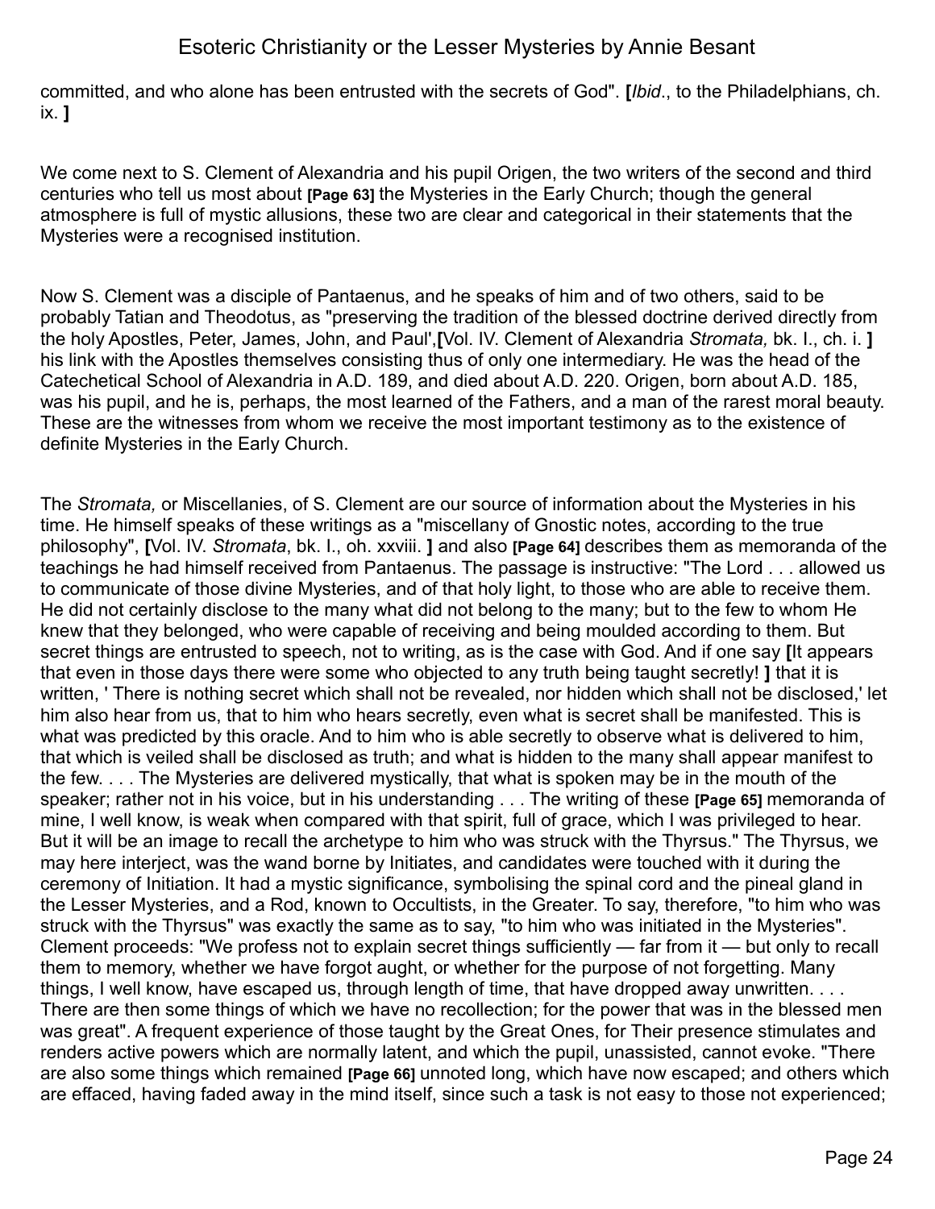committed, and who alone has been entrusted with the secrets of God". **[***Ibid*., to the Philadelphians, ch. ix. **]**

We come next to S. Clement of Alexandria and his pupil Origen, the two writers of the second and third centuries who tell us most about **[Page 63]** the Mysteries in the Early Church; though the general atmosphere is full of mystic allusions, these two are clear and categorical in their statements that the Mysteries were a recognised institution.

Now S. Clement was a disciple of Pantaenus, and he speaks of him and of two others, said to be probably Tatian and Theodotus, as "preserving the tradition of the blessed doctrine derived directly from the holy Apostles, Peter, James, John, and Paul',**[**Vol. IV. Clement of Alexandria *Stromata,* bk. I., ch. i. **]** his link with the Apostles themselves consisting thus of only one intermediary. He was the head of the Catechetical School of Alexandria in A.D. 189, and died about A.D. 220. Origen, born about A.D. 185, was his pupil, and he is, perhaps, the most learned of the Fathers, and a man of the rarest moral beauty. These are the witnesses from whom we receive the most important testimony as to the existence of definite Mysteries in the Early Church.

The *Stromata,* or Miscellanies, of S. Clement are our source of information about the Mysteries in his time. He himself speaks of these writings as a "miscellany of Gnostic notes, according to the true philosophy", **[**Vol. IV. *Stromata*, bk. I., oh. xxviii. **]** and also **[Page 64]** describes them as memoranda of the teachings he had himself received from Pantaenus. The passage is instructive: "The Lord . . . allowed us to communicate of those divine Mysteries, and of that holy light, to those who are able to receive them. He did not certainly disclose to the many what did not belong to the many; but to the few to whom He knew that they belonged, who were capable of receiving and being moulded according to them. But secret things are entrusted to speech, not to writing, as is the case with God. And if one say **[**It appears that even in those days there were some who objected to any truth being taught secretly! **]** that it is written, ' There is nothing secret which shall not be revealed, nor hidden which shall not be disclosed,' let him also hear from us, that to him who hears secretly, even what is secret shall be manifested. This is what was predicted by this oracle. And to him who is able secretly to observe what is delivered to him, that which is veiled shall be disclosed as truth; and what is hidden to the many shall appear manifest to the few. . . . The Mysteries are delivered mystically, that what is spoken may be in the mouth of the speaker; rather not in his voice, but in his understanding . . . The writing of these **[Page 65]** memoranda of mine, I well know, is weak when compared with that spirit, full of grace, which I was privileged to hear. But it will be an image to recall the archetype to him who was struck with the Thyrsus." The Thyrsus, we may here interject, was the wand borne by Initiates, and candidates were touched with it during the ceremony of Initiation. It had a mystic significance, symbolising the spinal cord and the pineal gland in the Lesser Mysteries, and a Rod, known to Occultists, in the Greater. To say, therefore, "to him who was struck with the Thyrsus" was exactly the same as to say, "to him who was initiated in the Mysteries". Clement proceeds: "We profess not to explain secret things sufficiently — far from it — but only to recall them to memory, whether we have forgot aught, or whether for the purpose of not forgetting. Many things, I well know, have escaped us, through length of time, that have dropped away unwritten. . . . There are then some things of which we have no recollection; for the power that was in the blessed men was great". A frequent experience of those taught by the Great Ones, for Their presence stimulates and renders active powers which are normally latent, and which the pupil, unassisted, cannot evoke. "There are also some things which remained **[Page 66]** unnoted long, which have now escaped; and others which are effaced, having faded away in the mind itself, since such a task is not easy to those not experienced;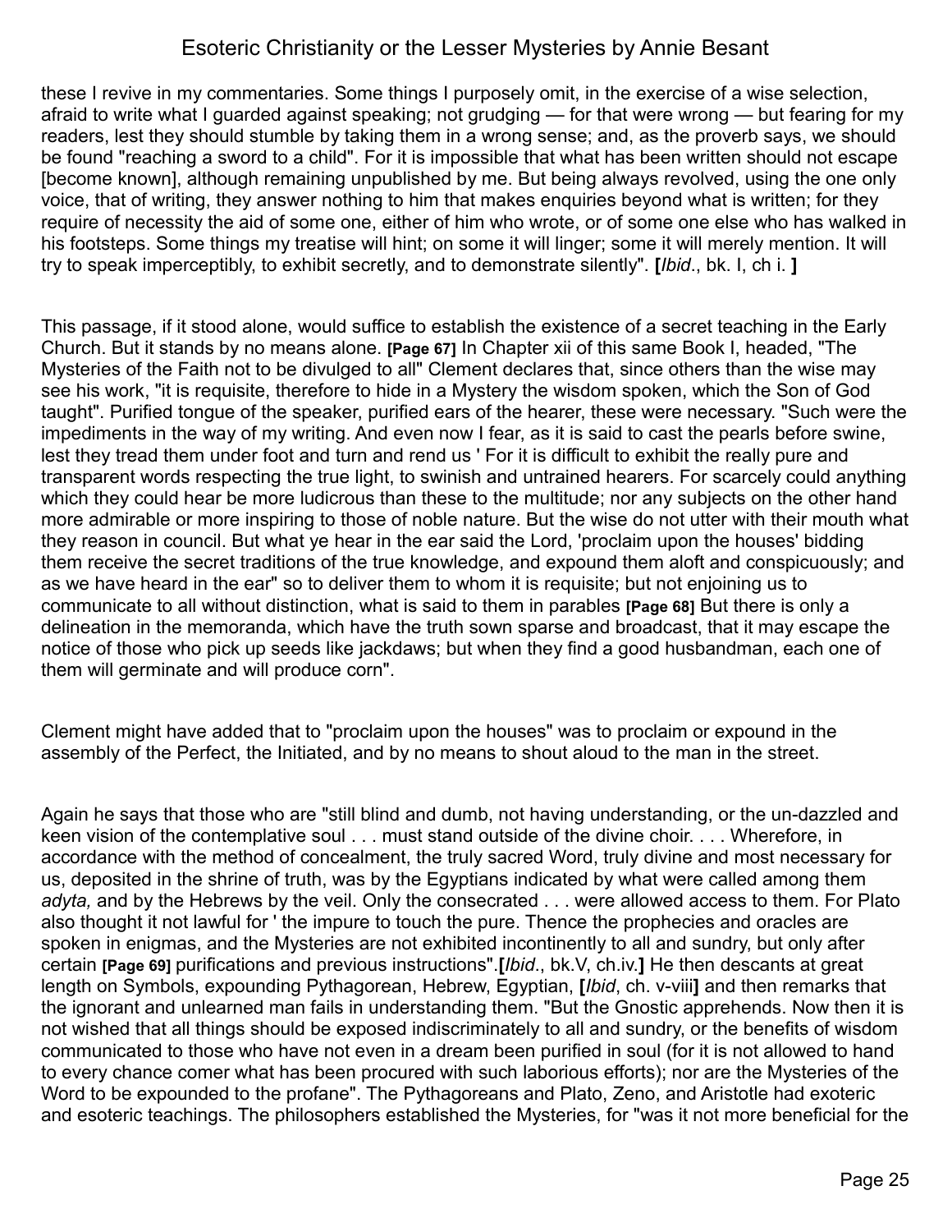these I revive in my commentaries. Some things I purposely omit, in the exercise of a wise selection, afraid to write what I guarded against speaking; not grudging — for that were wrong — but fearing for my readers, lest they should stumble by taking them in a wrong sense; and, as the proverb says, we should be found "reaching a sword to a child". For it is impossible that what has been written should not escape [become known], although remaining unpublished by me. But being always revolved, using the one only voice, that of writing, they answer nothing to him that makes enquiries beyond what is written; for they require of necessity the aid of some one, either of him who wrote, or of some one else who has walked in his footsteps. Some things my treatise will hint; on some it will linger; some it will merely mention. It will try to speak imperceptibly, to exhibit secretly, and to demonstrate silently". **[***Ibid*., bk. I, ch i. **]**

This passage, if it stood alone, would suffice to establish the existence of a secret teaching in the Early Church. But it stands by no means alone. **[Page 67]** In Chapter xii of this same Book I, headed, "The Mysteries of the Faith not to be divulged to all" Clement declares that, since others than the wise may see his work, "it is requisite, therefore to hide in a Mystery the wisdom spoken, which the Son of God taught". Purified tongue of the speaker, purified ears of the hearer, these were necessary. "Such were the impediments in the way of my writing. And even now I fear, as it is said to cast the pearls before swine, lest they tread them under foot and turn and rend us ' For it is difficult to exhibit the really pure and transparent words respecting the true light, to swinish and untrained hearers. For scarcely could anything which they could hear be more ludicrous than these to the multitude; nor any subjects on the other hand more admirable or more inspiring to those of noble nature. But the wise do not utter with their mouth what they reason in council. But what ye hear in the ear said the Lord, 'proclaim upon the houses' bidding them receive the secret traditions of the true knowledge, and expound them aloft and conspicuously; and as we have heard in the ear" so to deliver them to whom it is requisite; but not enjoining us to communicate to all without distinction, what is said to them in parables **[Page 68]** But there is only a delineation in the memoranda, which have the truth sown sparse and broadcast, that it may escape the notice of those who pick up seeds like jackdaws; but when they find a good husbandman, each one of them will germinate and will produce corn".

Clement might have added that to "proclaim upon the houses" was to proclaim or expound in the assembly of the Perfect, the Initiated, and by no means to shout aloud to the man in the street.

Again he says that those who are "still blind and dumb, not having understanding, or the un-dazzled and keen vision of the contemplative soul . . . must stand outside of the divine choir. . . . Wherefore, in accordance with the method of concealment, the truly sacred Word, truly divine and most necessary for us, deposited in the shrine of truth, was by the Egyptians indicated by what were called among them *adyta,* and by the Hebrews by the veil. Only the consecrated . . . were allowed access to them. For Plato also thought it not lawful for ' the impure to touch the pure. Thence the prophecies and oracles are spoken in enigmas, and the Mysteries are not exhibited incontinently to all and sundry, but only after certain **[Page 69]** purifications and previous instructions".**[***Ibid*., bk.V, ch.iv.**]** He then descants at great length on Symbols, expounding Pythagorean, Hebrew, Egyptian, **[***Ibid*, ch. v-viii**]** and then remarks that the ignorant and unlearned man fails in understanding them. "But the Gnostic apprehends. Now then it is not wished that all things should be exposed indiscriminately to all and sundry, or the benefits of wisdom communicated to those who have not even in a dream been purified in soul (for it is not allowed to hand to every chance comer what has been procured with such laborious efforts); nor are the Mysteries of the Word to be expounded to the profane". The Pythagoreans and Plato, Zeno, and Aristotle had exoteric and esoteric teachings. The philosophers established the Mysteries, for "was it not more beneficial for the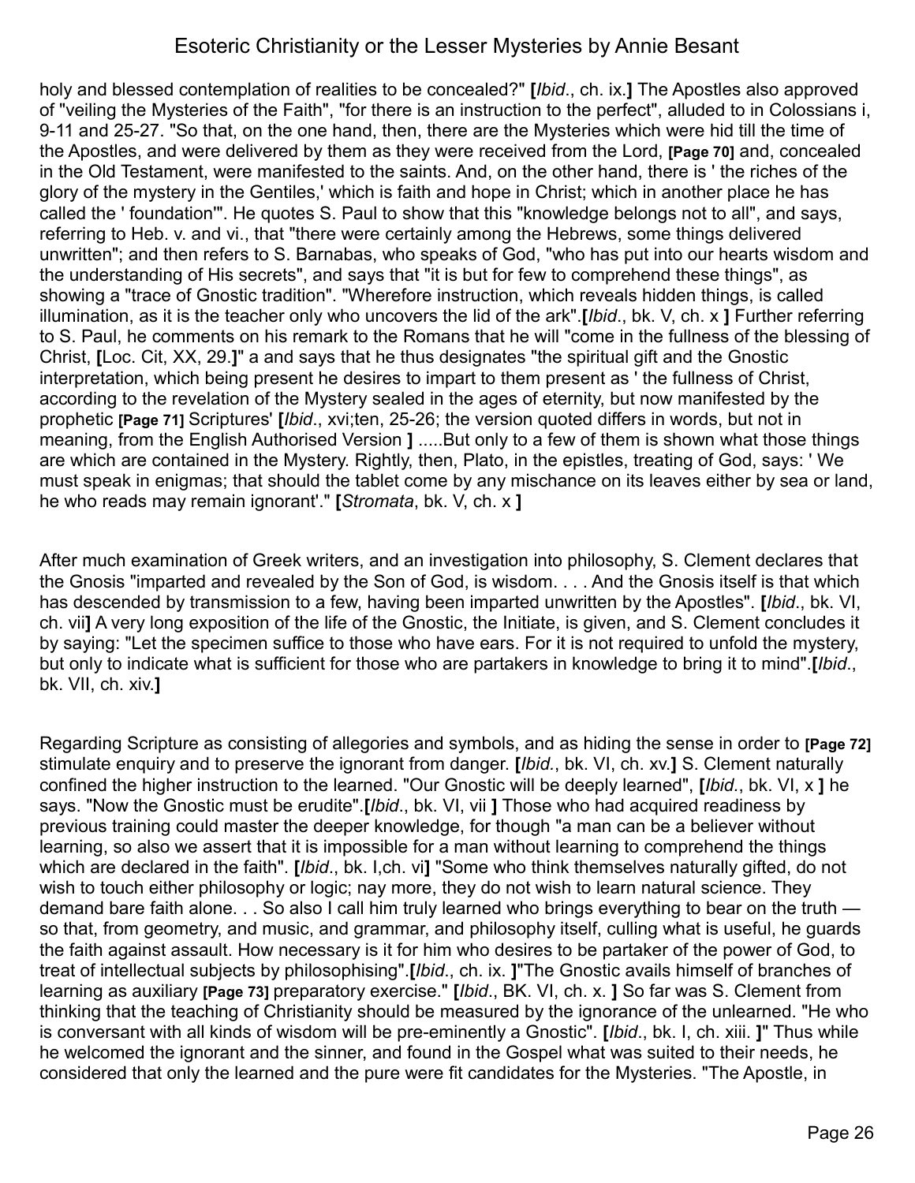holy and blessed contemplation of realities to be concealed?" [*Ibid*., ch. ix.] The Apostles also approved of "veiling the Mysteries of the Faith", "for there is an instruction to the perfect", alluded to in Colossians i, 9-11 and 25-27. "So that, on the one hand, then, there are the Mysteries which were hid till the time of the Apostles, and were delivered by them as they were received from the Lord, **[Page 70]** and, concealed in the Old Testament, were manifested to the saints. And, on the other hand, there is ' the riches of the glory of the mystery in the Gentiles,' which is faith and hope in Christ; which in another place he has called the ' foundation'". He quotes S. Paul to show that this "knowledge belongs not to all", and says, referring to Heb. v. and vi., that "there were certainly among the Hebrews, some things delivered unwritten"; and then refers to S. Barnabas, who speaks of God, "who has put into our hearts wisdom and the understanding of His secrets", and says that "it is but for few to comprehend these things", as showing a "trace of Gnostic tradition". "Wherefore instruction, which reveals hidden things, is called illumination, as it is the teacher only who uncovers the lid of the ark".[*Ibid*., bk. V, ch. x ] Further referring to S. Paul, he comments on his remark to the Romans that he will "come in the fullness of the blessing of Christ, [Loc. Cit, XX, 29.]" a and says that he thus designates "the spiritual gift and the Gnostic interpretation, which being present he desires to impart to them present as ' the fullness of Christ, according to the revelation of the Mystery sealed in the ages of eternity, but now manifested by the prophetic **[Page 71]** Scriptures' [*Ibid*., xvi;ten, 25-26; the version quoted differs in words, but not in meaning, from the English Authorised Version ] .....But only to a few of them is shown what those things are which are contained in the Mystery. Rightly, then, Plato, in the epistles, treating of God, says: ' We must speak in enigmas; that should the tablet come by any mischance on its leaves either by sea or land, he who reads may remain ignorant'." [*Stromata*, bk. V, ch. x ]

After much examination of Greek writers, and an investigation into philosophy, S. Clement declares that the Gnosis "imparted and revealed by the Son of God, is wisdom. . . . And the Gnosis itself is that which has descended by transmission to a few, having been imparted unwritten by the Apostles". [*Ibid*., bk. VI, ch. vii] A very long exposition of the life of the Gnostic, the Initiate, is given, and S. Clement concludes it by saying: "Let the specimen suffice to those who have ears. For it is not required to unfold the mystery, but only to indicate what is sufficient for those who are partakers in knowledge to bring it to mind".[*Ibid*., bk. VII, ch. xiv.]

Regarding Scripture as consisting of allegories and symbols, and as hiding the sense in order to **[Page 72]** stimulate enquiry and to preserve the ignorant from danger. [*Ibid.*, bk. VI, ch. xv.] S. Clement naturally confined the higher instruction to the learned. "Our Gnostic will be deeply learned", [*Ibid.*, bk. VI, x ] he says. "Now the Gnostic must be erudite".[*Ibid*., bk. VI, vii ] Those who had acquired readiness by previous training could master the deeper knowledge, for though "a man can be a believer without learning, so also we assert that it is impossible for a man without learning to comprehend the things which are declared in the faith". [*Ibid*., bk. I,ch. vi] "Some who think themselves naturally gifted, do not wish to touch either philosophy or logic; nay more, they do not wish to learn natural science. They demand bare faith alone. . . So also I call him truly learned who brings everything to bear on the truth — so that, from geometry, and music, and grammar, and philosophy itself, culling what is useful, he guards the faith against assault. How necessary is it for him who desires to be partaker of the power of God, to treat of intellectual subjects by philosophising".[*Ibid*., ch. ix. ]"The Gnostic avails himself of branches of learning as auxiliary **[Page 73]** preparatory exercise." [*Ibid*., BK. VI, ch. x. ] So far was S. Clement from thinking that the teaching of Christianity should be measured by the ignorance of the unlearned. "He who is conversant with all kinds of wisdom will be pre-eminently a Gnostic". [*Ibid*., bk. I, ch. xiii. ]" Thus while he welcomed the ignorant and the sinner, and found in the Gospel what was suited to their needs, he considered that only the learned and the pure were fit candidates for the Mysteries. "The Apostle, in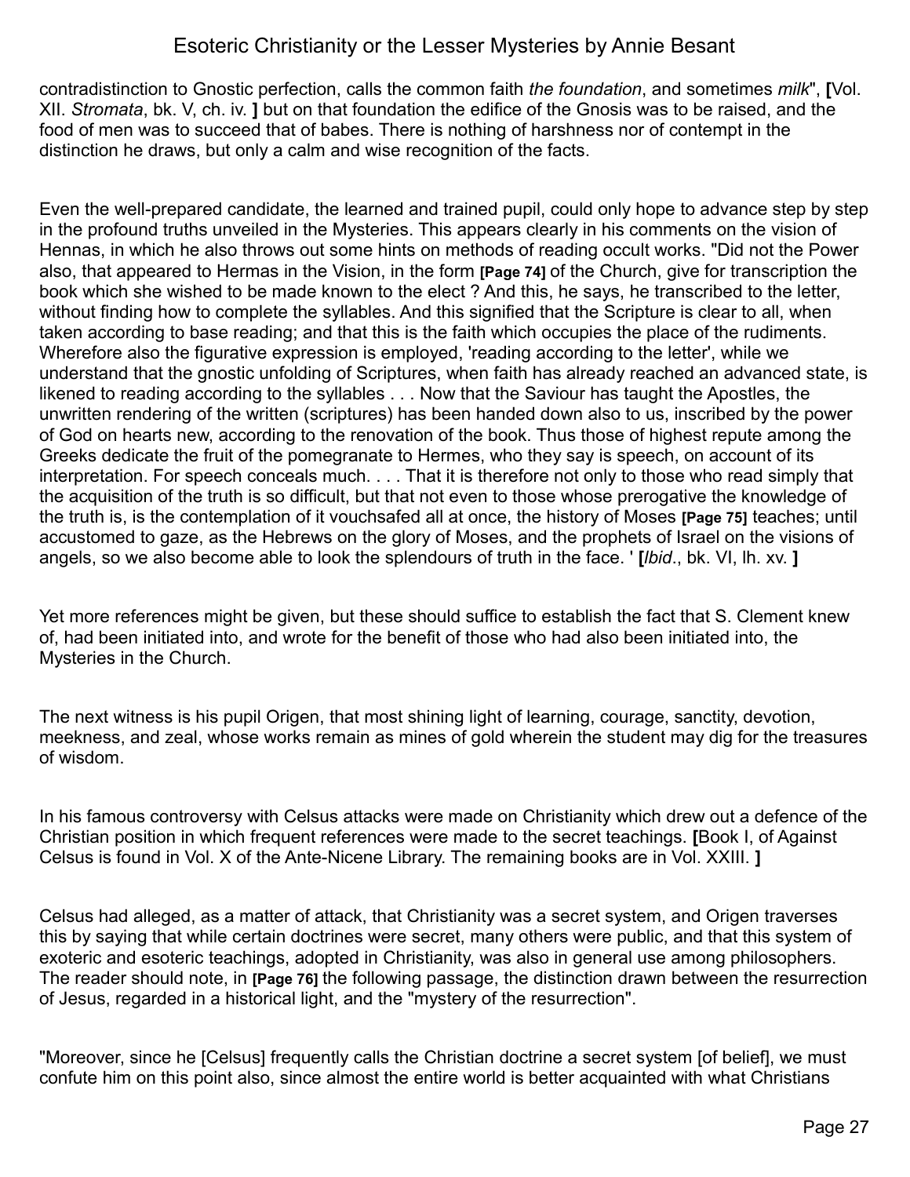contradistinction to Gnostic perfection, calls the common faith *the foundation*, and sometimes *milk*", **[**Vol. XII. *Stromata*, bk. V, ch. iv. **]** but on that foundation the edifice of the Gnosis was to be raised, and the food of men was to succeed that of babes. There is nothing of harshness nor of contempt in the distinction he draws, but only a calm and wise recognition of the facts.

Even the well-prepared candidate, the learned and trained pupil, could only hope to advance step by step in the profound truths unveiled in the Mysteries. This appears clearly in his comments on the vision of Hennas, in which he also throws out some hints on methods of reading occult works. "Did not the Power also, that appeared to Hermas in the Vision, in the form **[Page 74]** of the Church, give for transcription the book which she wished to be made known to the elect ? And this, he says, he transcribed to the letter, without finding how to complete the syllables. And this signified that the Scripture is clear to all, when taken according to base reading; and that this is the faith which occupies the place of the rudiments. Wherefore also the figurative expression is employed, 'reading according to the letter', while we understand that the gnostic unfolding of Scriptures, when faith has already reached an advanced state, is likened to reading according to the syllables . . . Now that the Saviour has taught the Apostles, the unwritten rendering of the written (scriptures) has been handed down also to us, inscribed by the power of God on hearts new, according to the renovation of the book. Thus those of highest repute among the Greeks dedicate the fruit of the pomegranate to Hermes, who they say is speech, on account of its interpretation. For speech conceals much. . . . That it is therefore not only to those who read simply that the acquisition of the truth is so difficult, but that not even to those whose prerogative the knowledge of the truth is, is the contemplation of it vouchsafed all at once, the history of Moses **[Page 75]** teaches; until accustomed to gaze, as the Hebrews on the glory of Moses, and the prophets of Israel on the visions of angels, so we also become able to look the splendours of truth in the face. ' **[***Ibid*., bk. VI, lh. xv. **]**

Yet more references might be given, but these should suffice to establish the fact that S. Clement knew of, had been initiated into, and wrote for the benefit of those who had also been initiated into, the Mysteries in the Church.

The next witness is his pupil Origen, that most shining light of learning, courage, sanctity, devotion, meekness, and zeal, whose works remain as mines of gold wherein the student may dig for the treasures of wisdom.

In his famous controversy with Celsus attacks were made on Christianity which drew out a defence of the Christian position in which frequent references were made to the secret teachings. **[**Book I, of Against Celsus is found in Vol. X of the Ante-Nicene Library. The remaining books are in Vol. XXIII. **]**

Celsus had alleged, as a matter of attack, that Christianity was a secret system, and Origen traverses this by saying that while certain doctrines were secret, many others were public, and that this system of exoteric and esoteric teachings, adopted in Christianity, was also in general use among philosophers. The reader should note, in **[Page 76]** the following passage, the distinction drawn between the resurrection of Jesus, regarded in a historical light, and the "mystery of the resurrection".

"Moreover, since he [Celsus] frequently calls the Christian doctrine a secret system [of belief], we must confute him on this point also, since almost the entire world is better acquainted with what Christians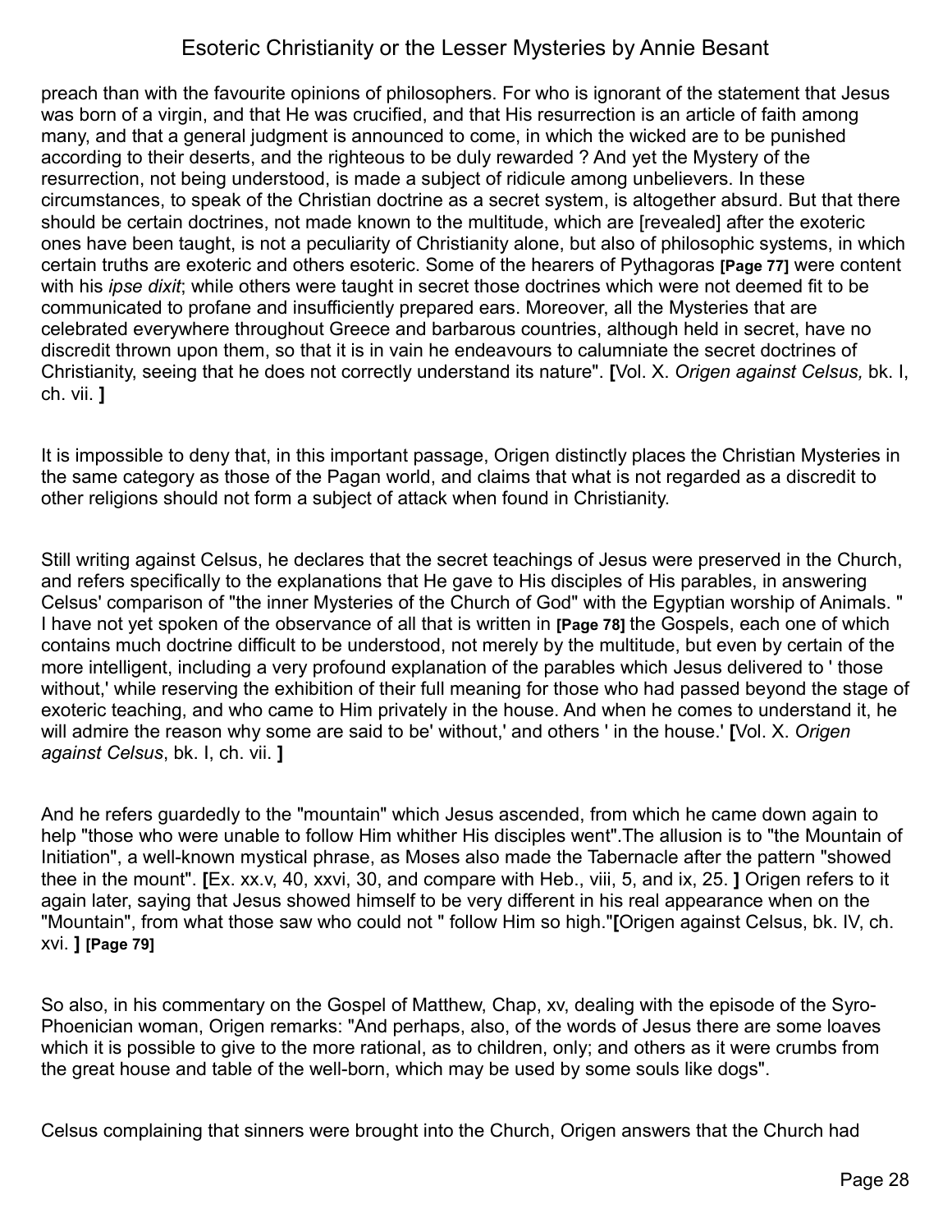preach than with the favourite opinions of philosophers. For who is ignorant of the statement that Jesus was born of a virgin, and that He was crucified, and that His resurrection is an article of faith among many, and that a general judgment is announced to come, in which the wicked are to be punished according to their deserts, and the righteous to be duly rewarded ? And yet the Mystery of the resurrection, not being understood, is made a subject of ridicule among unbelievers. In these circumstances, to speak of the Christian doctrine as a secret system, is altogether absurd. But that there should be certain doctrines, not made known to the multitude, which are [revealed] after the exoteric ones have been taught, is not a peculiarity of Christianity alone, but also of philosophic systems, in which certain truths are exoteric and others esoteric. Some of the hearers of Pythagoras **[Page 77]** were content with his *ipse dixit*; while others were taught in secret those doctrines which were not deemed fit to be communicated to profane and insufficiently prepared ears. Moreover, all the Mysteries that are celebrated everywhere throughout Greece and barbarous countries, although held in secret, have no discredit thrown upon them, so that it is in vain he endeavours to calumniate the secret doctrines of Christianity, seeing that he does not correctly understand its nature". **[**Vol. X. *Origen against Celsus,* bk. I, ch. vii. **]**

It is impossible to deny that, in this important passage, Origen distinctly places the Christian Mysteries in the same category as those of the Pagan world, and claims that what is not regarded as a discredit to other religions should not form a subject of attack when found in Christianity.

Still writing against Celsus, he declares that the secret teachings of Jesus were preserved in the Church, and refers specifically to the explanations that He gave to His disciples of His parables, in answering Celsus' comparison of "the inner Mysteries of the Church of God" with the Egyptian worship of Animals. " I have not yet spoken of the observance of all that is written in **[Page 78]** the Gospels, each one of which contains much doctrine difficult to be understood, not merely by the multitude, but even by certain of the more intelligent, including a very profound explanation of the parables which Jesus delivered to ' those without,' while reserving the exhibition of their full meaning for those who had passed beyond the stage of exoteric teaching, and who came to Him privately in the house. And when he comes to understand it, he will admire the reason why some are said to be' without,' and others ' in the house.' **[**Vol. X. *Origen against Celsus*, bk. I, ch. vii. **]**

And he refers guardedly to the "mountain" which Jesus ascended, from which he came down again to help "those who were unable to follow Him whither His disciples went".The allusion is to "the Mountain of Initiation", a well-known mystical phrase, as Moses also made the Tabernacle after the pattern "showed thee in the mount". **[**Ex. xx.v, 40, xxvi, 30, and compare with Heb., viii, 5, and ix, 25. **]** Origen refers to it again later, saying that Jesus showed himself to be very different in his real appearance when on the "Mountain", from what those saw who could not " follow Him so high."**[**Origen against Celsus, bk. IV, ch. xvi. **]** **[Page 79]**

So also, in his commentary on the Gospel of Matthew, Chap, xv, dealing with the episode of the Syro-Phoenician woman, Origen remarks: "And perhaps, also, of the words of Jesus there are some loaves which it is possible to give to the more rational, as to children, only; and others as it were crumbs from the great house and table of the well-born, which may be used by some souls like dogs".

Celsus complaining that sinners were brought into the Church, Origen answers that the Church had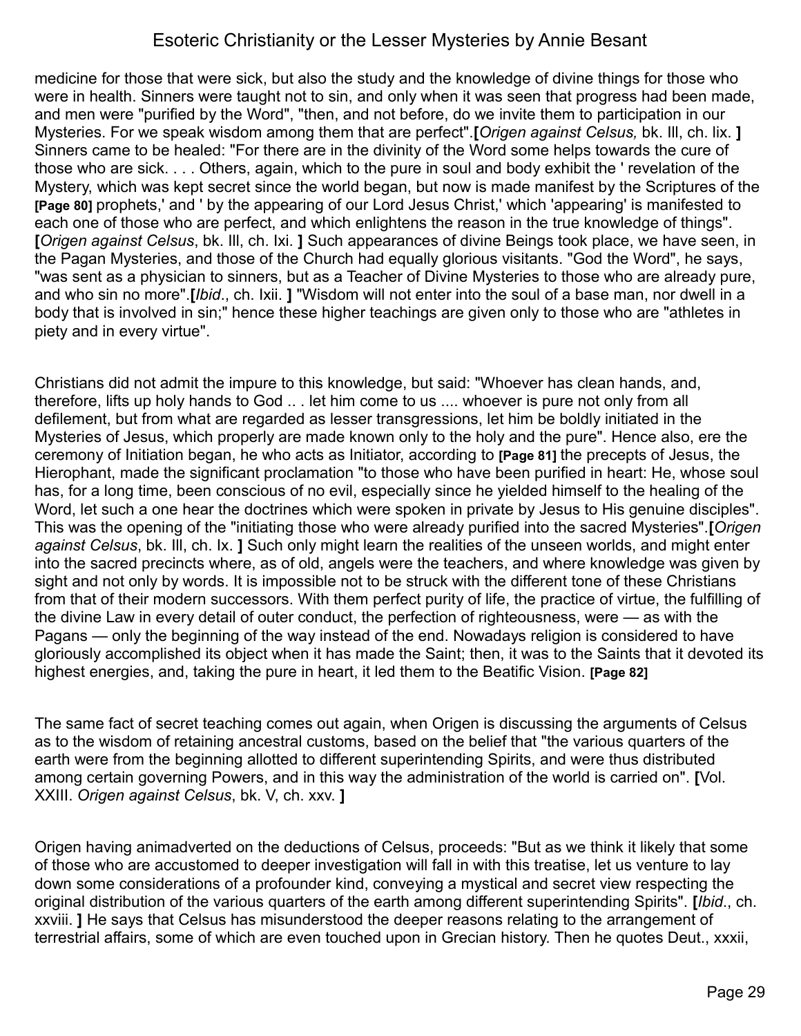medicine for those that were sick, but also the study and the knowledge of divine things for those who were in health. Sinners were taught not to sin, and only when it was seen that progress had been made, and men were "purified by the Word", "then, and not before, do we invite them to participation in our Mysteries. For we speak wisdom among them that are perfect".**[***Origen against Celsus,* bk. III, ch. lix. **]** Sinners came to be healed: "For there are in the divinity of the Word some helps towards the cure of those who are sick. . . . Others, again, which to the pure in soul and body exhibit the ' revelation of the Mystery, which was kept secret since the world began, but now is made manifest by the Scriptures of the **[Page 80]** prophets,' and ' by the appearing of our Lord Jesus Christ,' which 'appearing' is manifested to each one of those who are perfect, and which enlightens the reason in the true knowledge of things". **[***Origen against Celsus*, bk. III, ch. lxi. **]** Such appearances of divine Beings took place, we have seen, in the Pagan Mysteries, and those of the Church had equally glorious visitants. "God the Word", he says, "was sent as a physician to sinners, but as a Teacher of Divine Mysteries to those who are already pure, and who sin no more".**[***Ibid*., ch. lxii. **]** "Wisdom will not enter into the soul of a base man, nor dwell in a body that is involved in sin;" hence these higher teachings are given only to those who are "athletes in piety and in every virtue".

Christians did not admit the impure to this knowledge, but said: "Whoever has clean hands, and, therefore, lifts up holy hands to God .. . let him come to us .... whoever is pure not only from all defilement, but from what are regarded as lesser transgressions, let him be boldly initiated in the Mysteries of Jesus, which properly are made known only to the holy and the pure". Hence also, ere the ceremony of Initiation began, he who acts as Initiator, according to **[Page 81]** the precepts of Jesus, the Hierophant, made the significant proclamation "to those who have been purified in heart: He, whose soul has, for a long time, been conscious of no evil, especially since he yielded himself to the healing of the Word, let such a one hear the doctrines which were spoken in private by Jesus to His genuine disciples". This was the opening of the "initiating those who were already purified into the sacred Mysteries".**[***Origen against Celsus*, bk. III, ch. lx. **]** Such only might learn the realities of the unseen worlds, and might enter into the sacred precincts where, as of old, angels were the teachers, and where knowledge was given by sight and not only by words. It is impossible not to be struck with the different tone of these Christians from that of their modern successors. With them perfect purity of life, the practice of virtue, the fulfilling of the divine Law in every detail of outer conduct, the perfection of righteousness, were — as with the Pagans — only the beginning of the way instead of the end. Nowadays religion is considered to have gloriously accomplished its object when it has made the Saint; then, it was to the Saints that it devoted its highest energies, and, taking the pure in heart, it led them to the Beatific Vision. **[Page 82]**

The same fact of secret teaching comes out again, when Origen is discussing the arguments of Celsus as to the wisdom of retaining ancestral customs, based on the belief that "the various quarters of the earth were from the beginning allotted to different superintending Spirits, and were thus distributed among certain governing Powers, and in this way the administration of the world is carried on". **[**Vol. XXIII. *Origen against Celsus*, bk. V, ch. xxv. **]**

Origen having animadverted on the deductions of Celsus, proceeds: "But as we think it likely that some of those who are accustomed to deeper investigation will fall in with this treatise, let us venture to lay down some considerations of a profounder kind, conveying a mystical and secret view respecting the original distribution of the various quarters of the earth among different superintending Spirits". **[***Ibid*., ch. xxviii. **]** He says that Celsus has misunderstood the deeper reasons relating to the arrangement of terrestrial affairs, some of which are even touched upon in Grecian history. Then he quotes Deut., xxxii,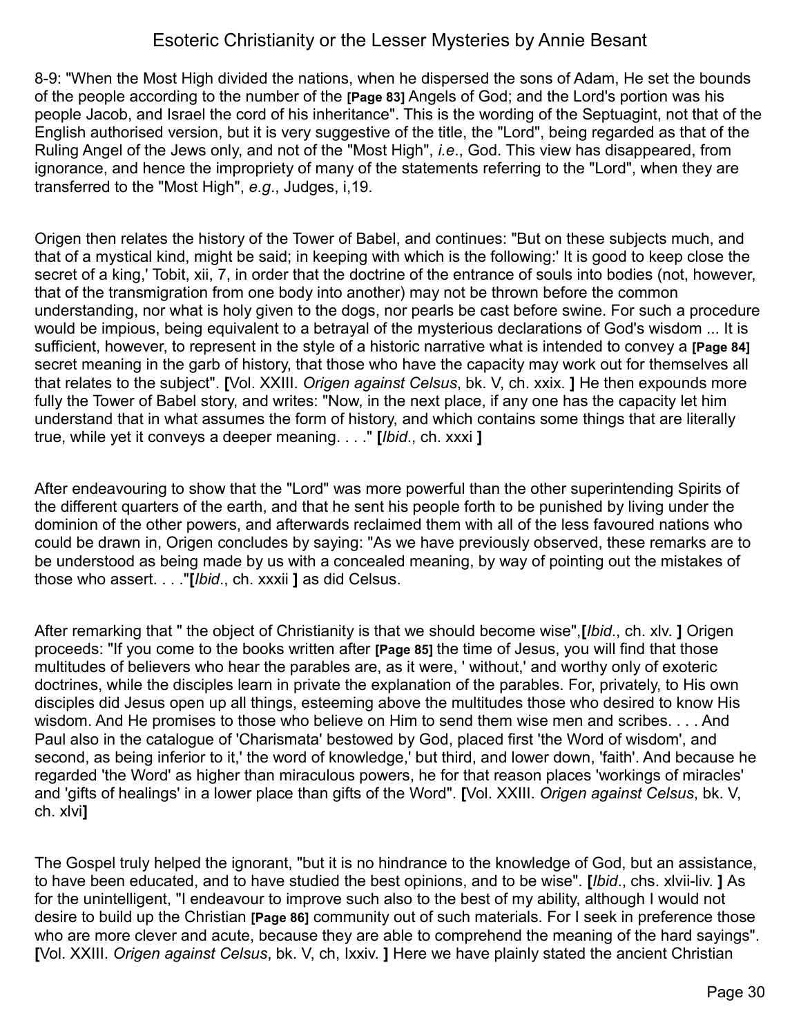8-9: "When the Most High divided the nations, when he dispersed the sons of Adam, He set the bounds of the people according to the number of the **[Page 83]** Angels of God; and the Lord's portion was his people Jacob, and Israel the cord of his inheritance". This is the wording of the Septuagint, not that of the English authorised version, but it is very suggestive of the title, the "Lord", being regarded as that of the Ruling Angel of the Jews only, and not of the "Most High", *i.e*., God. This view has disappeared, from ignorance, and hence the impropriety of many of the statements referring to the "Lord", when they are transferred to the "Most High", *e.g*., Judges, i,19.

Origen then relates the history of the Tower of Babel, and continues: "But on these subjects much, and that of a mystical kind, might be said; in keeping with which is the following:' It is good to keep close the secret of a king,' Tobit, xii, 7, in order that the doctrine of the entrance of souls into bodies (not, however, that of the transmigration from one body into another) may not be thrown before the common understanding, nor what is holy given to the dogs, nor pearls be cast before swine. For such a procedure would be impious, being equivalent to a betrayal of the mysterious declarations of God's wisdom ... It is sufficient, however, to represent in the style of a historic narrative what is intended to convey a **[Page 84]** secret meaning in the garb of history, that those who have the capacity may work out for themselves all that relates to the subject". **[**Vol. XXIII. *Origen against Celsus*, bk. V, ch. xxix. **]** He then expounds more fully the Tower of Babel story, and writes: "Now, in the next place, if any one has the capacity let him understand that in what assumes the form of history, and which contains some things that are literally true, while yet it conveys a deeper meaning. . . ." **[***Ibid*., ch. xxxi **]**

After endeavouring to show that the "Lord" was more powerful than the other superintending Spirits of the different quarters of the earth, and that he sent his people forth to be punished by living under the dominion of the other powers, and afterwards reclaimed them with all of the less favoured nations who could be drawn in, Origen concludes by saying: "As we have previously observed, these remarks are to be understood as being made by us with a concealed meaning, by way of pointing out the mistakes of those who assert. . . ."**[***Ibid*., ch. xxxii **]** as did Celsus.

After remarking that " the object of Christianity is that we should become wise",**[***Ibid*., ch. xlv. **]** Origen proceeds: "If you come to the books written after **[Page 85]** the time of Jesus, you will find that those multitudes of believers who hear the parables are, as it were, ' without,' and worthy only of exoteric doctrines, while the disciples learn in private the explanation of the parables. For, privately, to His own disciples did Jesus open up all things, esteeming above the multitudes those who desired to know His wisdom. And He promises to those who believe on Him to send them wise men and scribes. . . . And Paul also in the catalogue of 'Charismata' bestowed by God, placed first 'the Word of wisdom', and second, as being inferior to it,' the word of knowledge,' but third, and lower down, 'faith'. And because he regarded 'the Word' as higher than miraculous powers, he for that reason places 'workings of miracles' and 'gifts of healings' in a lower place than gifts of the Word". **[**Vol. XXIII. *Origen against Celsus*, bk. V, ch. xlvi**]**

The Gospel truly helped the ignorant, "but it is no hindrance to the knowledge of God, but an assistance, to have been educated, and to have studied the best opinions, and to be wise". **[***Ibid*., chs. xlvii-liv. **]** As for the unintelligent, "I endeavour to improve such also to the best of my ability, although I would not desire to build up the Christian **[Page 86]** community out of such materials. For I seek in preference those who are more clever and acute, because they are able to comprehend the meaning of the hard sayings". **[**Vol. XXIII. *Origen against Celsus*, bk. V, ch, lxxiv. **]** Here we have plainly stated the ancient Christian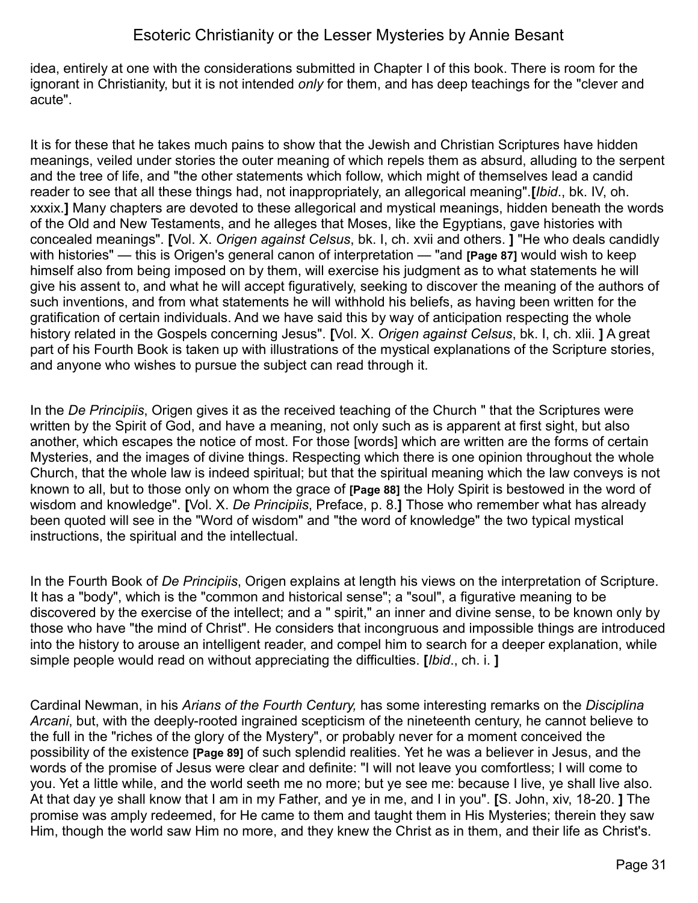idea, entirely at one with the considerations submitted in Chapter I of this book. There is room for the ignorant in Christianity, but it is not intended *only* for them, and has deep teachings for the "clever and acute".

It is for these that he takes much pains to show that the Jewish and Christian Scriptures have hidden meanings, veiled under stories the outer meaning of which repels them as absurd, alluding to the serpent and the tree of life, and "the other statements which follow, which might of themselves lead a candid reader to see that all these things had, not inappropriately, an allegorical meaning".**[***Ibid*., bk. IV, oh. xxxix.**]** Many chapters are devoted to these allegorical and mystical meanings, hidden beneath the words of the Old and New Testaments, and he alleges that Moses, like the Egyptians, gave histories with concealed meanings". **[**Vol. X. *Origen against Celsus*, bk. I, ch. xvii and others. **]** "He who deals candidly with histories" — this is Origen's general canon of interpretation — "and **[Page 87]** would wish to keep himself also from being imposed on by them, will exercise his judgment as to what statements he will give his assent to, and what he will accept figuratively, seeking to discover the meaning of the authors of such inventions, and from what statements he will withhold his beliefs, as having been written for the gratification of certain individuals. And we have said this by way of anticipation respecting the whole history related in the Gospels concerning Jesus". **[**Vol. X. *Origen against Celsus*, bk. I, ch. xlii. **]** A great part of his Fourth Book is taken up with illustrations of the mystical explanations of the Scripture stories, and anyone who wishes to pursue the subject can read through it.

In the *De Principiis*, Origen gives it as the received teaching of the Church " that the Scriptures were written by the Spirit of God, and have a meaning, not only such as is apparent at first sight, but also another, which escapes the notice of most. For those [words] which are written are the forms of certain Mysteries, and the images of divine things. Respecting which there is one opinion throughout the whole Church, that the whole law is indeed spiritual; but that the spiritual meaning which the law conveys is not known to all, but to those only on whom the grace of **[Page 88]** the Holy Spirit is bestowed in the word of wisdom and knowledge". **[**Vol. X. *De Principiis*, Preface, p. 8.**]** Those who remember what has already been quoted will see in the "Word of wisdom" and "the word of knowledge" the two typical mystical instructions, the spiritual and the intellectual.

In the Fourth Book of *De Principiis*, Origen explains at length his views on the interpretation of Scripture. It has a "body", which is the "common and historical sense"; a "soul", a figurative meaning to be discovered by the exercise of the intellect; and a " spirit," an inner and divine sense, to be known only by those who have "the mind of Christ". He considers that incongruous and impossible things are introduced into the history to arouse an intelligent reader, and compel him to search for a deeper explanation, while simple people would read on without appreciating the difficulties. **[***Ibid*., ch. i. **]**

Cardinal Newman, in his *Arians of the Fourth Century,* has some interesting remarks on the *Disciplina Arcani*, but, with the deeply-rooted ingrained scepticism of the nineteenth century, he cannot believe to the full in the "riches of the glory of the Mystery", or probably never for a moment conceived the possibility of the existence **[Page 89]** of such splendid realities. Yet he was a believer in Jesus, and the words of the promise of Jesus were clear and definite: "I will not leave you comfortless; I will come to you. Yet a little while, and the world seeth me no more; but ye see me: because I live, ye shall live also. At that day ye shall know that I am in my Father, and ye in me, and I in you". **[**S. John, xiv, 18-20. **]** The promise was amply redeemed, for He came to them and taught them in His Mysteries; therein they saw Him, though the world saw Him no more, and they knew the Christ as in them, and their life as Christ's.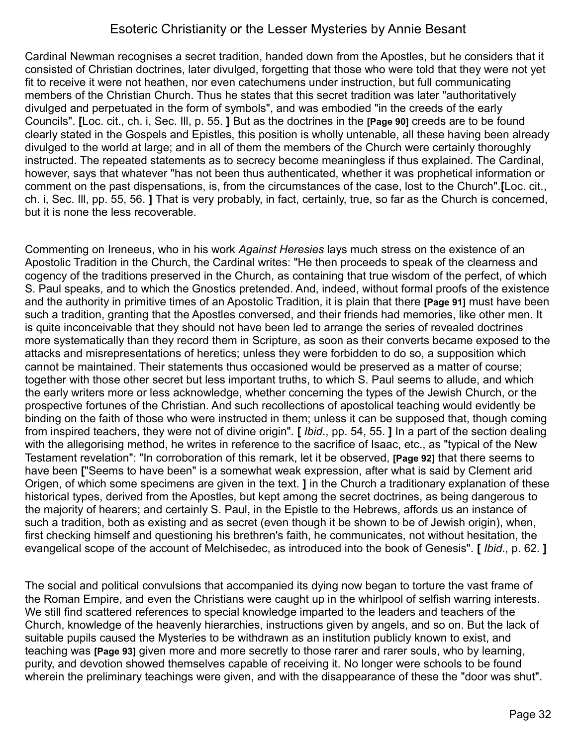Cardinal Newman recognises a secret tradition, handed down from the Apostles, but he considers that it consisted of Christian doctrines, later divulged, forgetting that those who were told that they were not yet fit to receive it were not heathen, nor even catechumens under instruction, but full communicating members of the Christian Church. Thus he states that this secret tradition was later "authoritatively divulged and perpetuated in the form of symbols", and was embodied "in the creeds of the early Councils". **[**Loc. cit., ch. i, Sec. Ill, p. 55. **]** But as the doctrines in the **[Page 90]** creeds are to be found clearly stated in the Gospels and Epistles, this position is wholly untenable, all these having been already divulged to the world at large; and in all of them the members of the Church were certainly thoroughly instructed. The repeated statements as to secrecy become meaningless if thus explained. The Cardinal, however, says that whatever "has not been thus authenticated, whether it was prophetical information or comment on the past dispensations, is, from the circumstances of the case, lost to the Church".**[**Loc. cit., ch. i, Sec. Ill, pp. 55, 56. **]** That is very probably, in fact, certainly, true, so far as the Church is concerned, but it is none the less recoverable.

Commenting on Ireneeus, who in his work *Against Heresies* lays much stress on the existence of an Apostolic Tradition in the Church, the Cardinal writes: "He then proceeds to speak of the clearness and cogency of the traditions preserved in the Church, as containing that true wisdom of the perfect, of which S. Paul speaks, and to which the Gnostics pretended. And, indeed, without formal proofs of the existence and the authority in primitive times of an Apostolic Tradition, it is plain that there **[Page 91]** must have been such a tradition, granting that the Apostles conversed, and their friends had memories, like other men. It is quite inconceivable that they should not have been led to arrange the series of revealed doctrines more systematically than they record them in Scripture, as soon as their converts became exposed to the attacks and misrepresentations of heretics; unless they were forbidden to do so, a supposition which cannot be maintained. Their statements thus occasioned would be preserved as a matter of course; together with those other secret but less important truths, to which S. Paul seems to allude, and which the early writers more or less acknowledge, whether concerning the types of the Jewish Church, or the prospective fortunes of the Christian. And such recollections of apostolical teaching would evidently be binding on the faith of those who were instructed in them; unless it can be supposed that, though coming from inspired teachers, they were not of divine origin". **[** *Ibid*., pp. 54, 55. **]** In a part of the section dealing with the allegorising method, he writes in reference to the sacrifice of Isaac, etc., as "typical of the New Testament revelation": "In corroboration of this remark, let it be observed, **[Page 92]** that there seems to have been **[**"Seems to have been" is a somewhat weak expression, after what is said by Clement arid Origen, of which some specimens are given in the text. **]** in the Church a traditionary explanation of these historical types, derived from the Apostles, but kept among the secret doctrines, as being dangerous to the majority of hearers; and certainly S. Paul, in the Epistle to the Hebrews, affords us an instance of such a tradition, both as existing and as secret (even though it be shown to be of Jewish origin), when, first checking himself and questioning his brethren's faith, he communicates, not without hesitation, the evangelical scope of the account of Melchisedec, as introduced into the book of Genesis". **[** *Ibid*., p. 62. **]**

The social and political convulsions that accompanied its dying now began to torture the vast frame of the Roman Empire, and even the Christians were caught up in the whirlpool of selfish warring interests. We still find scattered references to special knowledge imparted to the leaders and teachers of the Church, knowledge of the heavenly hierarchies, instructions given by angels, and so on. But the lack of suitable pupils caused the Mysteries to be withdrawn as an institution publicly known to exist, and teaching was **[Page 93]** given more and more secretly to those rarer and rarer souls, who by learning, purity, and devotion showed themselves capable of receiving it. No longer were schools to be found wherein the preliminary teachings were given, and with the disappearance of these the "door was shut".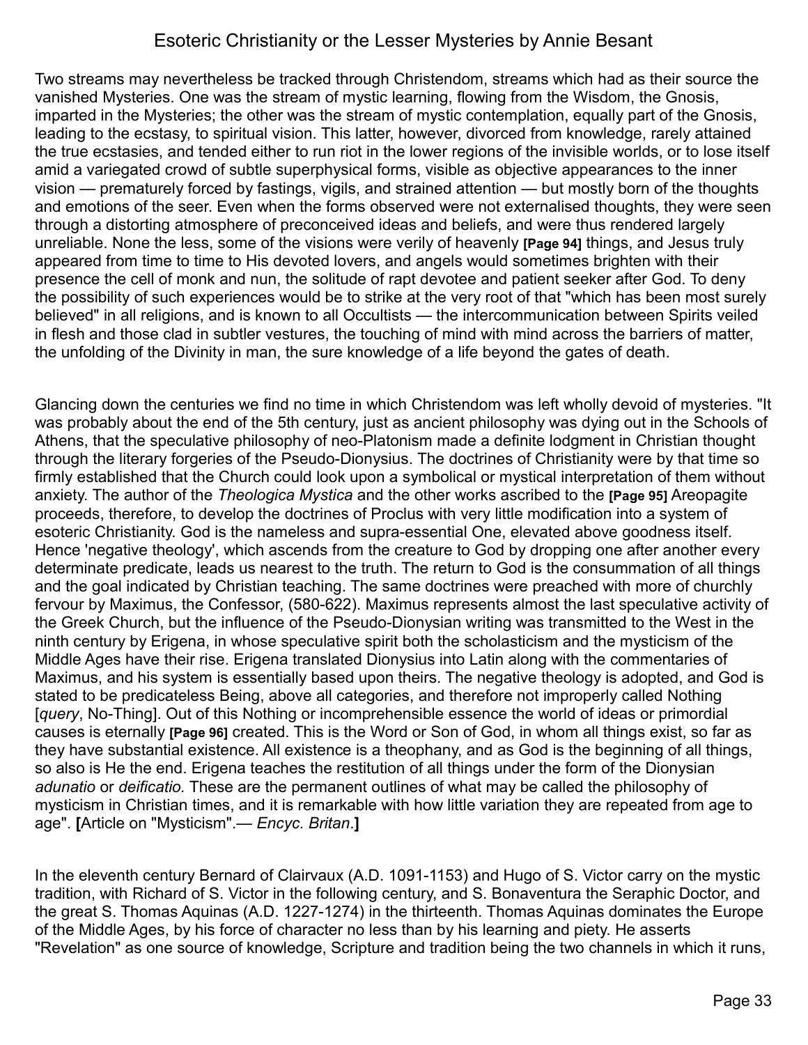Two streams may nevertheless be tracked through Christendom, streams which had as their source the vanished Mysteries. One was the stream of mystic learning, flowing from the Wisdom, the Gnosis, imparted in the Mysteries; the other was the stream of mystic contemplation, equally part of the Gnosis, leading to the ecstasy, to spiritual vision. This latter, however, divorced from knowledge, rarely attained the true ecstasies, and tended either to run riot in the lower regions of the invisible worlds, or to lose itself amid a variegated crowd of subtle superphysical forms, visible as objective appearances to the inner vision — prematurely forced by fastings, vigils, and strained attention — but mostly born of the thoughts and emotions of the seer. Even when the forms observed were not externalised thoughts, they were seen through a distorting atmosphere of preconceived ideas and beliefs, and were thus rendered largely unreliable. None the less, some of the visions were verily of heavenly **[Page 94]** things, and Jesus truly appeared from time to time to His devoted lovers, and angels would sometimes brighten with their presence the cell of monk and nun, the solitude of rapt devotee and patient seeker after God. To deny the possibility of such experiences would be to strike at the very root of that "which has been most surely believed" in all religions, and is known to all Occultists — the intercommunication between Spirits veiled in flesh and those clad in subtler vestures, the touching of mind with mind across the barriers of matter, the unfolding of the Divinity in man, the sure knowledge of a life beyond the gates of death.

Glancing down the centuries we find no time in which Christendom was left wholly devoid of mysteries. "It was probably about the end of the 5th century, just as ancient philosophy was dying out in the Schools of Athens, that the speculative philosophy of neo-Platonism made a definite lodgment in Christian thought through the literary forgeries of the Pseudo-Dionysius. The doctrines of Christianity were by that time so firmly established that the Church could look upon a symbolical or mystical interpretation of them without anxiety. The author of the *Theologica Mystica* and the other works ascribed to the **[Page 95]** Areopagite proceeds, therefore, to develop the doctrines of Proclus with very little modification into a system of esoteric Christianity. God is the nameless and supra-essential One, elevated above goodness itself. Hence 'negative theology', which ascends from the creature to God by dropping one after another every determinate predicate, leads us nearest to the truth. The return to God is the consummation of all things and the goal indicated by Christian teaching. The same doctrines were preached with more of churchly fervour by Maximus, the Confessor, (580-622). Maximus represents almost the last speculative activity of the Greek Church, but the influence of the Pseudo-Dionysian writing was transmitted to the West in the ninth century by Erigena, in whose speculative spirit both the scholasticism and the mysticism of the Middle Ages have their rise. Erigena translated Dionysius into Latin along with the commentaries of Maximus, and his system is essentially based upon theirs. The negative theology is adopted, and God is stated to be predicateless Being, above all categories, and therefore not improperly called Nothing [*query*, No-Thing]. Out of this Nothing or incomprehensible essence the world of ideas or primordial causes is eternally **[Page 96]** created. This is the Word or Son of God, in whom all things exist, so far as they have substantial existence. All existence is a theophany, and as God is the beginning of all things, so also is He the end. Erigena teaches the restitution of all things under the form of the Dionysian *adunatio* or *deificatio.* These are the permanent outlines of what may be called the philosophy of mysticism in Christian times, and it is remarkable with how little variation they are repeated from age to age". **[**Article on "Mysticism".— *Encyc. Britan*.**]**

In the eleventh century Bernard of Clairvaux (A.D. 1091-1153) and Hugo of S. Victor carry on the mystic tradition, with Richard of S. Victor in the following century, and S. Bonaventura the Seraphic Doctor, and the great S. Thomas Aquinas (A.D. 1227-1274) in the thirteenth. Thomas Aquinas dominates the Europe of the Middle Ages, by his force of character no less than by his learning and piety. He asserts "Revelation" as one source of knowledge, Scripture and tradition being the two channels in which it runs,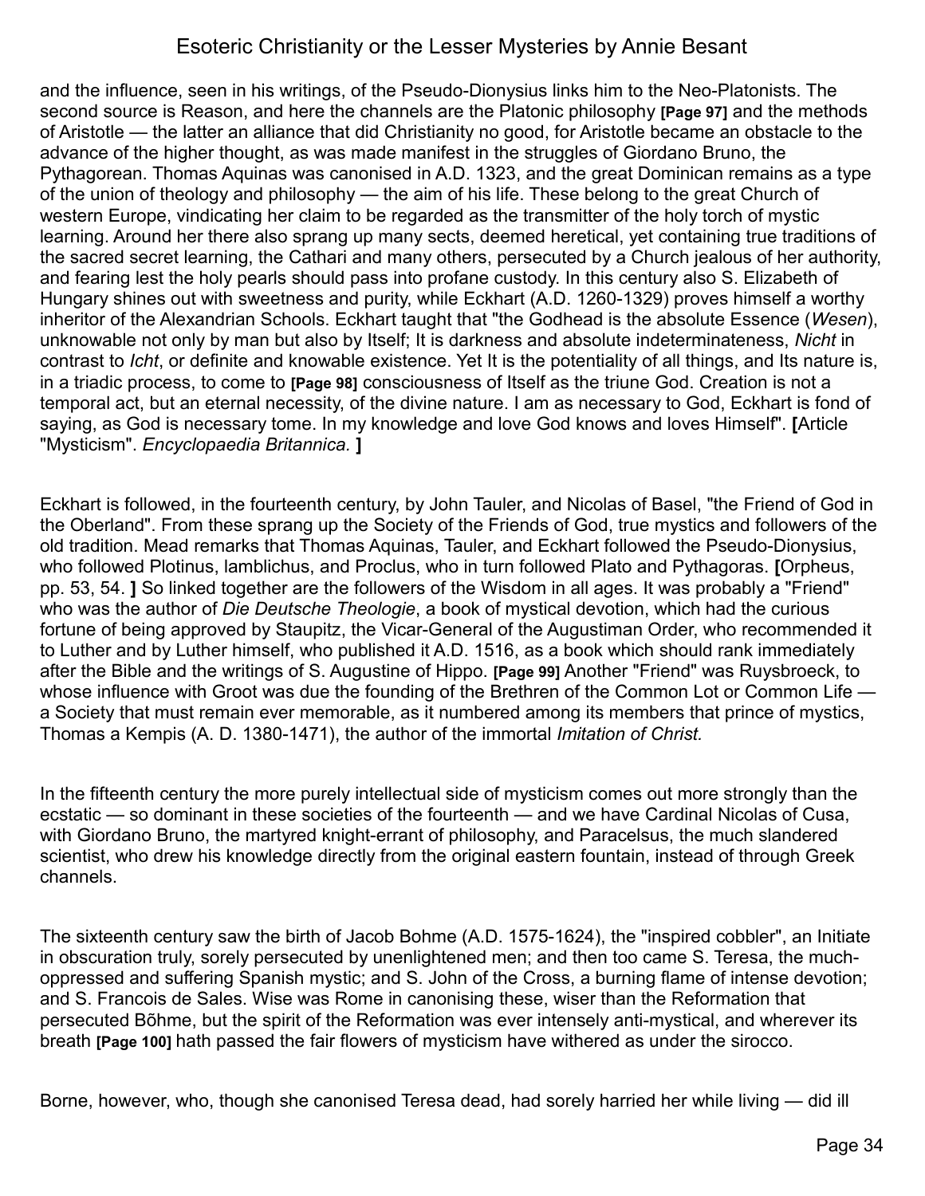and the influence, seen in his writings, of the Pseudo-Dionysius links him to the Neo-Platonists. The second source is Reason, and here the channels are the Platonic philosophy **[Page 97]** and the methods of Aristotle — the latter an alliance that did Christianity no good, for Aristotle became an obstacle to the advance of the higher thought, as was made manifest in the struggles of Giordano Bruno, the Pythagorean. Thomas Aquinas was canonised in A.D. 1323, and the great Dominican remains as a type of the union of theology and philosophy — the aim of his life. These belong to the great Church of western Europe, vindicating her claim to be regarded as the transmitter of the holy torch of mystic learning. Around her there also sprang up many sects, deemed heretical, yet containing true traditions of the sacred secret learning, the Cathari and many others, persecuted by a Church jealous of her authority, and fearing lest the holy pearls should pass into profane custody. In this century also S. Elizabeth of Hungary shines out with sweetness and purity, while Eckhart (A.D. 1260-1329) proves himself a worthy inheritor of the Alexandrian Schools. Eckhart taught that "the Godhead is the absolute Essence (*Wesen*), unknowable not only by man but also by Itself; It is darkness and absolute indeterminateness, *Nicht* in contrast to *Icht*, or definite and knowable existence. Yet It is the potentiality of all things, and Its nature is, in a triadic process, to come to **[Page 98]** consciousness of Itself as the triune God. Creation is not a temporal act, but an eternal necessity, of the divine nature. I am as necessary to God, Eckhart is fond of saying, as God is necessary tome. In my knowledge and love God knows and loves Himself". **[**Article "Mysticism". *Encyclopaedia Britannica.* **]**

Eckhart is followed, in the fourteenth century, by John Tauler, and Nicolas of Basel, "the Friend of God in the Oberland". From these sprang up the Society of the Friends of God, true mystics and followers of the old tradition. Mead remarks that Thomas Aquinas, Tauler, and Eckhart followed the Pseudo-Dionysius, who followed Plotinus, Iamblichus, and Proclus, who in turn followed Plato and Pythagoras. **[**Orpheus, pp. 53, 54. **]** So linked together are the followers of the Wisdom in all ages. It was probably a "Friend" who was the author of *Die Deutsche Theologie*, a book of mystical devotion, which had the curious fortune of being approved by Staupitz, the Vicar-General of the Augustiman Order, who recommended it to Luther and by Luther himself, who published it A.D. 1516, as a book which should rank immediately after the Bible and the writings of S. Augustine of Hippo. **[Page 99]** Another "Friend" was Ruysbroeck, to whose influence with Groot was due the founding of the Brethren of the Common Lot or Common Life — a Society that must remain ever memorable, as it numbered among its members that prince of mystics, Thomas a Kempis (A. D. 1380-1471), the author of the immortal *Imitation of Christ.*

In the fifteenth century the more purely intellectual side of mysticism comes out more strongly than the ecstatic — so dominant in these societies of the fourteenth — and we have Cardinal Nicolas of Cusa, with Giordano Bruno, the martyred knight-errant of philosophy, and Paracelsus, the much slandered scientist, who drew his knowledge directly from the original eastern fountain, instead of through Greek channels.

The sixteenth century saw the birth of Jacob Bohme (A.D. 1575-1624), the "inspired cobbler", an Initiate in obscuration truly, sorely persecuted by unenlightened men; and then too came S. Teresa, the much-oppressed and suffering Spanish mystic; and S. John of the Cross, a burning flame of intense devotion; and S. Francois de Sales. Wise was Rome in canonising these, wiser than the Reformation that persecuted Bõhme, but the spirit of the Reformation was ever intensely anti-mystical, and wherever its breath **[Page 100]** hath passed the fair flowers of mysticism have withered as under the sirocco.

Borne, however, who, though she canonised Teresa dead, had sorely harried her while living — did ill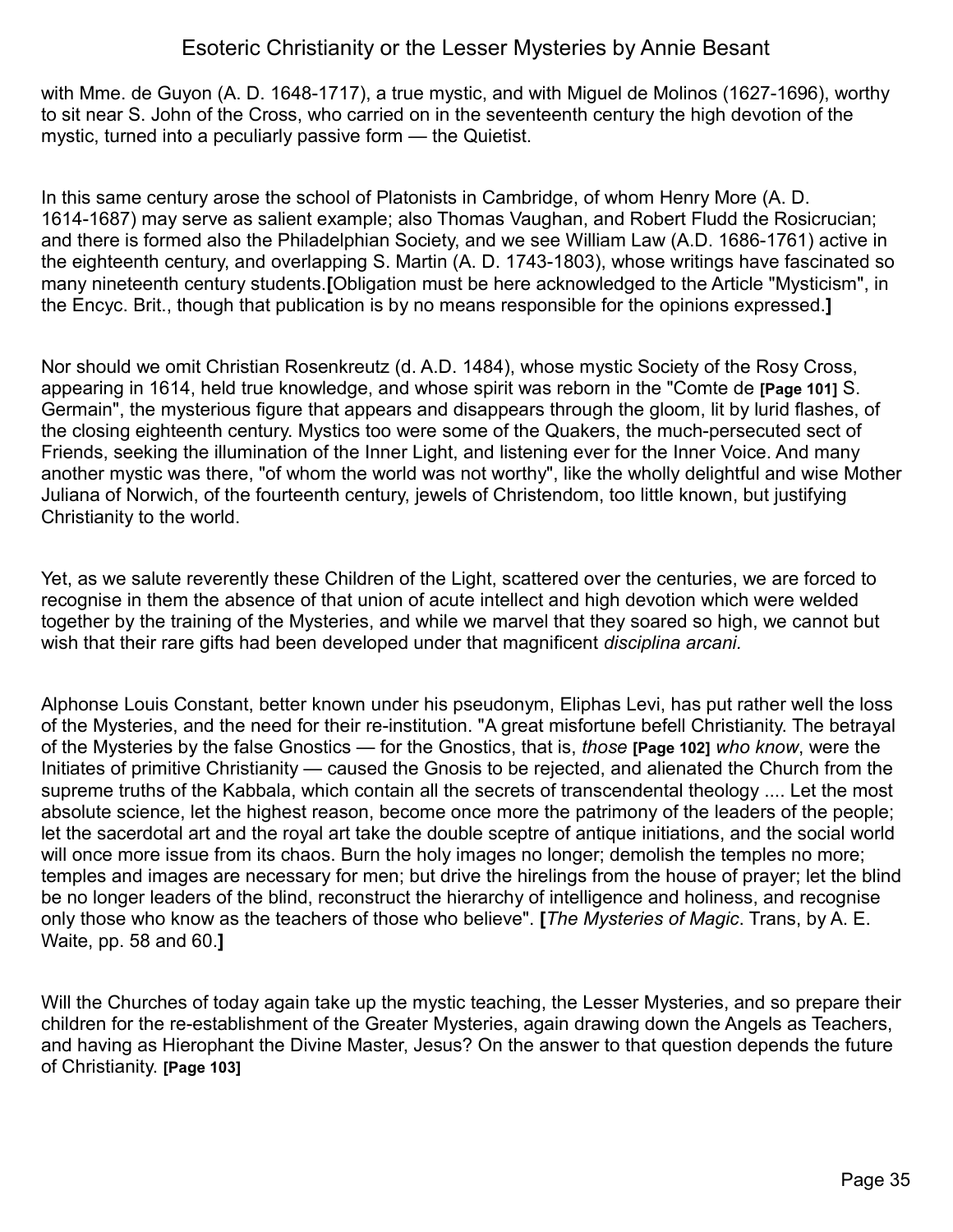with Mme. de Guyon (A. D. 1648-1717), a true mystic, and with Miguel de Molinos (1627-1696), worthy to sit near S. John of the Cross, who carried on in the seventeenth century the high devotion of the mystic, turned into a peculiarly passive form — the Quietist.

In this same century arose the school of Platonists in Cambridge, of whom Henry More (A. D. 1614-1687) may serve as salient example; also Thomas Vaughan, and Robert Fludd the Rosicrucian; and there is formed also the Philadelphian Society, and we see William Law (A.D. 1686-1761) active in the eighteenth century, and overlapping S. Martin (A. D. 1743-1803), whose writings have fascinated so many nineteenth century students.**[**Obligation must be here acknowledged to the Article "Mysticism", in the Encyc. Brit., though that publication is by no means responsible for the opinions expressed.**]**

Nor should we omit Christian Rosenkreutz (d. A.D. 1484), whose mystic Society of the Rosy Cross, appearing in 1614, held true knowledge, and whose spirit was reborn in the "Comte de **[Page 101]** S. Germain", the mysterious figure that appears and disappears through the gloom, lit by lurid flashes, of the closing eighteenth century. Mystics too were some of the Quakers, the much-persecuted sect of Friends, seeking the illumination of the Inner Light, and listening ever for the Inner Voice. And many another mystic was there, "of whom the world was not worthy", like the wholly delightful and wise Mother Juliana of Norwich, of the fourteenth century, jewels of Christendom, too little known, but justifying Christianity to the world.

Yet, as we salute reverently these Children of the Light, scattered over the centuries, we are forced to recognise in them the absence of that union of acute intellect and high devotion which were welded together by the training of the Mysteries, and while we marvel that they soared so high, we cannot but wish that their rare gifts had been developed under that magnificent *disciplina arcani.*

Alphonse Louis Constant, better known under his pseudonym, Eliphas Levi, has put rather well the loss of the Mysteries, and the need for their re-institution. "A great misfortune befell Christianity. The betrayal of the Mysteries by the false Gnostics — for the Gnostics, that is, *those* **[Page 102]** *who know*, were the Initiates of primitive Christianity — caused the Gnosis to be rejected, and alienated the Church from the supreme truths of the Kabbala, which contain all the secrets of transcendental theology .... Let the most absolute science, let the highest reason, become once more the patrimony of the leaders of the people; let the sacerdotal art and the royal art take the double sceptre of antique initiations, and the social world will once more issue from its chaos. Burn the holy images no longer; demolish the temples no more; temples and images are necessary for men; but drive the hirelings from the house of prayer; let the blind be no longer leaders of the blind, reconstruct the hierarchy of intelligence and holiness, and recognise only those who know as the teachers of those who believe". **[***The Mysteries of Magic*. Trans, by A. E. Waite, pp. 58 and 60.**]**

Will the Churches of today again take up the mystic teaching, the Lesser Mysteries, and so prepare their children for the re-establishment of the Greater Mysteries, again drawing down the Angels as Teachers, and having as Hierophant the Divine Master, Jesus? On the answer to that question depends the future of Christianity. **[Page 103]**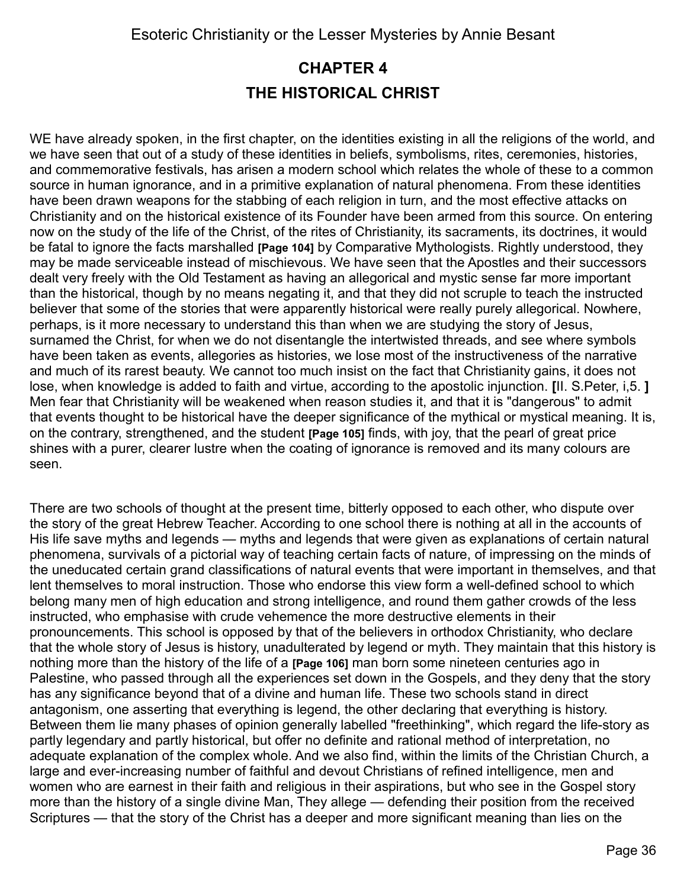## CHAPTER 4

## THE HISTORICAL CHRIST

WE have already spoken, in the first chapter, on the identities existing in all the religions of the world, and we have seen that out of a study of these identities in beliefs, symbolisms, rites, ceremonies, histories, and commemorative festivals, has arisen a modern school which relates the whole of these to a common source in human ignorance, and in a primitive explanation of natural phenomena. From these identities have been drawn weapons for the stabbing of each religion in turn, and the most effective attacks on Christianity and on the historical existence of its Founder have been armed from this source. On entering now on the study of the life of the Christ, of the rites of Christianity, its sacraments, its doctrines, it would be fatal to ignore the facts marshalled **[Page 104]** by Comparative Mythologists. Rightly understood, they may be made serviceable instead of mischievous. We have seen that the Apostles and their successors dealt very freely with the Old Testament as having an allegorical and mystic sense far more important than the historical, though by no means negating it, and that they did not scruple to teach the instructed believer that some of the stories that were apparently historical were really purely allegorical. Nowhere, perhaps, is it more necessary to understand this than when we are studying the story of Jesus, surnamed the Christ, for when we do not disentangle the intertwisted threads, and see where symbols have been taken as events, allegories as histories, we lose most of the instructiveness of the narrative and much of its rarest beauty. We cannot too much insist on the fact that Christianity gains, it does not lose, when knowledge is added to faith and virtue, according to the apostolic injunction. **[**II. S.Peter, i,5. **]** Men fear that Christianity will be weakened when reason studies it, and that it is "dangerous" to admit that events thought to be historical have the deeper significance of the mythical or mystical meaning. It is, on the contrary, strengthened, and the student **[Page 105]** finds, with joy, that the pearl of great price shines with a purer, clearer lustre when the coating of ignorance is removed and its many colours are seen.

There are two schools of thought at the present time, bitterly opposed to each other, who dispute over the story of the great Hebrew Teacher. According to one school there is nothing at all in the accounts of His life save myths and legends — myths and legends that were given as explanations of certain natural phenomena, survivals of a pictorial way of teaching certain facts of nature, of impressing on the minds of the uneducated certain grand classifications of natural events that were important in themselves, and that lent themselves to moral instruction. Those who endorse this view form a well-defined school to which belong many men of high education and strong intelligence, and round them gather crowds of the less instructed, who emphasise with crude vehemence the more destructive elements in their pronouncements. This school is opposed by that of the believers in orthodox Christianity, who declare that the whole story of Jesus is history, unadulterated by legend or myth. They maintain that this history is nothing more than the history of the life of a **[Page 106]** man born some nineteen centuries ago in Palestine, who passed through all the experiences set down in the Gospels, and they deny that the story has any significance beyond that of a divine and human life. These two schools stand in direct antagonism, one asserting that everything is legend, the other declaring that everything is history. Between them lie many phases of opinion generally labelled "freethinking", which regard the life-story as partly legendary and partly historical, but offer no definite and rational method of interpretation, no adequate explanation of the complex whole. And we also find, within the limits of the Christian Church, a large and ever-increasing number of faithful and devout Christians of refined intelligence, men and women who are earnest in their faith and religious in their aspirations, but who see in the Gospel story more than the history of a single divine Man, They allege — defending their position from the received Scriptures — that the story of the Christ has a deeper and more significant meaning than lies on the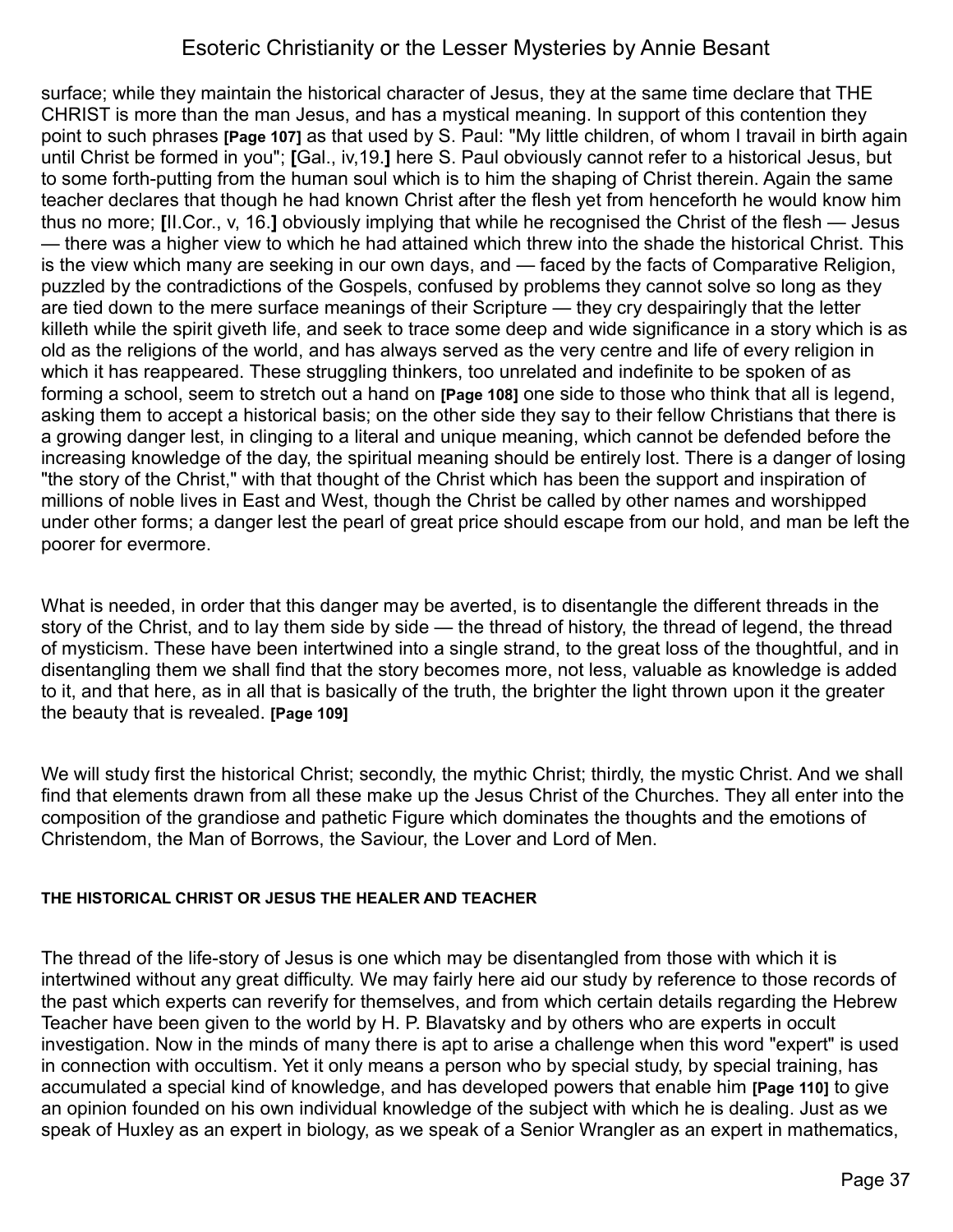surface; while they maintain the historical character of Jesus, they at the same time declare that THE CHRIST is more than the man Jesus, and has a mystical meaning. In support of this contention they point to such phrases **[Page 107]** as that used by S. Paul: "My little children, of whom I travail in birth again until Christ be formed in you"; **[**Gal., iv,19.**]** here S. Paul obviously cannot refer to a historical Jesus, but to some forth-putting from the human soul which is to him the shaping of Christ therein. Again the same teacher declares that though he had known Christ after the flesh yet from henceforth he would know him thus no more; **[**II.Cor., v, 16.**]** obviously implying that while he recognised the Christ of the flesh — Jesus — there was a higher view to which he had attained which threw into the shade the historical Christ. This is the view which many are seeking in our own days, and — faced by the facts of Comparative Religion, puzzled by the contradictions of the Gospels, confused by problems they cannot solve so long as they are tied down to the mere surface meanings of their Scripture — they cry despairingly that the letter killeth while the spirit giveth life, and seek to trace some deep and wide significance in a story which is as old as the religions of the world, and has always served as the very centre and life of every religion in which it has reappeared. These struggling thinkers, too unrelated and indefinite to be spoken of as forming a school, seem to stretch out a hand on **[Page 108]** one side to those who think that all is legend, asking them to accept a historical basis; on the other side they say to their fellow Christians that there is a growing danger lest, in clinging to a literal and unique meaning, which cannot be defended before the increasing knowledge of the day, the spiritual meaning should be entirely lost. There is a danger of losing "the story of the Christ," with that thought of the Christ which has been the support and inspiration of millions of noble lives in East and West, though the Christ be called by other names and worshipped under other forms; a danger lest the pearl of great price should escape from our hold, and man be left the poorer for evermore.

What is needed, in order that this danger may be averted, is to disentangle the different threads in the story of the Christ, and to lay them side by side — the thread of history, the thread of legend, the thread of mysticism. These have been intertwined into a single strand, to the great loss of the thoughtful, and in disentangling them we shall find that the story becomes more, not less, valuable as knowledge is added to it, and that here, as in all that is basically of the truth, the brighter the light thrown upon it the greater the beauty that is revealed. **[Page 109]**

We will study first the historical Christ; secondly, the mythic Christ; thirdly, the mystic Christ. And we shall find that elements drawn from all these make up the Jesus Christ of the Churches. They all enter into the composition of the grandiose and pathetic Figure which dominates the thoughts and the emotions of Christendom, the Man of Borrows, the Saviour, the Lover and Lord of Men.

#### THE HISTORICAL CHRIST OR JESUS THE HEALER AND TEACHER

The thread of the life-story of Jesus is one which may be disentangled from those with which it is intertwined without any great difficulty. We may fairly here aid our study by reference to those records of the past which experts can reverify for themselves, and from which certain details regarding the Hebrew Teacher have been given to the world by H. P. Blavatsky and by others who are experts in occult investigation. Now in the minds of many there is apt to arise a challenge when this word "expert" is used in connection with occultism. Yet it only means a person who by special study, by special training, has accumulated a special kind of knowledge, and has developed powers that enable him **[Page 110]** to give an opinion founded on his own individual knowledge of the subject with which he is dealing. Just as we speak of Huxley as an expert in biology, as we speak of a Senior Wrangler as an expert in mathematics,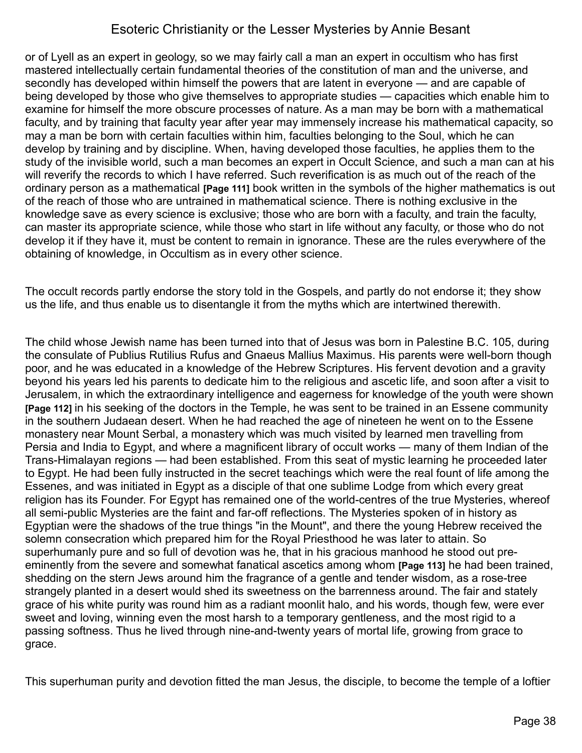or of Lyell as an expert in geology, so we may fairly call a man an expert in occultism who has first mastered intellectually certain fundamental theories of the constitution of man and the universe, and secondly has developed within himself the powers that are latent in everyone — and are capable of being developed by those who give themselves to appropriate studies — capacities which enable him to examine for himself the more obscure processes of nature. As a man may be born with a mathematical faculty, and by training that faculty year after year may immensely increase his mathematical capacity, so may a man be born with certain faculties within him, faculties belonging to the Soul, which he can develop by training and by discipline. When, having developed those faculties, he applies them to the study of the invisible world, such a man becomes an expert in Occult Science, and such a man can at his will reverify the records to which I have referred. Such reverification is as much out of the reach of the ordinary person as a mathematical **[Page 111]** book written in the symbols of the higher mathematics is out of the reach of those who are untrained in mathematical science. There is nothing exclusive in the knowledge save as every science is exclusive; those who are born with a faculty, and train the faculty, can master its appropriate science, while those who start in life without any faculty, or those who do not develop it if they have it, must be content to remain in ignorance. These are the rules everywhere of the obtaining of knowledge, in Occultism as in every other science.

The occult records partly endorse the story told in the Gospels, and partly do not endorse it; they show us the life, and thus enable us to disentangle it from the myths which are intertwined therewith.

The child whose Jewish name has been turned into that of Jesus was born in Palestine B.C. 105, during the consulate of Publius Rutilius Rufus and Gnaeus Mallius Maximus. His parents were well-born though poor, and he was educated in a knowledge of the Hebrew Scriptures. His fervent devotion and a gravity beyond his years led his parents to dedicate him to the religious and ascetic life, and soon after a visit to Jerusalem, in which the extraordinary intelligence and eagerness for knowledge of the youth were shown **[Page 112]** in his seeking of the doctors in the Temple, he was sent to be trained in an Essene community in the southern Judaean desert. When he had reached the age of nineteen he went on to the Essene monastery near Mount Serbal, a monastery which was much visited by learned men travelling from Persia and India to Egypt, and where a magnificent library of occult works — many of them Indian of the Trans-Himalayan regions — had been established. From this seat of mystic learning he proceeded later to Egypt. He had been fully instructed in the secret teachings which were the real fount of life among the Essenes, and was initiated in Egypt as a disciple of that one sublime Lodge from which every great religion has its Founder. For Egypt has remained one of the world-centres of the true Mysteries, whereof all semi-public Mysteries are the faint and far-off reflections. The Mysteries spoken of in history as Egyptian were the shadows of the true things "in the Mount", and there the young Hebrew received the solemn consecration which prepared him for the Royal Priesthood he was later to attain. So superhumanly pure and so full of devotion was he, that in his gracious manhood he stood out pre-eminently from the severe and somewhat fanatical ascetics among whom **[Page 113]** he had been trained, shedding on the stern Jews around him the fragrance of a gentle and tender wisdom, as a rose-tree strangely planted in a desert would shed its sweetness on the barrenness around. The fair and stately grace of his white purity was round him as a radiant moonlit halo, and his words, though few, were ever sweet and loving, winning even the most harsh to a temporary gentleness, and the most rigid to a passing softness. Thus he lived through nine-and-twenty years of mortal life, growing from grace to grace.

This superhuman purity and devotion fitted the man Jesus, the disciple, to become the temple of a loftier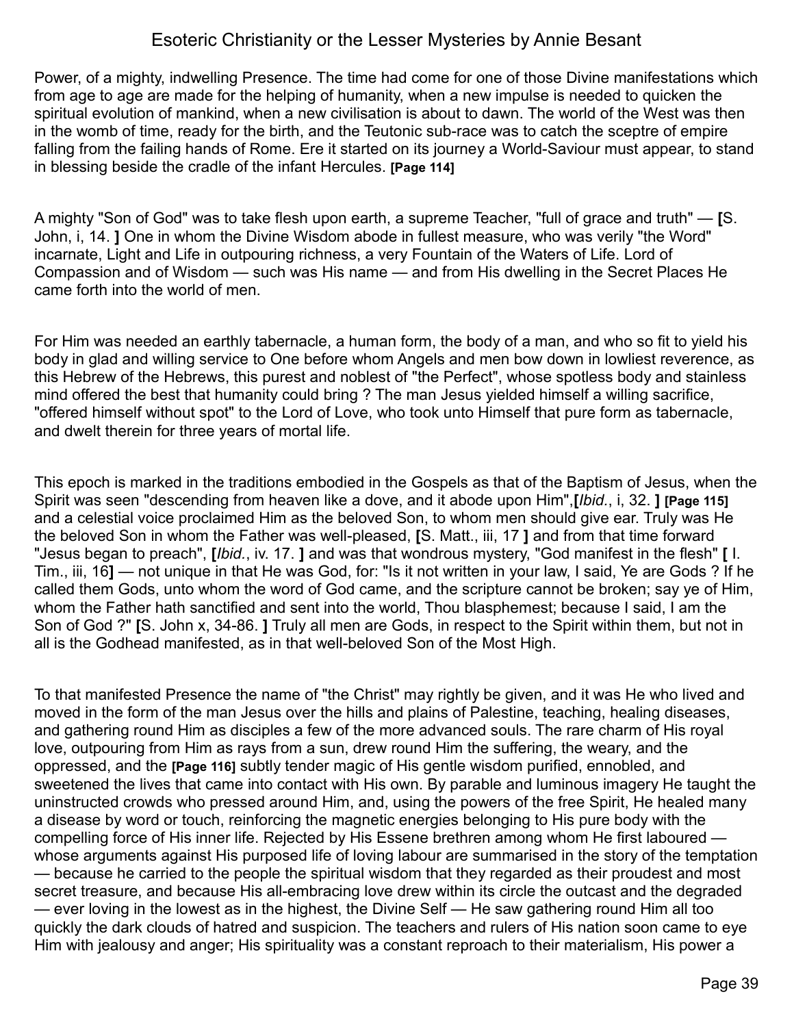Power, of a mighty, indwelling Presence. The time had come for one of those Divine manifestations which from age to age are made for the helping of humanity, when a new impulse is needed to quicken the spiritual evolution of mankind, when a new civilisation is about to dawn. The world of the West was then in the womb of time, ready for the birth, and the Teutonic sub-race was to catch the sceptre of empire falling from the failing hands of Rome. Ere it started on its journey a World-Saviour must appear, to stand in blessing beside the cradle of the infant Hercules. **[Page 114]**

A mighty "Son of God" was to take flesh upon earth, a supreme Teacher, "full of grace and truth" — **[**S. John, i, 14. **]** One in whom the Divine Wisdom abode in fullest measure, who was verily "the Word" incarnate, Light and Life in outpouring richness, a very Fountain of the Waters of Life. Lord of Compassion and of Wisdom — such was His name — and from His dwelling in the Secret Places He came forth into the world of men.

For Him was needed an earthly tabernacle, a human form, the body of a man, and who so fit to yield his body in glad and willing service to One before whom Angels and men bow down in lowliest reverence, as this Hebrew of the Hebrews, this purest and noblest of "the Perfect", whose spotless body and stainless mind offered the best that humanity could bring ? The man Jesus yielded himself a willing sacrifice, "offered himself without spot" to the Lord of Love, who took unto Himself that pure form as tabernacle, and dwelt therein for three years of mortal life.

This epoch is marked in the traditions embodied in the Gospels as that of the Baptism of Jesus, when the Spirit was seen "descending from heaven like a dove, and it abode upon Him",**[***Ibid.*, i, 32. **]** **[Page 115]** and a celestial voice proclaimed Him as the beloved Son, to whom men should give ear. Truly was He the beloved Son in whom the Father was well-pleased, **[**S. Matt., iii, 17 **]** and from that time forward "Jesus began to preach", **[***Ibid.*, iv. 17. **]** and was that wondrous mystery, "God manifest in the flesh" **[** I. Tim., iii, 16**]** — not unique in that He was God, for: "Is it not written in your law, I said, Ye are Gods ? If he called them Gods, unto whom the word of God came, and the scripture cannot be broken; say ye of Him, whom the Father hath sanctified and sent into the world, Thou blasphemest; because I said, I am the Son of God ?" **[**S. John x, 34-86. **]** Truly all men are Gods, in respect to the Spirit within them, but not in all is the Godhead manifested, as in that well-beloved Son of the Most High.

To that manifested Presence the name of "the Christ" may rightly be given, and it was He who lived and moved in the form of the man Jesus over the hills and plains of Palestine, teaching, healing diseases, and gathering round Him as disciples a few of the more advanced souls. The rare charm of His royal love, outpouring from Him as rays from a sun, drew round Him the suffering, the weary, and the oppressed, and the **[Page 116]** subtly tender magic of His gentle wisdom purified, ennobled, and sweetened the lives that came into contact with His own. By parable and luminous imagery He taught the uninstructed crowds who pressed around Him, and, using the powers of the free Spirit, He healed many a disease by word or touch, reinforcing the magnetic energies belonging to His pure body with the compelling force of His inner life. Rejected by His Essene brethren among whom He first laboured — whose arguments against His purposed life of loving labour are summarised in the story of the temptation — because he carried to the people the spiritual wisdom that they regarded as their proudest and most secret treasure, and because His all-embracing love drew within its circle the outcast and the degraded — ever loving in the lowest as in the highest, the Divine Self — He saw gathering round Him all too quickly the dark clouds of hatred and suspicion. The teachers and rulers of His nation soon came to eye Him with jealousy and anger; His spirituality was a constant reproach to their materialism, His power a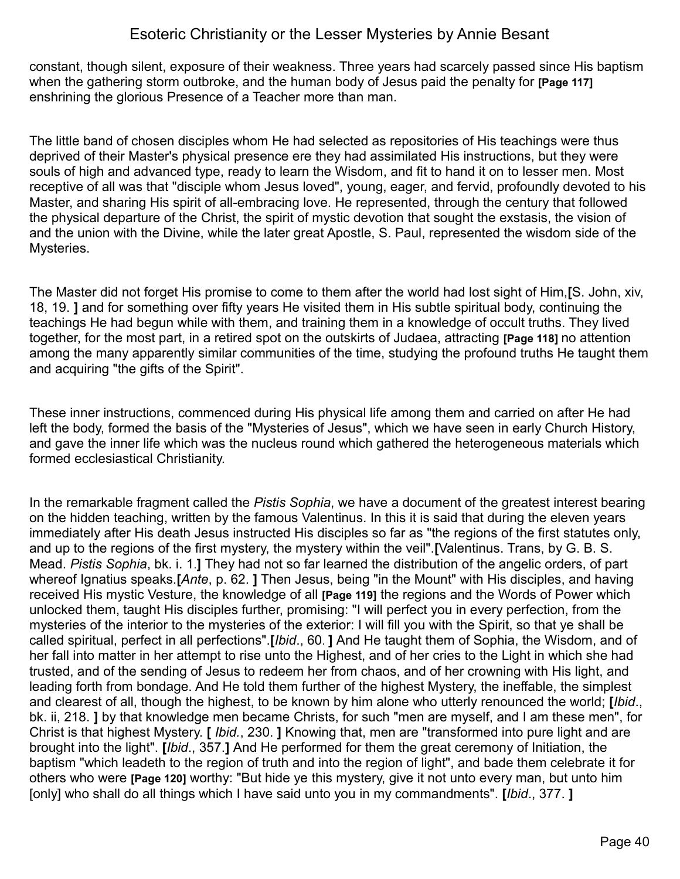constant, though silent, exposure of their weakness. Three years had scarcely passed since His baptism when the gathering storm outbroke, and the human body of Jesus paid the penalty for **[Page 117]** enshrining the glorious Presence of a Teacher more than man.

The little band of chosen disciples whom He had selected as repositories of His teachings were thus deprived of their Master's physical presence ere they had assimilated His instructions, but they were souls of high and advanced type, ready to learn the Wisdom, and fit to hand it on to lesser men. Most receptive of all was that "disciple whom Jesus loved", young, eager, and fervid, profoundly devoted to his Master, and sharing His spirit of all-embracing love. He represented, through the century that followed the physical departure of the Christ, the spirit of mystic devotion that sought the exstasis, the vision of and the union with the Divine, while the later great Apostle, S. Paul, represented the wisdom side of the Mysteries.

The Master did not forget His promise to come to them after the world had lost sight of Him,**[**S. John, xiv, 18, 19. **]** and for something over fifty years He visited them in His subtle spiritual body, continuing the teachings He had begun while with them, and training them in a knowledge of occult truths. They lived together, for the most part, in a retired spot on the outskirts of Judaea, attracting **[Page 118]** no attention among the many apparently similar communities of the time, studying the profound truths He taught them and acquiring "the gifts of the Spirit".

These inner instructions, commenced during His physical life among them and carried on after He had left the body, formed the basis of the "Mysteries of Jesus", which we have seen in early Church History, and gave the inner life which was the nucleus round which gathered the heterogeneous materials which formed ecclesiastical Christianity.

In the remarkable fragment called the *Pistis Sophia*, we have a document of the greatest interest bearing on the hidden teaching, written by the famous Valentinus. In this it is said that during the eleven years immediately after His death Jesus instructed His disciples so far as "the regions of the first statutes only, and up to the regions of the first mystery, the mystery within the veil".**[**Valentinus. Trans, by G. B. S. Mead. *Pistis Sophia*, bk. i. 1.**]** They had not so far learned the distribution of the angelic orders, of part whereof Ignatius speaks.**[***Ante*, p. 62. **]** Then Jesus, being "in the Mount" with His disciples, and having received His mystic Vesture, the knowledge of all **[Page 119]** the regions and the Words of Power which unlocked them, taught His disciples further, promising: "I will perfect you in every perfection, from the mysteries of the interior to the mysteries of the exterior: I will fill you with the Spirit, so that ye shall be called spiritual, perfect in all perfections".**[***Ibid*., 60. **]** And He taught them of Sophia, the Wisdom, and of her fall into matter in her attempt to rise unto the Highest, and of her cries to the Light in which she had trusted, and of the sending of Jesus to redeem her from chaos, and of her crowning with His light, and leading forth from bondage. And He told them further of the highest Mystery, the ineffable, the simplest and clearest of all, though the highest, to be known by him alone who utterly renounced the world; **[***Ibid*., bk. ii, 218. **]** by that knowledge men became Christs, for such "men are myself, and I am these men", for Christ is that highest Mystery. **[** *Ibid.*, 230. **]** Knowing that, men are "transformed into pure light and are brought into the light". **[***Ibid*., 357.**]** And He performed for them the great ceremony of Initiation, the baptism "which leadeth to the region of truth and into the region of light", and bade them celebrate it for others who were **[Page 120]** worthy: "But hide ye this mystery, give it not unto every man, but unto him [only] who shall do all things which I have said unto you in my commandments". **[***Ibid*., 377. **]**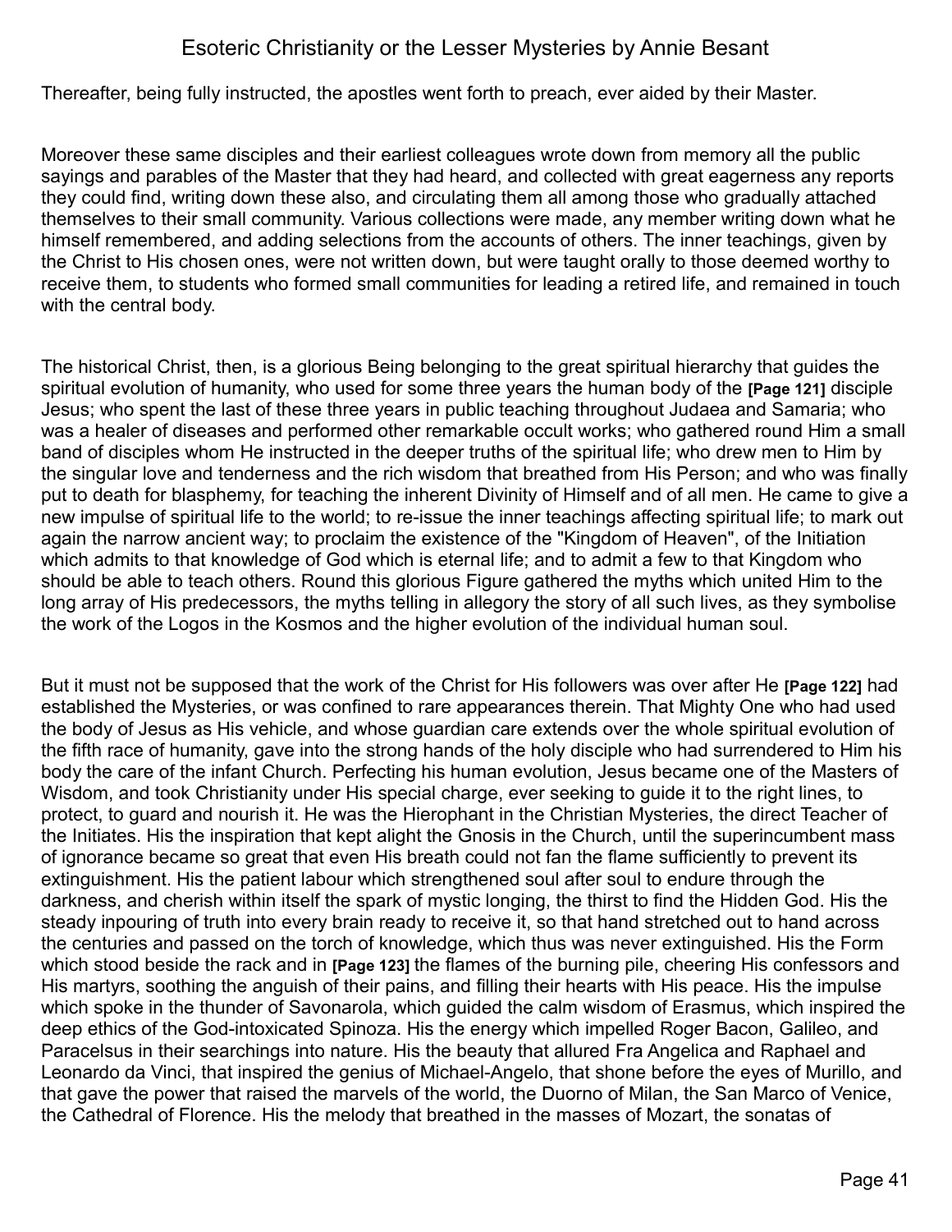Thereafter, being fully instructed, the apostles went forth to preach, ever aided by their Master.

Moreover these same disciples and their earliest colleagues wrote down from memory all the public sayings and parables of the Master that they had heard, and collected with great eagerness any reports they could find, writing down these also, and circulating them all among those who gradually attached themselves to their small community. Various collections were made, any member writing down what he himself remembered, and adding selections from the accounts of others. The inner teachings, given by the Christ to His chosen ones, were not written down, but were taught orally to those deemed worthy to receive them, to students who formed small communities for leading a retired life, and remained in touch with the central body.

The historical Christ, then, is a glorious Being belonging to the great spiritual hierarchy that guides the spiritual evolution of humanity, who used for some three years the human body of the **[Page 121]** disciple Jesus; who spent the last of these three years in public teaching throughout Judaea and Samaria; who was a healer of diseases and performed other remarkable occult works; who gathered round Him a small band of disciples whom He instructed in the deeper truths of the spiritual life; who drew men to Him by the singular love and tenderness and the rich wisdom that breathed from His Person; and who was finally put to death for blasphemy, for teaching the inherent Divinity of Himself and of all men. He came to give a new impulse of spiritual life to the world; to re-issue the inner teachings affecting spiritual life; to mark out again the narrow ancient way; to proclaim the existence of the "Kingdom of Heaven", of the Initiation which admits to that knowledge of God which is eternal life; and to admit a few to that Kingdom who should be able to teach others. Round this glorious Figure gathered the myths which united Him to the long array of His predecessors, the myths telling in allegory the story of all such lives, as they symbolise the work of the Logos in the Kosmos and the higher evolution of the individual human soul.

But it must not be supposed that the work of the Christ for His followers was over after He **[Page 122]** had established the Mysteries, or was confined to rare appearances therein. That Mighty One who had used the body of Jesus as His vehicle, and whose guardian care extends over the whole spiritual evolution of the fifth race of humanity, gave into the strong hands of the holy disciple who had surrendered to Him his body the care of the infant Church. Perfecting his human evolution, Jesus became one of the Masters of Wisdom, and took Christianity under His special charge, ever seeking to guide it to the right lines, to protect, to guard and nourish it. He was the Hierophant in the Christian Mysteries, the direct Teacher of the Initiates. His the inspiration that kept alight the Gnosis in the Church, until the superincumbent mass of ignorance became so great that even His breath could not fan the flame sufficiently to prevent its extinguishment. His the patient labour which strengthened soul after soul to endure through the darkness, and cherish within itself the spark of mystic longing, the thirst to find the Hidden God. His the steady inpouring of truth into every brain ready to receive it, so that hand stretched out to hand across the centuries and passed on the torch of knowledge, which thus was never extinguished. His the Form which stood beside the rack and in **[Page 123]** the flames of the burning pile, cheering His confessors and His martyrs, soothing the anguish of their pains, and filling their hearts with His peace. His the impulse which spoke in the thunder of Savonarola, which guided the calm wisdom of Erasmus, which inspired the deep ethics of the God-intoxicated Spinoza. His the energy which impelled Roger Bacon, Galileo, and Paracelsus in their searchings into nature. His the beauty that allured Fra Angelica and Raphael and Leonardo da Vinci, that inspired the genius of Michael-Angelo, that shone before the eyes of Murillo, and that gave the power that raised the marvels of the world, the Duorno of Milan, the San Marco of Venice, the Cathedral of Florence. His the melody that breathed in the masses of Mozart, the sonatas of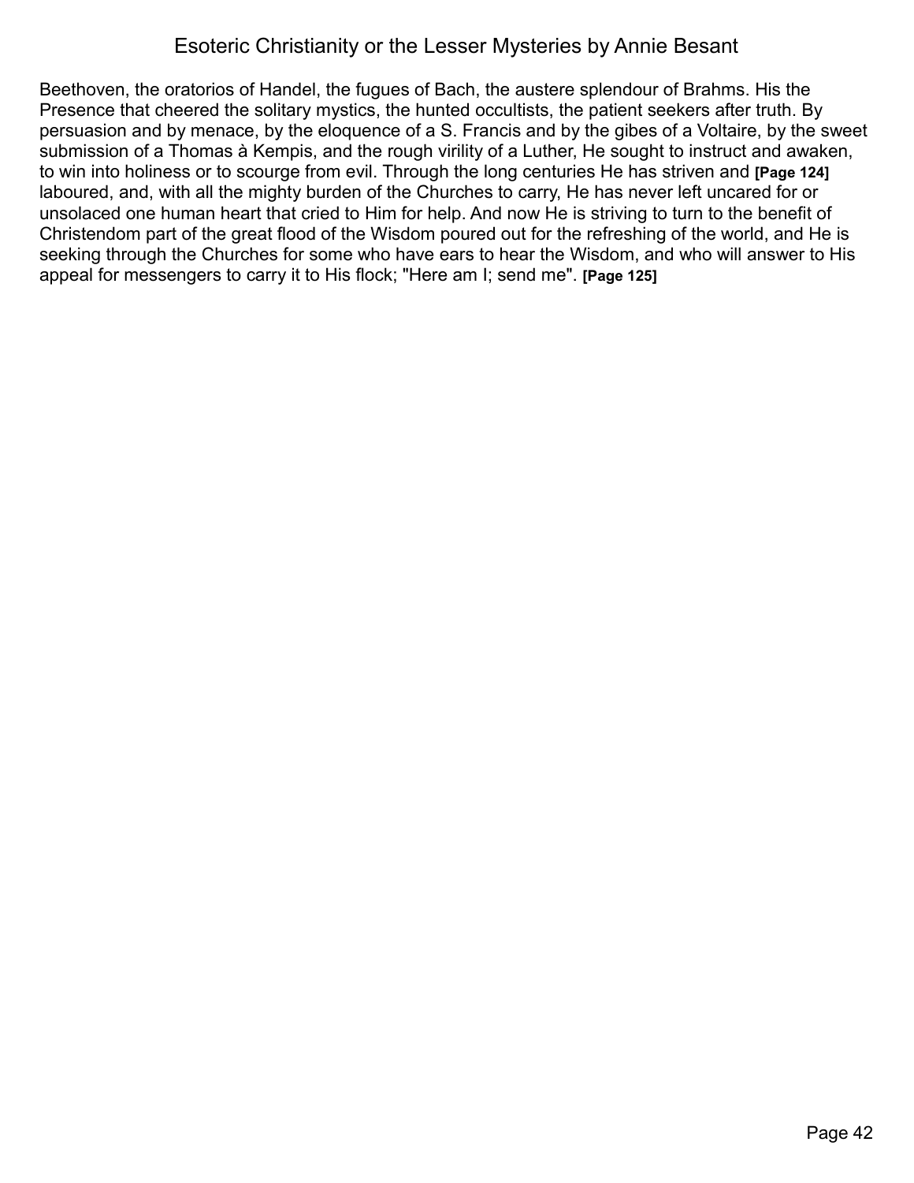Beethoven, the oratorios of Handel, the fugues of Bach, the austere splendour of Brahms. His the Presence that cheered the solitary mystics, the hunted occultists, the patient seekers after truth. By persuasion and by menace, by the eloquence of a S. Francis and by the gibes of a Voltaire, by the sweet submission of a Thomas à Kempis, and the rough virility of a Luther, He sought to instruct and awaken, to win into holiness or to scourge from evil. Through the long centuries He has striven and **[Page 124]** laboured, and, with all the mighty burden of the Churches to carry, He has never left uncared for or unsolaced one human heart that cried to Him for help. And now He is striving to turn to the benefit of Christendom part of the great flood of the Wisdom poured out for the refreshing of the world, and He is seeking through the Churches for some who have ears to hear the Wisdom, and who will answer to His appeal for messengers to carry it to His flock; "Here am I; send me". **[Page 125]**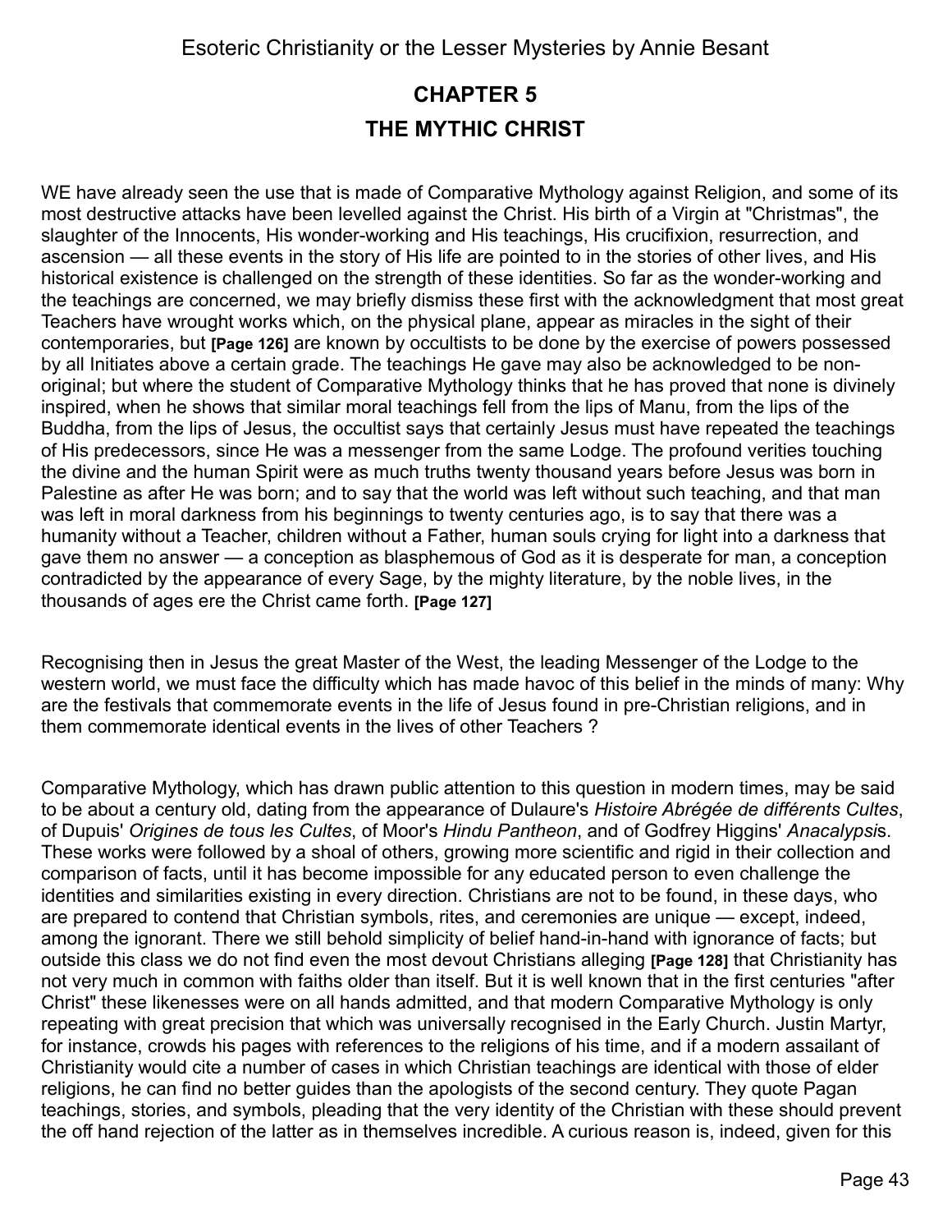## CHAPTER 5

## THE MYTHIC CHRIST

WE have already seen the use that is made of Comparative Mythology against Religion, and some of its most destructive attacks have been levelled against the Christ. His birth of a Virgin at "Christmas", the slaughter of the Innocents, His wonder-working and His teachings, His crucifixion, resurrection, and ascension — all these events in the story of His life are pointed to in the stories of other lives, and His historical existence is challenged on the strength of these identities. So far as the wonder-working and the teachings are concerned, we may briefly dismiss these first with the acknowledgment that most great Teachers have wrought works which, on the physical plane, appear as miracles in the sight of their contemporaries, but **[Page 126]** are known by occultists to be done by the exercise of powers possessed by all Initiates above a certain grade. The teachings He gave may also be acknowledged to be non-original; but where the student of Comparative Mythology thinks that he has proved that none is divinely inspired, when he shows that similar moral teachings fell from the lips of Manu, from the lips of the Buddha, from the lips of Jesus, the occultist says that certainly Jesus must have repeated the teachings of His predecessors, since He was a messenger from the same Lodge. The profound verities touching the divine and the human Spirit were as much truths twenty thousand years before Jesus was born in Palestine as after He was born; and to say that the world was left without such teaching, and that man was left in moral darkness from his beginnings to twenty centuries ago, is to say that there was a humanity without a Teacher, children without a Father, human souls crying for light into a darkness that gave them no answer — a conception as blasphemous of God as it is desperate for man, a conception contradicted by the appearance of every Sage, by the mighty literature, by the noble lives, in the thousands of ages ere the Christ came forth. **[Page 127]**

Recognising then in Jesus the great Master of the West, the leading Messenger of the Lodge to the western world, we must face the difficulty which has made havoc of this belief in the minds of many: Why are the festivals that commemorate events in the life of Jesus found in pre-Christian religions, and in them commemorate identical events in the lives of other Teachers ?

Comparative Mythology, which has drawn public attention to this question in modern times, may be said to be about a century old, dating from the appearance of Dulaure's *Histoire Abrégée de différents Cultes*, of Dupuis' *Origines de tous les Cultes*, of Moor's *Hindu Pantheon*, and of Godfrey Higgins' *Anacalypsi*s. These works were followed by a shoal of others, growing more scientific and rigid in their collection and comparison of facts, until it has become impossible for any educated person to even challenge the identities and similarities existing in every direction. Christians are not to be found, in these days, who are prepared to contend that Christian symbols, rites, and ceremonies are unique — except, indeed, among the ignorant. There we still behold simplicity of belief hand-in-hand with ignorance of facts; but outside this class we do not find even the most devout Christians alleging **[Page 128]** that Christianity has not very much in common with faiths older than itself. But it is well known that in the first centuries "after Christ" these likenesses were on all hands admitted, and that modern Comparative Mythology is only repeating with great precision that which was universally recognised in the Early Church. Justin Martyr, for instance, crowds his pages with references to the religions of his time, and if a modern assailant of Christianity would cite a number of cases in which Christian teachings are identical with those of elder religions, he can find no better guides than the apologists of the second century. They quote Pagan teachings, stories, and symbols, pleading that the very identity of the Christian with these should prevent the off hand rejection of the latter as in themselves incredible. A curious reason is, indeed, given for this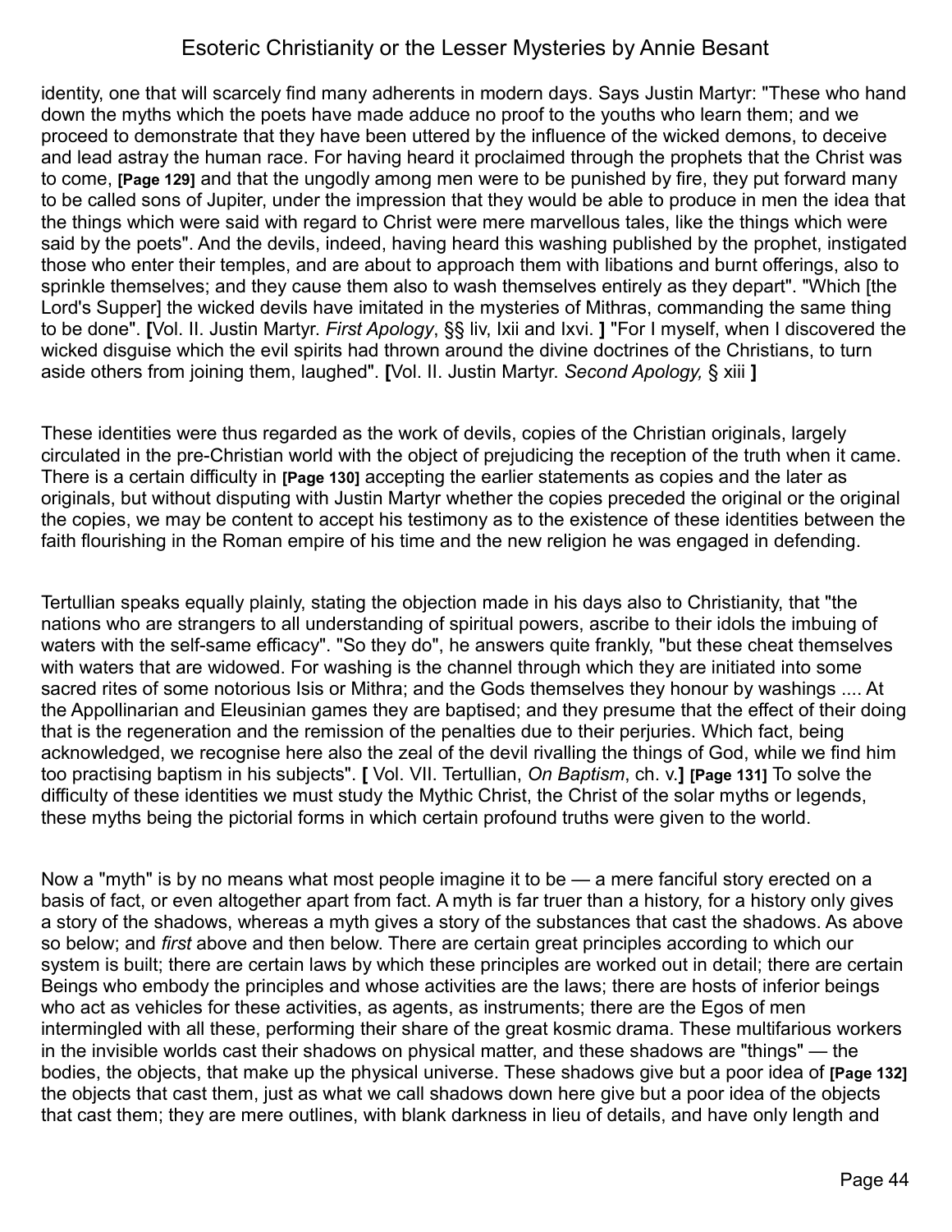identity, one that will scarcely find many adherents in modern days. Says Justin Martyr: "These who hand down the myths which the poets have made adduce no proof to the youths who learn them; and we proceed to demonstrate that they have been uttered by the influence of the wicked demons, to deceive and lead astray the human race. For having heard it proclaimed through the prophets that the Christ was to come, **[Page 129]** and that the ungodly among men were to be punished by fire, they put forward many to be called sons of Jupiter, under the impression that they would be able to produce in men the idea that the things which were said with regard to Christ were mere marvellous tales, like the things which were said by the poets". And the devils, indeed, having heard this washing published by the prophet, instigated those who enter their temples, and are about to approach them with libations and burnt offerings, also to sprinkle themselves; and they cause them also to wash themselves entirely as they depart". "Which [the Lord's Supper] the wicked devils have imitated in the mysteries of Mithras, commanding the same thing to be done". **[**Vol. II. Justin Martyr. *First Apology*, §§ liv, lxii and lxvi. **]** "For I myself, when I discovered the wicked disguise which the evil spirits had thrown around the divine doctrines of the Christians, to turn aside others from joining them, laughed". **[**Vol. II. Justin Martyr. *Second Apology,* § xiii **]**

These identities were thus regarded as the work of devils, copies of the Christian originals, largely circulated in the pre-Christian world with the object of prejudicing the reception of the truth when it came. There is a certain difficulty in **[Page 130]** accepting the earlier statements as copies and the later as originals, but without disputing with Justin Martyr whether the copies preceded the original or the original the copies, we may be content to accept his testimony as to the existence of these identities between the faith flourishing in the Roman empire of his time and the new religion he was engaged in defending.

Tertullian speaks equally plainly, stating the objection made in his days also to Christianity, that "the nations who are strangers to all understanding of spiritual powers, ascribe to their idols the imbuing of waters with the self-same efficacy". "So they do", he answers quite frankly, "but these cheat themselves with waters that are widowed. For washing is the channel through which they are initiated into some sacred rites of some notorious Isis or Mithra; and the Gods themselves they honour by washings .... At the Appollinarian and Eleusinian games they are baptised; and they presume that the effect of their doing that is the regeneration and the remission of the penalties due to their perjuries. Which fact, being acknowledged, we recognise here also the zeal of the devil rivalling the things of God, while we find him too practising baptism in his subjects". **[** Vol. VII. Tertullian, *On Baptism*, ch. v.**]** **[Page 131]** To solve the difficulty of these identities we must study the Mythic Christ, the Christ of the solar myths or legends, these myths being the pictorial forms in which certain profound truths were given to the world.

Now a "myth" is by no means what most people imagine it to be — a mere fanciful story erected on a basis of fact, or even altogether apart from fact. A myth is far truer than a history, for a history only gives a story of the shadows, whereas a myth gives a story of the substances that cast the shadows. As above so below; and *first* above and then below. There are certain great principles according to which our system is built; there are certain laws by which these principles are worked out in detail; there are certain Beings who embody the principles and whose activities are the laws; there are hosts of inferior beings who act as vehicles for these activities, as agents, as instruments; there are the Egos of men intermingled with all these, performing their share of the great kosmic drama. These multifarious workers in the invisible worlds cast their shadows on physical matter, and these shadows are "things" — the bodies, the objects, that make up the physical universe. These shadows give but a poor idea of **[Page 132]** the objects that cast them, just as what we call shadows down here give but a poor idea of the objects that cast them; they are mere outlines, with blank darkness in lieu of details, and have only length and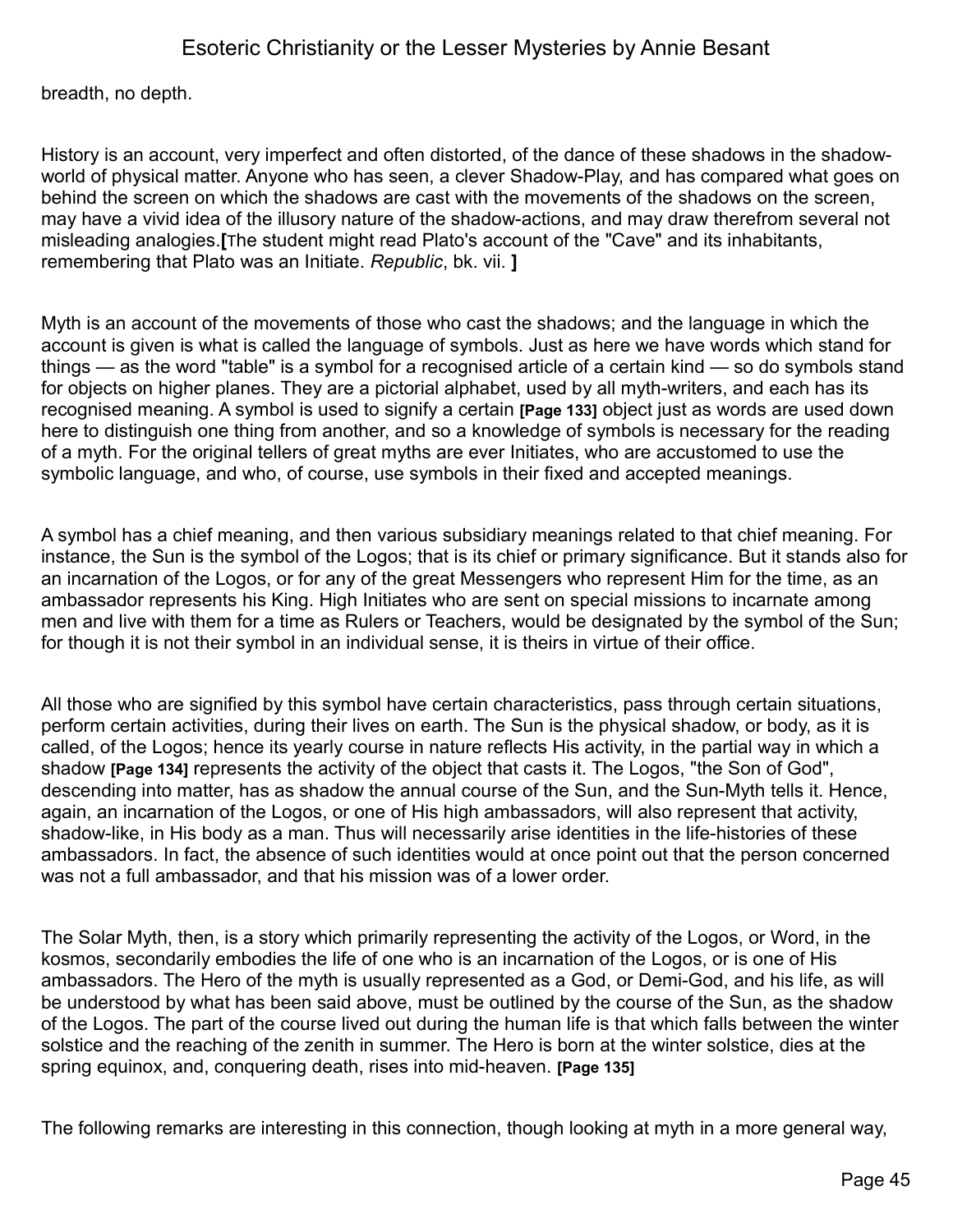breadth, no depth.

History is an account, very imperfect and often distorted, of the dance of these shadows in the shadow-world of physical matter. Anyone who has seen, a clever Shadow-Play, and has compared what goes on behind the screen on which the shadows are cast with the movements of the shadows on the screen, may have a vivid idea of the illusory nature of the shadow-actions, and may draw therefrom several not misleading analogies.**[**The student might read Plato's account of the "Cave" and its inhabitants, remembering that Plato was an Initiate. *Republic*, bk. vii. **]**

Myth is an account of the movements of those who cast the shadows; and the language in which the account is given is what is called the language of symbols. Just as here we have words which stand for things — as the word "table" is a symbol for a recognised article of a certain kind — so do symbols stand for objects on higher planes. They are a pictorial alphabet, used by all myth-writers, and each has its recognised meaning. A symbol is used to signify a certain **[Page 133]** object just as words are used down here to distinguish one thing from another, and so a knowledge of symbols is necessary for the reading of a myth. For the original tellers of great myths are ever Initiates, who are accustomed to use the symbolic language, and who, of course, use symbols in their fixed and accepted meanings.

A symbol has a chief meaning, and then various subsidiary meanings related to that chief meaning. For instance, the Sun is the symbol of the Logos; that is its chief or primary significance. But it stands also for an incarnation of the Logos, or for any of the great Messengers who represent Him for the time, as an ambassador represents his King. High Initiates who are sent on special missions to incarnate among men and live with them for a time as Rulers or Teachers, would be designated by the symbol of the Sun; for though it is not their symbol in an individual sense, it is theirs in virtue of their office.

All those who are signified by this symbol have certain characteristics, pass through certain situations, perform certain activities, during their lives on earth. The Sun is the physical shadow, or body, as it is called, of the Logos; hence its yearly course in nature reflects His activity, in the partial way in which a shadow **[Page 134]** represents the activity of the object that casts it. The Logos, "the Son of God", descending into matter, has as shadow the annual course of the Sun, and the Sun-Myth tells it. Hence, again, an incarnation of the Logos, or one of His high ambassadors, will also represent that activity, shadow-like, in His body as a man. Thus will necessarily arise identities in the life-histories of these ambassadors. In fact, the absence of such identities would at once point out that the person concerned was not a full ambassador, and that his mission was of a lower order.

The Solar Myth, then, is a story which primarily representing the activity of the Logos, or Word, in the kosmos, secondarily embodies the life of one who is an incarnation of the Logos, or is one of His ambassadors. The Hero of the myth is usually represented as a God, or Demi-God, and his life, as will be understood by what has been said above, must be outlined by the course of the Sun, as the shadow of the Logos. The part of the course lived out during the human life is that which falls between the winter solstice and the reaching of the zenith in summer. The Hero is born at the winter solstice, dies at the spring equinox, and, conquering death, rises into mid-heaven. **[Page 135]**

The following remarks are interesting in this connection, though looking at myth in a more general way,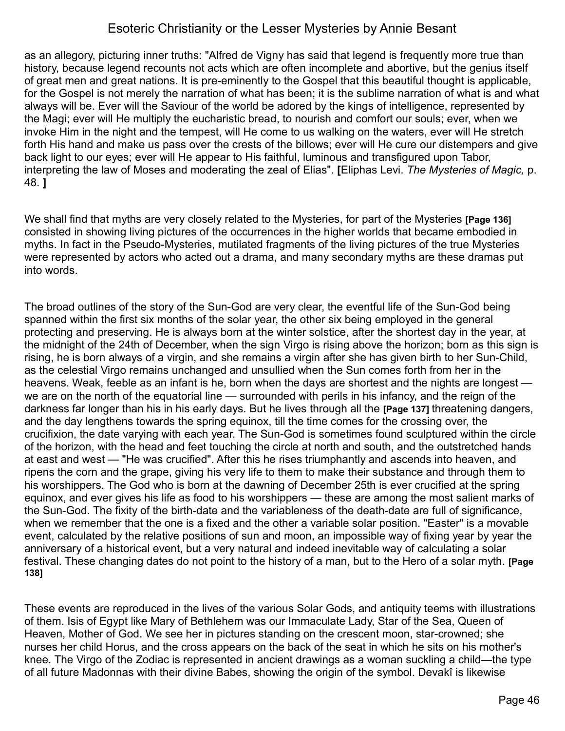as an allegory, picturing inner truths: "Alfred de Vigny has said that legend is frequently more true than history, because legend recounts not acts which are often incomplete and abortive, but the genius itself of great men and great nations. It is pre-eminently to the Gospel that this beautiful thought is applicable, for the Gospel is not merely the narration of what has been; it is the sublime narration of what is and what always will be. Ever will the Saviour of the world be adored by the kings of intelligence, represented by the Magi; ever will He multiply the eucharistic bread, to nourish and comfort our souls; ever, when we invoke Him in the night and the tempest, will He come to us walking on the waters, ever will He stretch forth His hand and make us pass over the crests of the billows; ever will He cure our distempers and give back light to our eyes; ever will He appear to His faithful, luminous and transfigured upon Tabor, interpreting the law of Moses and moderating the zeal of Elias". **[**Eliphas Levi. *The Mysteries of Magic,* p. 48. **]**

We shall find that myths are very closely related to the Mysteries, for part of the Mysteries **[Page 136]** consisted in showing living pictures of the occurrences in the higher worlds that became embodied in myths. In fact in the Pseudo-Mysteries, mutilated fragments of the living pictures of the true Mysteries were represented by actors who acted out a drama, and many secondary myths are these dramas put into words.

The broad outlines of the story of the Sun-God are very clear, the eventful life of the Sun-God being spanned within the first six months of the solar year, the other six being employed in the general protecting and preserving. He is always born at the winter solstice, after the shortest day in the year, at the midnight of the 24th of December, when the sign Virgo is rising above the horizon; born as this sign is rising, he is born always of a virgin, and she remains a virgin after she has given birth to her Sun-Child, as the celestial Virgo remains unchanged and unsullied when the Sun comes forth from her in the heavens. Weak, feeble as an infant is he, born when the days are shortest and the nights are longest — we are on the north of the equatorial line — surrounded with perils in his infancy, and the reign of the darkness far longer than his in his early days. But he lives through all the **[Page 137]** threatening dangers, and the day lengthens towards the spring equinox, till the time comes for the crossing over, the crucifixion, the date varying with each year. The Sun-God is sometimes found sculptured within the circle of the horizon, with the head and feet touching the circle at north and south, and the outstretched hands at east and west — "He was crucified". After this he rises triumphantly and ascends into heaven, and ripens the corn and the grape, giving his very life to them to make their substance and through them to his worshippers. The God who is born at the dawning of December 25th is ever crucified at the spring equinox, and ever gives his life as food to his worshippers — these are among the most salient marks of the Sun-God. The fixity of the birth-date and the variableness of the death-date are full of significance, when we remember that the one is a fixed and the other a variable solar position. "Easter" is a movable event, calculated by the relative positions of sun and moon, an impossible way of fixing year by year the anniversary of a historical event, but a very natural and indeed inevitable way of calculating a solar festival. These changing dates do not point to the history of a man, but to the Hero of a solar myth. **[Page 138]**

These events are reproduced in the lives of the various Solar Gods, and antiquity teems with illustrations of them. Isis of Egypt like Mary of Bethlehem was our Immaculate Lady, Star of the Sea, Queen of Heaven, Mother of God. We see her in pictures standing on the crescent moon, star-crowned; she nurses her child Horus, and the cross appears on the back of the seat in which he sits on his mother's knee. The Virgo of the Zodiac is represented in ancient drawings as a woman suckling a child—the type of all future Madonnas with their divine Babes, showing the origin of the symbol. Devakî is likewise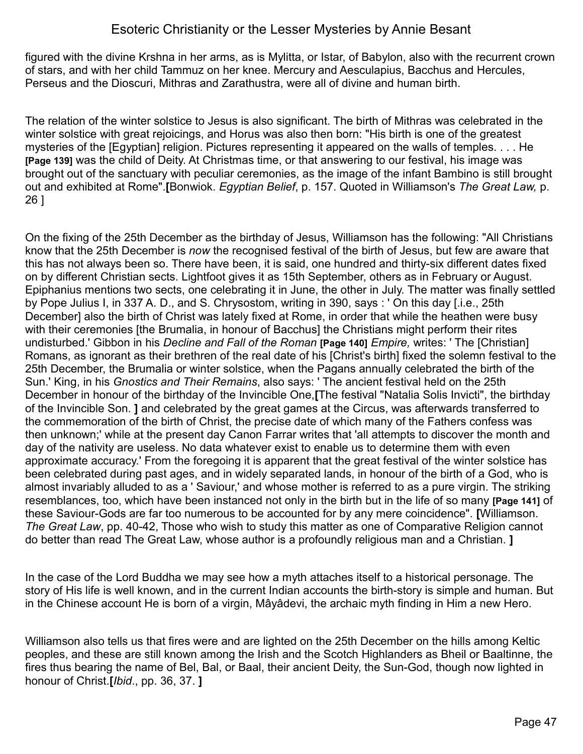figured with the divine Krshna in her arms, as is Mylitta, or Istar, of Babylon, also with the recurrent crown of stars, and with her child Tammuz on her knee. Mercury and Aesculapius, Bacchus and Hercules, Perseus and the Dioscuri, Mithras and Zarathustra, were all of divine and human birth.

The relation of the winter solstice to Jesus is also significant. The birth of Mithras was celebrated in the winter solstice with great rejoicings, and Horus was also then born: "His birth is one of the greatest mysteries of the [Egyptian] religion. Pictures representing it appeared on the walls of temples. . . . He **[Page 139]** was the child of Deity. At Christmas time, or that answering to our festival, his image was brought out of the sanctuary with peculiar ceremonies, as the image of the infant Bambino is still brought out and exhibited at Rome".**[**Bonwiok. *Egyptian Belief*, p. 157. Quoted in Williamson's *The Great Law,* p. 26 ]

On the fixing of the 25th December as the birthday of Jesus, Williamson has the following: "All Christians know that the 25th December is *now* the recognised festival of the birth of Jesus, but few are aware that this has not always been so. There have been, it is said, one hundred and thirty-six different dates fixed on by different Christian sects. Lightfoot gives it as 15th September, others as in February or August. Epiphanius mentions two sects, one celebrating it in June, the other in July. The matter was finally settled by Pope Julius I, in 337 A. D., and S. Chrysostom, writing in 390, says : ' On this day [.i.e., 25th December] also the birth of Christ was lately fixed at Rome, in order that while the heathen were busy with their ceremonies [the Brumalia, in honour of Bacchus] the Christians might perform their rites undisturbed.' Gibbon in his *Decline and Fall of the Roman* **[Page 140]** *Empire,* writes: ' The [Christian] Romans, as ignorant as their brethren of the real date of his [Christ's birth] fixed the solemn festival to the 25th December, the Brumalia or winter solstice, when the Pagans annually celebrated the birth of the Sun.' King, in his *Gnostics and Their Remains*, also says: ' The ancient festival held on the 25th December in honour of the birthday of the Invincible One,**[**The festival "Natalia Solis Invicti", the birthday of the Invincible Son. **]** and celebrated by the great games at the Circus, was afterwards transferred to the commemoration of the birth of Christ, the precise date of which many of the Fathers confess was then unknown;' while at the present day Canon Farrar writes that 'all attempts to discover the month and day of the nativity are useless. No data whatever exist to enable us to determine them with even approximate accuracy.' From the foregoing it is apparent that the great festival of the winter solstice has been celebrated during past ages, and in widely separated lands, in honour of the birth of a God, who is almost invariably alluded to as a ' Saviour,' and whose mother is referred to as a pure virgin. The striking resemblances, too, which have been instanced not only in the birth but in the life of so many **[Page 141]** of these Saviour-Gods are far too numerous to be accounted for by any mere coincidence". **[**Williamson. *The Great Law*, pp. 40-42, Those who wish to study this matter as one of Comparative Religion cannot do better than read The Great Law, whose author is a profoundly religious man and a Christian. **]**

In the case of the Lord Buddha we may see how a myth attaches itself to a historical personage. The story of His life is well known, and in the current Indian accounts the birth-story is simple and human. But in the Chinese account He is born of a virgin, Mâyâdevi, the archaic myth finding in Him a new Hero.

Williamson also tells us that fires were and are lighted on the 25th December on the hills among Keltic peoples, and these are still known among the Irish and the Scotch Highlanders as Bheil or Baaltinne, the fires thus bearing the name of Bel, Bal, or Baal, their ancient Deity, the Sun-God, though now lighted in honour of Christ.**[***Ibid*., pp. 36, 37. **]**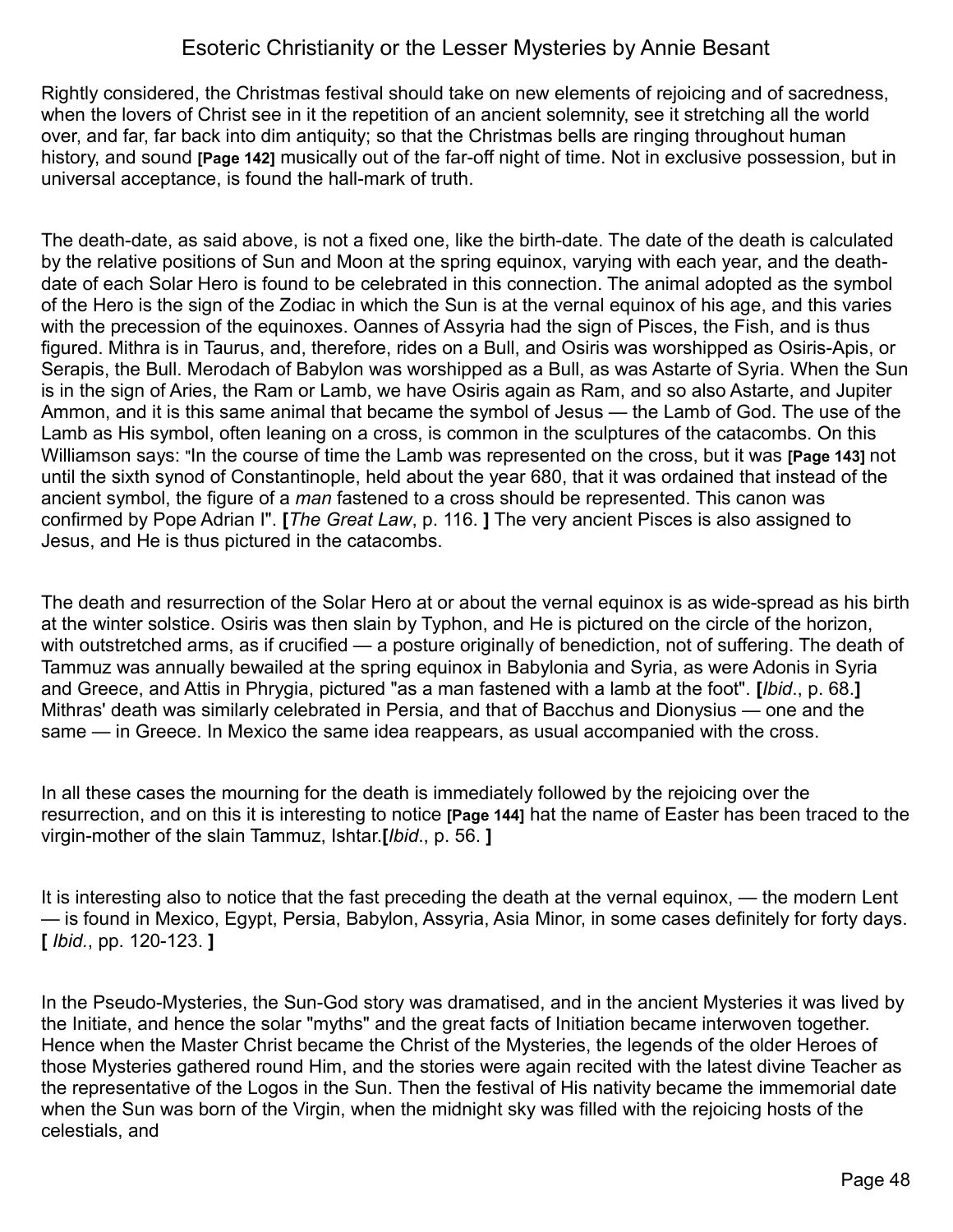Rightly considered, the Christmas festival should take on new elements of rejoicing and of sacredness, when the lovers of Christ see in it the repetition of an ancient solemnity, see it stretching all the world over, and far, far back into dim antiquity; so that the Christmas bells are ringing throughout human history, and sound **[Page 142]** musically out of the far-off night of time. Not in exclusive possession, but in universal acceptance, is found the hall-mark of truth.

The death-date, as said above, is not a fixed one, like the birth-date. The date of the death is calculated by the relative positions of Sun and Moon at the spring equinox, varying with each year, and the death-date of each Solar Hero is found to be celebrated in this connection. The animal adopted as the symbol of the Hero is the sign of the Zodiac in which the Sun is at the vernal equinox of his age, and this varies with the precession of the equinoxes. Oannes of Assyria had the sign of Pisces, the Fish, and is thus figured. Mithra is in Taurus, and, therefore, rides on a Bull, and Osiris was worshipped as Osiris-Apis, or Serapis, the Bull. Merodach of Babylon was worshipped as a Bull, as was Astarte of Syria. When the Sun is in the sign of Aries, the Ram or Lamb, we have Osiris again as Ram, and so also Astarte, and Jupiter Ammon, and it is this same animal that became the symbol of Jesus — the Lamb of God. The use of the Lamb as His symbol, often leaning on a cross, is common in the sculptures of the catacombs. On this Williamson says: "In the course of time the Lamb was represented on the cross, but it was **[Page 143]** not until the sixth synod of Constantinople, held about the year 680, that it was ordained that instead of the ancient symbol, the figure of a *man* fastened to a cross should be represented. This canon was confirmed by Pope Adrian I". **[***The Great Law*, p. 116. **]** The very ancient Pisces is also assigned to Jesus, and He is thus pictured in the catacombs.

The death and resurrection of the Solar Hero at or about the vernal equinox is as wide-spread as his birth at the winter solstice. Osiris was then slain by Typhon, and He is pictured on the circle of the horizon, with outstretched arms, as if crucified — a posture originally of benediction, not of suffering. The death of Tammuz was annually bewailed at the spring equinox in Babylonia and Syria, as were Adonis in Syria and Greece, and Attis in Phrygia, pictured "as a man fastened with a lamb at the foot". **[***Ibid*., p. 68.**]** Mithras' death was similarly celebrated in Persia, and that of Bacchus and Dionysius — one and the same — in Greece. In Mexico the same idea reappears, as usual accompanied with the cross.

In all these cases the mourning for the death is immediately followed by the rejoicing over the resurrection, and on this it is interesting to notice **[Page 144]** hat the name of Easter has been traced to the virgin-mother of the slain Tammuz, Ishtar.**[***Ibid*., p. 56. **]**

It is interesting also to notice that the fast preceding the death at the vernal equinox, — the modern Lent — is found in Mexico, Egypt, Persia, Babylon, Assyria, Asia Minor, in some cases definitely for forty days. **[** *Ibid*., pp. 120-123. **]**

In the Pseudo-Mysteries, the Sun-God story was dramatised, and in the ancient Mysteries it was lived by the Initiate, and hence the solar "myths" and the great facts of Initiation became interwoven together. Hence when the Master Christ became the Christ of the Mysteries, the legends of the older Heroes of those Mysteries gathered round Him, and the stories were again recited with the latest divine Teacher as the representative of the Logos in the Sun. Then the festival of His nativity became the immemorial date when the Sun was born of the Virgin, when the midnight sky was filled with the rejoicing hosts of the celestials, and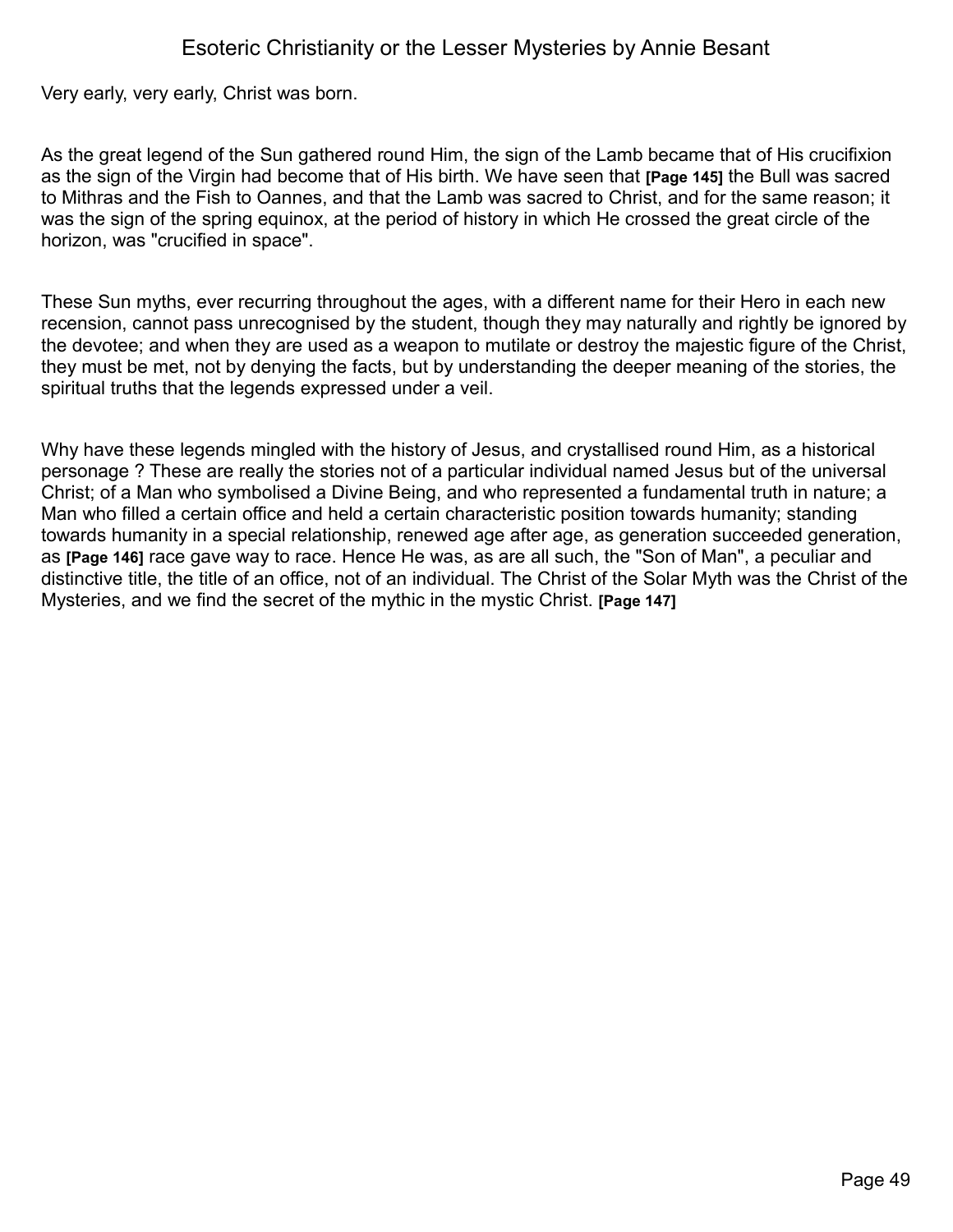Very early, very early, Christ was born.

As the great legend of the Sun gathered round Him, the sign of the Lamb became that of His crucifixion as the sign of the Virgin had become that of His birth. We have seen that **[Page 145]** the Bull was sacred to Mithras and the Fish to Oannes, and that the Lamb was sacred to Christ, and for the same reason; it was the sign of the spring equinox, at the period of history in which He crossed the great circle of the horizon, was "crucified in space".

These Sun myths, ever recurring throughout the ages, with a different name for their Hero in each new recension, cannot pass unrecognised by the student, though they may naturally and rightly be ignored by the devotee; and when they are used as a weapon to mutilate or destroy the majestic figure of the Christ, they must be met, not by denying the facts, but by understanding the deeper meaning of the stories, the spiritual truths that the legends expressed under a veil.

Why have these legends mingled with the history of Jesus, and crystallised round Him, as a historical personage ? These are really the stories not of a particular individual named Jesus but of the universal Christ; of a Man who symbolised a Divine Being, and who represented a fundamental truth in nature; a Man who filled a certain office and held a certain characteristic position towards humanity; standing towards humanity in a special relationship, renewed age after age, as generation succeeded generation, as **[Page 146]** race gave way to race. Hence He was, as are all such, the "Son of Man", a peculiar and distinctive title, the title of an office, not of an individual. The Christ of the Solar Myth was the Christ of the Mysteries, and we find the secret of the mythic in the mystic Christ. **[Page 147]**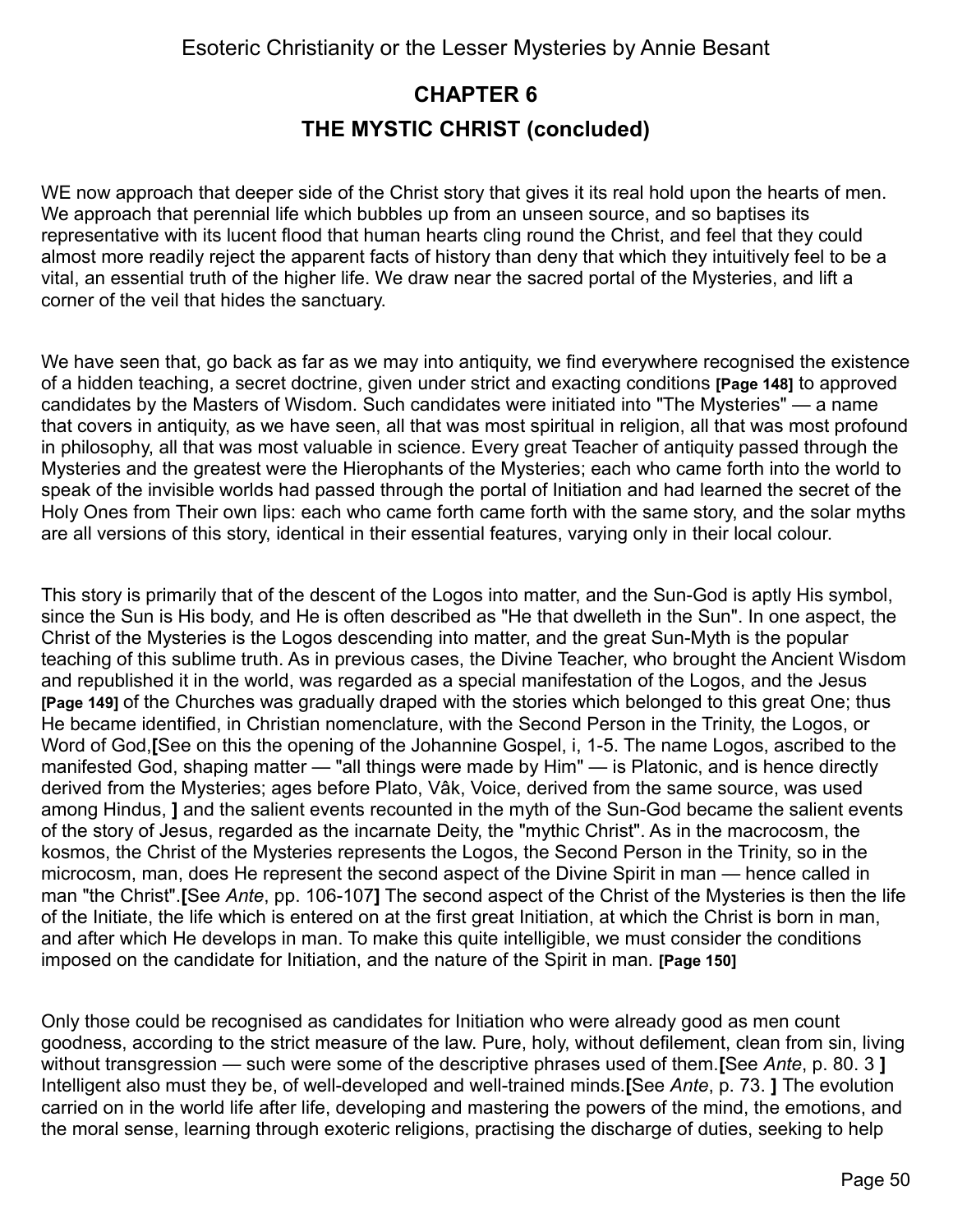## CHAPTER 6

## THE MYSTIC CHRIST (concluded)

WE now approach that deeper side of the Christ story that gives it its real hold upon the hearts of men. We approach that perennial life which bubbles up from an unseen source, and so baptises its representative with its lucent flood that human hearts cling round the Christ, and feel that they could almost more readily reject the apparent facts of history than deny that which they intuitively feel to be a vital, an essential truth of the higher life. We draw near the sacred portal of the Mysteries, and lift a corner of the veil that hides the sanctuary.

We have seen that, go back as far as we may into antiquity, we find everywhere recognised the existence of a hidden teaching, a secret doctrine, given under strict and exacting conditions **[Page 148]** to approved candidates by the Masters of Wisdom. Such candidates were initiated into "The Mysteries" — a name that covers in antiquity, as we have seen, all that was most spiritual in religion, all that was most profound in philosophy, all that was most valuable in science. Every great Teacher of antiquity passed through the Mysteries and the greatest were the Hierophants of the Mysteries; each who came forth into the world to speak of the invisible worlds had passed through the portal of Initiation and had learned the secret of the Holy Ones from Their own lips: each who came forth came forth with the same story, and the solar myths are all versions of this story, identical in their essential features, varying only in their local colour.

This story is primarily that of the descent of the Logos into matter, and the Sun-God is aptly His symbol, since the Sun is His body, and He is often described as "He that dwelleth in the Sun". In one aspect, the Christ of the Mysteries is the Logos descending into matter, and the great Sun-Myth is the popular teaching of this sublime truth. As in previous cases, the Divine Teacher, who brought the Ancient Wisdom and republished it in the world, was regarded as a special manifestation of the Logos, and the Jesus **[Page 149]** of the Churches was gradually draped with the stories which belonged to this great One; thus He became identified, in Christian nomenclature, with the Second Person in the Trinity, the Logos, or Word of God,**[**See on this the opening of the Johannine Gospel, i, 1-5. The name Logos, ascribed to the manifested God, shaping matter — "all things were made by Him" — is Platonic, and is hence directly derived from the Mysteries; ages before Plato, Vâk, Voice, derived from the same source, was used among Hindus, **]** and the salient events recounted in the myth of the Sun-God became the salient events of the story of Jesus, regarded as the incarnate Deity, the "mythic Christ". As in the macrocosm, the kosmos, the Christ of the Mysteries represents the Logos, the Second Person in the Trinity, so in the microcosm, man, does He represent the second aspect of the Divine Spirit in man — hence called in man "the Christ".**[**See *Ante*, pp. 106-107**]** The second aspect of the Christ of the Mysteries is then the life of the Initiate, the life which is entered on at the first great Initiation, at which the Christ is born in man, and after which He develops in man. To make this quite intelligible, we must consider the conditions imposed on the candidate for Initiation, and the nature of the Spirit in man. **[Page 150]**

Only those could be recognised as candidates for Initiation who were already good as men count goodness, according to the strict measure of the law. Pure, holy, without defilement, clean from sin, living without transgression — such were some of the descriptive phrases used of them.**[**See *Ante*, p. 80. 3 **]** Intelligent also must they be, of well-developed and well-trained minds.**[**See *Ante*, p. 73. **]** The evolution carried on in the world life after life, developing and mastering the powers of the mind, the emotions, and the moral sense, learning through exoteric religions, practising the discharge of duties, seeking to help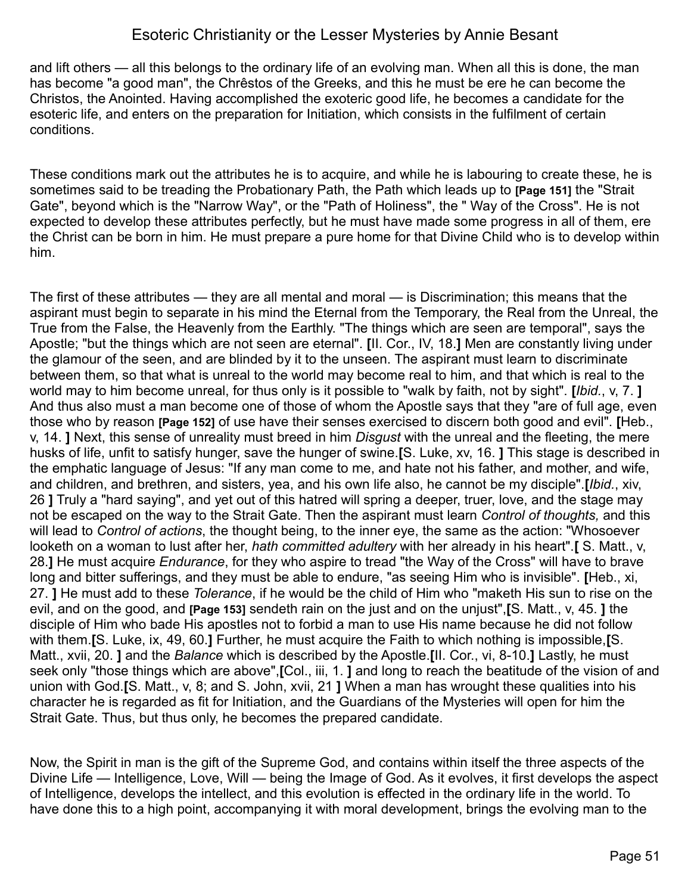and lift others — all this belongs to the ordinary life of an evolving man. When all this is done, the man has become "a good man", the Chrêstos of the Greeks, and this he must be ere he can become the Christos, the Anointed. Having accomplished the exoteric good life, he becomes a candidate for the esoteric life, and enters on the preparation for Initiation, which consists in the fulfilment of certain conditions.

These conditions mark out the attributes he is to acquire, and while he is labouring to create these, he is sometimes said to be treading the Probationary Path, the Path which leads up to **[Page 151]** the "Strait Gate", beyond which is the "Narrow Way", or the "Path of Holiness", the " Way of the Cross". He is not expected to develop these attributes perfectly, but he must have made some progress in all of them, ere the Christ can be born in him. He must prepare a pure home for that Divine Child who is to develop within him.

The first of these attributes — they are all mental and moral — is Discrimination; this means that the aspirant must begin to separate in his mind the Eternal from the Temporary, the Real from the Unreal, the True from the False, the Heavenly from the Earthly. "The things which are seen are temporal", says the Apostle; "but the things which are not seen are eternal". **[**II. Cor., IV, 18.**]** Men are constantly living under the glamour of the seen, and are blinded by it to the unseen. The aspirant must learn to discriminate between them, so that what is unreal to the world may become real to him, and that which is real to the world may to him become unreal, for thus only is it possible to "walk by faith, not by sight". **[***Ibid.*, v, 7. **]** And thus also must a man become one of those of whom the Apostle says that they "are of full age, even those who by reason **[Page 152]** of use have their senses exercised to discern both good and evil". **[**Heb., v, 14. **]** Next, this sense of unreality must breed in him *Disgust* with the unreal and the fleeting, the mere husks of life, unfit to satisfy hunger, save the hunger of swine.**[**S. Luke, xv, 16. **]** This stage is described in the emphatic language of Jesus: "If any man come to me, and hate not his father, and mother, and wife, and children, and brethren, and sisters, yea, and his own life also, he cannot be my disciple".**[***Ibid.*, xiv, 26 **]** Truly a "hard saying", and yet out of this hatred will spring a deeper, truer, love, and the stage may not be escaped on the way to the Strait Gate. Then the aspirant must learn *Control of thoughts,* and this will lead to *Control of actions*, the thought being, to the inner eye, the same as the action: "Whosoever looketh on a woman to lust after her, *hath committed adultery* with her already in his heart".**[** S. Matt., v, 28.**]** He must acquire *Endurance*, for they who aspire to tread "the Way of the Cross" will have to brave long and bitter sufferings, and they must be able to endure, "as seeing Him who is invisible". **[**Heb., xi, 27. **]** He must add to these *Tolerance*, if he would be the child of Him who "maketh His sun to rise on the evil, and on the good, and **[Page 153]** sendeth rain on the just and on the unjust",**[**S. Matt., v, 45. **]** the disciple of Him who bade His apostles not to forbid a man to use His name because he did not follow with them.**[**S. Luke, ix, 49, 60.**]** Further, he must acquire the Faith to which nothing is impossible,**[**S. Matt., xvii, 20. **]** and the *Balance* which is described by the Apostle.**[**II. Cor., vi, 8-10.**]** Lastly, he must seek only "those things which are above",**[**Col., iii, 1. **]** and long to reach the beatitude of the vision of and union with God.**[**S. Matt., v, 8; and S. John, xvii, 21 **]** When a man has wrought these qualities into his character he is regarded as fit for Initiation, and the Guardians of the Mysteries will open for him the Strait Gate. Thus, but thus only, he becomes the prepared candidate.

Now, the Spirit in man is the gift of the Supreme God, and contains within itself the three aspects of the Divine Life — Intelligence, Love, Will — being the Image of God. As it evolves, it first develops the aspect of Intelligence, develops the intellect, and this evolution is effected in the ordinary life in the world. To have done this to a high point, accompanying it with moral development, brings the evolving man to the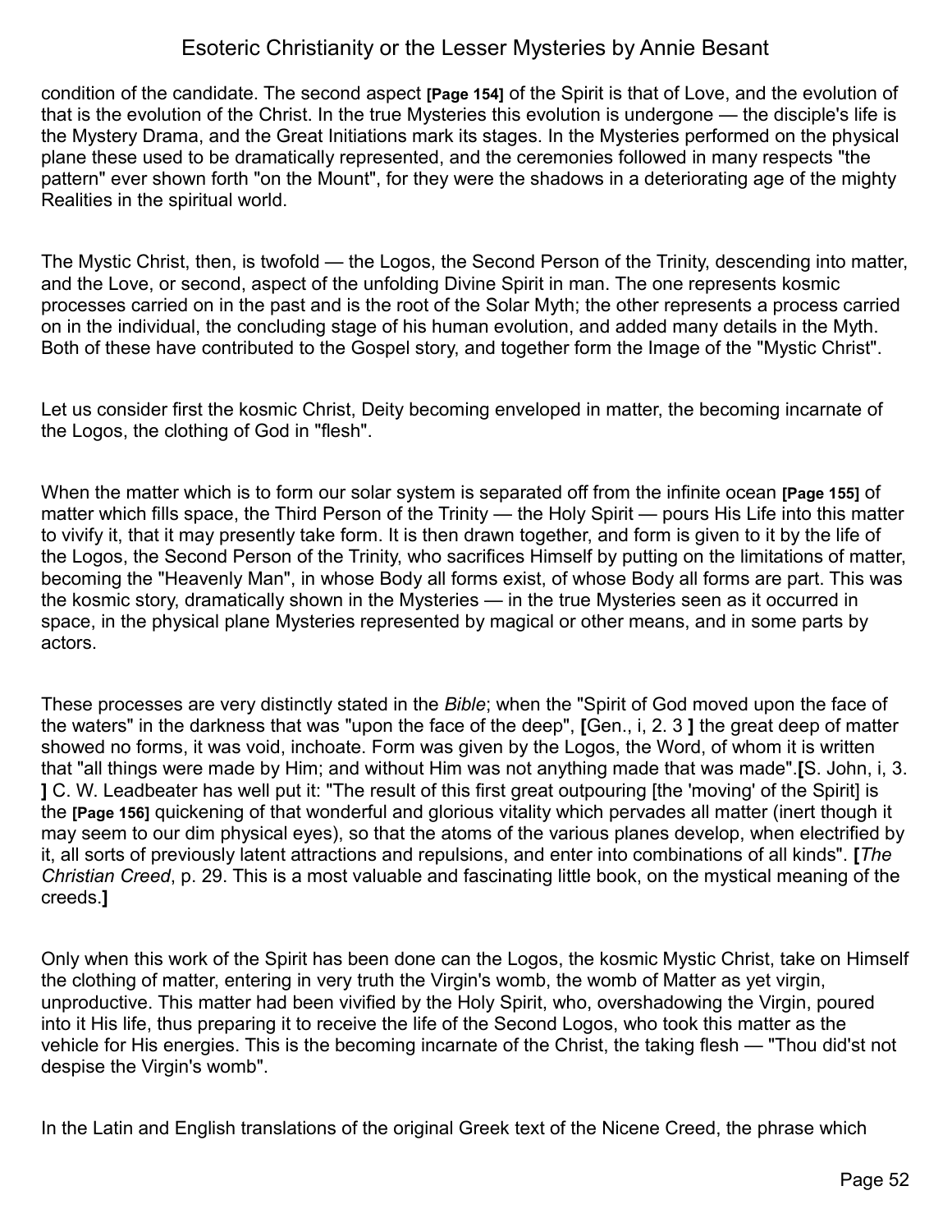condition of the candidate. The second aspect **[Page 154]** of the Spirit is that of Love, and the evolution of that is the evolution of the Christ. In the true Mysteries this evolution is undergone — the disciple's life is the Mystery Drama, and the Great Initiations mark its stages. In the Mysteries performed on the physical plane these used to be dramatically represented, and the ceremonies followed in many respects "the pattern" ever shown forth "on the Mount", for they were the shadows in a deteriorating age of the mighty Realities in the spiritual world.

The Mystic Christ, then, is twofold — the Logos, the Second Person of the Trinity, descending into matter, and the Love, or second, aspect of the unfolding Divine Spirit in man. The one represents kosmic processes carried on in the past and is the root of the Solar Myth; the other represents a process carried on in the individual, the concluding stage of his human evolution, and added many details in the Myth. Both of these have contributed to the Gospel story, and together form the Image of the "Mystic Christ".

Let us consider first the kosmic Christ, Deity becoming enveloped in matter, the becoming incarnate of the Logos, the clothing of God in "flesh".

When the matter which is to form our solar system is separated off from the infinite ocean **[Page 155]** of matter which fills space, the Third Person of the Trinity — the Holy Spirit — pours His Life into this matter to vivify it, that it may presently take form. It is then drawn together, and form is given to it by the life of the Logos, the Second Person of the Trinity, who sacrifices Himself by putting on the limitations of matter, becoming the "Heavenly Man", in whose Body all forms exist, of whose Body all forms are part. This was the kosmic story, dramatically shown in the Mysteries — in the true Mysteries seen as it occurred in space, in the physical plane Mysteries represented by magical or other means, and in some parts by actors.

These processes are very distinctly stated in the *Bible*; when the "Spirit of God moved upon the face of the waters" in the darkness that was "upon the face of the deep", **[**Gen., i, 2. 3 **]** the great deep of matter showed no forms, it was void, inchoate. Form was given by the Logos, the Word, of whom it is written that "all things were made by Him; and without Him was not anything made that was made".**[**S. John, i, 3. **]** C. W. Leadbeater has well put it: "The result of this first great outpouring [the 'moving' of the Spirit] is the **[Page 156]** quickening of that wonderful and glorious vitality which pervades all matter (inert though it may seem to our dim physical eyes), so that the atoms of the various planes develop, when electrified by it, all sorts of previously latent attractions and repulsions, and enter into combinations of all kinds". **[***The Christian Creed*, p. 29. This is a most valuable and fascinating little book, on the mystical meaning of the creeds.**]**

Only when this work of the Spirit has been done can the Logos, the kosmic Mystic Christ, take on Himself the clothing of matter, entering in very truth the Virgin's womb, the womb of Matter as yet virgin, unproductive. This matter had been vivified by the Holy Spirit, who, overshadowing the Virgin, poured into it His life, thus preparing it to receive the life of the Second Logos, who took this matter as the vehicle for His energies. This is the becoming incarnate of the Christ, the taking flesh — "Thou did'st not despise the Virgin's womb".

In the Latin and English translations of the original Greek text of the Nicene Creed, the phrase which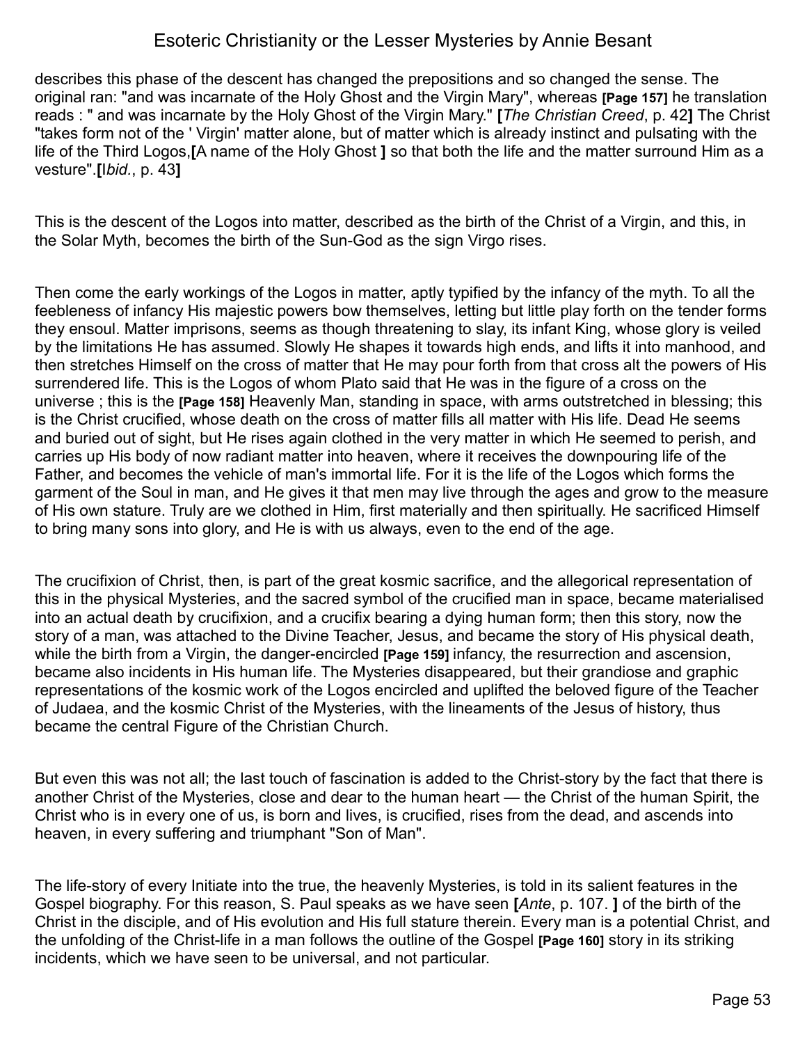describes this phase of the descent has changed the prepositions and so changed the sense. The original ran: "and was incarnate of the Holy Ghost and the Virgin Mary", whereas **[Page 157]** he translation reads : " and was incarnate by the Holy Ghost of the Virgin Mary." **[***The Christian Creed*, p. 42**]** The Christ "takes form not of the ' Virgin' matter alone, but of matter which is already instinct and pulsating with the life of the Third Logos,**[**A name of the Holy Ghost **]** so that both the life and the matter surround Him as a vesture".**[***Ibid.*, p. 43**]**

This is the descent of the Logos into matter, described as the birth of the Christ of a Virgin, and this, in the Solar Myth, becomes the birth of the Sun-God as the sign Virgo rises.

Then come the early workings of the Logos in matter, aptly typified by the infancy of the myth. To all the feebleness of infancy His majestic powers bow themselves, letting but little play forth on the tender forms they ensoul. Matter imprisons, seems as though threatening to slay, its infant King, whose glory is veiled by the limitations He has assumed. Slowly He shapes it towards high ends, and lifts it into manhood, and then stretches Himself on the cross of matter that He may pour forth from that cross alt the powers of His surrendered life. This is the Logos of whom Plato said that He was in the figure of a cross on the universe ; this is the **[Page 158]** Heavenly Man, standing in space, with arms outstretched in blessing; this is the Christ crucified, whose death on the cross of matter fills all matter with His life. Dead He seems and buried out of sight, but He rises again clothed in the very matter in which He seemed to perish, and carries up His body of now radiant matter into heaven, where it receives the downpouring life of the Father, and becomes the vehicle of man's immortal life. For it is the life of the Logos which forms the garment of the Soul in man, and He gives it that men may live through the ages and grow to the measure of His own stature. Truly are we clothed in Him, first materially and then spiritually. He sacrificed Himself to bring many sons into glory, and He is with us always, even to the end of the age.

The crucifixion of Christ, then, is part of the great kosmic sacrifice, and the allegorical representation of this in the physical Mysteries, and the sacred symbol of the crucified man in space, became materialised into an actual death by crucifixion, and a crucifix bearing a dying human form; then this story, now the story of a man, was attached to the Divine Teacher, Jesus, and became the story of His physical death, while the birth from a Virgin, the danger-encircled **[Page 159]** infancy, the resurrection and ascension, became also incidents in His human life. The Mysteries disappeared, but their grandiose and graphic representations of the kosmic work of the Logos encircled and uplifted the beloved figure of the Teacher of Judaea, and the kosmic Christ of the Mysteries, with the lineaments of the Jesus of history, thus became the central Figure of the Christian Church.

But even this was not all; the last touch of fascination is added to the Christ-story by the fact that there is another Christ of the Mysteries, close and dear to the human heart — the Christ of the human Spirit, the Christ who is in every one of us, is born and lives, is crucified, rises from the dead, and ascends into heaven, in every suffering and triumphant "Son of Man".

The life-story of every Initiate into the true, the heavenly Mysteries, is told in its salient features in the Gospel biography. For this reason, S. Paul speaks as we have seen **[***Ante*, p. 107. **]** of the birth of the Christ in the disciple, and of His evolution and His full stature therein. Every man is a potential Christ, and the unfolding of the Christ-life in a man follows the outline of the Gospel **[Page 160]** story in its striking incidents, which we have seen to be universal, and not particular.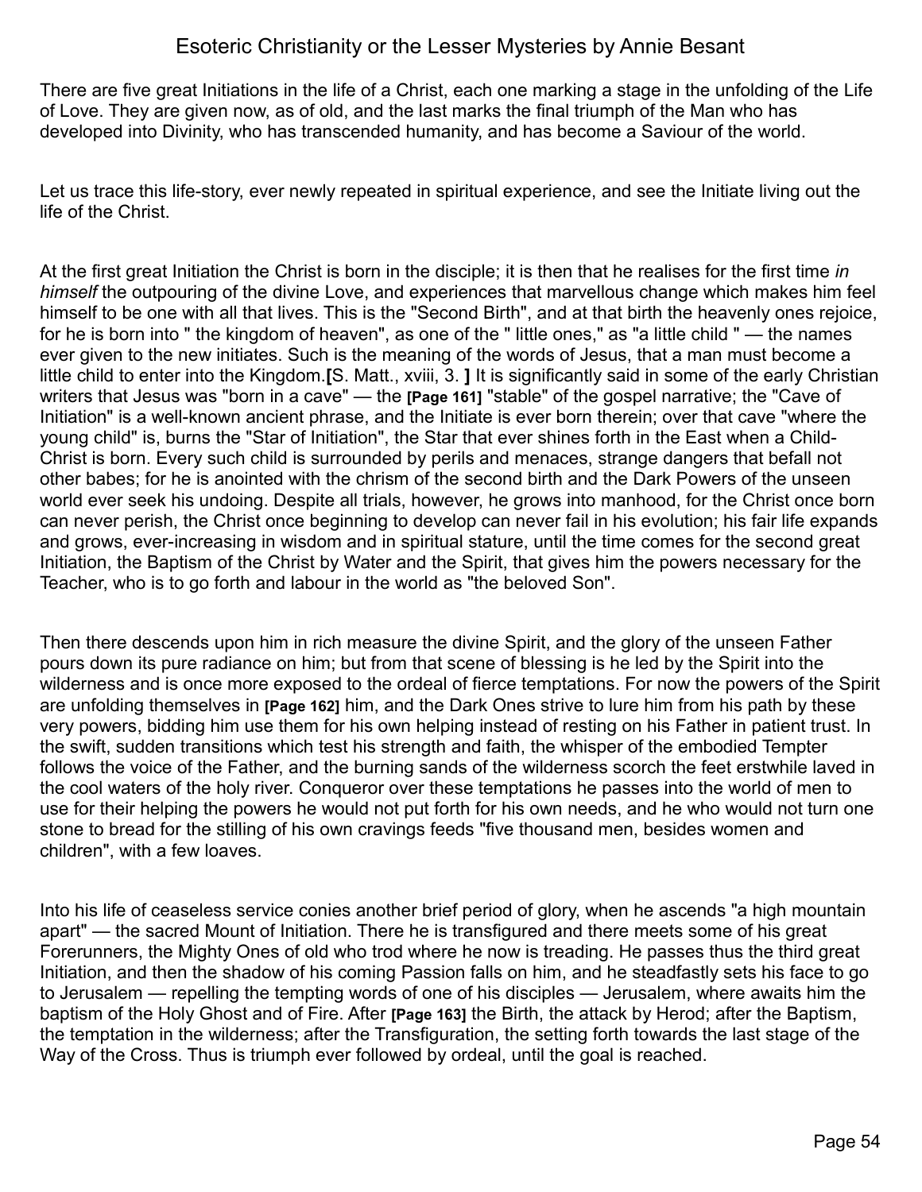There are five great Initiations in the life of a Christ, each one marking a stage in the unfolding of the Life of Love. They are given now, as of old, and the last marks the final triumph of the Man who has developed into Divinity, who has transcended humanity, and has become a Saviour of the world.

Let us trace this life-story, ever newly repeated in spiritual experience, and see the Initiate living out the life of the Christ.

At the first great Initiation the Christ is born in the disciple; it is then that he realises for the first time *in himself* the outpouring of the divine Love, and experiences that marvellous change which makes him feel himself to be one with all that lives. This is the "Second Birth", and at that birth the heavenly ones rejoice, for he is born into " the kingdom of heaven", as one of the " little ones," as "a little child " — the names ever given to the new initiates. Such is the meaning of the words of Jesus, that a man must become a little child to enter into the Kingdom.**[**S. Matt., xviii, 3. **]** It is significantly said in some of the early Christian writers that Jesus was "born in a cave" — the **[Page 161]** "stable" of the gospel narrative; the "Cave of Initiation" is a well-known ancient phrase, and the Initiate is ever born therein; over that cave "where the young child" is, burns the "Star of Initiation", the Star that ever shines forth in the East when a Child-Christ is born. Every such child is surrounded by perils and menaces, strange dangers that befall not other babes; for he is anointed with the chrism of the second birth and the Dark Powers of the unseen world ever seek his undoing. Despite all trials, however, he grows into manhood, for the Christ once born can never perish, the Christ once beginning to develop can never fail in his evolution; his fair life expands and grows, ever-increasing in wisdom and in spiritual stature, until the time comes for the second great Initiation, the Baptism of the Christ by Water and the Spirit, that gives him the powers necessary for the Teacher, who is to go forth and labour in the world as "the beloved Son".

Then there descends upon him in rich measure the divine Spirit, and the glory of the unseen Father pours down its pure radiance on him; but from that scene of blessing is he led by the Spirit into the wilderness and is once more exposed to the ordeal of fierce temptations. For now the powers of the Spirit are unfolding themselves in **[Page 162]** him, and the Dark Ones strive to lure him from his path by these very powers, bidding him use them for his own helping instead of resting on his Father in patient trust. In the swift, sudden transitions which test his strength and faith, the whisper of the embodied Tempter follows the voice of the Father, and the burning sands of the wilderness scorch the feet erstwhile laved in the cool waters of the holy river. Conqueror over these temptations he passes into the world of men to use for their helping the powers he would not put forth for his own needs, and he who would not turn one stone to bread for the stilling of his own cravings feeds "five thousand men, besides women and children", with a few loaves.

Into his life of ceaseless service conies another brief period of glory, when he ascends "a high mountain apart" — the sacred Mount of Initiation. There he is transfigured and there meets some of his great Forerunners, the Mighty Ones of old who trod where he now is treading. He passes thus the third great Initiation, and then the shadow of his coming Passion falls on him, and he steadfastly sets his face to go to Jerusalem — repelling the tempting words of one of his disciples — Jerusalem, where awaits him the baptism of the Holy Ghost and of Fire. After **[Page 163]** the Birth, the attack by Herod; after the Baptism, the temptation in the wilderness; after the Transfiguration, the setting forth towards the last stage of the Way of the Cross. Thus is triumph ever followed by ordeal, until the goal is reached.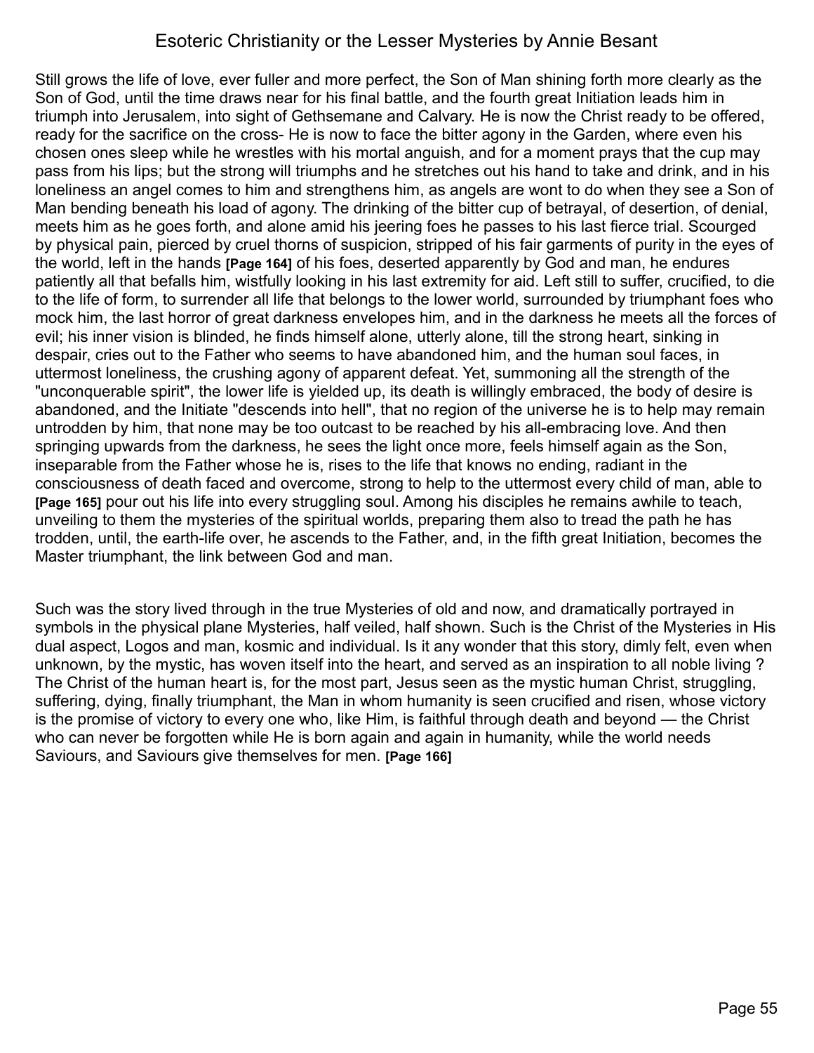Still grows the life of love, ever fuller and more perfect, the Son of Man shining forth more clearly as the Son of God, until the time draws near for his final battle, and the fourth great Initiation leads him in triumph into Jerusalem, into sight of Gethsemane and Calvary. He is now the Christ ready to be offered, ready for the sacrifice on the cross- He is now to face the bitter agony in the Garden, where even his chosen ones sleep while he wrestles with his mortal anguish, and for a moment prays that the cup may pass from his lips; but the strong will triumphs and he stretches out his hand to take and drink, and in his loneliness an angel comes to him and strengthens him, as angels are wont to do when they see a Son of Man bending beneath his load of agony. The drinking of the bitter cup of betrayal, of desertion, of denial, meets him as he goes forth, and alone amid his jeering foes he passes to his last fierce trial. Scourged by physical pain, pierced by cruel thorns of suspicion, stripped of his fair garments of purity in the eyes of the world, left in the hands **[Page 164]** of his foes, deserted apparently by God and man, he endures patiently all that befalls him, wistfully looking in his last extremity for aid. Left still to suffer, crucified, to die to the life of form, to surrender all life that belongs to the lower world, surrounded by triumphant foes who mock him, the last horror of great darkness envelopes him, and in the darkness he meets all the forces of evil; his inner vision is blinded, he finds himself alone, utterly alone, till the strong heart, sinking in despair, cries out to the Father who seems to have abandoned him, and the human soul faces, in uttermost loneliness, the crushing agony of apparent defeat. Yet, summoning all the strength of the "unconquerable spirit", the lower life is yielded up, its death is willingly embraced, the body of desire is abandoned, and the Initiate "descends into hell", that no region of the universe he is to help may remain untrodden by him, that none may be too outcast to be reached by his all-embracing love. And then springing upwards from the darkness, he sees the light once more, feels himself again as the Son, inseparable from the Father whose he is, rises to the life that knows no ending, radiant in the consciousness of death faced and overcome, strong to help to the uttermost every child of man, able to **[Page 165]** pour out his life into every struggling soul. Among his disciples he remains awhile to teach, unveiling to them the mysteries of the spiritual worlds, preparing them also to tread the path he has trodden, until, the earth-life over, he ascends to the Father, and, in the fifth great Initiation, becomes the Master triumphant, the link between God and man.

Such was the story lived through in the true Mysteries of old and now, and dramatically portrayed in symbols in the physical plane Mysteries, half veiled, half shown. Such is the Christ of the Mysteries in His dual aspect, Logos and man, kosmic and individual. Is it any wonder that this story, dimly felt, even when unknown, by the mystic, has woven itself into the heart, and served as an inspiration to all noble living ? The Christ of the human heart is, for the most part, Jesus seen as the mystic human Christ, struggling, suffering, dying, finally triumphant, the Man in whom humanity is seen crucified and risen, whose victory is the promise of victory to every one who, like Him, is faithful through death and beyond — the Christ who can never be forgotten while He is born again and again in humanity, while the world needs Saviours, and Saviours give themselves for men. **[Page 166]**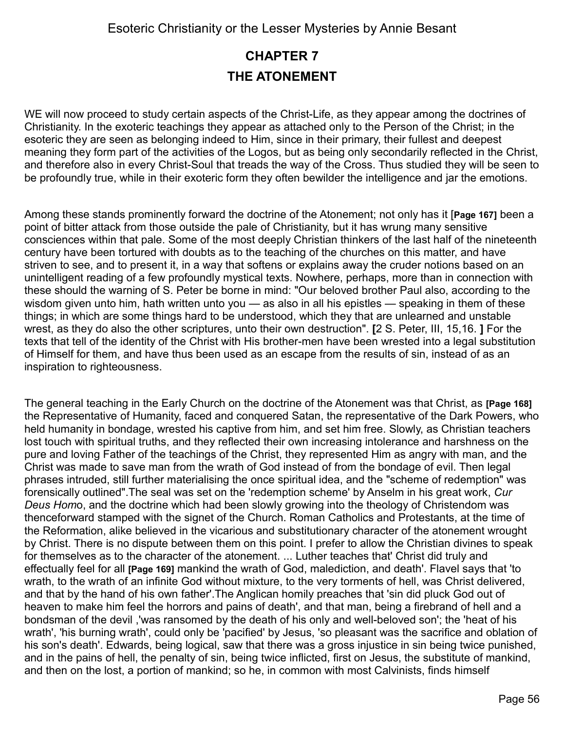## CHAPTER 7

## THE ATONEMENT

WE will now proceed to study certain aspects of the Christ-Life, as they appear among the doctrines of Christianity. In the exoteric teachings they appear as attached only to the Person of the Christ; in the esoteric they are seen as belonging indeed to Him, since in their primary, their fullest and deepest meaning they form part of the activities of the Logos, but as being only secondarily reflected in the Christ, and therefore also in every Christ-Soul that treads the way of the Cross. Thus studied they will be seen to be profoundly true, while in their exoteric form they often bewilder the intelligence and jar the emotions.

Among these stands prominently forward the doctrine of the Atonement; not only has it [**Page 167**] been a point of bitter attack from those outside the pale of Christianity, but it has wrung many sensitive consciences within that pale. Some of the most deeply Christian thinkers of the last half of the nineteenth century have been tortured with doubts as to the teaching of the churches on this matter, and have striven to see, and to present it, in a way that softens or explains away the cruder notions based on an unintelligent reading of a few profoundly mystical texts. Nowhere, perhaps, more than in connection with these should the warning of S. Peter be borne in mind: "Our beloved brother Paul also, according to the wisdom given unto him, hath written unto you — as also in all his epistles — speaking in them of these things; in which are some things hard to be understood, which they that are unlearned and unstable wrest, as they do also the other scriptures, unto their own destruction". **[**2 S. Peter, III, 15,16. **]** For the texts that tell of the identity of the Christ with His brother-men have been wrested into a legal substitution of Himself for them, and have thus been used as an escape from the results of sin, instead of as an inspiration to righteousness.

The general teaching in the Early Church on the doctrine of the Atonement was that Christ, as **[Page 168]** the Representative of Humanity, faced and conquered Satan, the representative of the Dark Powers, who held humanity in bondage, wrested his captive from him, and set him free. Slowly, as Christian teachers lost touch with spiritual truths, and they reflected their own increasing intolerance and harshness on the pure and loving Father of the teachings of the Christ, they represented Him as angry with man, and the Christ was made to save man from the wrath of God instead of from the bondage of evil. Then legal phrases intruded, still further materialising the once spiritual idea, and the "scheme of redemption" was forensically outlined".The seal was set on the 'redemption scheme' by Anselm in his great work, *Cur Deus Homo*, and the doctrine which had been slowly growing into the theology of Christendom was thenceforward stamped with the signet of the Church. Roman Catholics and Protestants, at the time of the Reformation, alike believed in the vicarious and substitutionary character of the atonement wrought by Christ. There is no dispute between them on this point. I prefer to allow the Christian divines to speak for themselves as to the character of the atonement. ... Luther teaches that' Christ did truly and effectually feel for all **[Page 169]** mankind the wrath of God, malediction, and death'. Flavel says that 'to wrath, to the wrath of an infinite God without mixture, to the very torments of hell, was Christ delivered, and that by the hand of his own father'.The Anglican homily preaches that 'sin did pluck God out of heaven to make him feel the horrors and pains of death', and that man, being a firebrand of hell and a bondsman of the devil ,'was ransomed by the death of his only and well-beloved son'; the 'heat of his wrath', 'his burning wrath', could only be 'pacified' by Jesus, 'so pleasant was the sacrifice and oblation of his son's death'. Edwards, being logical, saw that there was a gross injustice in sin being twice punished, and in the pains of hell, the penalty of sin, being twice inflicted, first on Jesus, the substitute of mankind, and then on the lost, a portion of mankind; so he, in common with most Calvinists, finds himself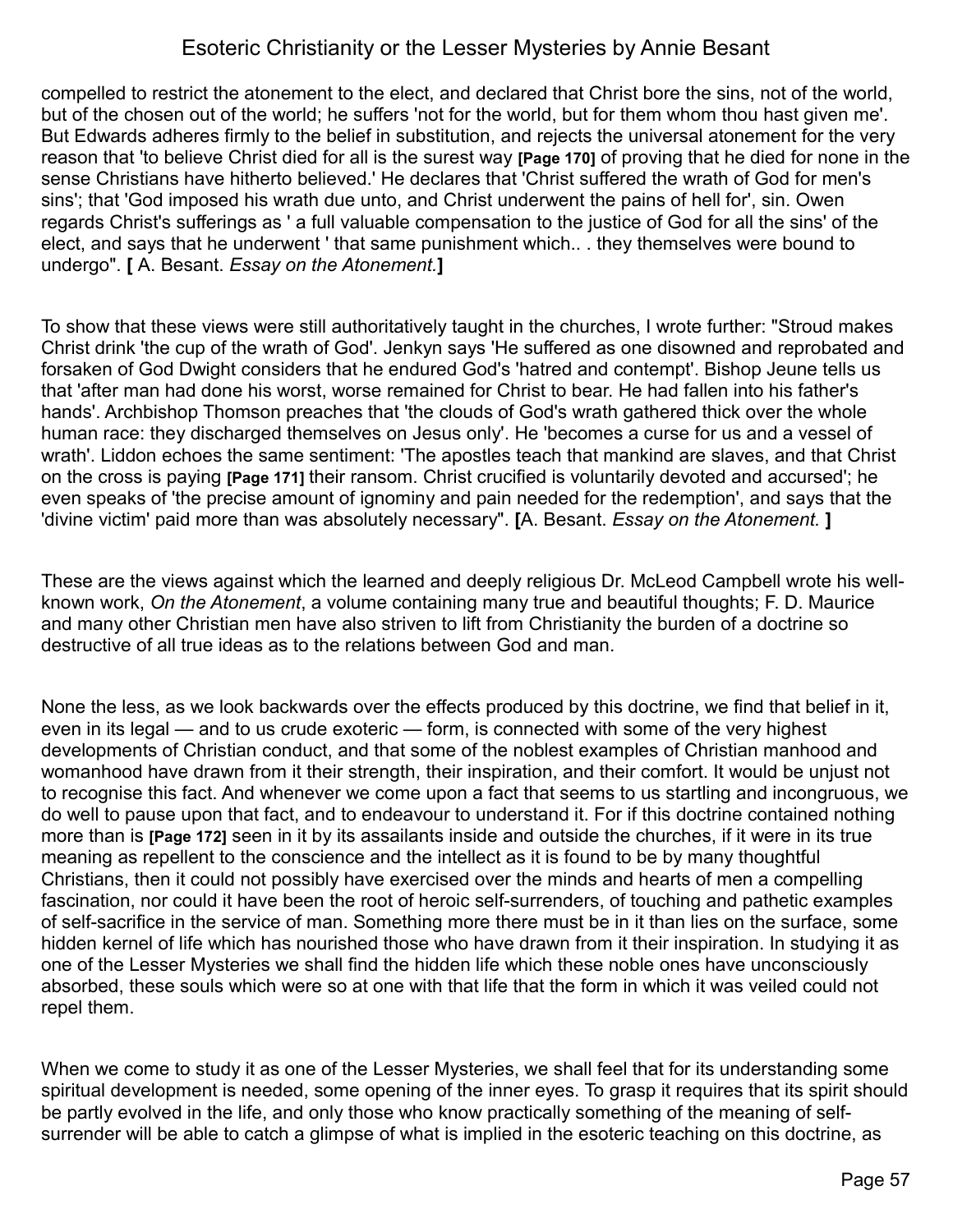compelled to restrict the atonement to the elect, and declared that Christ bore the sins, not of the world, but of the chosen out of the world; he suffers 'not for the world, but for them whom thou hast given me'. But Edwards adheres firmly to the belief in substitution, and rejects the universal atonement for the very reason that 'to believe Christ died for all is the surest way **[Page 170]** of proving that he died for none in the sense Christians have hitherto believed.' He declares that 'Christ suffered the wrath of God for men's sins'; that 'God imposed his wrath due unto, and Christ underwent the pains of hell for', sin. Owen regards Christ's sufferings as ' a full valuable compensation to the justice of God for all the sins' of the elect, and says that he underwent ' that same punishment which.. . they themselves were bound to undergo". **[** A. Besant. *Essay on the Atonement.***]**

To show that these views were still authoritatively taught in the churches, I wrote further: "Stroud makes Christ drink 'the cup of the wrath of God'. Jenkyn says 'He suffered as one disowned and reprobated and forsaken of God Dwight considers that he endured God's 'hatred and contempt'. Bishop Jeune tells us that 'after man had done his worst, worse remained for Christ to bear. He had fallen into his father's hands'. Archbishop Thomson preaches that 'the clouds of God's wrath gathered thick over the whole human race: they discharged themselves on Jesus only'. He 'becomes a curse for us and a vessel of wrath'. Liddon echoes the same sentiment: 'The apostles teach that mankind are slaves, and that Christ on the cross is paying **[Page 171]** their ransom. Christ crucified is voluntarily devoted and accursed'; he even speaks of 'the precise amount of ignominy and pain needed for the redemption', and says that the 'divine victim' paid more than was absolutely necessary". **[**A. Besant. *Essay on the Atonement.* **]**

These are the views against which the learned and deeply religious Dr. McLeod Campbell wrote his well-known work, *On the Atonement*, a volume containing many true and beautiful thoughts; F. D. Maurice and many other Christian men have also striven to lift from Christianity the burden of a doctrine so destructive of all true ideas as to the relations between God and man.

None the less, as we look backwards over the effects produced by this doctrine, we find that belief in it, even in its legal — and to us crude exoteric — form, is connected with some of the very highest developments of Christian conduct, and that some of the noblest examples of Christian manhood and womanhood have drawn from it their strength, their inspiration, and their comfort. It would be unjust not to recognise this fact. And whenever we come upon a fact that seems to us startling and incongruous, we do well to pause upon that fact, and to endeavour to understand it. For if this doctrine contained nothing more than is **[Page 172]** seen in it by its assailants inside and outside the churches, if it were in its true meaning as repellent to the conscience and the intellect as it is found to be by many thoughtful Christians, then it could not possibly have exercised over the minds and hearts of men a compelling fascination, nor could it have been the root of heroic self-surrenders, of touching and pathetic examples of self-sacrifice in the service of man. Something more there must be in it than lies on the surface, some hidden kernel of life which has nourished those who have drawn from it their inspiration. In studying it as one of the Lesser Mysteries we shall find the hidden life which these noble ones have unconsciously absorbed, these souls which were so at one with that life that the form in which it was veiled could not repel them.

When we come to study it as one of the Lesser Mysteries, we shall feel that for its understanding some spiritual development is needed, some opening of the inner eyes. To grasp it requires that its spirit should be partly evolved in the life, and only those who know practically something of the meaning of self-surrender will be able to catch a glimpse of what is implied in the esoteric teaching on this doctrine, as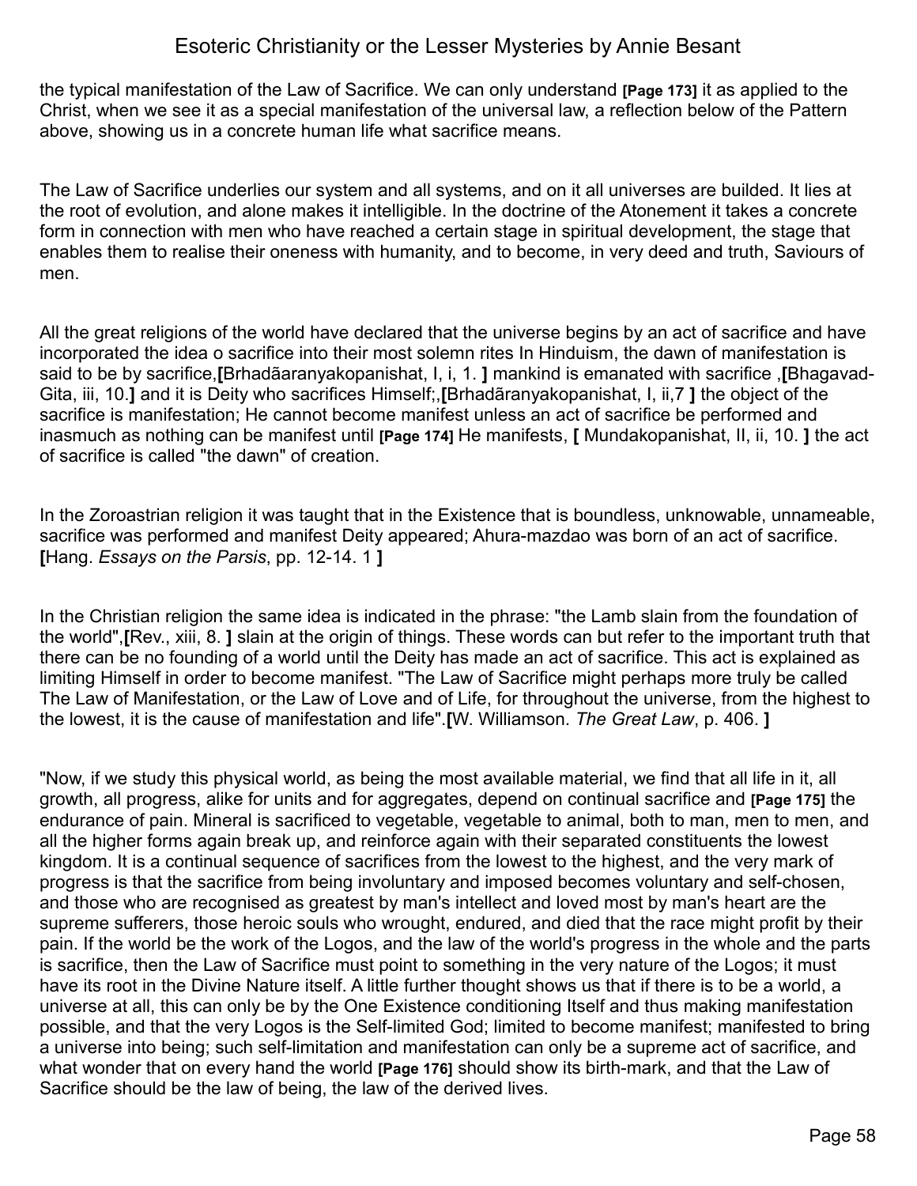the typical manifestation of the Law of Sacrifice. We can only understand **[Page 173]** it as applied to the Christ, when we see it as a special manifestation of the universal law, a reflection below of the Pattern above, showing us in a concrete human life what sacrifice means.

The Law of Sacrifice underlies our system and all systems, and on it all universes are builded. It lies at the root of evolution, and alone makes it intelligible. In the doctrine of the Atonement it takes a concrete form in connection with men who have reached a certain stage in spiritual development, the stage that enables them to realise their oneness with humanity, and to become, in very deed and truth, Saviours of men.

All the great religions of the world have declared that the universe begins by an act of sacrifice and have incorporated the idea o sacrifice into their most solemn rites In Hinduism, the dawn of manifestation is said to be by sacrifice,**[**Brhadãaranyakopanishat, I, i, 1. **]** mankind is emanated with sacrifice ,**[**Bhagavad-Gita, iii, 10.**]** and it is Deity who sacrifices Himself;,**[**Brhadãranyakopanishat, I, ii,7 **]** the object of the sacrifice is manifestation; He cannot become manifest unless an act of sacrifice be performed and inasmuch as nothing can be manifest until **[Page 174]** He manifests, **[** Mundakopanishat, II, ii, 10. **]** the act of sacrifice is called "the dawn" of creation.

In the Zoroastrian religion it was taught that in the Existence that is boundless, unknowable, unnameable, sacrifice was performed and manifest Deity appeared; Ahura-mazdao was born of an act of sacrifice. **[**Hang. *Essays on the Parsis*, pp. 12-14. 1 **]**

In the Christian religion the same idea is indicated in the phrase: "the Lamb slain from the foundation of the world",**[**Rev., xiii, 8. **]** slain at the origin of things. These words can but refer to the important truth that there can be no founding of a world until the Deity has made an act of sacrifice. This act is explained as limiting Himself in order to become manifest. "The Law of Sacrifice might perhaps more truly be called The Law of Manifestation, or the Law of Love and of Life, for throughout the universe, from the highest to the lowest, it is the cause of manifestation and life".**[**W. Williamson. *The Great Law*, p. 406. **]**

"Now, if we study this physical world, as being the most available material, we find that all life in it, all growth, all progress, alike for units and for aggregates, depend on continual sacrifice and **[Page 175]** the endurance of pain. Mineral is sacrificed to vegetable, vegetable to animal, both to man, men to men, and all the higher forms again break up, and reinforce again with their separated constituents the lowest kingdom. It is a continual sequence of sacrifices from the lowest to the highest, and the very mark of progress is that the sacrifice from being involuntary and imposed becomes voluntary and self-chosen, and those who are recognised as greatest by man's intellect and loved most by man's heart are the supreme sufferers, those heroic souls who wrought, endured, and died that the race might profit by their pain. If the world be the work of the Logos, and the law of the world's progress in the whole and the parts is sacrifice, then the Law of Sacrifice must point to something in the very nature of the Logos; it must have its root in the Divine Nature itself. A little further thought shows us that if there is to be a world, a universe at all, this can only be by the One Existence conditioning Itself and thus making manifestation possible, and that the very Logos is the Self-limited God; limited to become manifest; manifested to bring a universe into being; such self-limitation and manifestation can only be a supreme act of sacrifice, and what wonder that on every hand the world **[Page 176]** should show its birth-mark, and that the Law of Sacrifice should be the law of being, the law of the derived lives.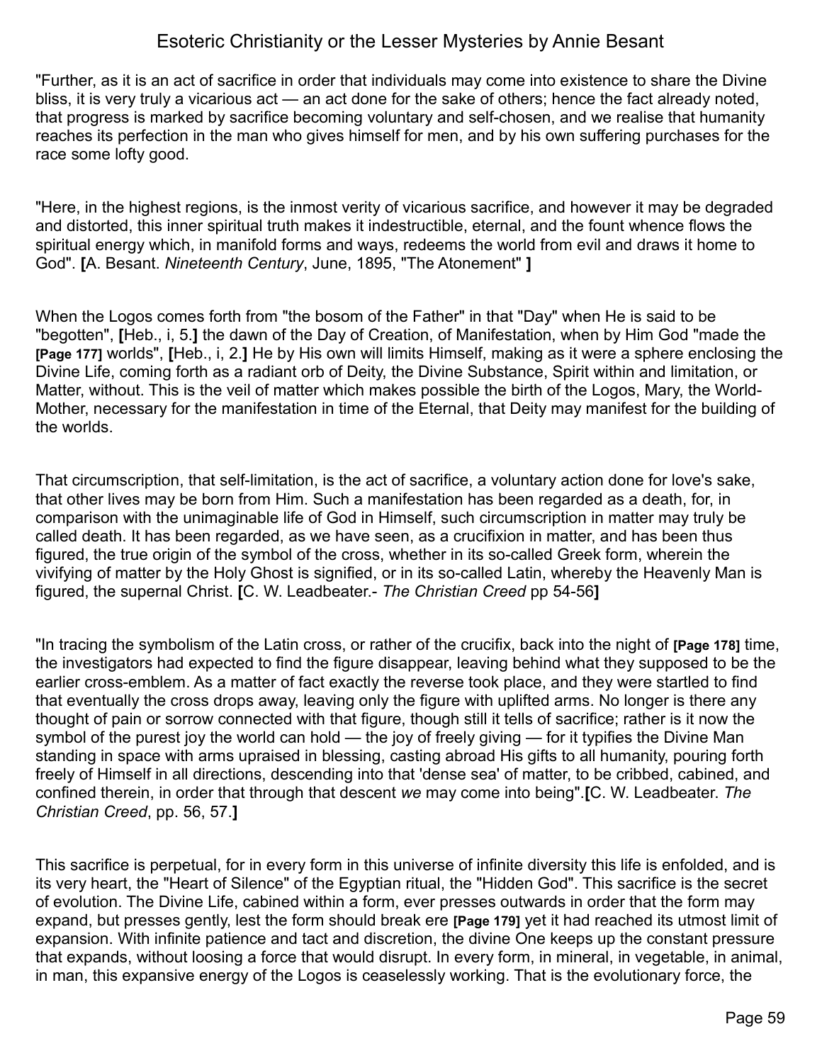"Further, as it is an act of sacrifice in order that individuals may come into existence to share the Divine bliss, it is very truly a vicarious act — an act done for the sake of others; hence the fact already noted, that progress is marked by sacrifice becoming voluntary and self-chosen, and we realise that humanity reaches its perfection in the man who gives himself for men, and by his own suffering purchases for the race some lofty good.

"Here, in the highest regions, is the inmost verity of vicarious sacrifice, and however it may be degraded and distorted, this inner spiritual truth makes it indestructible, eternal, and the fount whence flows the spiritual energy which, in manifold forms and ways, redeems the world from evil and draws it home to God". **[**A. Besant. *Nineteenth Century*, June, 1895, "The Atonement" **]**

When the Logos comes forth from "the bosom of the Father" in that "Day" when He is said to be "begotten", **[**Heb., i, 5.**]** the dawn of the Day of Creation, of Manifestation, when by Him God "made the **[Page 177]** worlds", **[**Heb., i, 2.**]** He by His own will limits Himself, making as it were a sphere enclosing the Divine Life, coming forth as a radiant orb of Deity, the Divine Substance, Spirit within and limitation, or Matter, without. This is the veil of matter which makes possible the birth of the Logos, Mary, the World-Mother, necessary for the manifestation in time of the Eternal, that Deity may manifest for the building of the worlds.

That circumscription, that self-limitation, is the act of sacrifice, a voluntary action done for love's sake, that other lives may be born from Him. Such a manifestation has been regarded as a death, for, in comparison with the unimaginable life of God in Himself, such circumscription in matter may truly be called death. It has been regarded, as we have seen, as a crucifixion in matter, and has been thus figured, the true origin of the symbol of the cross, whether in its so-called Greek form, wherein the vivifying of matter by the Holy Ghost is signified, or in its so-called Latin, whereby the Heavenly Man is figured, the supernal Christ. **[**C. W. Leadbeater.- *The Christian Creed* pp 54-56**]**

"In tracing the symbolism of the Latin cross, or rather of the crucifix, back into the night of **[Page 178]** time, the investigators had expected to find the figure disappear, leaving behind what they supposed to be the earlier cross-emblem. As a matter of fact exactly the reverse took place, and they were startled to find that eventually the cross drops away, leaving only the figure with uplifted arms. No longer is there any thought of pain or sorrow connected with that figure, though still it tells of sacrifice; rather is it now the symbol of the purest joy the world can hold — the joy of freely giving — for it typifies the Divine Man standing in space with arms upraised in blessing, casting abroad His gifts to all humanity, pouring forth freely of Himself in all directions, descending into that 'dense sea' of matter, to be cribbed, cabined, and confined therein, in order that through that descent *we* may come into being".**[**C. W. Leadbeater. *The Christian Creed*, pp. 56, 57.**]**

This sacrifice is perpetual, for in every form in this universe of infinite diversity this life is enfolded, and is its very heart, the "Heart of Silence" of the Egyptian ritual, the "Hidden God". This sacrifice is the secret of evolution. The Divine Life, cabined within a form, ever presses outwards in order that the form may expand, but presses gently, lest the form should break ere **[Page 179]** yet it had reached its utmost limit of expansion. With infinite patience and tact and discretion, the divine One keeps up the constant pressure that expands, without loosing a force that would disrupt. In every form, in mineral, in vegetable, in animal, in man, this expansive energy of the Logos is ceaselessly working. That is the evolutionary force, the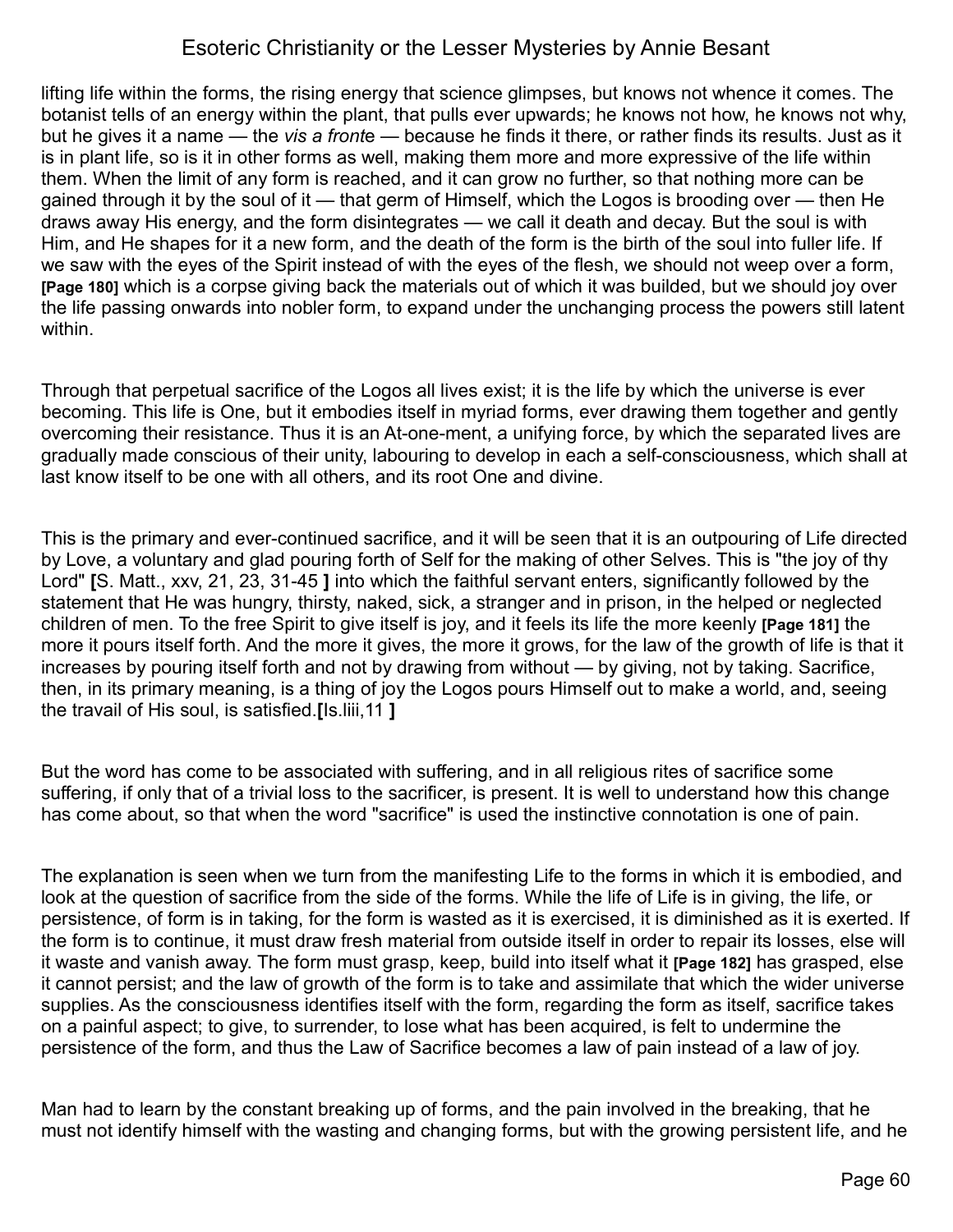lifting life within the forms, the rising energy that science glimpses, but knows not whence it comes. The botanist tells of an energy within the plant, that pulls ever upwards; he knows not how, he knows not why, but he gives it a name — the *vis a fronte* — because he finds it there, or rather finds its results. Just as it is in plant life, so is it in other forms as well, making them more and more expressive of the life within them. When the limit of any form is reached, and it can grow no further, so that nothing more can be gained through it by the soul of it — that germ of Himself, which the Logos is brooding over — then He draws away His energy, and the form disintegrates — we call it death and decay. But the soul is with Him, and He shapes for it a new form, and the death of the form is the birth of the soul into fuller life. If we saw with the eyes of the Spirit instead of with the eyes of the flesh, we should not weep over a form, **[Page 180]** which is a corpse giving back the materials out of which it was builded, but we should joy over the life passing onwards into nobler form, to expand under the unchanging process the powers still latent within.

Through that perpetual sacrifice of the Logos all lives exist; it is the life by which the universe is ever becoming. This life is One, but it embodies itself in myriad forms, ever drawing them together and gently overcoming their resistance. Thus it is an At-one-ment, a unifying force, by which the separated lives are gradually made conscious of their unity, labouring to develop in each a self-consciousness, which shall at last know itself to be one with all others, and its root One and divine.

This is the primary and ever-continued sacrifice, and it will be seen that it is an outpouring of Life directed by Love, a voluntary and glad pouring forth of Self for the making of other Selves. This is "the joy of thy Lord" **[**S. Matt., xxv, 21, 23, 31-45 **]** into which the faithful servant enters, significantly followed by the statement that He was hungry, thirsty, naked, sick, a stranger and in prison, in the helped or neglected children of men. To the free Spirit to give itself is joy, and it feels its life the more keenly **[Page 181]** the more it pours itself forth. And the more it gives, the more it grows, for the law of the growth of life is that it increases by pouring itself forth and not by drawing from without — by giving, not by taking. Sacrifice, then, in its primary meaning, is a thing of joy the Logos pours Himself out to make a world, and, seeing the travail of His soul, is satisfied.**[**Is.liii,11 **]**

But the word has come to be associated with suffering, and in all religious rites of sacrifice some suffering, if only that of a trivial loss to the sacrificer, is present. It is well to understand how this change has come about, so that when the word "sacrifice" is used the instinctive connotation is one of pain.

The explanation is seen when we turn from the manifesting Life to the forms in which it is embodied, and look at the question of sacrifice from the side of the forms. While the life of Life is in giving, the life, or persistence, of form is in taking, for the form is wasted as it is exercised, it is diminished as it is exerted. If the form is to continue, it must draw fresh material from outside itself in order to repair its losses, else will it waste and vanish away. The form must grasp, keep, build into itself what it **[Page 182]** has grasped, else it cannot persist; and the law of growth of the form is to take and assimilate that which the wider universe supplies. As the consciousness identifies itself with the form, regarding the form as itself, sacrifice takes on a painful aspect; to give, to surrender, to lose what has been acquired, is felt to undermine the persistence of the form, and thus the Law of Sacrifice becomes a law of pain instead of a law of joy.

Man had to learn by the constant breaking up of forms, and the pain involved in the breaking, that he must not identify himself with the wasting and changing forms, but with the growing persistent life, and he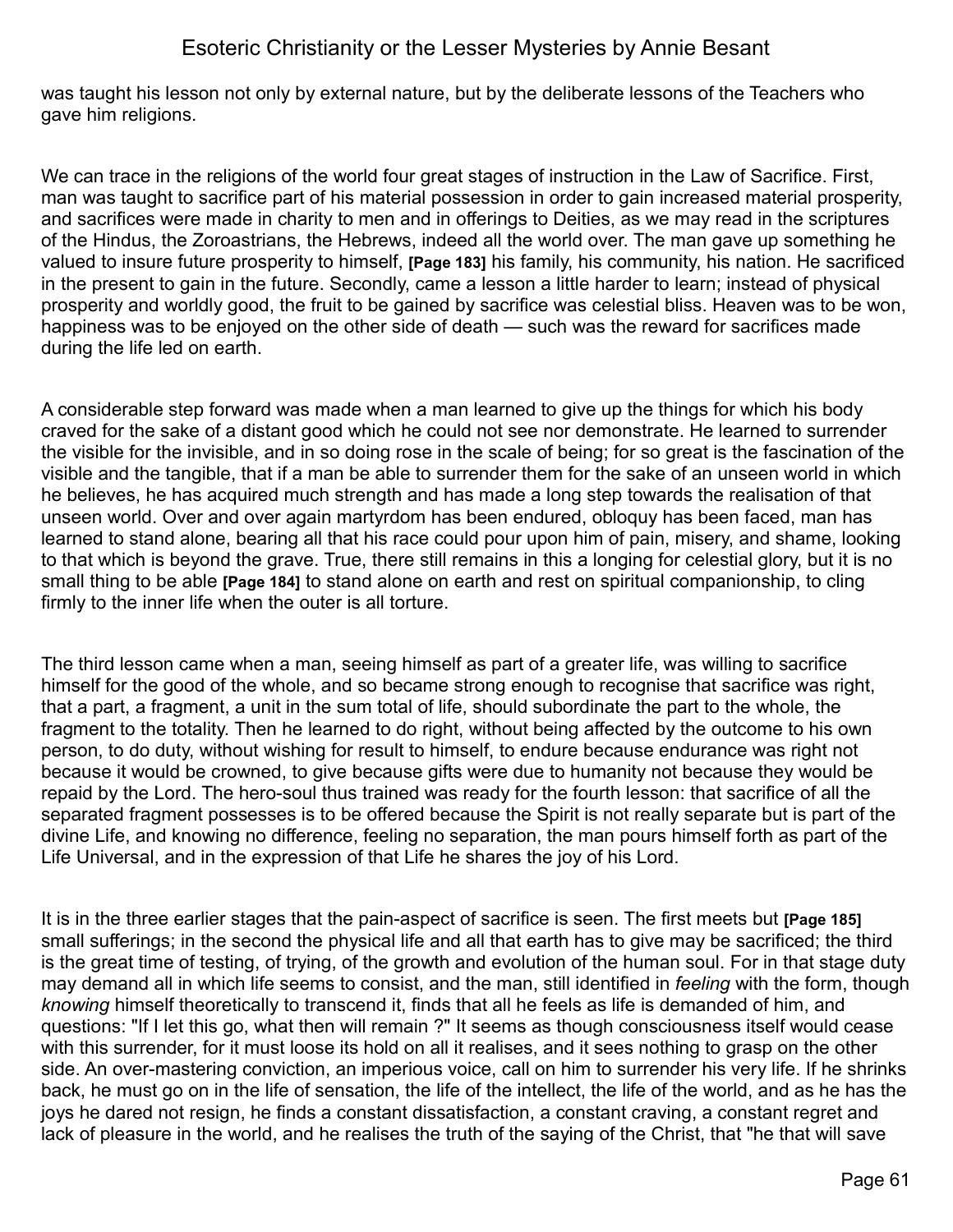was taught his lesson not only by external nature, but by the deliberate lessons of the Teachers who gave him religions.

We can trace in the religions of the world four great stages of instruction in the Law of Sacrifice. First, man was taught to sacrifice part of his material possession in order to gain increased material prosperity, and sacrifices were made in charity to men and in offerings to Deities, as we may read in the scriptures of the Hindus, the Zoroastrians, the Hebrews, indeed all the world over. The man gave up something he valued to insure future prosperity to himself, **[Page 183]** his family, his community, his nation. He sacrificed in the present to gain in the future. Secondly, came a lesson a little harder to learn; instead of physical prosperity and worldly good, the fruit to be gained by sacrifice was celestial bliss. Heaven was to be won, happiness was to be enjoyed on the other side of death — such was the reward for sacrifices made during the life led on earth.

A considerable step forward was made when a man learned to give up the things for which his body craved for the sake of a distant good which he could not see nor demonstrate. He learned to surrender the visible for the invisible, and in so doing rose in the scale of being; for so great is the fascination of the visible and the tangible, that if a man be able to surrender them for the sake of an unseen world in which he believes, he has acquired much strength and has made a long step towards the realisation of that unseen world. Over and over again martyrdom has been endured, obloquy has been faced, man has learned to stand alone, bearing all that his race could pour upon him of pain, misery, and shame, looking to that which is beyond the grave. True, there still remains in this a longing for celestial glory, but it is no small thing to be able **[Page 184]** to stand alone on earth and rest on spiritual companionship, to cling firmly to the inner life when the outer is all torture.

The third lesson came when a man, seeing himself as part of a greater life, was willing to sacrifice himself for the good of the whole, and so became strong enough to recognise that sacrifice was right, that a part, a fragment, a unit in the sum total of life, should subordinate the part to the whole, the fragment to the totality. Then he learned to do right, without being affected by the outcome to his own person, to do duty, without wishing for result to himself, to endure because endurance was right not because it would be crowned, to give because gifts were due to humanity not because they would be repaid by the Lord. The hero-soul thus trained was ready for the fourth lesson: that sacrifice of all the separated fragment possesses is to be offered because the Spirit is not really separate but is part of the divine Life, and knowing no difference, feeling no separation, the man pours himself forth as part of the Life Universal, and in the expression of that Life he shares the joy of his Lord.

It is in the three earlier stages that the pain-aspect of sacrifice is seen. The first meets but **[Page 185]** small sufferings; in the second the physical life and all that earth has to give may be sacrificed; the third is the great time of testing, of trying, of the growth and evolution of the human soul. For in that stage duty may demand all in which life seems to consist, and the man, still identified in *feeling* with the form, though *knowing* himself theoretically to transcend it, finds that all he feels as life is demanded of him, and questions: "If I let this go, what then will remain ?" It seems as though consciousness itself would cease with this surrender, for it must loose its hold on all it realises, and it sees nothing to grasp on the other side. An over-mastering conviction, an imperious voice, call on him to surrender his very life. If he shrinks back, he must go on in the life of sensation, the life of the intellect, the life of the world, and as he has the joys he dared not resign, he finds a constant dissatisfaction, a constant craving, a constant regret and lack of pleasure in the world, and he realises the truth of the saying of the Christ, that "he that will save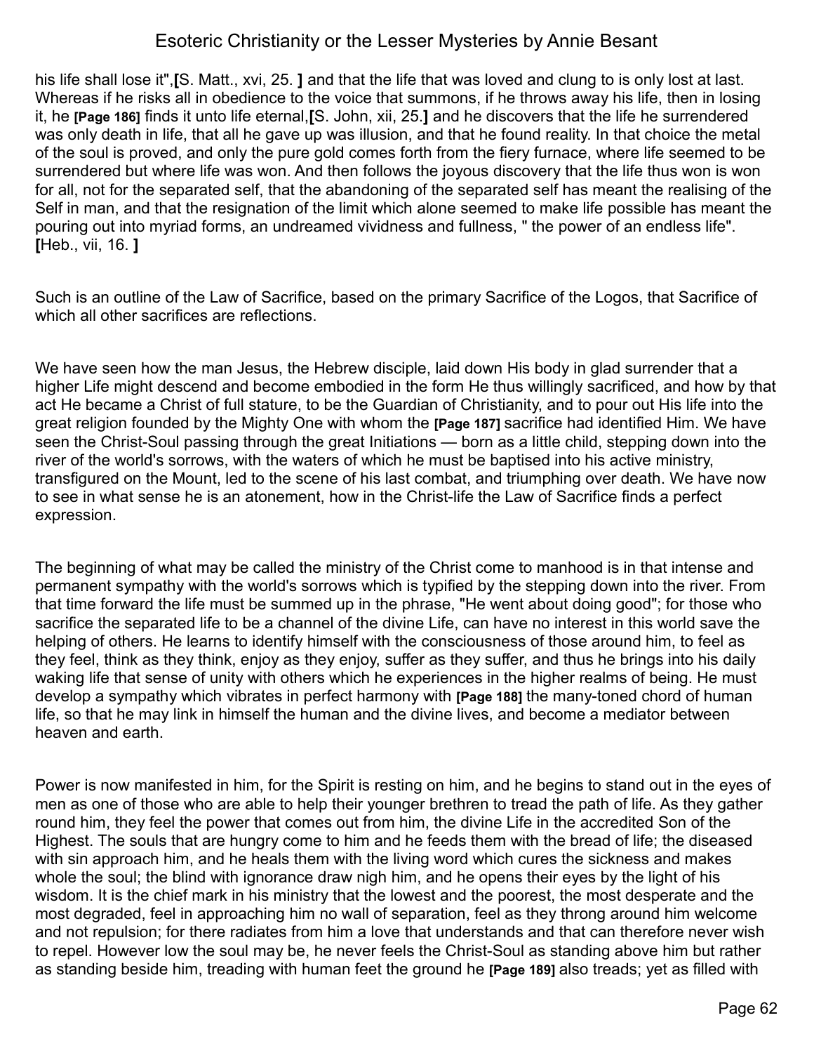his life shall lose it",[S. Matt., xvi, 25. ] and that the life that was loved and clung to is only lost at last. Whereas if he risks all in obedience to the voice that summons, if he throws away his life, then in losing it, he **[Page 186]** finds it unto life eternal,[S. John, xii, 25.] and he discovers that the life he surrendered was only death in life, that all he gave up was illusion, and that he found reality. In that choice the metal of the soul is proved, and only the pure gold comes forth from the fiery furnace, where life seemed to be surrendered but where life was won. And then follows the joyous discovery that the life thus won is won for all, not for the separated self, that the abandoning of the separated self has meant the realising of the Self in man, and that the resignation of the limit which alone seemed to make life possible has meant the pouring out into myriad forms, an undreamed vividness and fullness, " the power of an endless life". [Heb., vii, 16. ]

Such is an outline of the Law of Sacrifice, based on the primary Sacrifice of the Logos, that Sacrifice of which all other sacrifices are reflections.

We have seen how the man Jesus, the Hebrew disciple, laid down His body in glad surrender that a higher Life might descend and become embodied in the form He thus willingly sacrificed, and how by that act He became a Christ of full stature, to be the Guardian of Christianity, and to pour out His life into the great religion founded by the Mighty One with whom the **[Page 187]** sacrifice had identified Him. We have seen the Christ-Soul passing through the great Initiations — born as a little child, stepping down into the river of the world's sorrows, with the waters of which he must be baptised into his active ministry, transfigured on the Mount, led to the scene of his last combat, and triumphing over death. We have now to see in what sense he is an atonement, how in the Christ-life the Law of Sacrifice finds a perfect expression.

The beginning of what may be called the ministry of the Christ come to manhood is in that intense and permanent sympathy with the world's sorrows which is typified by the stepping down into the river. From that time forward the life must be summed up in the phrase, "He went about doing good"; for those who sacrifice the separated life to be a channel of the divine Life, can have no interest in this world save the helping of others. He learns to identify himself with the consciousness of those around him, to feel as they feel, think as they think, enjoy as they enjoy, suffer as they suffer, and thus he brings into his daily waking life that sense of unity with others which he experiences in the higher realms of being. He must develop a sympathy which vibrates in perfect harmony with **[Page 188]** the many-toned chord of human life, so that he may link in himself the human and the divine lives, and become a mediator between heaven and earth.

Power is now manifested in him, for the Spirit is resting on him, and he begins to stand out in the eyes of men as one of those who are able to help their younger brethren to tread the path of life. As they gather round him, they feel the power that comes out from him, the divine Life in the accredited Son of the Highest. The souls that are hungry come to him and he feeds them with the bread of life; the diseased with sin approach him, and he heals them with the living word which cures the sickness and makes whole the soul; the blind with ignorance draw nigh him, and he opens their eyes by the light of his wisdom. It is the chief mark in his ministry that the lowest and the poorest, the most desperate and the most degraded, feel in approaching him no wall of separation, feel as they throng around him welcome and not repulsion; for there radiates from him a love that understands and that can therefore never wish to repel. However low the soul may be, he never feels the Christ-Soul as standing above him but rather as standing beside him, treading with human feet the ground he **[Page 189]** also treads; yet as filled with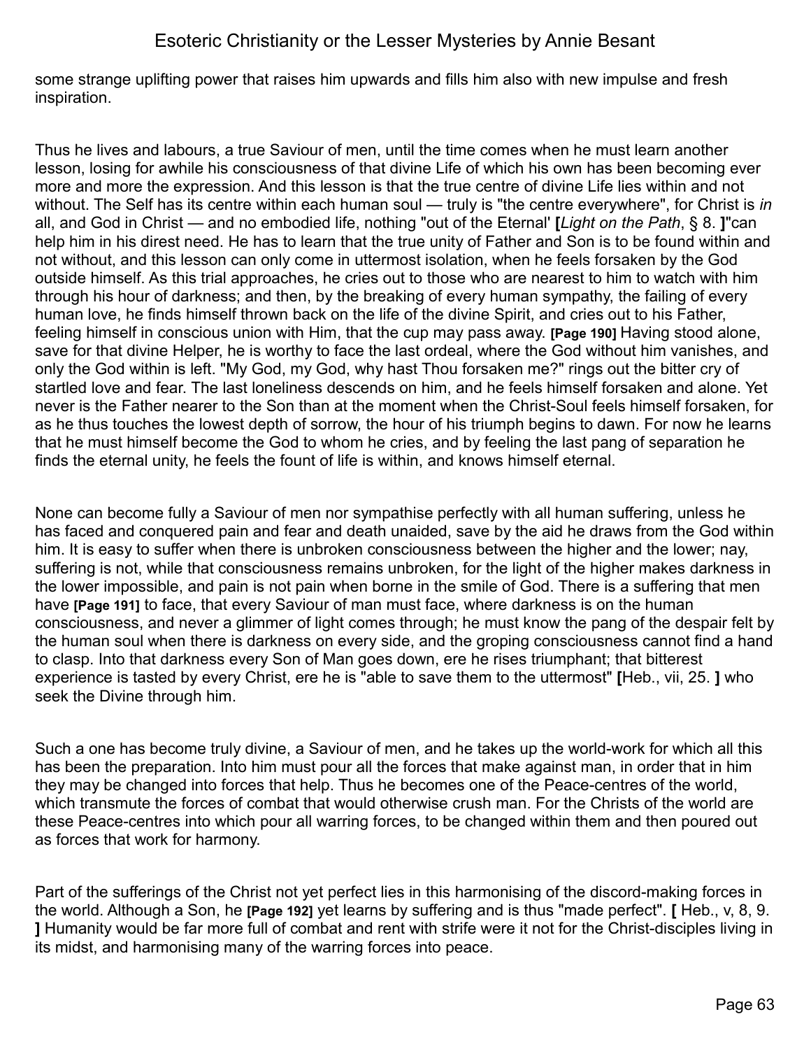some strange uplifting power that raises him upwards and fills him also with new impulse and fresh inspiration.

Thus he lives and labours, a true Saviour of men, until the time comes when he must learn another lesson, losing for awhile his consciousness of that divine Life of which his own has been becoming ever more and more the expression. And this lesson is that the true centre of divine Life lies within and not without. The Self has its centre within each human soul — truly is "the centre everywhere", for Christ is *in* all, and God in Christ — and no embodied life, nothing "out of the Eternal' **[***Light on the Path*, § 8. **]**"can help him in his direst need. He has to learn that the true unity of Father and Son is to be found within and not without, and this lesson can only come in uttermost isolation, when he feels forsaken by the God outside himself. As this trial approaches, he cries out to those who are nearest to him to watch with him through his hour of darkness; and then, by the breaking of every human sympathy, the failing of every human love, he finds himself thrown back on the life of the divine Spirit, and cries out to his Father, feeling himself in conscious union with Him, that the cup may pass away. **[Page 190]** Having stood alone, save for that divine Helper, he is worthy to face the last ordeal, where the God without him vanishes, and only the God within is left. "My God, my God, why hast Thou forsaken me?" rings out the bitter cry of startled love and fear. The last loneliness descends on him, and he feels himself forsaken and alone. Yet never is the Father nearer to the Son than at the moment when the Christ-Soul feels himself forsaken, for as he thus touches the lowest depth of sorrow, the hour of his triumph begins to dawn. For now he learns that he must himself become the God to whom he cries, and by feeling the last pang of separation he finds the eternal unity, he feels the fount of life is within, and knows himself eternal.

None can become fully a Saviour of men nor sympathise perfectly with all human suffering, unless he has faced and conquered pain and fear and death unaided, save by the aid he draws from the God within him. It is easy to suffer when there is unbroken consciousness between the higher and the lower; nay, suffering is not, while that consciousness remains unbroken, for the light of the higher makes darkness in the lower impossible, and pain is not pain when borne in the smile of God. There is a suffering that men have **[Page 191]** to face, that every Saviour of man must face, where darkness is on the human consciousness, and never a glimmer of light comes through; he must know the pang of the despair felt by the human soul when there is darkness on every side, and the groping consciousness cannot find a hand to clasp. Into that darkness every Son of Man goes down, ere he rises triumphant; that bitterest experience is tasted by every Christ, ere he is "able to save them to the uttermost" **[**Heb., vii, 25. **]** who seek the Divine through him.

Such a one has become truly divine, a Saviour of men, and he takes up the world-work for which all this has been the preparation. Into him must pour all the forces that make against man, in order that in him they may be changed into forces that help. Thus he becomes one of the Peace-centres of the world, which transmute the forces of combat that would otherwise crush man. For the Christs of the world are these Peace-centres into which pour all warring forces, to be changed within them and then poured out as forces that work for harmony.

Part of the sufferings of the Christ not yet perfect lies in this harmonising of the discord-making forces in the world. Although a Son, he **[Page 192]** yet learns by suffering and is thus "made perfect". **[** Heb., v, 8, 9. **]** Humanity would be far more full of combat and rent with strife were it not for the Christ-disciples living in its midst, and harmonising many of the warring forces into peace.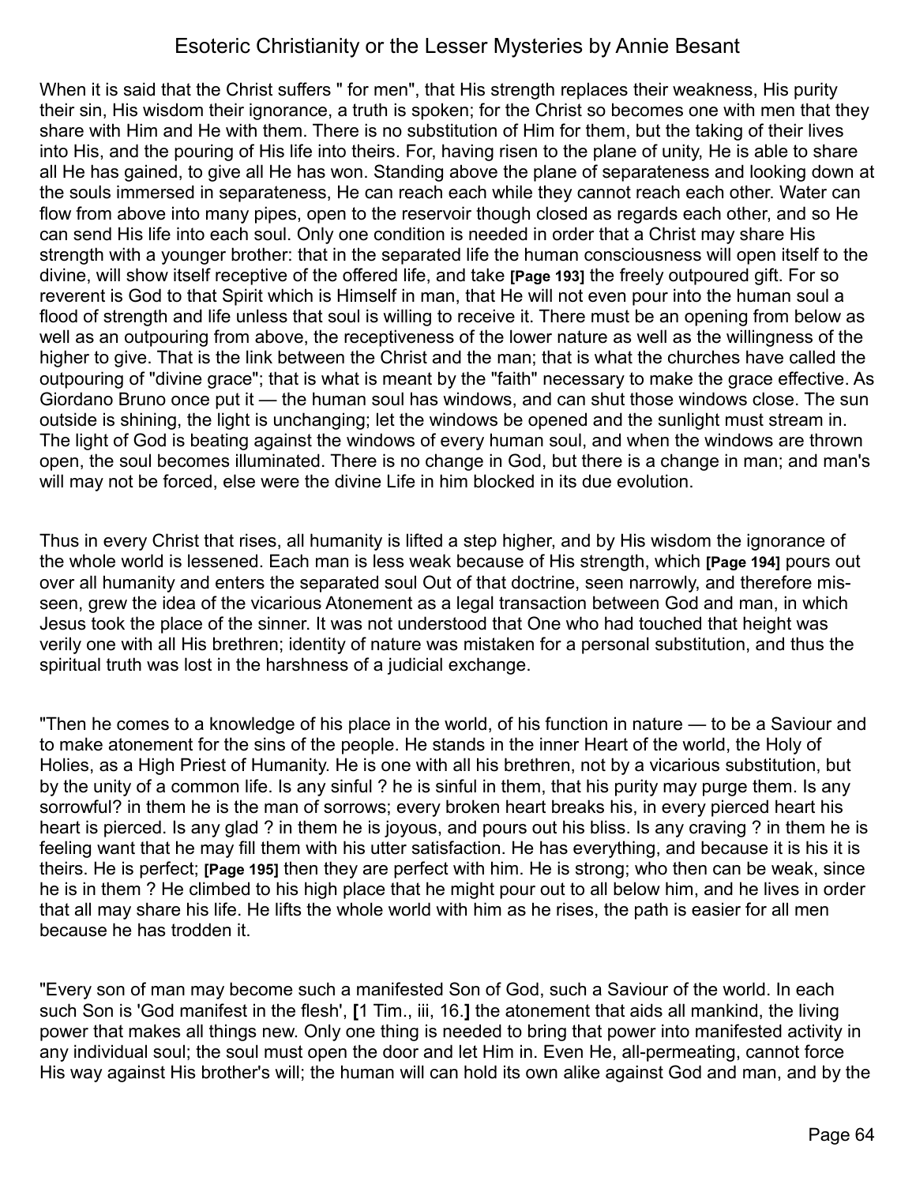When it is said that the Christ suffers " for men", that His strength replaces their weakness, His purity their sin, His wisdom their ignorance, a truth is spoken; for the Christ so becomes one with men that they share with Him and He with them. There is no substitution of Him for them, but the taking of their lives into His, and the pouring of His life into theirs. For, having risen to the plane of unity, He is able to share all He has gained, to give all He has won. Standing above the plane of separateness and looking down at the souls immersed in separateness, He can reach each while they cannot reach each other. Water can flow from above into many pipes, open to the reservoir though closed as regards each other, and so He can send His life into each soul. Only one condition is needed in order that a Christ may share His strength with a younger brother: that in the separated life the human consciousness will open itself to the divine, will show itself receptive of the offered life, and take **[Page 193]** the freely outpoured gift. For so reverent is God to that Spirit which is Himself in man, that He will not even pour into the human soul a flood of strength and life unless that soul is willing to receive it. There must be an opening from below as well as an outpouring from above, the receptiveness of the lower nature as well as the willingness of the higher to give. That is the link between the Christ and the man; that is what the churches have called the outpouring of "divine grace"; that is what is meant by the "faith" necessary to make the grace effective. As Giordano Bruno once put it — the human soul has windows, and can shut those windows close. The sun outside is shining, the light is unchanging; let the windows be opened and the sunlight must stream in. The light of God is beating against the windows of every human soul, and when the windows are thrown open, the soul becomes illuminated. There is no change in God, but there is a change in man; and man's will may not be forced, else were the divine Life in him blocked in its due evolution.

Thus in every Christ that rises, all humanity is lifted a step higher, and by His wisdom the ignorance of the whole world is lessened. Each man is less weak because of His strength, which **[Page 194]** pours out over all humanity and enters the separated soul Out of that doctrine, seen narrowly, and therefore mis-seen, grew the idea of the vicarious Atonement as a legal transaction between God and man, in which Jesus took the place of the sinner. It was not understood that One who had touched that height was verily one with all His brethren; identity of nature was mistaken for a personal substitution, and thus the spiritual truth was lost in the harshness of a judicial exchange.

"Then he comes to a knowledge of his place in the world, of his function in nature — to be a Saviour and to make atonement for the sins of the people. He stands in the inner Heart of the world, the Holy of Holies, as a High Priest of Humanity. He is one with all his brethren, not by a vicarious substitution, but by the unity of a common life. Is any sinful ? he is sinful in them, that his purity may purge them. Is any sorrowful? in them he is the man of sorrows; every broken heart breaks his, in every pierced heart his heart is pierced. Is any glad ? in them he is joyous, and pours out his bliss. Is any craving ? in them he is feeling want that he may fill them with his utter satisfaction. He has everything, and because it is his it is theirs. He is perfect; **[Page 195]** then they are perfect with him. He is strong; who then can be weak, since he is in them ? He climbed to his high place that he might pour out to all below him, and he lives in order that all may share his life. He lifts the whole world with him as he rises, the path is easier for all men because he has trodden it.

"Every son of man may become such a manifested Son of God, such a Saviour of the world. In each such Son is 'God manifest in the flesh', **[**1 Tim., iii, 16.**]** the atonement that aids all mankind, the living power that makes all things new. Only one thing is needed to bring that power into manifested activity in any individual soul; the soul must open the door and let Him in. Even He, all-permeating, cannot force His way against His brother's will; the human will can hold its own alike against God and man, and by the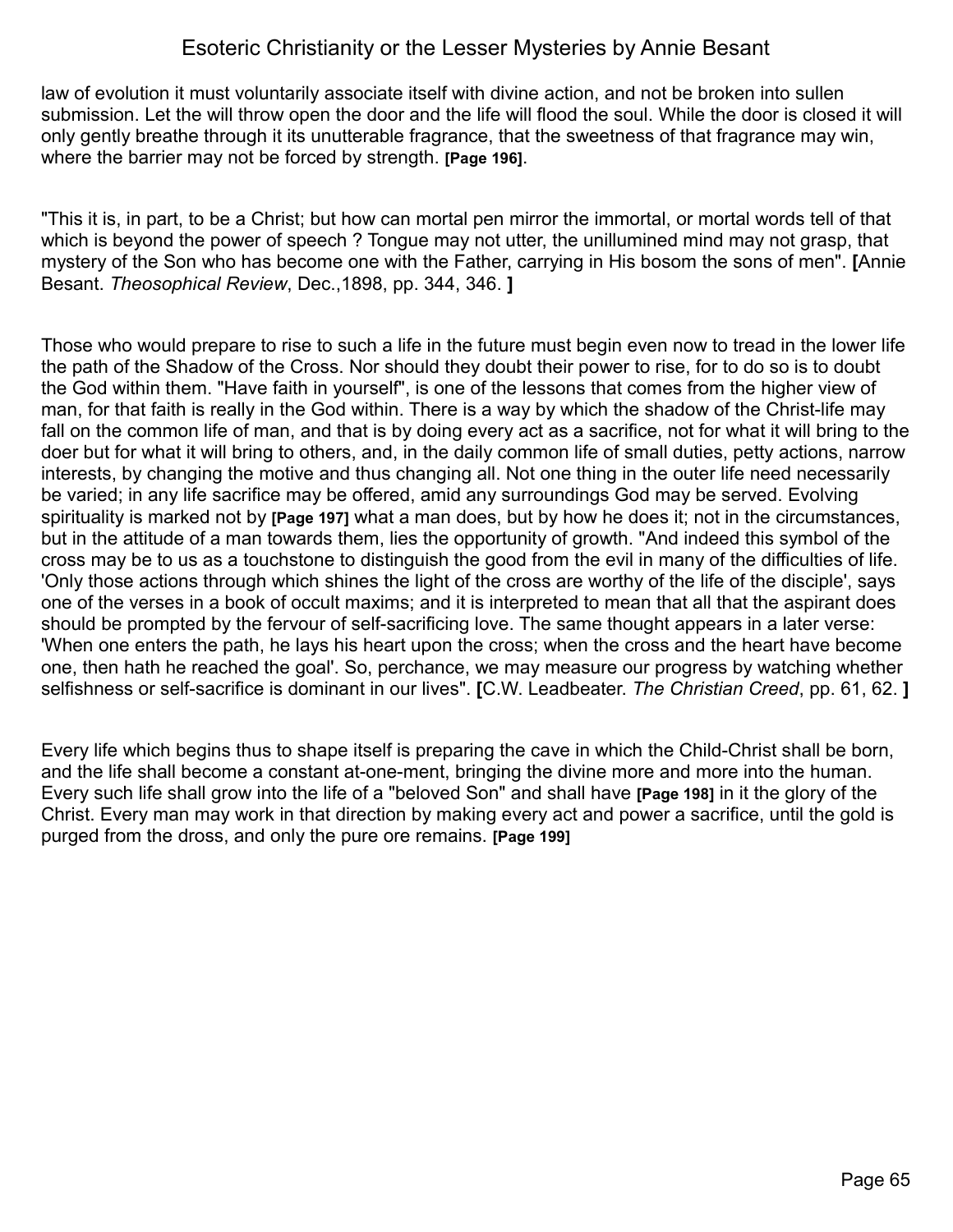law of evolution it must voluntarily associate itself with divine action, and not be broken into sullen submission. Let the will throw open the door and the life will flood the soul. While the door is closed it will only gently breathe through it its unutterable fragrance, that the sweetness of that fragrance may win, where the barrier may not be forced by strength. **[Page 196]**.

"This it is, in part, to be a Christ; but how can mortal pen mirror the immortal, or mortal words tell of that which is beyond the power of speech ? Tongue may not utter, the unillumined mind may not grasp, that mystery of the Son who has become one with the Father, carrying in His bosom the sons of men". **[**Annie Besant. *Theosophical Review*, Dec.,1898, pp. 344, 346. **]**

Those who would prepare to rise to such a life in the future must begin even now to tread in the lower life the path of the Shadow of the Cross. Nor should they doubt their power to rise, for to do so is to doubt the God within them. "Have faith in yourself", is one of the lessons that comes from the higher view of man, for that faith is really in the God within. There is a way by which the shadow of the Christ-life may fall on the common life of man, and that is by doing every act as a sacrifice, not for what it will bring to the doer but for what it will bring to others, and, in the daily common life of small duties, petty actions, narrow interests, by changing the motive and thus changing all. Not one thing in the outer life need necessarily be varied; in any life sacrifice may be offered, amid any surroundings God may be served. Evolving spirituality is marked not by **[Page 197]** what a man does, but by how he does it; not in the circumstances, but in the attitude of a man towards them, lies the opportunity of growth. "And indeed this symbol of the cross may be to us as a touchstone to distinguish the good from the evil in many of the difficulties of life. 'Only those actions through which shines the light of the cross are worthy of the life of the disciple', says one of the verses in a book of occult maxims; and it is interpreted to mean that all that the aspirant does should be prompted by the fervour of self-sacrificing love. The same thought appears in a later verse: 'When one enters the path, he lays his heart upon the cross; when the cross and the heart have become one, then hath he reached the goal'. So, perchance, we may measure our progress by watching whether selfishness or self-sacrifice is dominant in our lives". **[**C.W. Leadbeater. *The Christian Creed*, pp. 61, 62. **]**

Every life which begins thus to shape itself is preparing the cave in which the Child-Christ shall be born, and the life shall become a constant at-one-ment, bringing the divine more and more into the human. Every such life shall grow into the life of a "beloved Son" and shall have **[Page 198]** in it the glory of the Christ. Every man may work in that direction by making every act and power a sacrifice, until the gold is purged from the dross, and only the pure ore remains. **[Page 199]**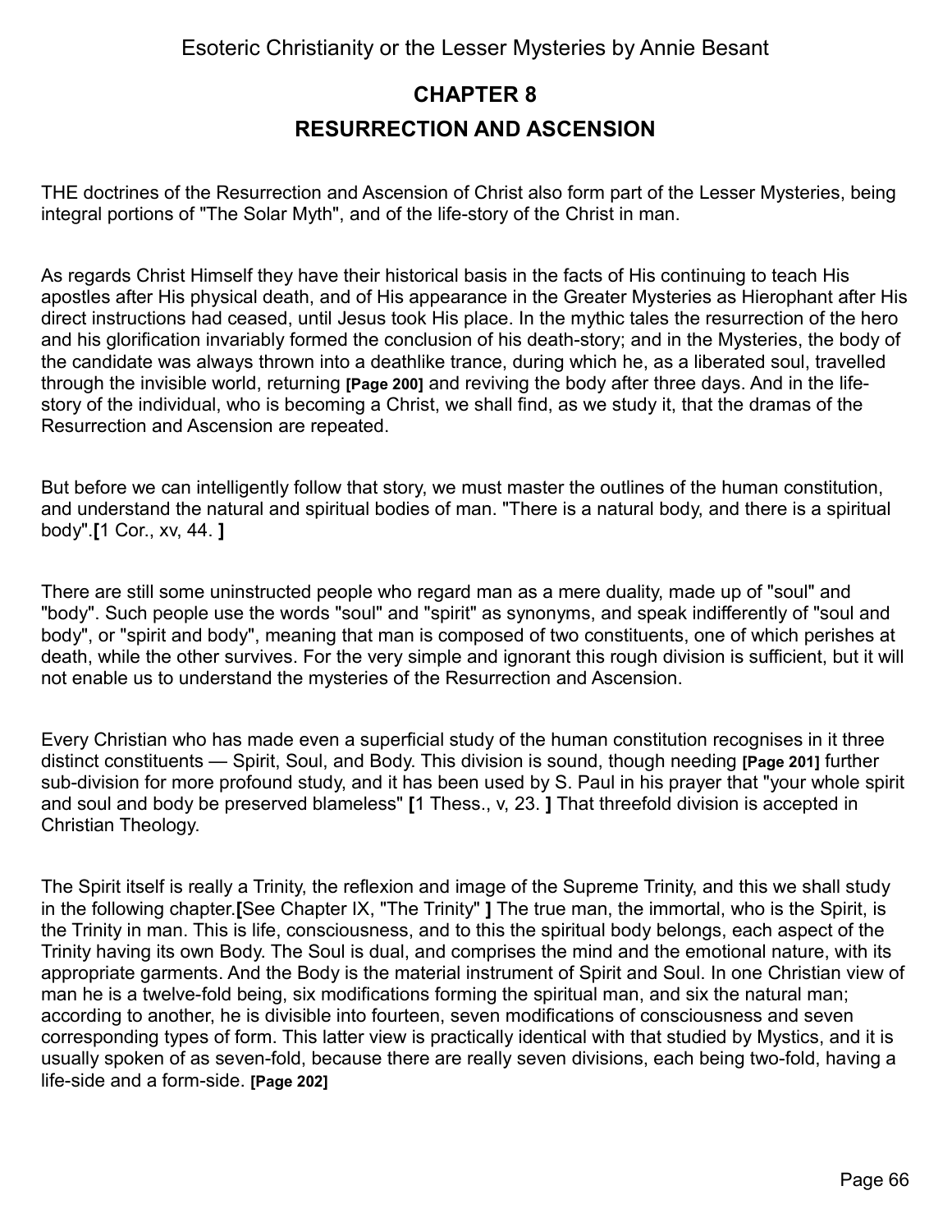## CHAPTER 8

## RESURRECTION AND ASCENSION

THE doctrines of the Resurrection and Ascension of Christ also form part of the Lesser Mysteries, being integral portions of "The Solar Myth", and of the life-story of the Christ in man.

As regards Christ Himself they have their historical basis in the facts of His continuing to teach His apostles after His physical death, and of His appearance in the Greater Mysteries as Hierophant after His direct instructions had ceased, until Jesus took His place. In the mythic tales the resurrection of the hero and his glorification invariably formed the conclusion of his death-story; and in the Mysteries, the body of the candidate was always thrown into a deathlike trance, during which he, as a liberated soul, travelled through the invisible world, returning **[Page 200]** and reviving the body after three days. And in the life-story of the individual, who is becoming a Christ, we shall find, as we study it, that the dramas of the Resurrection and Ascension are repeated.

But before we can intelligently follow that story, we must master the outlines of the human constitution, and understand the natural and spiritual bodies of man. "There is a natural body, and there is a spiritual body".**[**1 Cor., xv, 44. **]**

There are still some uninstructed people who regard man as a mere duality, made up of "soul" and "body". Such people use the words "soul" and "spirit" as synonyms, and speak indifferently of "soul and body", or "spirit and body", meaning that man is composed of two constituents, one of which perishes at death, while the other survives. For the very simple and ignorant this rough division is sufficient, but it will not enable us to understand the mysteries of the Resurrection and Ascension.

Every Christian who has made even a superficial study of the human constitution recognises in it three distinct constituents — Spirit, Soul, and Body. This division is sound, though needing **[Page 201]** further sub-division for more profound study, and it has been used by S. Paul in his prayer that "your whole spirit and soul and body be preserved blameless" **[**1 Thess., v, 23. **]** That threefold division is accepted in Christian Theology.

The Spirit itself is really a Trinity, the reflexion and image of the Supreme Trinity, and this we shall study in the following chapter.**[**See Chapter IX, "The Trinity" **]** The true man, the immortal, who is the Spirit, is the Trinity in man. This is life, consciousness, and to this the spiritual body belongs, each aspect of the Trinity having its own Body. The Soul is dual, and comprises the mind and the emotional nature, with its appropriate garments. And the Body is the material instrument of Spirit and Soul. In one Christian view of man he is a twelve-fold being, six modifications forming the spiritual man, and six the natural man; according to another, he is divisible into fourteen, seven modifications of consciousness and seven corresponding types of form. This latter view is practically identical with that studied by Mystics, and it is usually spoken of as seven-fold, because there are really seven divisions, each being two-fold, having a life-side and a form-side. **[Page 202]**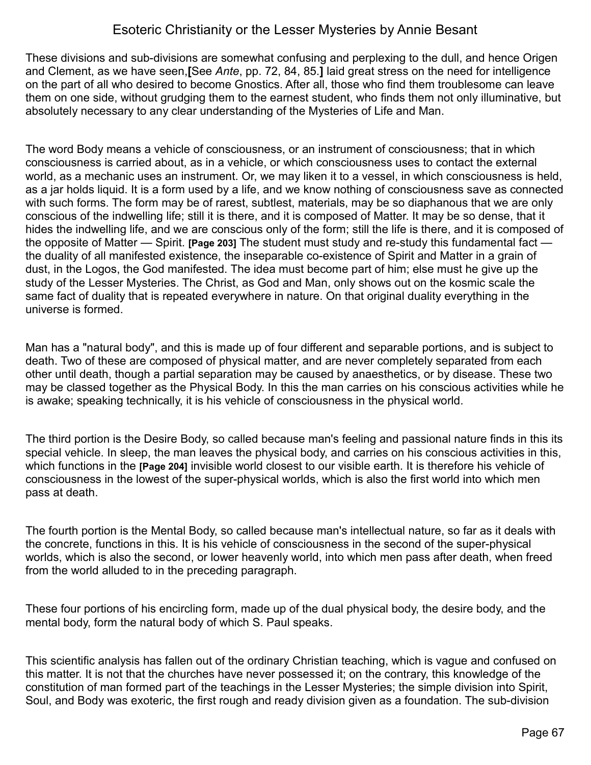These divisions and sub-divisions are somewhat confusing and perplexing to the dull, and hence Origen and Clement, as we have seen,**[**See *Ante*, pp. 72, 84, 85.**]** laid great stress on the need for intelligence on the part of all who desired to become Gnostics. After all, those who find them troublesome can leave them on one side, without grudging them to the earnest student, who finds them not only illuminative, but absolutely necessary to any clear understanding of the Mysteries of Life and Man.

The word Body means a vehicle of consciousness, or an instrument of consciousness; that in which consciousness is carried about, as in a vehicle, or which consciousness uses to contact the external world, as a mechanic uses an instrument. Or, we may liken it to a vessel, in which consciousness is held, as a jar holds liquid. It is a form used by a life, and we know nothing of consciousness save as connected with such forms. The form may be of rarest, subtlest, materials, may be so diaphanous that we are only conscious of the indwelling life; still it is there, and it is composed of Matter. It may be so dense, that it hides the indwelling life, and we are conscious only of the form; still the life is there, and it is composed of the opposite of Matter — Spirit. **[Page 203]** The student must study and re-study this fundamental fact — the duality of all manifested existence, the inseparable co-existence of Spirit and Matter in a grain of dust, in the Logos, the God manifested. The idea must become part of him; else must he give up the study of the Lesser Mysteries. The Christ, as God and Man, only shows out on the kosmic scale the same fact of duality that is repeated everywhere in nature. On that original duality everything in the universe is formed.

Man has a "natural body", and this is made up of four different and separable portions, and is subject to death. Two of these are composed of physical matter, and are never completely separated from each other until death, though a partial separation may be caused by anaesthetics, or by disease. These two may be classed together as the Physical Body. In this the man carries on his conscious activities while he is awake; speaking technically, it is his vehicle of consciousness in the physical world.

The third portion is the Desire Body, so called because man's feeling and passional nature finds in this its special vehicle. In sleep, the man leaves the physical body, and carries on his conscious activities in this, which functions in the **[Page 204]** invisible world closest to our visible earth. It is therefore his vehicle of consciousness in the lowest of the super-physical worlds, which is also the first world into which men pass at death.

The fourth portion is the Mental Body, so called because man's intellectual nature, so far as it deals with the concrete, functions in this. It is his vehicle of consciousness in the second of the super-physical worlds, which is also the second, or lower heavenly world, into which men pass after death, when freed from the world alluded to in the preceding paragraph.

These four portions of his encircling form, made up of the dual physical body, the desire body, and the mental body, form the natural body of which S. Paul speaks.

This scientific analysis has fallen out of the ordinary Christian teaching, which is vague and confused on this matter. It is not that the churches have never possessed it; on the contrary, this knowledge of the constitution of man formed part of the teachings in the Lesser Mysteries; the simple division into Spirit, Soul, and Body was exoteric, the first rough and ready division given as a foundation. The sub-division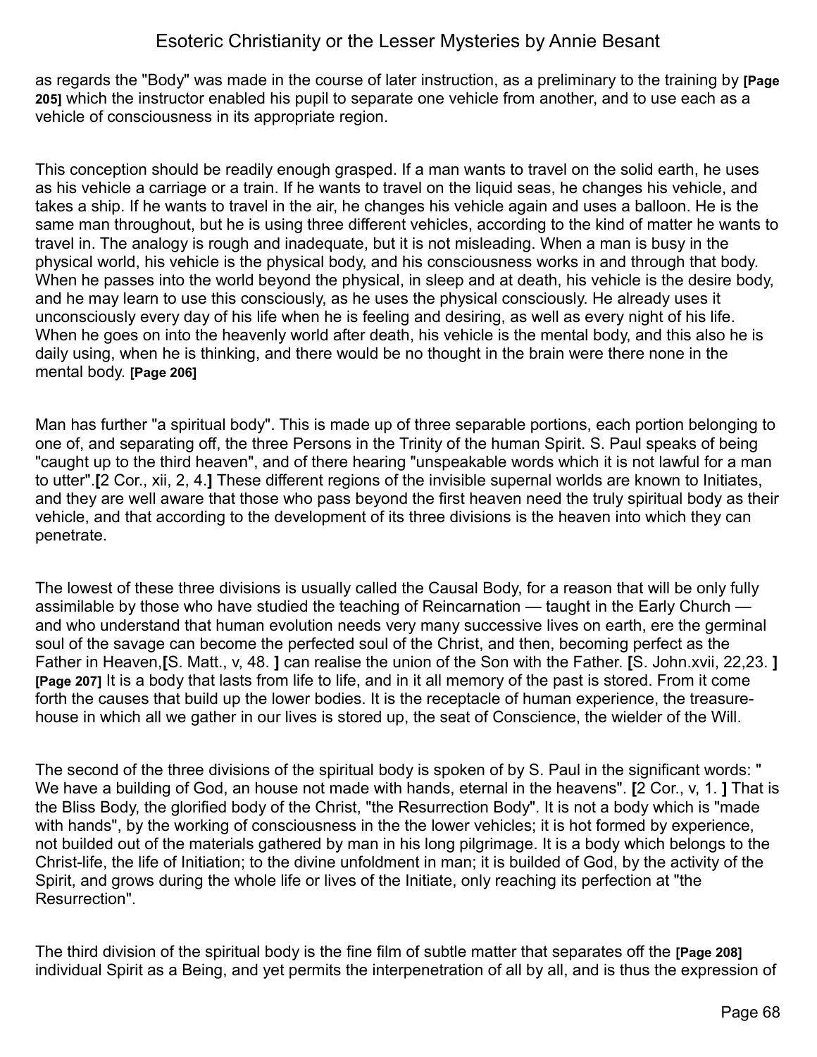as regards the "Body" was made in the course of later instruction, as a preliminary to the training by **[Page 205]** which the instructor enabled his pupil to separate one vehicle from another, and to use each as a vehicle of consciousness in its appropriate region.

This conception should be readily enough grasped. If a man wants to travel on the solid earth, he uses as his vehicle a carriage or a train. If he wants to travel on the liquid seas, he changes his vehicle, and takes a ship. If he wants to travel in the air, he changes his vehicle again and uses a balloon. He is the same man throughout, but he is using three different vehicles, according to the kind of matter he wants to travel in. The analogy is rough and inadequate, but it is not misleading. When a man is busy in the physical world, his vehicle is the physical body, and his consciousness works in and through that body. When he passes into the world beyond the physical, in sleep and at death, his vehicle is the desire body, and he may learn to use this consciously, as he uses the physical consciously. He already uses it unconsciously every day of his life when he is feeling and desiring, as well as every night of his life. When he goes on into the heavenly world after death, his vehicle is the mental body, and this also he is daily using, when he is thinking, and there would be no thought in the brain were there none in the mental body. **[Page 206]**

Man has further "a spiritual body". This is made up of three separable portions, each portion belonging to one of, and separating off, the three Persons in the Trinity of the human Spirit. S. Paul speaks of being "caught up to the third heaven", and of there hearing "unspeakable words which it is not lawful for a man to utter".**[**2 Cor., xii, 2, 4.**]** These different regions of the invisible supernal worlds are known to Initiates, and they are well aware that those who pass beyond the first heaven need the truly spiritual body as their vehicle, and that according to the development of its three divisions is the heaven into which they can penetrate.

The lowest of these three divisions is usually called the Causal Body, for a reason that will be only fully assimilable by those who have studied the teaching of Reincarnation — taught in the Early Church — and who understand that human evolution needs very many successive lives on earth, ere the germinal soul of the savage can become the perfected soul of the Christ, and then, becoming perfect as the Father in Heaven,**[**S. Matt., v, 48. **]** can realise the union of the Son with the Father. **[**S. John.xvii, 22,23. **]** **[Page 207]** It is a body that lasts from life to life, and in it all memory of the past is stored. From it come forth the causes that build up the lower bodies. It is the receptacle of human experience, the treasure-house in which all we gather in our lives is stored up, the seat of Conscience, the wielder of the Will.

The second of the three divisions of the spiritual body is spoken of by S. Paul in the significant words: " We have a building of God, an house not made with hands, eternal in the heavens". **[**2 Cor., v, 1. **]** That is the Bliss Body, the glorified body of the Christ, "the Resurrection Body". It is not a body which is "made with hands", by the working of consciousness in the the lower vehicles; it is hot formed by experience, not builded out of the materials gathered by man in his long pilgrimage. It is a body which belongs to the Christ-life, the life of Initiation; to the divine unfoldment in man; it is builded of God, by the activity of the Spirit, and grows during the whole life or lives of the Initiate, only reaching its perfection at "the Resurrection".

The third division of the spiritual body is the fine film of subtle matter that separates off the **[Page 208]** individual Spirit as a Being, and yet permits the interpenetration of all by all, and is thus the expression of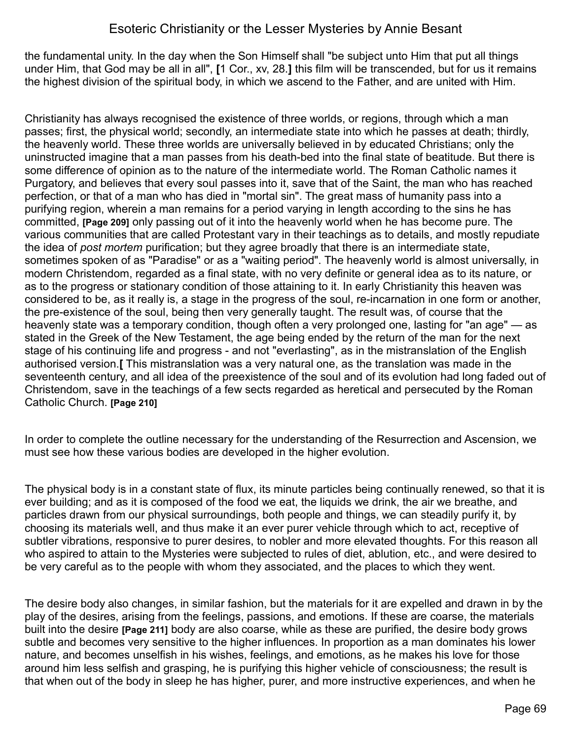the fundamental unity. In the day when the Son Himself shall "be subject unto Him that put all things under Him, that God may be all in all", **[**1 Cor., xv, 28.**]** this film will be transcended, but for us it remains the highest division of the spiritual body, in which we ascend to the Father, and are united with Him.

Christianity has always recognised the existence of three worlds, or regions, through which a man passes; first, the physical world; secondly, an intermediate state into which he passes at death; thirdly, the heavenly world. These three worlds are universally believed in by educated Christians; only the uninstructed imagine that a man passes from his death-bed into the final state of beatitude. But there is some difference of opinion as to the nature of the intermediate world. The Roman Catholic names it Purgatory, and believes that every soul passes into it, save that of the Saint, the man who has reached perfection, or that of a man who has died in "mortal sin". The great mass of humanity pass into a purifying region, wherein a man remains for a period varying in length according to the sins he has committed, **[Page 209]** only passing out of it into the heavenly world when he has become pure. The various communities that are called Protestant vary in their teachings as to details, and mostly repudiate the idea of *post mortem* purification; but they agree broadly that there is an intermediate state, sometimes spoken of as "Paradise" or as a "waiting period". The heavenly world is almost universally, in modern Christendom, regarded as a final state, with no very definite or general idea as to its nature, or as to the progress or stationary condition of those attaining to it. In early Christianity this heaven was considered to be, as it really is, a stage in the progress of the soul, re-incarnation in one form or another, the pre-existence of the soul, being then very generally taught. The result was, of course that the heavenly state was a temporary condition, though often a very prolonged one, lasting for "an age" — as stated in the Greek of the New Testament, the age being ended by the return of the man for the next stage of his continuing life and progress - and not "everlasting", as in the mistranslation of the English authorised version.**[** This mistranslation was a very natural one, as the translation was made in the seventeenth century, and all idea of the preexistence of the soul and of its evolution had long faded out of Christendom, save in the teachings of a few sects regarded as heretical and persecuted by the Roman Catholic Church. **[Page 210]**

In order to complete the outline necessary for the understanding of the Resurrection and Ascension, we must see how these various bodies are developed in the higher evolution.

The physical body is in a constant state of flux, its minute particles being continually renewed, so that it is ever building; and as it is composed of the food we eat, the liquids we drink, the air we breathe, and particles drawn from our physical surroundings, both people and things, we can steadily purify it, by choosing its materials well, and thus make it an ever purer vehicle through which to act, receptive of subtler vibrations, responsive to purer desires, to nobler and more elevated thoughts. For this reason all who aspired to attain to the Mysteries were subjected to rules of diet, ablution, etc., and were desired to be very careful as to the people with whom they associated, and the places to which they went.

The desire body also changes, in similar fashion, but the materials for it are expelled and drawn in by the play of the desires, arising from the feelings, passions, and emotions. If these are coarse, the materials built into the desire **[Page 211]** body are also coarse, while as these are purified, the desire body grows subtle and becomes very sensitive to the higher influences. In proportion as a man dominates his lower nature, and becomes unselfish in his wishes, feelings, and emotions, as he makes his love for those around him less selfish and grasping, he is purifying this higher vehicle of consciousness; the result is that when out of the body in sleep he has higher, purer, and more instructive experiences, and when he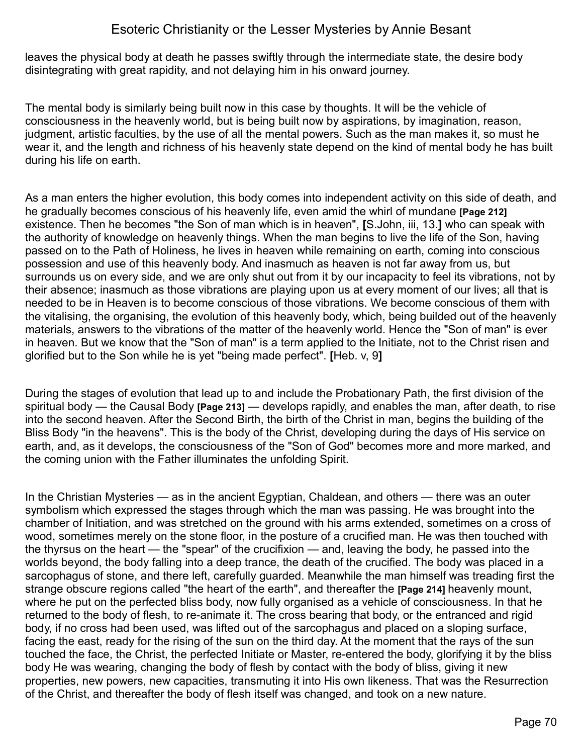leaves the physical body at death he passes swiftly through the intermediate state, the desire body disintegrating with great rapidity, and not delaying him in his onward journey.

The mental body is similarly being built now in this case by thoughts. It will be the vehicle of consciousness in the heavenly world, but is being built now by aspirations, by imagination, reason, judgment, artistic faculties, by the use of all the mental powers. Such as the man makes it, so must he wear it, and the length and richness of his heavenly state depend on the kind of mental body he has built during his life on earth.

As a man enters the higher evolution, this body comes into independent activity on this side of death, and he gradually becomes conscious of his heavenly life, even amid the whirl of mundane **[Page 212]** existence. Then he becomes "the Son of man which is in heaven", **[**S.John, iii, 13.**]** who can speak with the authority of knowledge on heavenly things. When the man begins to live the life of the Son, having passed on to the Path of Holiness, he lives in heaven while remaining on earth, coming into conscious possession and use of this heavenly body. And inasmuch as heaven is not far away from us, but surrounds us on every side, and we are only shut out from it by our incapacity to feel its vibrations, not by their absence; inasmuch as those vibrations are playing upon us at every moment of our lives; all that is needed to be in Heaven is to become conscious of those vibrations. We become conscious of them with the vitalising, the organising, the evolution of this heavenly body, which, being builded out of the heavenly materials, answers to the vibrations of the matter of the heavenly world. Hence the "Son of man" is ever in heaven. But we know that the "Son of man" is a term applied to the Initiate, not to the Christ risen and glorified but to the Son while he is yet "being made perfect". **[**Heb. v, 9**]**

During the stages of evolution that lead up to and include the Probationary Path, the first division of the spiritual body — the Causal Body **[Page 213]** — develops rapidly, and enables the man, after death, to rise into the second heaven. After the Second Birth, the birth of the Christ in man, begins the building of the Bliss Body "in the heavens". This is the body of the Christ, developing during the days of His service on earth, and, as it develops, the consciousness of the "Son of God" becomes more and more marked, and the coming union with the Father illuminates the unfolding Spirit.

In the Christian Mysteries — as in the ancient Egyptian, Chaldean, and others — there was an outer symbolism which expressed the stages through which the man was passing. He was brought into the chamber of Initiation, and was stretched on the ground with his arms extended, sometimes on a cross of wood, sometimes merely on the stone floor, in the posture of a crucified man. He was then touched with the thyrsus on the heart — the "spear" of the crucifixion — and, leaving the body, he passed into the worlds beyond, the body falling into a deep trance, the death of the crucified. The body was placed in a sarcophagus of stone, and there left, carefully guarded. Meanwhile the man himself was treading first the strange obscure regions called "the heart of the earth", and thereafter the **[Page 214]** heavenly mount, where he put on the perfected bliss body, now fully organised as a vehicle of consciousness. In that he returned to the body of flesh, to re-animate it. The cross bearing that body, or the entranced and rigid body, if no cross had been used, was lifted out of the sarcophagus and placed on a sloping surface, facing the east, ready for the rising of the sun on the third day. At the moment that the rays of the sun touched the face, the Christ, the perfected Initiate or Master, re-entered the body, glorifying it by the bliss body He was wearing, changing the body of flesh by contact with the body of bliss, giving it new properties, new powers, new capacities, transmuting it into His own likeness. That was the Resurrection of the Christ, and thereafter the body of flesh itself was changed, and took on a new nature.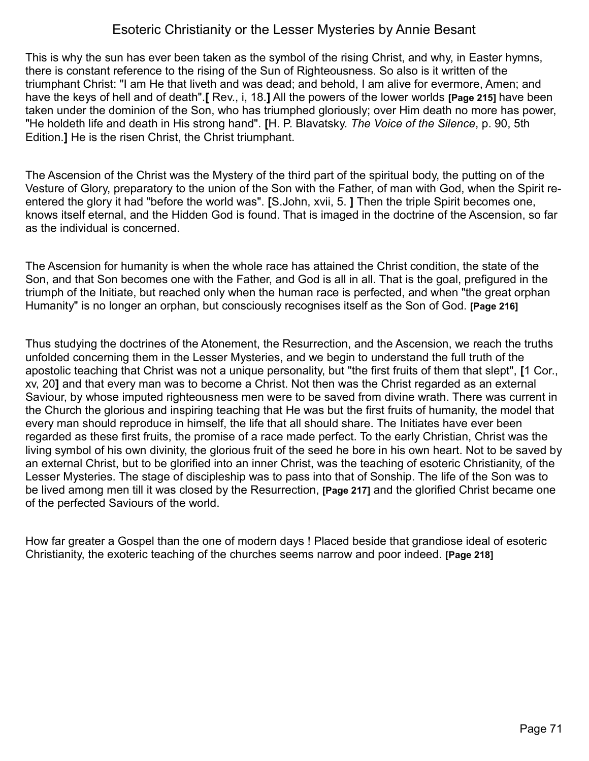This is why the sun has ever been taken as the symbol of the rising Christ, and why, in Easter hymns, there is constant reference to the rising of the Sun of Righteousness. So also is it written of the triumphant Christ: "I am He that liveth and was dead; and behold, I am alive for evermore, Amen; and have the keys of hell and of death".**[** Rev., i, 18.**]** All the powers of the lower worlds **[Page 215]** have been taken under the dominion of the Son, who has triumphed gloriously; over Him death no more has power, "He holdeth life and death in His strong hand". **[**H. P. Blavatsky. *The Voice of the Silence*, p. 90, 5th Edition.**]** He is the risen Christ, the Christ triumphant.

The Ascension of the Christ was the Mystery of the third part of the spiritual body, the putting on of the Vesture of Glory, preparatory to the union of the Son with the Father, of man with God, when the Spirit re-entered the glory it had "before the world was". **[**S.John, xvii, 5. **]** Then the triple Spirit becomes one, knows itself eternal, and the Hidden God is found. That is imaged in the doctrine of the Ascension, so far as the individual is concerned.

The Ascension for humanity is when the whole race has attained the Christ condition, the state of the Son, and that Son becomes one with the Father, and God is all in all. That is the goal, prefigured in the triumph of the Initiate, but reached only when the human race is perfected, and when "the great orphan Humanity" is no longer an orphan, but consciously recognises itself as the Son of God. **[Page 216]**

Thus studying the doctrines of the Atonement, the Resurrection, and the Ascension, we reach the truths unfolded concerning them in the Lesser Mysteries, and we begin to understand the full truth of the apostolic teaching that Christ was not a unique personality, but "the first fruits of them that slept", **[**1 Cor., xv, 20**]** and that every man was to become a Christ. Not then was the Christ regarded as an external Saviour, by whose imputed righteousness men were to be saved from divine wrath. There was current in the Church the glorious and inspiring teaching that He was but the first fruits of humanity, the model that every man should reproduce in himself, the life that all should share. The Initiates have ever been regarded as these first fruits, the promise of a race made perfect. To the early Christian, Christ was the living symbol of his own divinity, the glorious fruit of the seed he bore in his own heart. Not to be saved by an external Christ, but to be glorified into an inner Christ, was the teaching of esoteric Christianity, of the Lesser Mysteries. The stage of discipleship was to pass into that of Sonship. The life of the Son was to be lived among men till it was closed by the Resurrection, **[Page 217]** and the glorified Christ became one of the perfected Saviours of the world.

How far greater a Gospel than the one of modern days ! Placed beside that grandiose ideal of esoteric Christianity, the exoteric teaching of the churches seems narrow and poor indeed. **[Page 218]**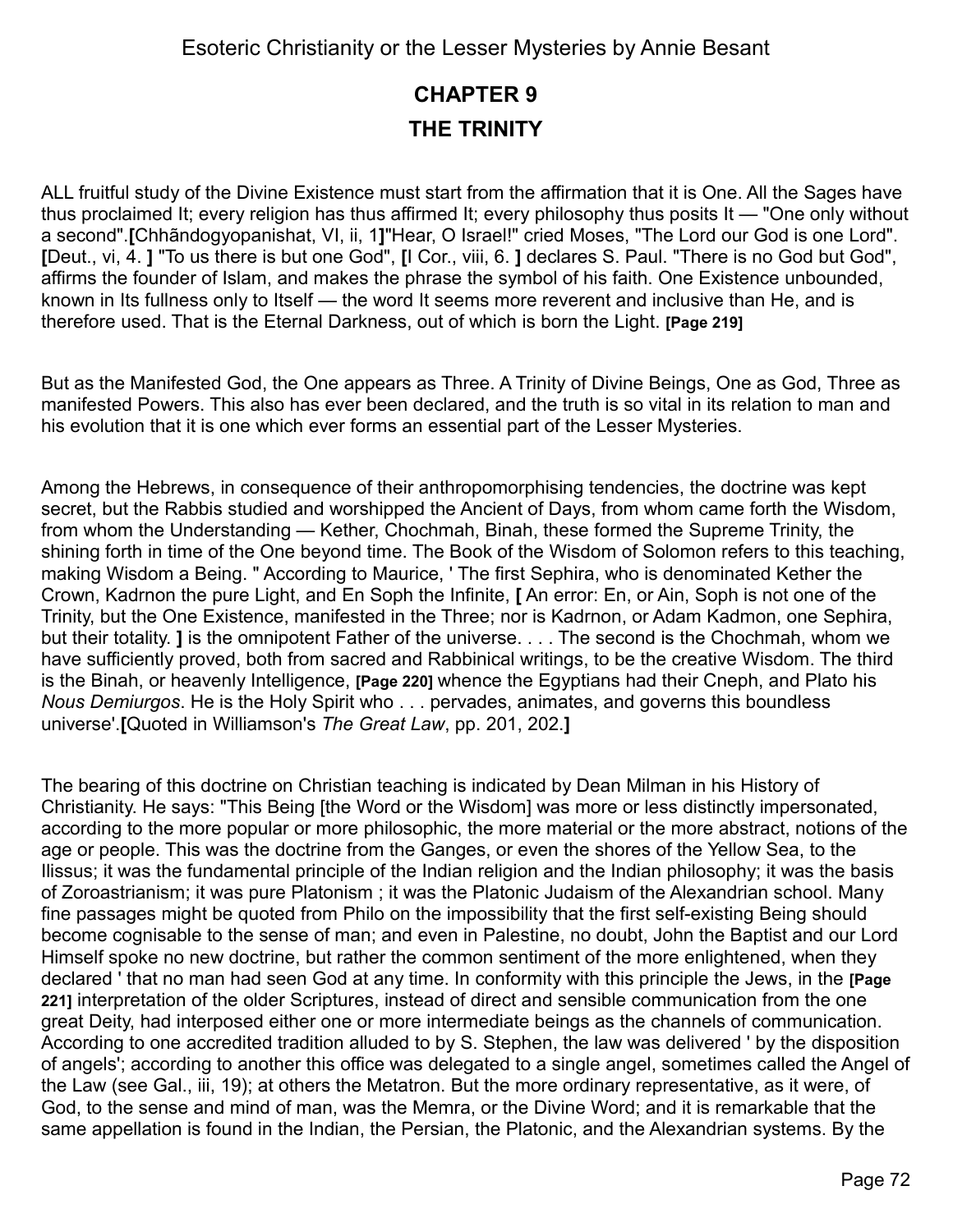## CHAPTER 9

## THE TRINITY

ALL fruitful study of the Divine Existence must start from the affirmation that it is One. All the Sages have thus proclaimed It; every religion has thus affirmed It; every philosophy thus posits It — "One only without a second".**[**Chhãndogyopanishat, VI, ii, 1**]**"Hear, O Israel!" cried Moses, "The Lord our God is one Lord". **[**Deut., vi, 4. **]** "To us there is but one God", **[**I Cor., viii, 6. **]** declares S. Paul. "There is no God but God", affirms the founder of Islam, and makes the phrase the symbol of his faith. One Existence unbounded, known in Its fullness only to Itself — the word It seems more reverent and inclusive than He, and is therefore used. That is the Eternal Darkness, out of which is born the Light. **[Page 219]**

But as the Manifested God, the One appears as Three. A Trinity of Divine Beings, One as God, Three as manifested Powers. This also has ever been declared, and the truth is so vital in its relation to man and his evolution that it is one which ever forms an essential part of the Lesser Mysteries.

Among the Hebrews, in consequence of their anthropomorphising tendencies, the doctrine was kept secret, but the Rabbis studied and worshipped the Ancient of Days, from whom came forth the Wisdom, from whom the Understanding — Kether, Chochmah, Binah, these formed the Supreme Trinity, the shining forth in time of the One beyond time. The Book of the Wisdom of Solomon refers to this teaching, making Wisdom a Being. " According to Maurice, ' The first Sephira, who is denominated Kether the Crown, Kadrnon the pure Light, and En Soph the Infinite, **[** An error: En, or Ain, Soph is not one of the Trinity, but the One Existence, manifested in the Three; nor is Kadrnon, or Adam Kadmon, one Sephira, but their totality. **]** is the omnipotent Father of the universe. . . . The second is the Chochmah, whom we have sufficiently proved, both from sacred and Rabbinical writings, to be the creative Wisdom. The third is the Binah, or heavenly Intelligence, **[Page 220]** whence the Egyptians had their Cneph, and Plato his *Nous Demiurgos*. He is the Holy Spirit who . . . pervades, animates, and governs this boundless universe'.**[**Quoted in Williamson's *The Great Law*, pp. 201, 202.**]**

The bearing of this doctrine on Christian teaching is indicated by Dean Milman in his History of Christianity. He says: "This Being [the Word or the Wisdom] was more or less distinctly impersonated, according to the more popular or more philosophic, the more material or the more abstract, notions of the age or people. This was the doctrine from the Ganges, or even the shores of the Yellow Sea, to the Ilissus; it was the fundamental principle of the Indian religion and the Indian philosophy; it was the basis of Zoroastrianism; it was pure Platonism ; it was the Platonic Judaism of the Alexandrian school. Many fine passages might be quoted from Philo on the impossibility that the first self-existing Being should become cognisable to the sense of man; and even in Palestine, no doubt, John the Baptist and our Lord Himself spoke no new doctrine, but rather the common sentiment of the more enlightened, when they declared ' that no man had seen God at any time. In conformity with this principle the Jews, in the **[Page 221]** interpretation of the older Scriptures, instead of direct and sensible communication from the one great Deity, had interposed either one or more intermediate beings as the channels of communication. According to one accredited tradition alluded to by S. Stephen, the law was delivered ' by the disposition of angels'; according to another this office was delegated to a single angel, sometimes called the Angel of the Law (see Gal., iii, 19); at others the Metatron. But the more ordinary representative, as it were, of God, to the sense and mind of man, was the Memra, or the Divine Word; and it is remarkable that the same appellation is found in the Indian, the Persian, the Platonic, and the Alexandrian systems. By the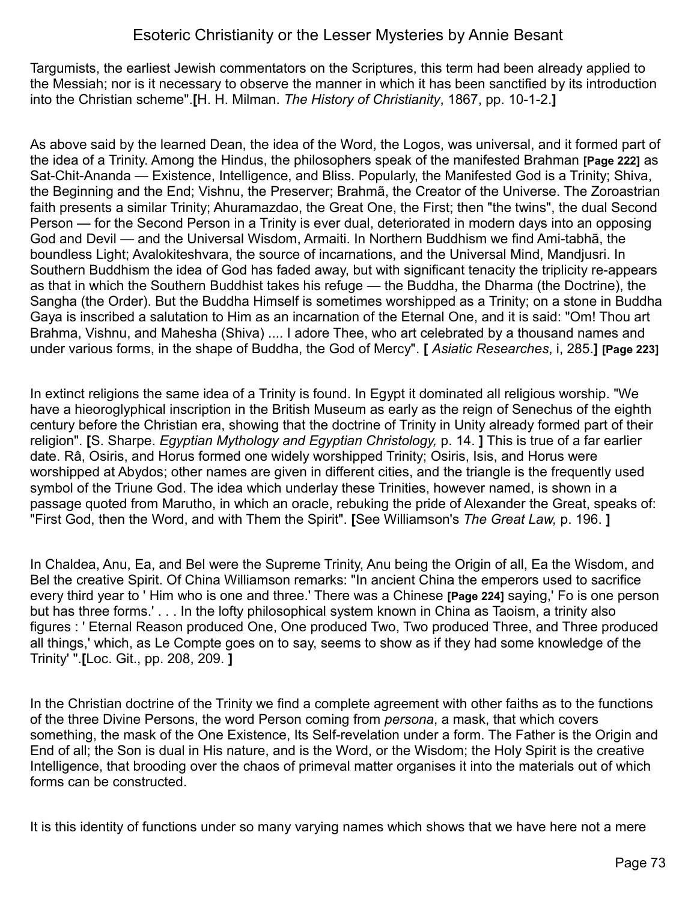Targumists, the earliest Jewish commentators on the Scriptures, this term had been already applied to the Messiah; nor is it necessary to observe the manner in which it has been sanctified by its introduction into the Christian scheme".**[**H. H. Milman. *The History of Christianity*, 1867, pp. 10-1-2.**]**

As above said by the learned Dean, the idea of the Word, the Logos, was universal, and it formed part of the idea of a Trinity. Among the Hindus, the philosophers speak of the manifested Brahman **[Page 222]** as Sat-Chit-Ananda — Existence, Intelligence, and Bliss. Popularly, the Manifested God is a Trinity; Shiva, the Beginning and the End; Vishnu, the Preserver; Brahmã, the Creator of the Universe. The Zoroastrian faith presents a similar Trinity; Ahuramazdao, the Great One, the First; then "the twins", the dual Second Person — for the Second Person in a Trinity is ever dual, deteriorated in modern days into an opposing God and Devil — and the Universal Wisdom, Armaiti. In Northern Buddhism we find Ami-tabhã, the boundless Light; Avalokiteshvara, the source of incarnations, and the Universal Mind, Mandjusri. In Southern Buddhism the idea of God has faded away, but with significant tenacity the triplicity re-appears as that in which the Southern Buddhist takes his refuge — the Buddha, the Dharma (the Doctrine), the Sangha (the Order). But the Buddha Himself is sometimes worshipped as a Trinity; on a stone in Buddha Gaya is inscribed a salutation to Him as an incarnation of the Eternal One, and it is said: "Om! Thou art Brahma, Vishnu, and Mahesha (Shiva) .... I adore Thee, who art celebrated by a thousand names and under various forms, in the shape of Buddha, the God of Mercy". **[** *Asiatic Researches*, i, 285.**]** **[Page 223]**

In extinct religions the same idea of a Trinity is found. In Egypt it dominated all religious worship. "We have a hieoroglyphical inscription in the British Museum as early as the reign of Senechus of the eighth century before the Christian era, showing that the doctrine of Trinity in Unity already formed part of their religion". **[**S. Sharpe. *Egyptian Mythology and Egyptian Christology,* p. 14. **]** This is true of a far earlier date. Râ, Osiris, and Horus formed one widely worshipped Trinity; Osiris, Isis, and Horus were worshipped at Abydos; other names are given in different cities, and the triangle is the frequently used symbol of the Triune God. The idea which underlay these Trinities, however named, is shown in a passage quoted from Marutho, in which an oracle, rebuking the pride of Alexander the Great, speaks of: "First God, then the Word, and with Them the Spirit". **[**See Williamson's *The Great Law,* p. 196. **]**

In Chaldea, Anu, Ea, and Bel were the Supreme Trinity, Anu being the Origin of all, Ea the Wisdom, and Bel the creative Spirit. Of China Williamson remarks: "In ancient China the emperors used to sacrifice every third year to ' Him who is one and three.' There was a Chinese **[Page 224]** saying,' Fo is one person but has three forms.' . . . In the lofty philosophical system known in China as Taoism, a trinity also figures : ' Eternal Reason produced One, One produced Two, Two produced Three, and Three produced all things,' which, as Le Compte goes on to say, seems to show as if they had some knowledge of the Trinity' ".**[**Loc. Git., pp. 208, 209. **]**

In the Christian doctrine of the Trinity we find a complete agreement with other faiths as to the functions of the three Divine Persons, the word Person coming from *persona*, a mask, that which covers something, the mask of the One Existence, Its Self-revelation under a form. The Father is the Origin and End of all; the Son is dual in His nature, and is the Word, or the Wisdom; the Holy Spirit is the creative Intelligence, that brooding over the chaos of primeval matter organises it into the materials out of which forms can be constructed.

It is this identity of functions under so many varying names which shows that we have here not a mere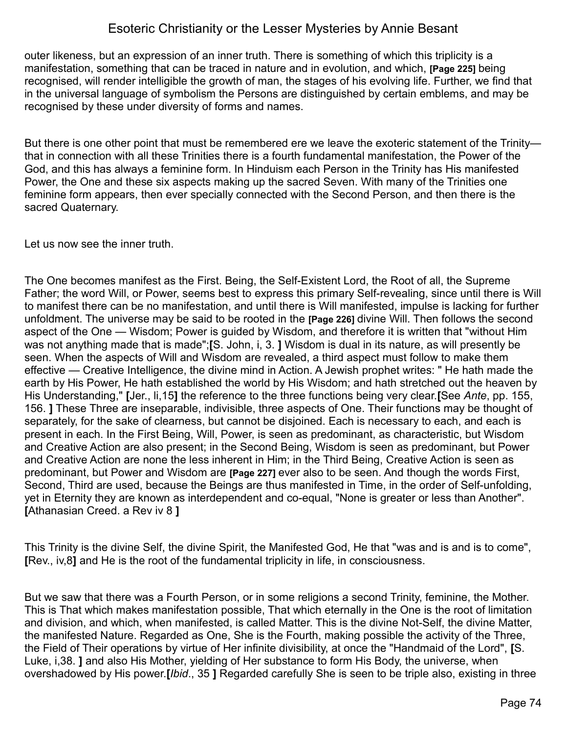outer likeness, but an expression of an inner truth. There is something of which this triplicity is a manifestation, something that can be traced in nature and in evolution, and which, **[Page 225]** being recognised, will render intelligible the growth of man, the stages of his evolving life. Further, we find that in the universal language of symbolism the Persons are distinguished by certain emblems, and may be recognised by these under diversity of forms and names.

But there is one other point that must be remembered ere we leave the exoteric statement of the Trinity—that in connection with all these Trinities there is a fourth fundamental manifestation, the Power of the God, and this has always a feminine form. In Hinduism each Person in the Trinity has His manifested Power, the One and these six aspects making up the sacred Seven. With many of the Trinities one feminine form appears, then ever specially connected with the Second Person, and then there is the sacred Quaternary.

Let us now see the inner truth.

The One becomes manifest as the First. Being, the Self-Existent Lord, the Root of all, the Supreme Father; the word Will, or Power, seems best to express this primary Self-revealing, since until there is Will to manifest there can be no manifestation, and until there is Will manifested, impulse is lacking for further unfoldment. The universe may be said to be rooted in the **[Page 226]** divine Will. Then follows the second aspect of the One — Wisdom; Power is guided by Wisdom, and therefore it is written that "without Him was not anything made that is made";**[**S. John, i, 3. **]** Wisdom is dual in its nature, as will presently be seen. When the aspects of Will and Wisdom are revealed, a third aspect must follow to make them effective — Creative Intelligence, the divine mind in Action. A Jewish prophet writes: " He hath made the earth by His Power, He hath established the world by His Wisdom; and hath stretched out the heaven by His Understanding," **[**Jer., li,15**]** the reference to the three functions being very clear.**[**See *Ante*, pp. 155, 156. **]** These Three are inseparable, indivisible, three aspects of One. Their functions may be thought of separately, for the sake of clearness, but cannot be disjoined. Each is necessary to each, and each is present in each. In the First Being, Will, Power, is seen as predominant, as characteristic, but Wisdom and Creative Action are also present; in the Second Being, Wisdom is seen as predominant, but Power and Creative Action are none the less inherent in Him; in the Third Being, Creative Action is seen as predominant, but Power and Wisdom are **[Page 227]** ever also to be seen. And though the words First, Second, Third are used, because the Beings are thus manifested in Time, in the order of Self-unfolding, yet in Eternity they are known as interdependent and co-equal, "None is greater or less than Another". **[**Athanasian Creed. a Rev iv 8 **]**

This Trinity is the divine Self, the divine Spirit, the Manifested God, He that "was and is and is to come", **[**Rev., iv,8**]** and He is the root of the fundamental triplicity in life, in consciousness.

But we saw that there was a Fourth Person, or in some religions a second Trinity, feminine, the Mother. This is That which makes manifestation possible, That which eternally in the One is the root of limitation and division, and which, when manifested, is called Matter. This is the divine Not-Self, the divine Matter, the manifested Nature. Regarded as One, She is the Fourth, making possible the activity of the Three, the Field of Their operations by virtue of Her infinite divisibility, at once the "Handmaid of the Lord", **[**S. Luke, i,38. **]** and also His Mother, yielding of Her substance to form His Body, the universe, when overshadowed by His power.**[***Ibid*., 35 **]** Regarded carefully She is seen to be triple also, existing in three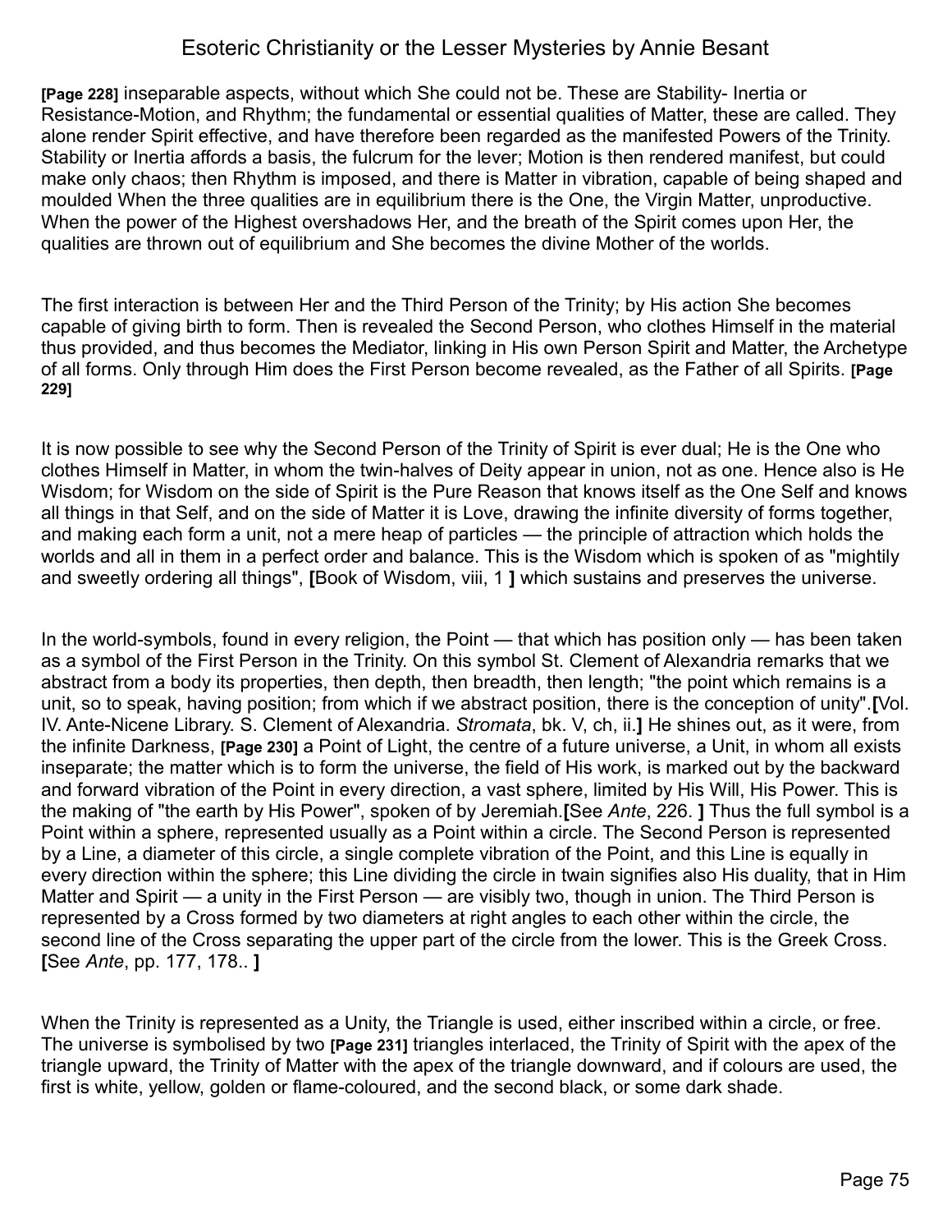**[Page 228]** inseparable aspects, without which She could not be. These are Stability- Inertia or Resistance-Motion, and Rhythm; the fundamental or essential qualities of Matter, these are called. They alone render Spirit effective, and have therefore been regarded as the manifested Powers of the Trinity. Stability or Inertia affords a basis, the fulcrum for the lever; Motion is then rendered manifest, but could make only chaos; then Rhythm is imposed, and there is Matter in vibration, capable of being shaped and moulded When the three qualities are in equilibrium there is the One, the Virgin Matter, unproductive. When the power of the Highest overshadows Her, and the breath of the Spirit comes upon Her, the qualities are thrown out of equilibrium and She becomes the divine Mother of the worlds.

The first interaction is between Her and the Third Person of the Trinity; by His action She becomes capable of giving birth to form. Then is revealed the Second Person, who clothes Himself in the material thus provided, and thus becomes the Mediator, linking in His own Person Spirit and Matter, the Archetype of all forms. Only through Him does the First Person become revealed, as the Father of all Spirits. **[Page 229]**

It is now possible to see why the Second Person of the Trinity of Spirit is ever dual; He is the One who clothes Himself in Matter, in whom the twin-halves of Deity appear in union, not as one. Hence also is He Wisdom; for Wisdom on the side of Spirit is the Pure Reason that knows itself as the One Self and knows all things in that Self, and on the side of Matter it is Love, drawing the infinite diversity of forms together, and making each form a unit, not a mere heap of particles — the principle of attraction which holds the worlds and all in them in a perfect order and balance. This is the Wisdom which is spoken of as "mightily and sweetly ordering all things", **[**Book of Wisdom, viii, 1 **]** which sustains and preserves the universe.

In the world-symbols, found in every religion, the Point — that which has position only — has been taken as a symbol of the First Person in the Trinity. On this symbol St. Clement of Alexandria remarks that we abstract from a body its properties, then depth, then breadth, then length; "the point which remains is a unit, so to speak, having position; from which if we abstract position, there is the conception of unity".**[**Vol. IV. Ante-Nicene Library. S. Clement of Alexandria. *Stromata*, bk. V, ch, ii.**]** He shines out, as it were, from the infinite Darkness, **[Page 230]** a Point of Light, the centre of a future universe, a Unit, in whom all exists inseparate; the matter which is to form the universe, the field of His work, is marked out by the backward and forward vibration of the Point in every direction, a vast sphere, limited by His Will, His Power. This is the making of "the earth by His Power", spoken of by Jeremiah.**[**See *Ante*, 226. **]** Thus the full symbol is a Point within a sphere, represented usually as a Point within a circle. The Second Person is represented by a Line, a diameter of this circle, a single complete vibration of the Point, and this Line is equally in every direction within the sphere; this Line dividing the circle in twain signifies also His duality, that in Him Matter and Spirit — a unity in the First Person — are visibly two, though in union. The Third Person is represented by a Cross formed by two diameters at right angles to each other within the circle, the second line of the Cross separating the upper part of the circle from the lower. This is the Greek Cross. **[**See *Ante*, pp. 177, 178.. **]**

When the Trinity is represented as a Unity, the Triangle is used, either inscribed within a circle, or free. The universe is symbolised by two **[Page 231]** triangles interlaced, the Trinity of Spirit with the apex of the triangle upward, the Trinity of Matter with the apex of the triangle downward, and if colours are used, the first is white, yellow, golden or flame-coloured, and the second black, or some dark shade.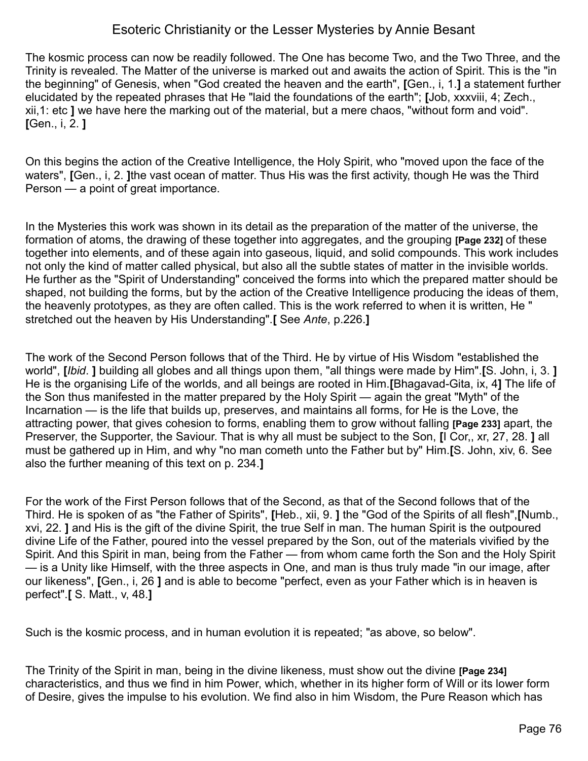The kosmic process can now be readily followed. The One has become Two, and the Two Three, and the Trinity is revealed. The Matter of the universe is marked out and awaits the action of Spirit. This is the "in the beginning" of Genesis, when "God created the heaven and the earth", **[**Gen., i, 1.**]** a statement further elucidated by the repeated phrases that He "laid the foundations of the earth"; **[**Job, xxxviii, 4; Zech., xii,1: etc **]** we have here the marking out of the material, but a mere chaos, "without form and void". **[**Gen., i, 2. **]**

On this begins the action of the Creative Intelligence, the Holy Spirit, who "moved upon the face of the waters", **[**Gen., i, 2. **]**the vast ocean of matter. Thus His was the first activity, though He was the Third Person — a point of great importance.

In the Mysteries this work was shown in its detail as the preparation of the matter of the universe, the formation of atoms, the drawing of these together into aggregates, and the grouping **[Page 232]** of these together into elements, and of these again into gaseous, liquid, and solid compounds. This work includes not only the kind of matter called physical, but also all the subtle states of matter in the invisible worlds. He further as the "Spirit of Understanding" conceived the forms into which the prepared matter should be shaped, not building the forms, but by the action of the Creative Intelligence producing the ideas of them, the heavenly prototypes, as they are often called. This is the work referred to when it is written, He " stretched out the heaven by His Understanding".**[** See *Ante*, p.226.**]**

The work of the Second Person follows that of the Third. He by virtue of His Wisdom "established the world", **[***Ibid*. **]** building all globes and all things upon them, "all things were made by Him".**[**S. John, i, 3. **]** He is the organising Life of the worlds, and all beings are rooted in Him.**[**Bhagavad-Gita, ix, 4**]** The life of the Son thus manifested in the matter prepared by the Holy Spirit — again the great "Myth" of the Incarnation — is the life that builds up, preserves, and maintains all forms, for He is the Love, the attracting power, that gives cohesion to forms, enabling them to grow without falling **[Page 233]** apart, the Preserver, the Supporter, the Saviour. That is why all must be subject to the Son, **[**I Cor,, xr, 27, 28. **]** all must be gathered up in Him, and why "no man cometh unto the Father but by" Him.**[**S. John, xiv, 6. See also the further meaning of this text on p. 234.**]**

For the work of the First Person follows that of the Second, as that of the Second follows that of the Third. He is spoken of as "the Father of Spirits", **[**Heb., xii, 9. **]** the "God of the Spirits of all flesh",**[**Numb., xvi, 22. **]** and His is the gift of the divine Spirit, the true Self in man. The human Spirit is the outpoured divine Life of the Father, poured into the vessel prepared by the Son, out of the materials vivified by the Spirit. And this Spirit in man, being from the Father — from whom came forth the Son and the Holy Spirit — is a Unity like Himself, with the three aspects in One, and man is thus truly made "in our image, after our likeness", **[**Gen., i, 26 **]** and is able to become "perfect, even as your Father which is in heaven is perfect".**[** S. Matt., v, 48.**]**

Such is the kosmic process, and in human evolution it is repeated; "as above, so below".

The Trinity of the Spirit in man, being in the divine likeness, must show out the divine **[Page 234]** characteristics, and thus we find in him Power, which, whether in its higher form of Will or its lower form of Desire, gives the impulse to his evolution. We find also in him Wisdom, the Pure Reason which has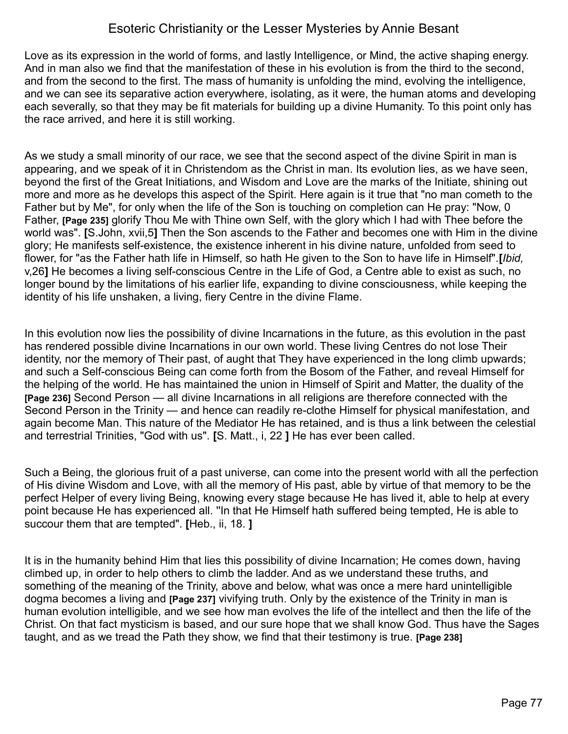Love as its expression in the world of forms, and lastly Intelligence, or Mind, the active shaping energy. And in man also we find that the manifestation of these in his evolution is from the third to the second, and from the second to the first. The mass of humanity is unfolding the mind, evolving the intelligence, and we can see its separative action everywhere, isolating, as it were, the human atoms and developing each severally, so that they may be fit materials for building up a divine Humanity. To this point only has the race arrived, and here it is still working.

As we study a small minority of our race, we see that the second aspect of the divine Spirit in man is appearing, and we speak of it in Christendom as the Christ in man. Its evolution lies, as we have seen, beyond the first of the Great Initiations, and Wisdom and Love are the marks of the Initiate, shining out more and more as he develops this aspect of the Spirit. Here again is it true that "no man cometh to the Father but by Me", for only when the life of the Son is touching on completion can He pray: "Now, 0 Father, **[Page 235]** glorify Thou Me with Thine own Self, with the glory which I had with Thee before the world was". **[**S.John, xvii,5**]** Then the Son ascends to the Father and becomes one with Him in the divine glory; He manifests self-existence, the existence inherent in his divine nature, unfolded from seed to flower, for "as the Father hath life in Himself, so hath He given to the Son to have life in Himself".**[***Ibid,* v,26**]** He becomes a living self-conscious Centre in the Life of God, a Centre able to exist as such, no longer bound by the limitations of his earlier life, expanding to divine consciousness, while keeping the identity of his life unshaken, a living, fiery Centre in the divine Flame.

In this evolution now lies the possibility of divine Incarnations in the future, as this evolution in the past has rendered possible divine Incarnations in our own world. These living Centres do not lose Their identity, nor the memory of Their past, of aught that They have experienced in the long climb upwards; and such a Self-conscious Being can come forth from the Bosom of the Father, and reveal Himself for the helping of the world. He has maintained the union in Himself of Spirit and Matter, the duality of the **[Page 236]** Second Person — all divine Incarnations in all religions are therefore connected with the Second Person in the Trinity — and hence can readily re-clothe Himself for physical manifestation, and again become Man. This nature of the Mediator He has retained, and is thus a link between the celestial and terrestrial Trinities, "God with us". **[**S. Matt., i, 22 **]** He has ever been called.

Such a Being, the glorious fruit of a past universe, can come into the present world with all the perfection of His divine Wisdom and Love, with all the memory of His past, able by virtue of that memory to be the perfect Helper of every living Being, knowing every stage because He has lived it, able to help at every point because He has experienced all. "In that He Himself hath suffered being tempted, He is able to succour them that are tempted". **[**Heb., ii, 18. **]**

It is in the humanity behind Him that lies this possibility of divine Incarnation; He comes down, having climbed up, in order to help others to climb the ladder. And as we understand these truths, and something of the meaning of the Trinity, above and below, what was once a mere hard unintelligible dogma becomes a living and **[Page 237]** vivifying truth. Only by the existence of the Trinity in man is human evolution intelligible, and we see how man evolves the life of the intellect and then the life of the Christ. On that fact mysticism is based, and our sure hope that we shall know God. Thus have the Sages taught, and as we tread the Path they show, we find that their testimony is true. **[Page 238]**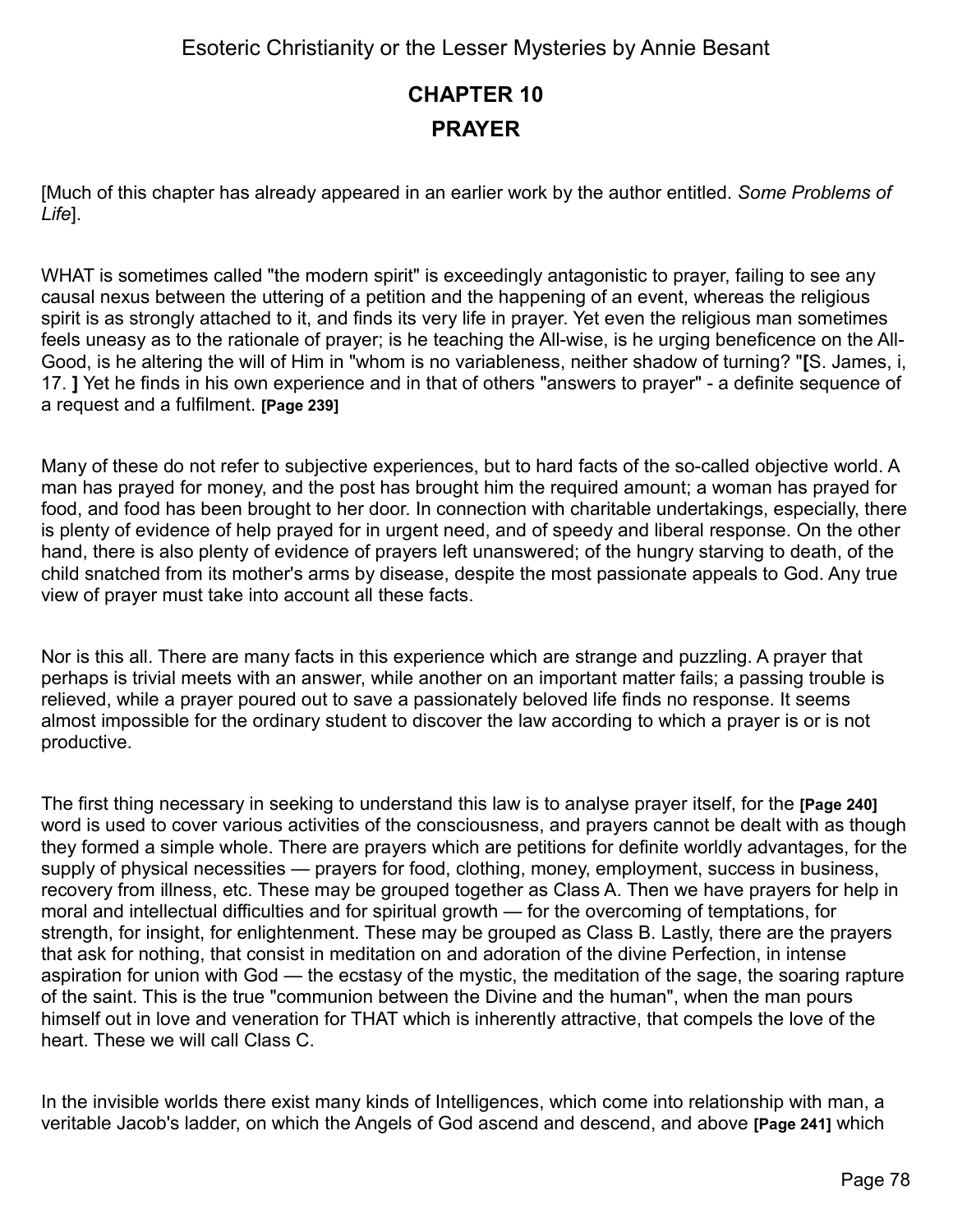## CHAPTER 10

## PRAYER

[Much of this chapter has already appeared in an earlier work by the author entitled. *Some Problems of Life*].

WHAT is sometimes called "the modern spirit" is exceedingly antagonistic to prayer, failing to see any causal nexus between the uttering of a petition and the happening of an event, whereas the religious spirit is as strongly attached to it, and finds its very life in prayer. Yet even the religious man sometimes feels uneasy as to the rationale of prayer; is he teaching the All-wise, is he urging beneficence on the All-Good, is he altering the will of Him in "whom is no variableness, neither shadow of turning? "**[**S. James, i, 17. **]** Yet he finds in his own experience and in that of others "answers to prayer" - a definite sequence of a request and a fulfilment. **[Page 239]**

Many of these do not refer to subjective experiences, but to hard facts of the so-called objective world. A man has prayed for money, and the post has brought him the required amount; a woman has prayed for food, and food has been brought to her door. In connection with charitable undertakings, especially, there is plenty of evidence of help prayed for in urgent need, and of speedy and liberal response. On the other hand, there is also plenty of evidence of prayers left unanswered; of the hungry starving to death, of the child snatched from its mother's arms by disease, despite the most passionate appeals to God. Any true view of prayer must take into account all these facts.

Nor is this all. There are many facts in this experience which are strange and puzzling. A prayer that perhaps is trivial meets with an answer, while another on an important matter fails; a passing trouble is relieved, while a prayer poured out to save a passionately beloved life finds no response. It seems almost impossible for the ordinary student to discover the law according to which a prayer is or is not productive.

The first thing necessary in seeking to understand this law is to analyse prayer itself, for the **[Page 240]** word is used to cover various activities of the consciousness, and prayers cannot be dealt with as though they formed a simple whole. There are prayers which are petitions for definite worldly advantages, for the supply of physical necessities — prayers for food, clothing, money, employment, success in business, recovery from illness, etc. These may be grouped together as Class A. Then we have prayers for help in moral and intellectual difficulties and for spiritual growth — for the overcoming of temptations, for strength, for insight, for enlightenment. These may be grouped as Class B. Lastly, there are the prayers that ask for nothing, that consist in meditation on and adoration of the divine Perfection, in intense aspiration for union with God — the ecstasy of the mystic, the meditation of the sage, the soaring rapture of the saint. This is the true "communion between the Divine and the human", when the man pours himself out in love and veneration for THAT which is inherently attractive, that compels the love of the heart. These we will call Class C.

In the invisible worlds there exist many kinds of Intelligences, which come into relationship with man, a veritable Jacob's ladder, on which the Angels of God ascend and descend, and above **[Page 241]** which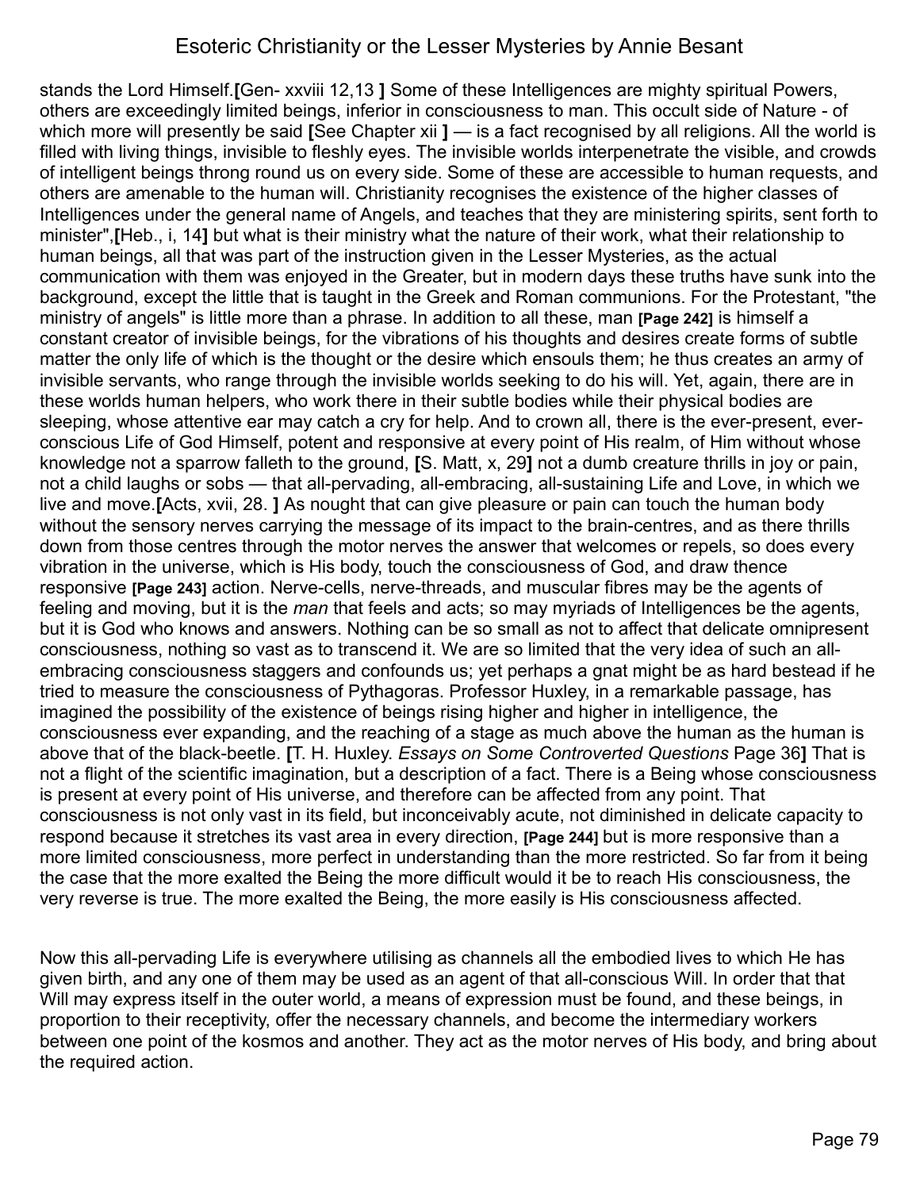stands the Lord Himself.**[**Gen- xxviii 12,13 **]** Some of these Intelligences are mighty spiritual Powers, others are exceedingly limited beings, inferior in consciousness to man. This occult side of Nature - of which more will presently be said **[**See Chapter xii **]** — is a fact recognised by all religions. All the world is filled with living things, invisible to fleshly eyes. The invisible worlds interpenetrate the visible, and crowds of intelligent beings throng round us on every side. Some of these are accessible to human requests, and others are amenable to the human will. Christianity recognises the existence of the higher classes of Intelligences under the general name of Angels, and teaches that they are ministering spirits, sent forth to minister",**[**Heb., i, 14**]** but what is their ministry what the nature of their work, what their relationship to human beings, all that was part of the instruction given in the Lesser Mysteries, as the actual communication with them was enjoyed in the Greater, but in modern days these truths have sunk into the background, except the little that is taught in the Greek and Roman communions. For the Protestant, "the ministry of angels" is little more than a phrase. In addition to all these, man **[Page 242]** is himself a constant creator of invisible beings, for the vibrations of his thoughts and desires create forms of subtle matter the only life of which is the thought or the desire which ensouls them; he thus creates an army of invisible servants, who range through the invisible worlds seeking to do his will. Yet, again, there are in these worlds human helpers, who work there in their subtle bodies while their physical bodies are sleeping, whose attentive ear may catch a cry for help. And to crown all, there is the ever-present, ever-conscious Life of God Himself, potent and responsive at every point of His realm, of Him without whose knowledge not a sparrow falleth to the ground, **[**S. Matt, x, 29**]** not a dumb creature thrills in joy or pain, not a child laughs or sobs — that all-pervading, all-embracing, all-sustaining Life and Love, in which we live and move.**[**Acts, xvii, 28. **]** As nought that can give pleasure or pain can touch the human body without the sensory nerves carrying the message of its impact to the brain-centres, and as there thrills down from those centres through the motor nerves the answer that welcomes or repels, so does every vibration in the universe, which is His body, touch the consciousness of God, and draw thence responsive **[Page 243]** action. Nerve-cells, nerve-threads, and muscular fibres may be the agents of feeling and moving, but it is the *man* that feels and acts; so may myriads of Intelligences be the agents, but it is God who knows and answers. Nothing can be so small as not to affect that delicate omnipresent consciousness, nothing so vast as to transcend it. We are so limited that the very idea of such an all-embracing consciousness staggers and confounds us; yet perhaps a gnat might be as hard bestead if he tried to measure the consciousness of Pythagoras. Professor Huxley, in a remarkable passage, has imagined the possibility of the existence of beings rising higher and higher in intelligence, the consciousness ever expanding, and the reaching of a stage as much above the human as the human is above that of the black-beetle. **[**T. H. Huxley. *Essays on Some Controverted Questions* Page 36**]** That is not a flight of the scientific imagination, but a description of a fact. There is a Being whose consciousness is present at every point of His universe, and therefore can be affected from any point. That consciousness is not only vast in its field, but inconceivably acute, not diminished in delicate capacity to respond because it stretches its vast area in every direction, **[Page 244]** but is more responsive than a more limited consciousness, more perfect in understanding than the more restricted. So far from it being the case that the more exalted the Being the more difficult would it be to reach His consciousness, the very reverse is true. The more exalted the Being, the more easily is His consciousness affected.

Now this all-pervading Life is everywhere utilising as channels all the embodied lives to which He has given birth, and any one of them may be used as an agent of that all-conscious Will. In order that that Will may express itself in the outer world, a means of expression must be found, and these beings, in proportion to their receptivity, offer the necessary channels, and become the intermediary workers between one point of the kosmos and another. They act as the motor nerves of His body, and bring about the required action.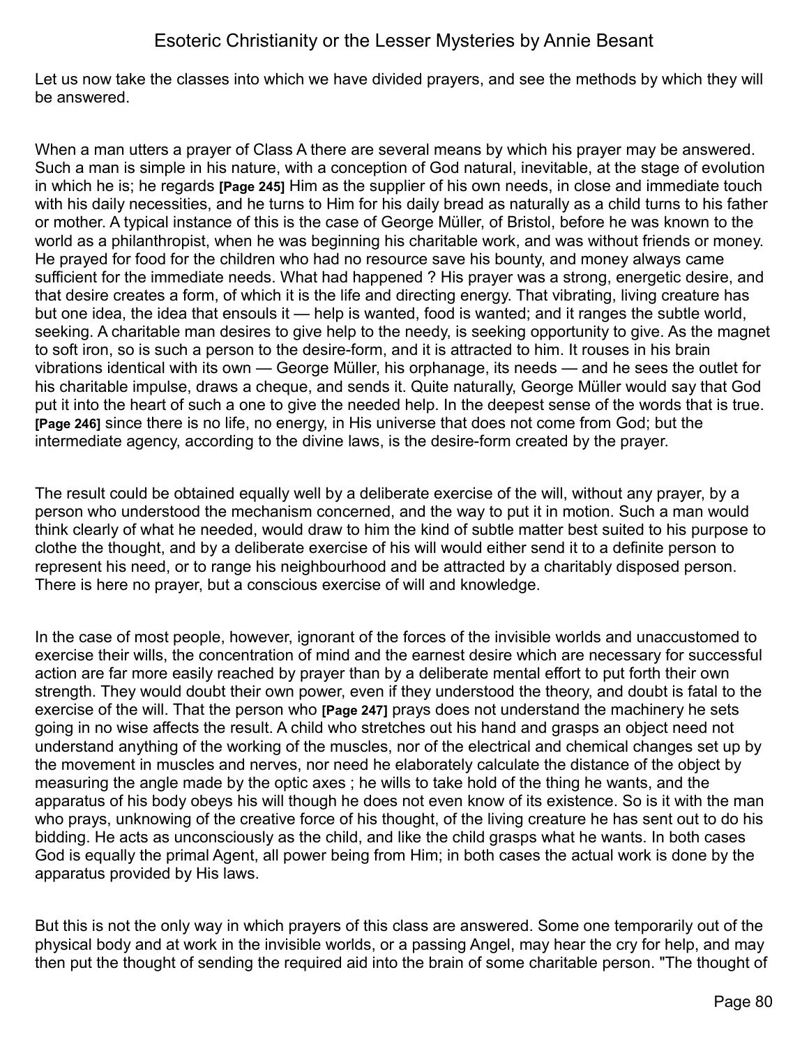Let us now take the classes into which we have divided prayers, and see the methods by which they will be answered.

When a man utters a prayer of Class A there are several means by which his prayer may be answered. Such a man is simple in his nature, with a conception of God natural, inevitable, at the stage of evolution in which he is; he regards **[Page 245]** Him as the supplier of his own needs, in close and immediate touch with his daily necessities, and he turns to Him for his daily bread as naturally as a child turns to his father or mother. A typical instance of this is the case of George Müller, of Bristol, before he was known to the world as a philanthropist, when he was beginning his charitable work, and was without friends or money. He prayed for food for the children who had no resource save his bounty, and money always came sufficient for the immediate needs. What had happened ? His prayer was a strong, energetic desire, and that desire creates a form, of which it is the life and directing energy. That vibrating, living creature has but one idea, the idea that ensouls it — help is wanted, food is wanted; and it ranges the subtle world, seeking. A charitable man desires to give help to the needy, is seeking opportunity to give. As the magnet to soft iron, so is such a person to the desire-form, and it is attracted to him. It rouses in his brain vibrations identical with its own — George Müller, his orphanage, its needs — and he sees the outlet for his charitable impulse, draws a cheque, and sends it. Quite naturally, George Müller would say that God put it into the heart of such a one to give the needed help. In the deepest sense of the words that is true. **[Page 246]** since there is no life, no energy, in His universe that does not come from God; but the intermediate agency, according to the divine laws, is the desire-form created by the prayer.

The result could be obtained equally well by a deliberate exercise of the will, without any prayer, by a person who understood the mechanism concerned, and the way to put it in motion. Such a man would think clearly of what he needed, would draw to him the kind of subtle matter best suited to his purpose to clothe the thought, and by a deliberate exercise of his will would either send it to a definite person to represent his need, or to range his neighbourhood and be attracted by a charitably disposed person. There is here no prayer, but a conscious exercise of will and knowledge.

In the case of most people, however, ignorant of the forces of the invisible worlds and unaccustomed to exercise their wills, the concentration of mind and the earnest desire which are necessary for successful action are far more easily reached by prayer than by a deliberate mental effort to put forth their own strength. They would doubt their own power, even if they understood the theory, and doubt is fatal to the exercise of the will. That the person who **[Page 247]** prays does not understand the machinery he sets going in no wise affects the result. A child who stretches out his hand and grasps an object need not understand anything of the working of the muscles, nor of the electrical and chemical changes set up by the movement in muscles and nerves, nor need he elaborately calculate the distance of the object by measuring the angle made by the optic axes ; he wills to take hold of the thing he wants, and the apparatus of his body obeys his will though he does not even know of its existence. So is it with the man who prays, unknowing of the creative force of his thought, of the living creature he has sent out to do his bidding. He acts as unconsciously as the child, and like the child grasps what he wants. In both cases God is equally the primal Agent, all power being from Him; in both cases the actual work is done by the apparatus provided by His laws.

But this is not the only way in which prayers of this class are answered. Some one temporarily out of the physical body and at work in the invisible worlds, or a passing Angel, may hear the cry for help, and may then put the thought of sending the required aid into the brain of some charitable person. "The thought of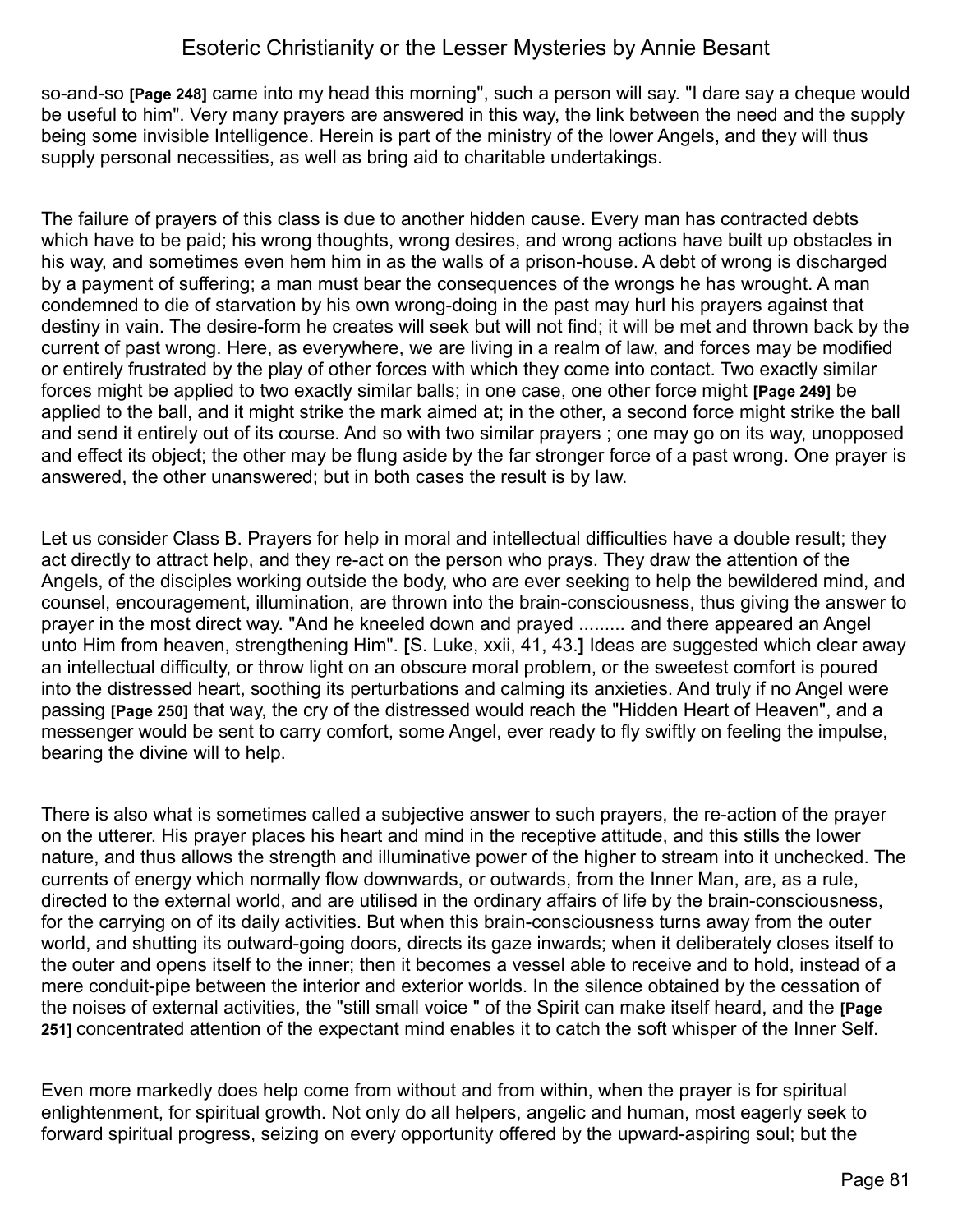so-and-so **[Page 248]** came into my head this morning", such a person will say. "I dare say a cheque would be useful to him". Very many prayers are answered in this way, the link between the need and the supply being some invisible Intelligence. Herein is part of the ministry of the lower Angels, and they will thus supply personal necessities, as well as bring aid to charitable undertakings.

The failure of prayers of this class is due to another hidden cause. Every man has contracted debts which have to be paid; his wrong thoughts, wrong desires, and wrong actions have built up obstacles in his way, and sometimes even hem him in as the walls of a prison-house. A debt of wrong is discharged by a payment of suffering; a man must bear the consequences of the wrongs he has wrought. A man condemned to die of starvation by his own wrong-doing in the past may hurl his prayers against that destiny in vain. The desire-form he creates will seek but will not find; it will be met and thrown back by the current of past wrong. Here, as everywhere, we are living in a realm of law, and forces may be modified or entirely frustrated by the play of other forces with which they come into contact. Two exactly similar forces might be applied to two exactly similar balls; in one case, one other force might **[Page 249]** be applied to the ball, and it might strike the mark aimed at; in the other, a second force might strike the ball and send it entirely out of its course. And so with two similar prayers ; one may go on its way, unopposed and effect its object; the other may be flung aside by the far stronger force of a past wrong. One prayer is answered, the other unanswered; but in both cases the result is by law.

Let us consider Class B. Prayers for help in moral and intellectual difficulties have a double result; they act directly to attract help, and they re-act on the person who prays. They draw the attention of the Angels, of the disciples working outside the body, who are ever seeking to help the bewildered mind, and counsel, encouragement, illumination, are thrown into the brain-consciousness, thus giving the answer to prayer in the most direct way. "And he kneeled down and prayed ......... and there appeared an Angel unto Him from heaven, strengthening Him". **[**S. Luke, xxii, 41, 43.**]** Ideas are suggested which clear away an intellectual difficulty, or throw light on an obscure moral problem, or the sweetest comfort is poured into the distressed heart, soothing its perturbations and calming its anxieties. And truly if no Angel were passing **[Page 250]** that way, the cry of the distressed would reach the "Hidden Heart of Heaven", and a messenger would be sent to carry comfort, some Angel, ever ready to fly swiftly on feeling the impulse, bearing the divine will to help.

There is also what is sometimes called a subjective answer to such prayers, the re-action of the prayer on the utterer. His prayer places his heart and mind in the receptive attitude, and this stills the lower nature, and thus allows the strength and illuminative power of the higher to stream into it unchecked. The currents of energy which normally flow downwards, or outwards, from the Inner Man, are, as a rule, directed to the external world, and are utilised in the ordinary affairs of life by the brain-consciousness, for the carrying on of its daily activities. But when this brain-consciousness turns away from the outer world, and shutting its outward-going doors, directs its gaze inwards; when it deliberately closes itself to the outer and opens itself to the inner; then it becomes a vessel able to receive and to hold, instead of a mere conduit-pipe between the interior and exterior worlds. In the silence obtained by the cessation of the noises of external activities, the "still small voice " of the Spirit can make itself heard, and the **[Page 251]** concentrated attention of the expectant mind enables it to catch the soft whisper of the Inner Self.

Even more markedly does help come from without and from within, when the prayer is for spiritual enlightenment, for spiritual growth. Not only do all helpers, angelic and human, most eagerly seek to forward spiritual progress, seizing on every opportunity offered by the upward-aspiring soul; but the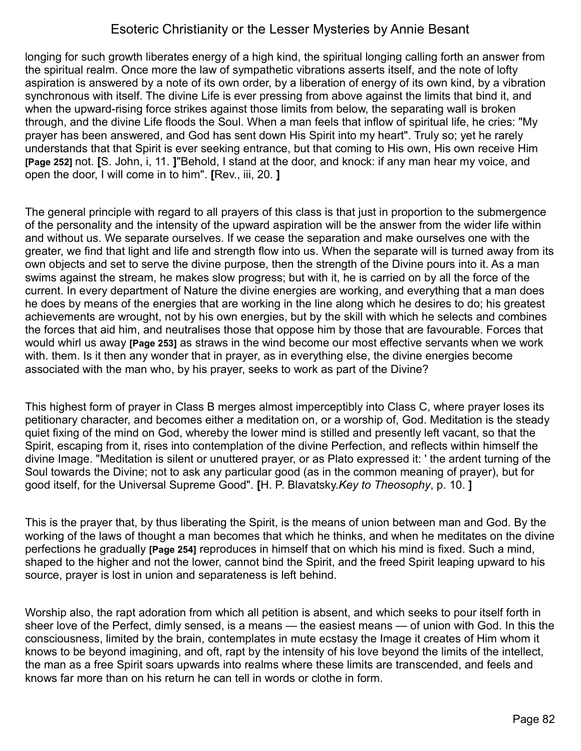longing for such growth liberates energy of a high kind, the spiritual longing calling forth an answer from the spiritual realm. Once more the law of sympathetic vibrations asserts itself, and the note of lofty aspiration is answered by a note of its own order, by a liberation of energy of its own kind, by a vibration synchronous with itself. The divine Life is ever pressing from above against the limits that bind it, and when the upward-rising force strikes against those limits from below, the separating wall is broken through, and the divine Life floods the Soul. When a man feels that inflow of spiritual life, he cries: "My prayer has been answered, and God has sent down His Spirit into my heart". Truly so; yet he rarely understands that that Spirit is ever seeking entrance, but that coming to His own, His own receive Him **[Page 252]** not. **[**S. John, i, 11. **]**"Behold, I stand at the door, and knock: if any man hear my voice, and open the door, I will come in to him". **[**Rev., iii, 20. **]**

The general principle with regard to all prayers of this class is that just in proportion to the submergence of the personality and the intensity of the upward aspiration will be the answer from the wider life within and without us. We separate ourselves. If we cease the separation and make ourselves one with the greater, we find that light and life and strength flow into us. When the separate will is turned away from its own objects and set to serve the divine purpose, then the strength of the Divine pours into it. As a man swims against the stream, he makes slow progress; but with it, he is carried on by all the force of the current. In every department of Nature the divine energies are working, and everything that a man does he does by means of the energies that are working in the line along which he desires to do; his greatest achievements are wrought, not by his own energies, but by the skill with which he selects and combines the forces that aid him, and neutralises those that oppose him by those that are favourable. Forces that would whirl us away **[Page 253]** as straws in the wind become our most effective servants when we work with. them. Is it then any wonder that in prayer, as in everything else, the divine energies become associated with the man who, by his prayer, seeks to work as part of the Divine?

This highest form of prayer in Class B merges almost imperceptibly into Class C, where prayer loses its petitionary character, and becomes either a meditation on, or a worship of, God. Meditation is the steady quiet fixing of the mind on God, whereby the lower mind is stilled and presently left vacant, so that the Spirit, escaping from it, rises into contemplation of the divine Perfection, and reflects within himself the divine Image. "Meditation is silent or unuttered prayer, or as Plato expressed it: ' the ardent turning of the Soul towards the Divine; not to ask any particular good (as in the common meaning of prayer), but for good itself, for the Universal Supreme Good". **[**H. P. Blavatsky.*Key to Theosophy*, p. 10. **]**

This is the prayer that, by thus liberating the Spirit, is the means of union between man and God. By the working of the laws of thought a man becomes that which he thinks, and when he meditates on the divine perfections he gradually **[Page 254]** reproduces in himself that on which his mind is fixed. Such a mind, shaped to the higher and not the lower, cannot bind the Spirit, and the freed Spirit leaping upward to his source, prayer is lost in union and separateness is left behind.

Worship also, the rapt adoration from which all petition is absent, and which seeks to pour itself forth in sheer love of the Perfect, dimly sensed, is a means — the easiest means — of union with God. In this the consciousness, limited by the brain, contemplates in mute ecstasy the Image it creates of Him whom it knows to be beyond imagining, and oft, rapt by the intensity of his love beyond the limits of the intellect, the man as a free Spirit soars upwards into realms where these limits are transcended, and feels and knows far more than on his return he can tell in words or clothe in form.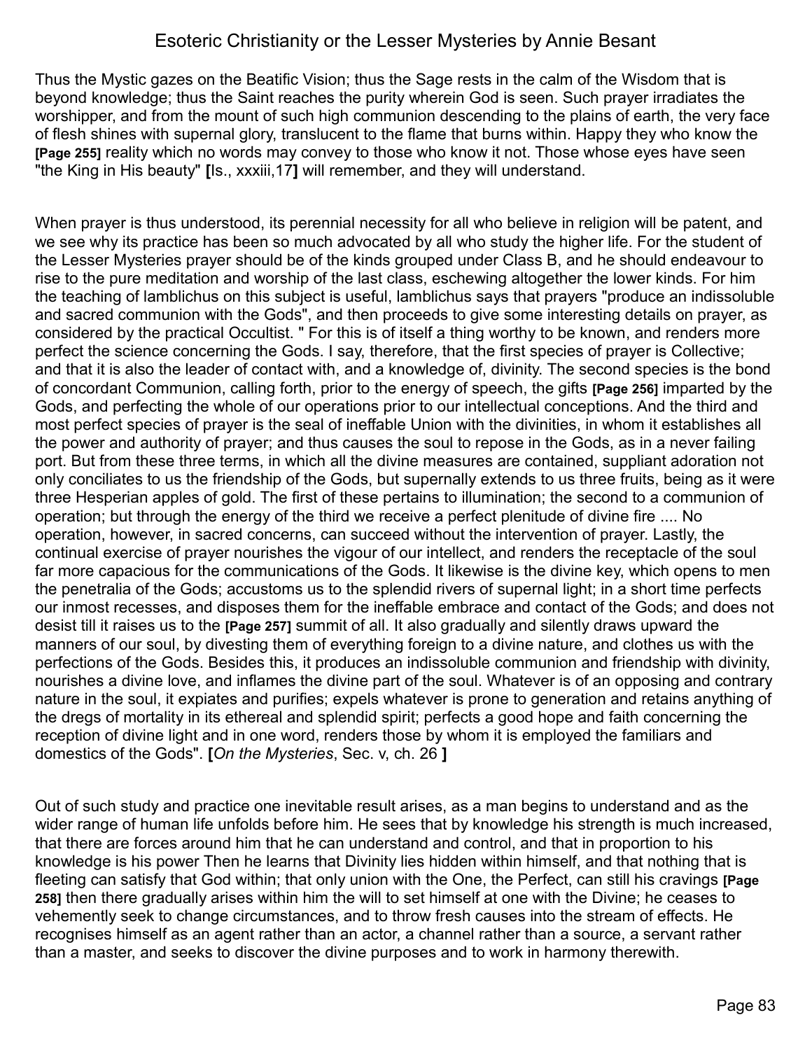Thus the Mystic gazes on the Beatific Vision; thus the Sage rests in the calm of the Wisdom that is beyond knowledge; thus the Saint reaches the purity wherein God is seen. Such prayer irradiates the worshipper, and from the mount of such high communion descending to the plains of earth, the very face of flesh shines with supernal glory, translucent to the flame that burns within. Happy they who know the **[Page 255]** reality which no words may convey to those who know it not. Those whose eyes have seen "the King in His beauty" **[**Is., xxxiii,17**]** will remember, and they will understand.

When prayer is thus understood, its perennial necessity for all who believe in religion will be patent, and we see why its practice has been so much advocated by all who study the higher life. For the student of the Lesser Mysteries prayer should be of the kinds grouped under Class B, and he should endeavour to rise to the pure meditation and worship of the last class, eschewing altogether the lower kinds. For him the teaching of Iamblichus on this subject is useful, Iamblichus says that prayers "produce an indissoluble and sacred communion with the Gods", and then proceeds to give some interesting details on prayer, as considered by the practical Occultist. " For this is of itself a thing worthy to be known, and renders more perfect the science concerning the Gods. I say, therefore, that the first species of prayer is Collective; and that it is also the leader of contact with, and a knowledge of, divinity. The second species is the bond of concordant Communion, calling forth, prior to the energy of speech, the gifts **[Page 256]** imparted by the Gods, and perfecting the whole of our operations prior to our intellectual conceptions. And the third and most perfect species of prayer is the seal of ineffable Union with the divinities, in whom it establishes all the power and authority of prayer; and thus causes the soul to repose in the Gods, as in a never failing port. But from these three terms, in which all the divine measures are contained, suppliant adoration not only conciliates to us the friendship of the Gods, but supernally extends to us three fruits, being as it were three Hesperian apples of gold. The first of these pertains to illumination; the second to a communion of operation; but through the energy of the third we receive a perfect plenitude of divine fire .... No operation, however, in sacred concerns, can succeed without the intervention of prayer. Lastly, the continual exercise of prayer nourishes the vigour of our intellect, and renders the receptacle of the soul far more capacious for the communications of the Gods. It likewise is the divine key, which opens to men the penetralia of the Gods; accustoms us to the splendid rivers of supernal light; in a short time perfects our inmost recesses, and disposes them for the ineffable embrace and contact of the Gods; and does not desist till it raises us to the **[Page 257]** summit of all. It also gradually and silently draws upward the manners of our soul, by divesting them of everything foreign to a divine nature, and clothes us with the perfections of the Gods. Besides this, it produces an indissoluble communion and friendship with divinity, nourishes a divine love, and inflames the divine part of the soul. Whatever is of an opposing and contrary nature in the soul, it expiates and purifies; expels whatever is prone to generation and retains anything of the dregs of mortality in its ethereal and splendid spirit; perfects a good hope and faith concerning the reception of divine light and in one word, renders those by whom it is employed the familiars and domestics of the Gods". **[***On the Mysteries*, Sec. v, ch. 26 **]**

Out of such study and practice one inevitable result arises, as a man begins to understand and as the wider range of human life unfolds before him. He sees that by knowledge his strength is much increased, that there are forces around him that he can understand and control, and that in proportion to his knowledge is his power Then he learns that Divinity lies hidden within himself, and that nothing that is fleeting can satisfy that God within; that only union with the One, the Perfect, can still his cravings **[Page 258]** then there gradually arises within him the will to set himself at one with the Divine; he ceases to vehemently seek to change circumstances, and to throw fresh causes into the stream of effects. He recognises himself as an agent rather than an actor, a channel rather than a source, a servant rather than a master, and seeks to discover the divine purposes and to work in harmony therewith.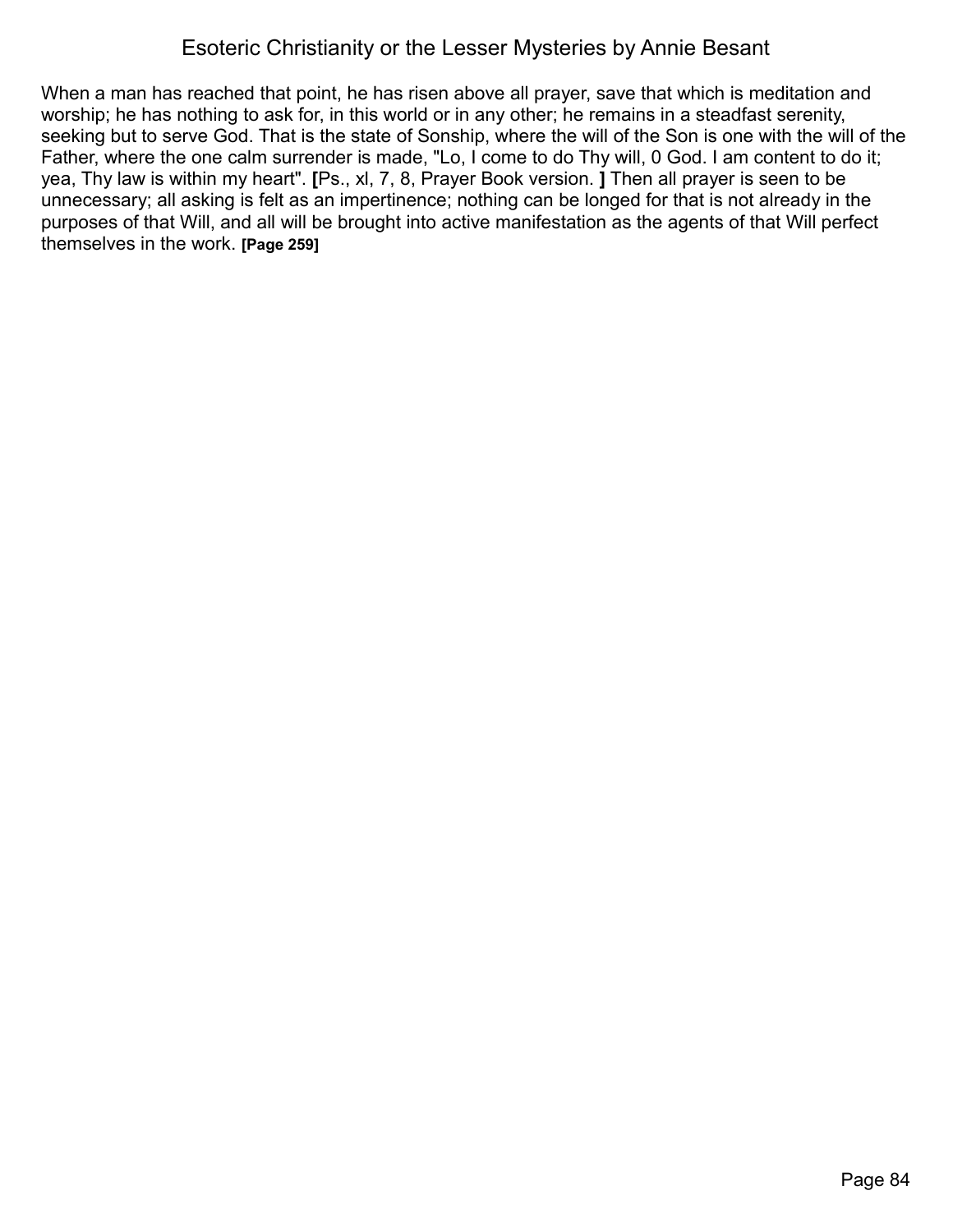When a man has reached that point, he has risen above all prayer, save that which is meditation and worship; he has nothing to ask for, in this world or in any other; he remains in a steadfast serenity, seeking but to serve God. That is the state of Sonship, where the will of the Son is one with the will of the Father, where the one calm surrender is made, "Lo, I come to do Thy will, 0 God. I am content to do it; yea, Thy law is within my heart". **[**Ps., xl, 7, 8, Prayer Book version. **]** Then all prayer is seen to be unnecessary; all asking is felt as an impertinence; nothing can be longed for that is not already in the purposes of that Will, and all will be brought into active manifestation as the agents of that Will perfect themselves in the work. **[Page 259]**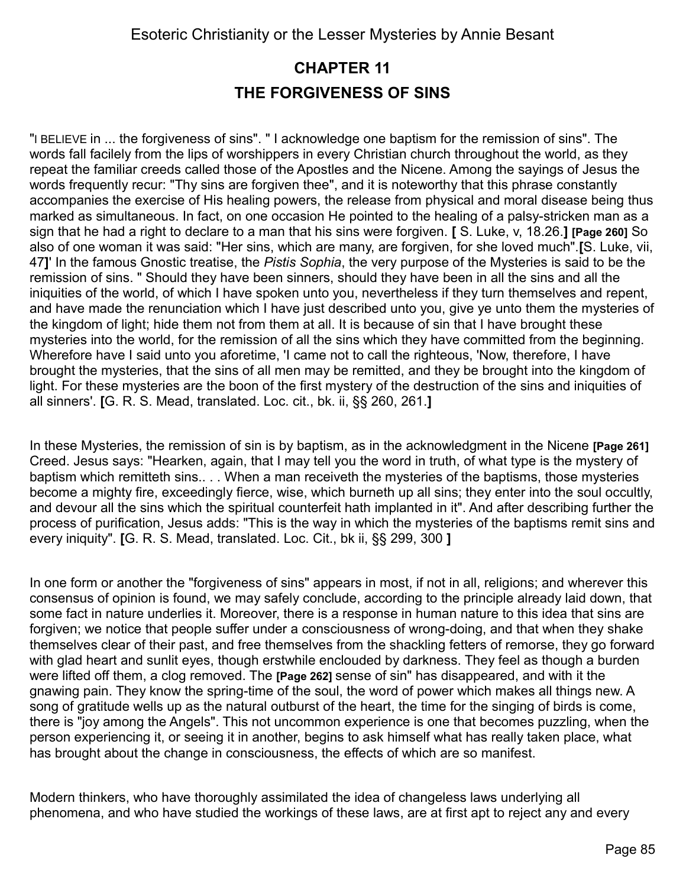## CHAPTER 11

## THE FORGIVENESS OF SINS

"I BELIEVE in ... the forgiveness of sins". " I acknowledge one baptism for the remission of sins". The words fall facilely from the lips of worshippers in every Christian church throughout the world, as they repeat the familiar creeds called those of the Apostles and the Nicene. Among the sayings of Jesus the words frequently recur: "Thy sins are forgiven thee", and it is noteworthy that this phrase constantly accompanies the exercise of His healing powers, the release from physical and moral disease being thus marked as simultaneous. In fact, on one occasion He pointed to the healing of a palsy-stricken man as a sign that he had a right to declare to a man that his sins were forgiven. **[** S. Luke, v, 18.26.**]** **[Page 260]** So also of one woman it was said: "Her sins, which are many, are forgiven, for she loved much".**[**S. Luke, vii, 47**]**' In the famous Gnostic treatise, the *Pistis Sophia*, the very purpose of the Mysteries is said to be the remission of sins. " Should they have been sinners, should they have been in all the sins and all the iniquities of the world, of which I have spoken unto you, nevertheless if they turn themselves and repent, and have made the renunciation which I have just described unto you, give ye unto them the mysteries of the kingdom of light; hide them not from them at all. It is because of sin that I have brought these mysteries into the world, for the remission of all the sins which they have committed from the beginning. Wherefore have I said unto you aforetime, 'I came not to call the righteous, 'Now, therefore, I have brought the mysteries, that the sins of all men may be remitted, and they be brought into the kingdom of light. For these mysteries are the boon of the first mystery of the destruction of the sins and iniquities of all sinners'. **[**G. R. S. Mead, translated. Loc. cit., bk. ii, §§ 260, 261.**]**

In these Mysteries, the remission of sin is by baptism, as in the acknowledgment in the Nicene **[Page 261]** Creed. Jesus says: "Hearken, again, that I may tell you the word in truth, of what type is the mystery of baptism which remitteth sins.. . . When a man receiveth the mysteries of the baptisms, those mysteries become a mighty fire, exceedingly fierce, wise, which burneth up all sins; they enter into the soul occultly, and devour all the sins which the spiritual counterfeit hath implanted in it". And after describing further the process of purification, Jesus adds: "This is the way in which the mysteries of the baptisms remit sins and every iniquity". **[**G. R. S. Mead, translated. Loc. Cit., bk ii, §§ 299, 300 **]**

In one form or another the "forgiveness of sins" appears in most, if not in all, religions; and wherever this consensus of opinion is found, we may safely conclude, according to the principle already laid down, that some fact in nature underlies it. Moreover, there is a response in human nature to this idea that sins are forgiven; we notice that people suffer under a consciousness of wrong-doing, and that when they shake themselves clear of their past, and free themselves from the shackling fetters of remorse, they go forward with glad heart and sunlit eyes, though erstwhile enclouded by darkness. They feel as though a burden were lifted off them, a clog removed. The **[Page 262]** sense of sin" has disappeared, and with it the gnawing pain. They know the spring-time of the soul, the word of power which makes all things new. A song of gratitude wells up as the natural outburst of the heart, the time for the singing of birds is come, there is "joy among the Angels". This not uncommon experience is one that becomes puzzling, when the person experiencing it, or seeing it in another, begins to ask himself what has really taken place, what has brought about the change in consciousness, the effects of which are so manifest.

Modern thinkers, who have thoroughly assimilated the idea of changeless laws underlying all phenomena, and who have studied the workings of these laws, are at first apt to reject any and every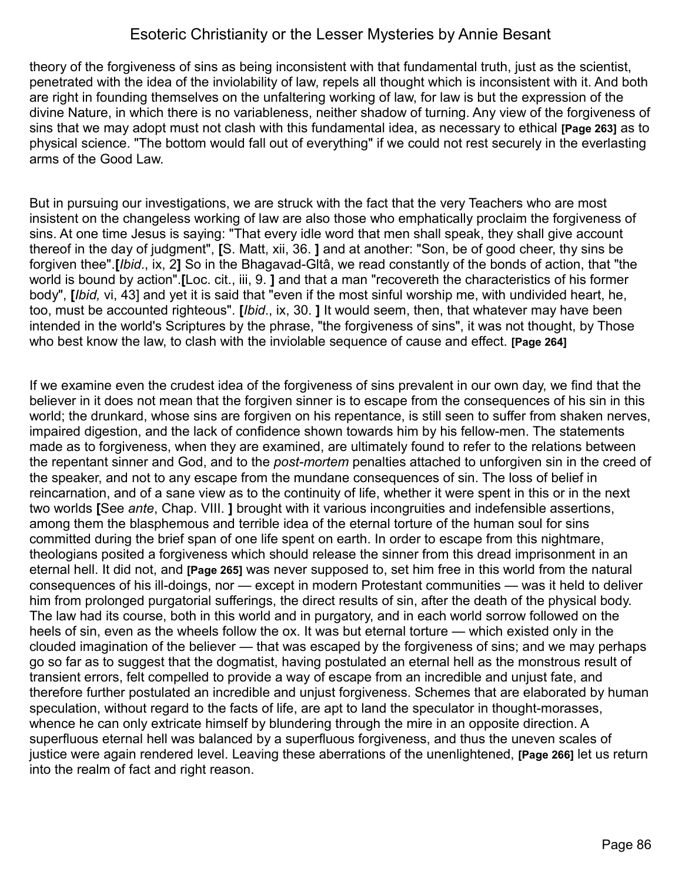theory of the forgiveness of sins as being inconsistent with that fundamental truth, just as the scientist, penetrated with the idea of the inviolability of law, repels all thought which is inconsistent with it. And both are right in founding themselves on the unfaltering working of law, for law is but the expression of the divine Nature, in which there is no variableness, neither shadow of turning. Any view of the forgiveness of sins that we may adopt must not clash with this fundamental idea, as necessary to ethical **[Page 263]** as to physical science. "The bottom would fall out of everything" if we could not rest securely in the everlasting arms of the Good Law.

But in pursuing our investigations, we are struck with the fact that the very Teachers who are most insistent on the changeless working of law are also those who emphatically proclaim the forgiveness of sins. At one time Jesus is saying: "That every idle word that men shall speak, they shall give account thereof in the day of judgment", **[**S. Matt, xii, 36. **]** and at another: "Son, be of good cheer, thy sins be forgiven thee".**[***Ibid*., ix, 2**]** So in the Bhagavad-Gîtâ, we read constantly of the bonds of action, that "the world is bound by action".**[**Loc. cit., iii, 9. **]** and that a man "recovereth the characteristics of his former body", **[***Ibid,* vi, 43] and yet it is said that "even if the most sinful worship me, with undivided heart, he, too, must be accounted righteous". **[***Ibid*., ix, 30. **]** It would seem, then, that whatever may have been intended in the world's Scriptures by the phrase, "the forgiveness of sins", it was not thought, by Those who best know the law, to clash with the inviolable sequence of cause and effect. **[Page 264]**

If we examine even the crudest idea of the forgiveness of sins prevalent in our own day, we find that the believer in it does not mean that the forgiven sinner is to escape from the consequences of his sin in this world; the drunkard, whose sins are forgiven on his repentance, is still seen to suffer from shaken nerves, impaired digestion, and the lack of confidence shown towards him by his fellow-men. The statements made as to forgiveness, when they are examined, are ultimately found to refer to the relations between the repentant sinner and God, and to the *post-mortem* penalties attached to unforgiven sin in the creed of the speaker, and not to any escape from the mundane consequences of sin. The loss of belief in reincarnation, and of a sane view as to the continuity of life, whether it were spent in this or in the next two worlds **[**See *ante*, Chap. VIII. **]** brought with it various incongruities and indefensible assertions, among them the blasphemous and terrible idea of the eternal torture of the human soul for sins committed during the brief span of one life spent on earth. In order to escape from this nightmare, theologians posited a forgiveness which should release the sinner from this dread imprisonment in an eternal hell. It did not, and **[Page 265]** was never supposed to, set him free in this world from the natural consequences of his ill-doings, nor — except in modern Protestant communities — was it held to deliver him from prolonged purgatorial sufferings, the direct results of sin, after the death of the physical body. The law had its course, both in this world and in purgatory, and in each world sorrow followed on the heels of sin, even as the wheels follow the ox. It was but eternal torture — which existed only in the clouded imagination of the believer — that was escaped by the forgiveness of sins; and we may perhaps go so far as to suggest that the dogmatist, having postulated an eternal hell as the monstrous result of transient errors, felt compelled to provide a way of escape from an incredible and unjust fate, and therefore further postulated an incredible and unjust forgiveness. Schemes that are elaborated by human speculation, without regard to the facts of life, are apt to land the speculator in thought-morasses, whence he can only extricate himself by blundering through the mire in an opposite direction. A superfluous eternal hell was balanced by a superfluous forgiveness, and thus the uneven scales of justice were again rendered level. Leaving these aberrations of the unenlightened, **[Page 266]** let us return into the realm of fact and right reason.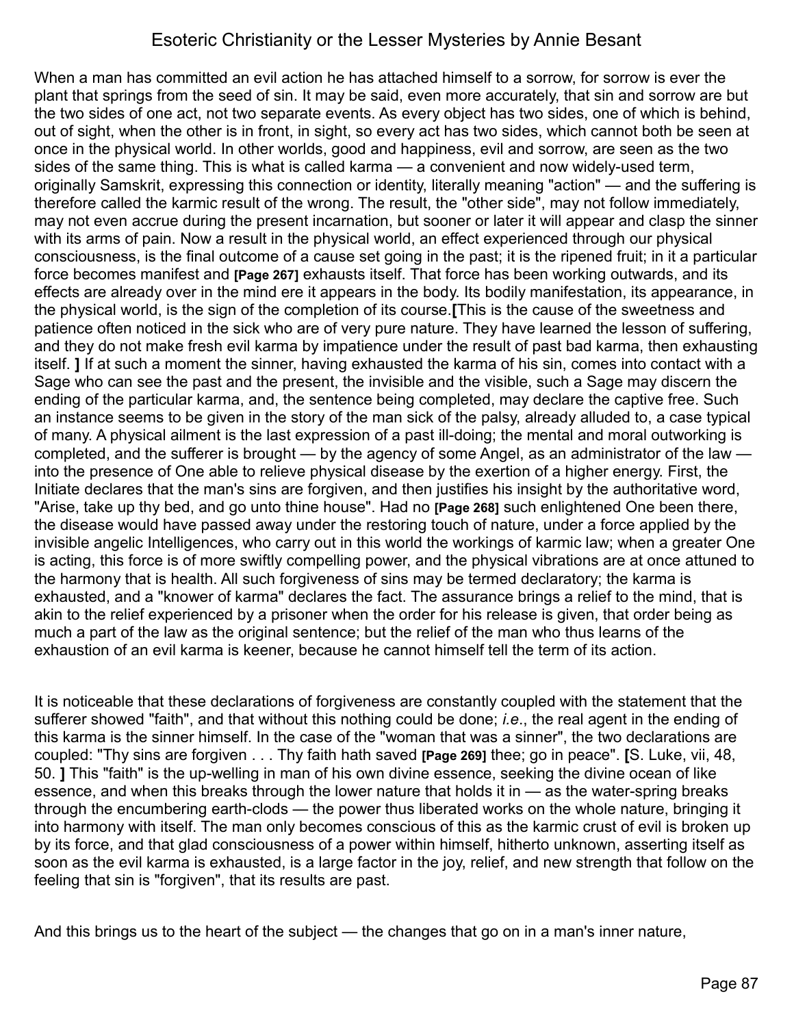When a man has committed an evil action he has attached himself to a sorrow, for sorrow is ever the plant that springs from the seed of sin. It may be said, even more accurately, that sin and sorrow are but the two sides of one act, not two separate events. As every object has two sides, one of which is behind, out of sight, when the other is in front, in sight, so every act has two sides, which cannot both be seen at once in the physical world. In other worlds, good and happiness, evil and sorrow, are seen as the two sides of the same thing. This is what is called karma — a convenient and now widely-used term, originally Samskrit, expressing this connection or identity, literally meaning "action" — and the suffering is therefore called the karmic result of the wrong. The result, the "other side", may not follow immediately, may not even accrue during the present incarnation, but sooner or later it will appear and clasp the sinner with its arms of pain. Now a result in the physical world, an effect experienced through our physical consciousness, is the final outcome of a cause set going in the past; it is the ripened fruit; in it a particular force becomes manifest and **[Page 267]** exhausts itself. That force has been working outwards, and its effects are already over in the mind ere it appears in the body. Its bodily manifestation, its appearance, in the physical world, is the sign of the completion of its course.**[**This is the cause of the sweetness and patience often noticed in the sick who are of very pure nature. They have learned the lesson of suffering, and they do not make fresh evil karma by impatience under the result of past bad karma, then exhausting itself. **]** If at such a moment the sinner, having exhausted the karma of his sin, comes into contact with a Sage who can see the past and the present, the invisible and the visible, such a Sage may discern the ending of the particular karma, and, the sentence being completed, may declare the captive free. Such an instance seems to be given in the story of the man sick of the palsy, already alluded to, a case typical of many. A physical ailment is the last expression of a past ill-doing; the mental and moral outworking is completed, and the sufferer is brought — by the agency of some Angel, as an administrator of the law — into the presence of One able to relieve physical disease by the exertion of a higher energy. First, the Initiate declares that the man's sins are forgiven, and then justifies his insight by the authoritative word, "Arise, take up thy bed, and go unto thine house". Had no **[Page 268]** such enlightened One been there, the disease would have passed away under the restoring touch of nature, under a force applied by the invisible angelic Intelligences, who carry out in this world the workings of karmic law; when a greater One is acting, this force is of more swiftly compelling power, and the physical vibrations are at once attuned to the harmony that is health. All such forgiveness of sins may be termed declaratory; the karma is exhausted, and a "knower of karma" declares the fact. The assurance brings a relief to the mind, that is akin to the relief experienced by a prisoner when the order for his release is given, that order being as much a part of the law as the original sentence; but the relief of the man who thus learns of the exhaustion of an evil karma is keener, because he cannot himself tell the term of its action.

It is noticeable that these declarations of forgiveness are constantly coupled with the statement that the sufferer showed "faith", and that without this nothing could be done; *i.e*., the real agent in the ending of this karma is the sinner himself. In the case of the "woman that was a sinner", the two declarations are coupled: "Thy sins are forgiven . . . Thy faith hath saved **[Page 269]** thee; go in peace". **[**S. Luke, vii, 48, 50. **]** This "faith" is the up-welling in man of his own divine essence, seeking the divine ocean of like essence, and when this breaks through the lower nature that holds it in — as the water-spring breaks through the encumbering earth-clods — the power thus liberated works on the whole nature, bringing it into harmony with itself. The man only becomes conscious of this as the karmic crust of evil is broken up by its force, and that glad consciousness of a power within himself, hitherto unknown, asserting itself as soon as the evil karma is exhausted, is a large factor in the joy, relief, and new strength that follow on the feeling that sin is "forgiven", that its results are past.

And this brings us to the heart of the subject — the changes that go on in a man's inner nature,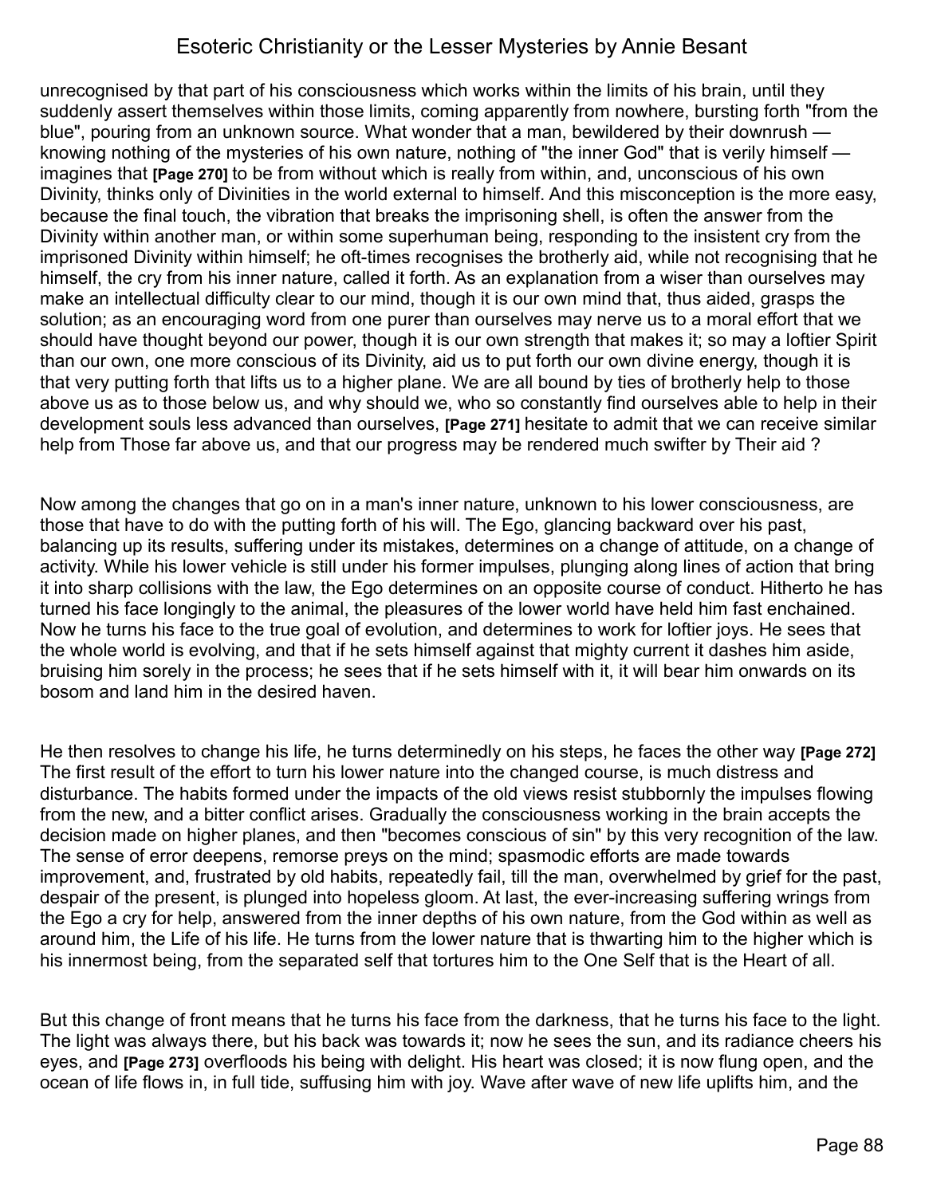unrecognised by that part of his consciousness which works within the limits of his brain, until they suddenly assert themselves within those limits, coming apparently from nowhere, bursting forth "from the blue", pouring from an unknown source. What wonder that a man, bewildered by their downrush — knowing nothing of the mysteries of his own nature, nothing of "the inner God" that is verily himself — imagines that **[Page 270]** to be from without which is really from within, and, unconscious of his own Divinity, thinks only of Divinities in the world external to himself. And this misconception is the more easy, because the final touch, the vibration that breaks the imprisoning shell, is often the answer from the Divinity within another man, or within some superhuman being, responding to the insistent cry from the imprisoned Divinity within himself; he oft-times recognises the brotherly aid, while not recognising that he himself, the cry from his inner nature, called it forth. As an explanation from a wiser than ourselves may make an intellectual difficulty clear to our mind, though it is our own mind that, thus aided, grasps the solution; as an encouraging word from one purer than ourselves may nerve us to a moral effort that we should have thought beyond our power, though it is our own strength that makes it; so may a loftier Spirit than our own, one more conscious of its Divinity, aid us to put forth our own divine energy, though it is that very putting forth that lifts us to a higher plane. We are all bound by ties of brotherly help to those above us as to those below us, and why should we, who so constantly find ourselves able to help in their development souls less advanced than ourselves, **[Page 271]** hesitate to admit that we can receive similar help from Those far above us, and that our progress may be rendered much swifter by Their aid ?

Now among the changes that go on in a man's inner nature, unknown to his lower consciousness, are those that have to do with the putting forth of his will. The Ego, glancing backward over his past, balancing up its results, suffering under its mistakes, determines on a change of attitude, on a change of activity. While his lower vehicle is still under his former impulses, plunging along lines of action that bring it into sharp collisions with the law, the Ego determines on an opposite course of conduct. Hitherto he has turned his face longingly to the animal, the pleasures of the lower world have held him fast enchained. Now he turns his face to the true goal of evolution, and determines to work for loftier joys. He sees that the whole world is evolving, and that if he sets himself against that mighty current it dashes him aside, bruising him sorely in the process; he sees that if he sets himself with it, it will bear him onwards on its bosom and land him in the desired haven.

He then resolves to change his life, he turns determinedly on his steps, he faces the other way **[Page 272]** The first result of the effort to turn his lower nature into the changed course, is much distress and disturbance. The habits formed under the impacts of the old views resist stubbornly the impulses flowing from the new, and a bitter conflict arises. Gradually the consciousness working in the brain accepts the decision made on higher planes, and then "becomes conscious of sin" by this very recognition of the law. The sense of error deepens, remorse preys on the mind; spasmodic efforts are made towards improvement, and, frustrated by old habits, repeatedly fail, till the man, overwhelmed by grief for the past, despair of the present, is plunged into hopeless gloom. At last, the ever-increasing suffering wrings from the Ego a cry for help, answered from the inner depths of his own nature, from the God within as well as around him, the Life of his life. He turns from the lower nature that is thwarting him to the higher which is his innermost being, from the separated self that tortures him to the One Self that is the Heart of all.

But this change of front means that he turns his face from the darkness, that he turns his face to the light. The light was always there, but his back was towards it; now he sees the sun, and its radiance cheers his eyes, and **[Page 273]** overfloods his being with delight. His heart was closed; it is now flung open, and the ocean of life flows in, in full tide, suffusing him with joy. Wave after wave of new life uplifts him, and the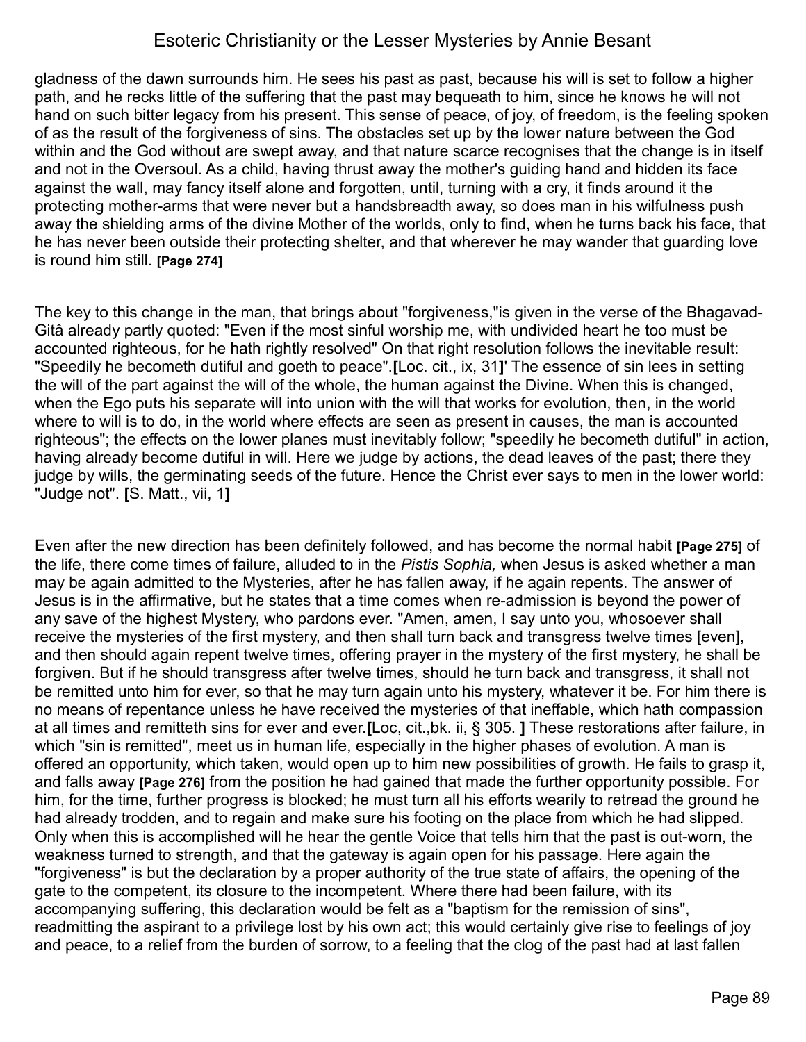gladness of the dawn surrounds him. He sees his past as past, because his will is set to follow a higher path, and he recks little of the suffering that the past may bequeath to him, since he knows he will not hand on such bitter legacy from his present. This sense of peace, of joy, of freedom, is the feeling spoken of as the result of the forgiveness of sins. The obstacles set up by the lower nature between the God within and the God without are swept away, and that nature scarce recognises that the change is in itself and not in the Oversoul. As a child, having thrust away the mother's guiding hand and hidden its face against the wall, may fancy itself alone and forgotten, until, turning with a cry, it finds around it the protecting mother-arms that were never but a handsbreadth away, so does man in his wilfulness push away the shielding arms of the divine Mother of the worlds, only to find, when he turns back his face, that he has never been outside their protecting shelter, and that wherever he may wander that guarding love is round him still. **[Page 274]**

The key to this change in the man, that brings about "forgiveness,"is given in the verse of the Bhagavad-Gitâ already partly quoted: "Even if the most sinful worship me, with undivided heart he too must be accounted righteous, for he hath rightly resolved" On that right resolution follows the inevitable result: "Speedily he becometh dutiful and goeth to peace".**[**Loc. cit., ix, 31**]**' The essence of sin lees in setting the will of the part against the will of the whole, the human against the Divine. When this is changed, when the Ego puts his separate will into union with the will that works for evolution, then, in the world where to will is to do, in the world where effects are seen as present in causes, the man is accounted righteous"; the effects on the lower planes must inevitably follow; "speedily he becometh dutiful" in action, having already become dutiful in will. Here we judge by actions, the dead leaves of the past; there they judge by wills, the germinating seeds of the future. Hence the Christ ever says to men in the lower world: "Judge not". **[**S. Matt., vii, 1**]**

Even after the new direction has been definitely followed, and has become the normal habit **[Page 275]** of the life, there come times of failure, alluded to in the *Pistis Sophia,* when Jesus is asked whether a man may be again admitted to the Mysteries, after he has fallen away, if he again repents. The answer of Jesus is in the affirmative, but he states that a time comes when re-admission is beyond the power of any save of the highest Mystery, who pardons ever. "Amen, amen, I say unto you, whosoever shall receive the mysteries of the first mystery, and then shall turn back and transgress twelve times [even], and then should again repent twelve times, offering prayer in the mystery of the first mystery, he shall be forgiven. But if he should transgress after twelve times, should he turn back and transgress, it shall not be remitted unto him for ever, so that he may turn again unto his mystery, whatever it be. For him there is no means of repentance unless he have received the mysteries of that ineffable, which hath compassion at all times and remitteth sins for ever and ever.**[**Loc, cit.,bk. ii, § 305. **]** These restorations after failure, in which "sin is remitted", meet us in human life, especially in the higher phases of evolution. A man is offered an opportunity, which taken, would open up to him new possibilities of growth. He fails to grasp it, and falls away **[Page 276]** from the position he had gained that made the further opportunity possible. For him, for the time, further progress is blocked; he must turn all his efforts wearily to retread the ground he had already trodden, and to regain and make sure his footing on the place from which he had slipped. Only when this is accomplished will he hear the gentle Voice that tells him that the past is out-worn, the weakness turned to strength, and that the gateway is again open for his passage. Here again the "forgiveness" is but the declaration by a proper authority of the true state of affairs, the opening of the gate to the competent, its closure to the incompetent. Where there had been failure, with its accompanying suffering, this declaration would be felt as a "baptism for the remission of sins", readmitting the aspirant to a privilege lost by his own act; this would certainly give rise to feelings of joy and peace, to a relief from the burden of sorrow, to a feeling that the clog of the past had at last fallen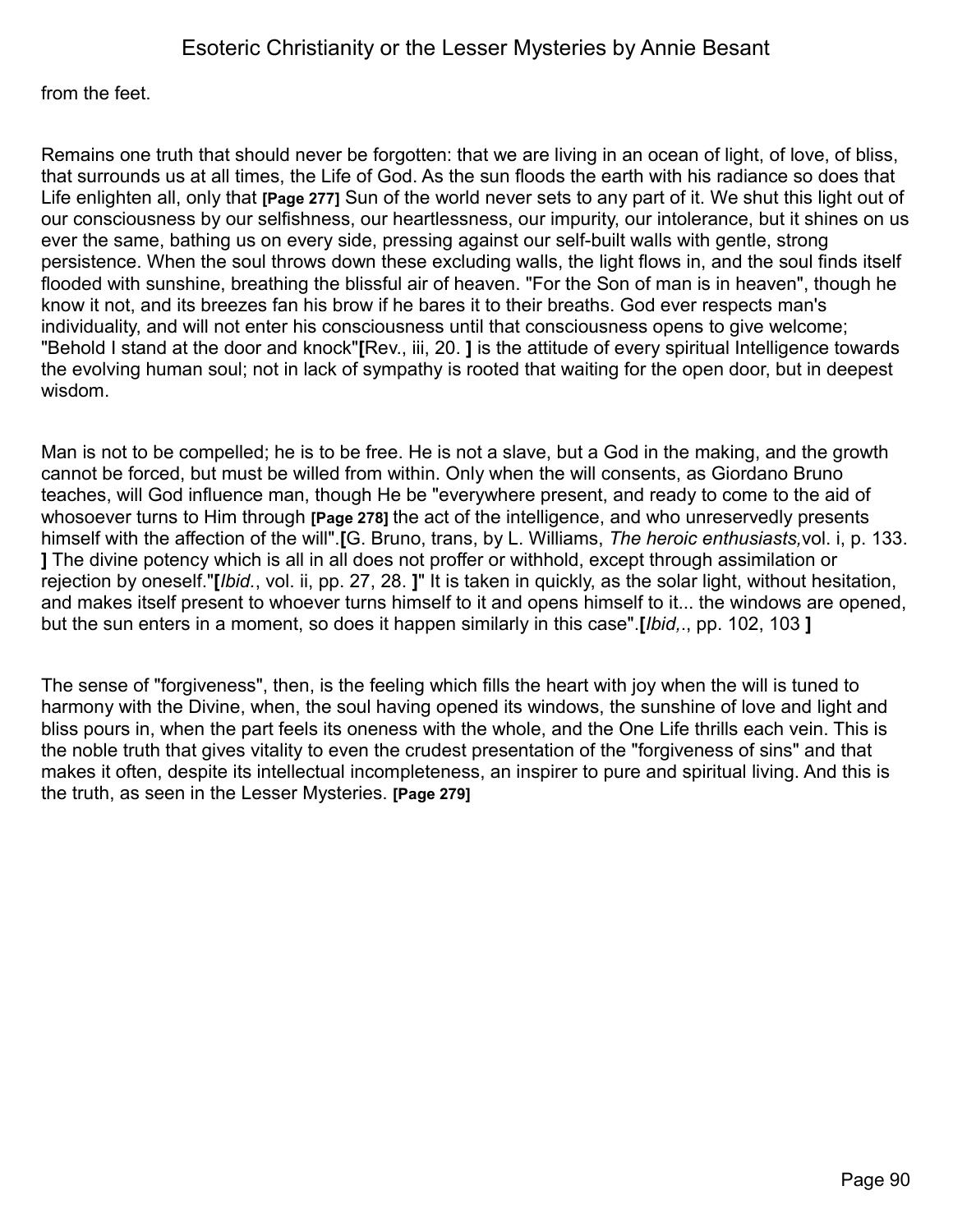from the feet.

Remains one truth that should never be forgotten: that we are living in an ocean of light, of love, of bliss, that surrounds us at all times, the Life of God. As the sun floods the earth with his radiance so does that Life enlighten all, only that **[Page 277]** Sun of the world never sets to any part of it. We shut this light out of our consciousness by our selfishness, our heartlessness, our impurity, our intolerance, but it shines on us ever the same, bathing us on every side, pressing against our self-built walls with gentle, strong persistence. When the soul throws down these excluding walls, the light flows in, and the soul finds itself flooded with sunshine, breathing the blissful air of heaven. "For the Son of man is in heaven", though he know it not, and its breezes fan his brow if he bares it to their breaths. God ever respects man's individuality, and will not enter his consciousness until that consciousness opens to give welcome; "Behold I stand at the door and knock"**[**Rev., iii, 20. **]** is the attitude of every spiritual Intelligence towards the evolving human soul; not in lack of sympathy is rooted that waiting for the open door, but in deepest wisdom.

Man is not to be compelled; he is to be free. He is not a slave, but a God in the making, and the growth cannot be forced, but must be willed from within. Only when the will consents, as Giordano Bruno teaches, will God influence man, though He be "everywhere present, and ready to come to the aid of whosoever turns to Him through **[Page 278]** the act of the intelligence, and who unreservedly presents himself with the affection of the will".**[**G. Bruno, trans, by L. Williams, *The heroic enthusiasts,*vol. i, p. 133. **]** The divine potency which is all in all does not proffer or withhold, except through assimilation or rejection by oneself."**[***Ibid.*, vol. ii, pp. 27, 28. **]**" It is taken in quickly, as the solar light, without hesitation, and makes itself present to whoever turns himself to it and opens himself to it... the windows are opened, but the sun enters in a moment, so does it happen similarly in this case".**[***Ibid,*., pp. 102, 103 **]**

The sense of "forgiveness", then, is the feeling which fills the heart with joy when the will is tuned to harmony with the Divine, when, the soul having opened its windows, the sunshine of love and light and bliss pours in, when the part feels its oneness with the whole, and the One Life thrills each vein. This is the noble truth that gives vitality to even the crudest presentation of the "forgiveness of sins" and that makes it often, despite its intellectual incompleteness, an inspirer to pure and spiritual living. And this is the truth, as seen in the Lesser Mysteries. **[Page 279]**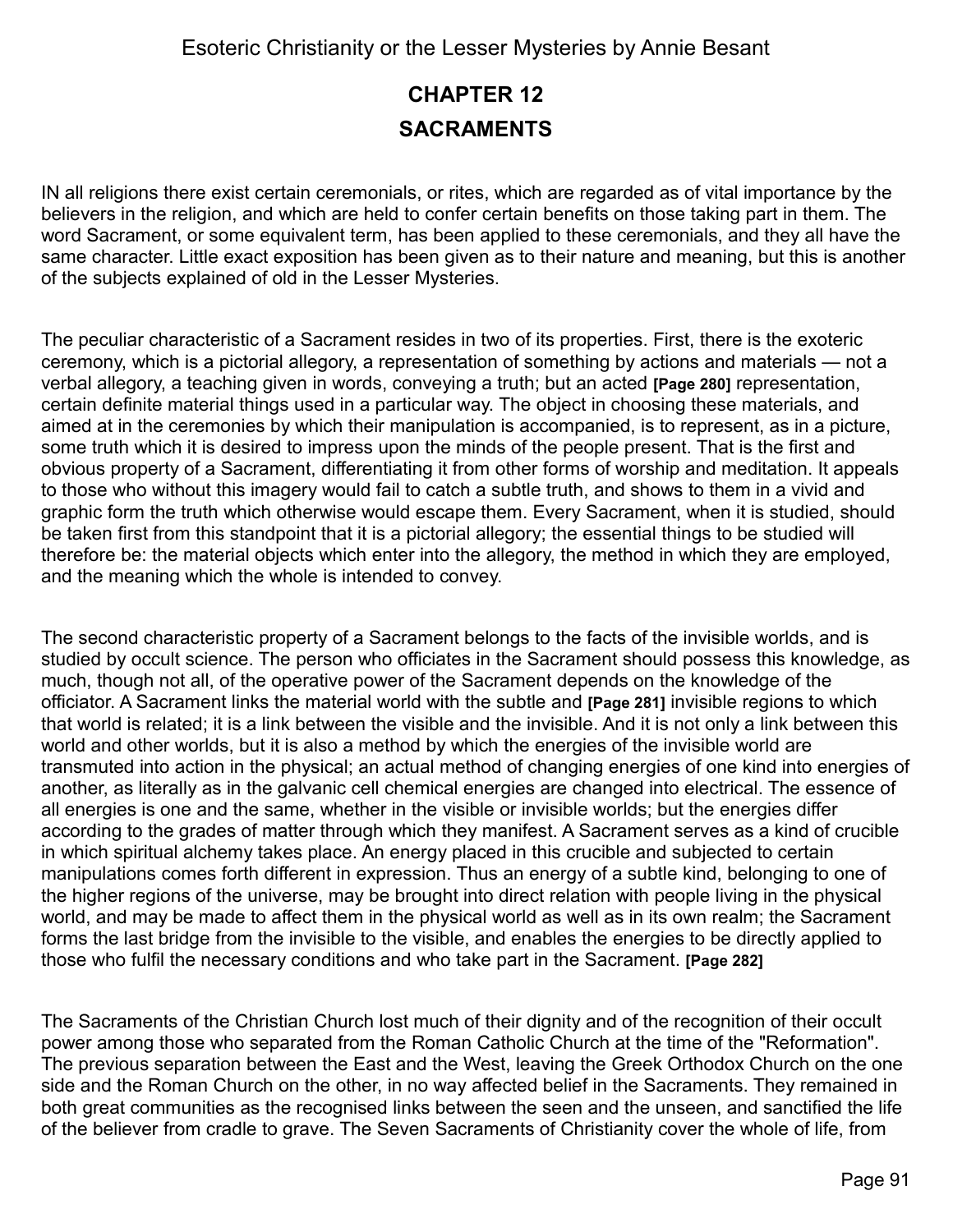# CHAPTER 12

## SACRAMENTS

IN all religions there exist certain ceremonials, or rites, which are regarded as of vital importance by the believers in the religion, and which are held to confer certain benefits on those taking part in them. The word Sacrament, or some equivalent term, has been applied to these ceremonials, and they all have the same character. Little exact exposition has been given as to their nature and meaning, but this is another of the subjects explained of old in the Lesser Mysteries.

The peculiar characteristic of a Sacrament resides in two of its properties. First, there is the exoteric ceremony, which is a pictorial allegory, a representation of something by actions and materials — not a verbal allegory, a teaching given in words, conveying a truth; but an acted **[Page 280]** representation, certain definite material things used in a particular way. The object in choosing these materials, and aimed at in the ceremonies by which their manipulation is accompanied, is to represent, as in a picture, some truth which it is desired to impress upon the minds of the people present. That is the first and obvious property of a Sacrament, differentiating it from other forms of worship and meditation. It appeals to those who without this imagery would fail to catch a subtle truth, and shows to them in a vivid and graphic form the truth which otherwise would escape them. Every Sacrament, when it is studied, should be taken first from this standpoint that it is a pictorial allegory; the essential things to be studied will therefore be: the material objects which enter into the allegory, the method in which they are employed, and the meaning which the whole is intended to convey.

The second characteristic property of a Sacrament belongs to the facts of the invisible worlds, and is studied by occult science. The person who officiates in the Sacrament should possess this knowledge, as much, though not all, of the operative power of the Sacrament depends on the knowledge of the officiator. A Sacrament links the material world with the subtle and **[Page 281]** invisible regions to which that world is related; it is a link between the visible and the invisible. And it is not only a link between this world and other worlds, but it is also a method by which the energies of the invisible world are transmuted into action in the physical; an actual method of changing energies of one kind into energies of another, as literally as in the galvanic cell chemical energies are changed into electrical. The essence of all energies is one and the same, whether in the visible or invisible worlds; but the energies differ according to the grades of matter through which they manifest. A Sacrament serves as a kind of crucible in which spiritual alchemy takes place. An energy placed in this crucible and subjected to certain manipulations comes forth different in expression. Thus an energy of a subtle kind, belonging to one of the higher regions of the universe, may be brought into direct relation with people living in the physical world, and may be made to affect them in the physical world as well as in its own realm; the Sacrament forms the last bridge from the invisible to the visible, and enables the energies to be directly applied to those who fulfil the necessary conditions and who take part in the Sacrament. **[Page 282]**

The Sacraments of the Christian Church lost much of their dignity and of the recognition of their occult power among those who separated from the Roman Catholic Church at the time of the "Reformation". The previous separation between the East and the West, leaving the Greek Orthodox Church on the one side and the Roman Church on the other, in no way affected belief in the Sacraments. They remained in both great communities as the recognised links between the seen and the unseen, and sanctified the life of the believer from cradle to grave. The Seven Sacraments of Christianity cover the whole of life, from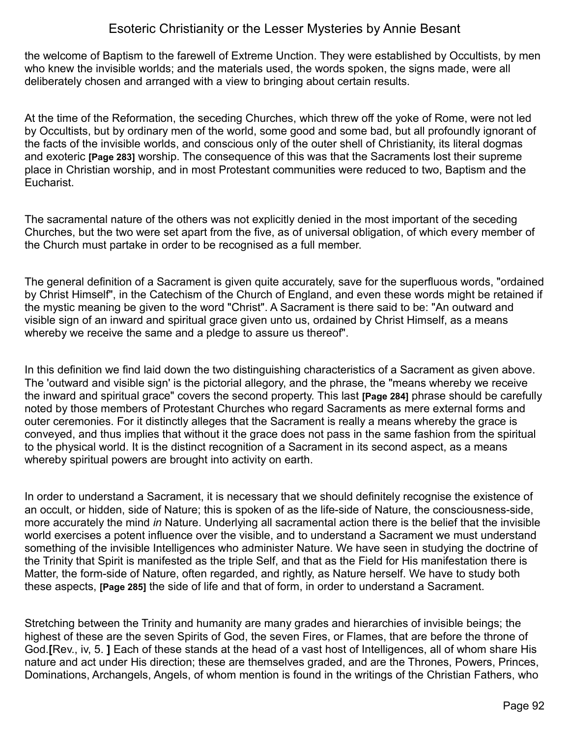the welcome of Baptism to the farewell of Extreme Unction. They were established by Occultists, by men who knew the invisible worlds; and the materials used, the words spoken, the signs made, were all deliberately chosen and arranged with a view to bringing about certain results.

At the time of the Reformation, the seceding Churches, which threw off the yoke of Rome, were not led by Occultists, but by ordinary men of the world, some good and some bad, but all profoundly ignorant of the facts of the invisible worlds, and conscious only of the outer shell of Christianity, its literal dogmas and exoteric **[Page 283]** worship. The consequence of this was that the Sacraments lost their supreme place in Christian worship, and in most Protestant communities were reduced to two, Baptism and the Eucharist.

The sacramental nature of the others was not explicitly denied in the most important of the seceding Churches, but the two were set apart from the five, as of universal obligation, of which every member of the Church must partake in order to be recognised as a full member.

The general definition of a Sacrament is given quite accurately, save for the superfluous words, "ordained by Christ Himself", in the Catechism of the Church of England, and even these words might be retained if the mystic meaning be given to the word "Christ". A Sacrament is there said to be: "An outward and visible sign of an inward and spiritual grace given unto us, ordained by Christ Himself, as a means whereby we receive the same and a pledge to assure us thereof".

In this definition we find laid down the two distinguishing characteristics of a Sacrament as given above. The 'outward and visible sign' is the pictorial allegory, and the phrase, the "means whereby we receive the inward and spiritual grace" covers the second property. This last **[Page 284]** phrase should be carefully noted by those members of Protestant Churches who regard Sacraments as mere external forms and outer ceremonies. For it distinctly alleges that the Sacrament is really a means whereby the grace is conveyed, and thus implies that without it the grace does not pass in the same fashion from the spiritual to the physical world. It is the distinct recognition of a Sacrament in its second aspect, as a means whereby spiritual powers are brought into activity on earth.

In order to understand a Sacrament, it is necessary that we should definitely recognise the existence of an occult, or hidden, side of Nature; this is spoken of as the life-side of Nature, the consciousness-side, more accurately the mind *in* Nature. Underlying all sacramental action there is the belief that the invisible world exercises a potent influence over the visible, and to understand a Sacrament we must understand something of the invisible Intelligences who administer Nature. We have seen in studying the doctrine of the Trinity that Spirit is manifested as the triple Self, and that as the Field for His manifestation there is Matter, the form-side of Nature, often regarded, and rightly, as Nature herself. We have to study both these aspects, **[Page 285]** the side of life and that of form, in order to understand a Sacrament.

Stretching between the Trinity and humanity are many grades and hierarchies of invisible beings; the highest of these are the seven Spirits of God, the seven Fires, or Flames, that are before the throne of God.**[**Rev., iv, 5. **]** Each of these stands at the head of a vast host of Intelligences, all of whom share His nature and act under His direction; these are themselves graded, and are the Thrones, Powers, Princes, Dominations, Archangels, Angels, of whom mention is found in the writings of the Christian Fathers, who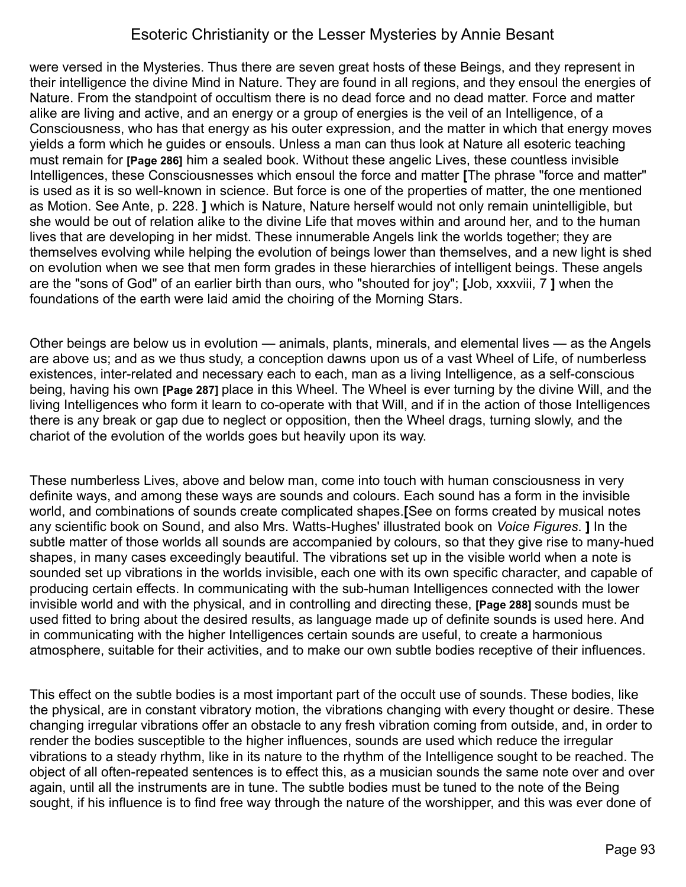were versed in the Mysteries. Thus there are seven great hosts of these Beings, and they represent in their intelligence the divine Mind in Nature. They are found in all regions, and they ensoul the energies of Nature. From the standpoint of occultism there is no dead force and no dead matter. Force and matter alike are living and active, and an energy or a group of energies is the veil of an Intelligence, of a Consciousness, who has that energy as his outer expression, and the matter in which that energy moves yields a form which he guides or ensouls. Unless a man can thus look at Nature all esoteric teaching must remain for **[Page 286]** him a sealed book. Without these angelic Lives, these countless invisible Intelligences, these Consciousnesses which ensoul the force and matter **[**The phrase "force and matter" is used as it is so well-known in science. But force is one of the properties of matter, the one mentioned as Motion. See Ante, p. 228. **]** which is Nature, Nature herself would not only remain unintelligible, but she would be out of relation alike to the divine Life that moves within and around her, and to the human lives that are developing in her midst. These innumerable Angels link the worlds together; they are themselves evolving while helping the evolution of beings lower than themselves, and a new light is shed on evolution when we see that men form grades in these hierarchies of intelligent beings. These angels are the "sons of God" of an earlier birth than ours, who "shouted for joy"; **[**Job, xxxviii, 7 **]** when the foundations of the earth were laid amid the choiring of the Morning Stars.

Other beings are below us in evolution — animals, plants, minerals, and elemental lives — as the Angels are above us; and as we thus study, a conception dawns upon us of a vast Wheel of Life, of numberless existences, inter-related and necessary each to each, man as a living Intelligence, as a self-conscious being, having his own **[Page 287]** place in this Wheel. The Wheel is ever turning by the divine Will, and the living Intelligences who form it learn to co-operate with that Will, and if in the action of those Intelligences there is any break or gap due to neglect or opposition, then the Wheel drags, turning slowly, and the chariot of the evolution of the worlds goes but heavily upon its way.

These numberless Lives, above and below man, come into touch with human consciousness in very definite ways, and among these ways are sounds and colours. Each sound has a form in the invisible world, and combinations of sounds create complicated shapes.**[**See on forms created by musical notes any scientific book on Sound, and also Mrs. Watts-Hughes' illustrated book on *Voice Figures*. **]** In the subtle matter of those worlds all sounds are accompanied by colours, so that they give rise to many-hued shapes, in many cases exceedingly beautiful. The vibrations set up in the visible world when a note is sounded set up vibrations in the worlds invisible, each one with its own specific character, and capable of producing certain effects. In communicating with the sub-human Intelligences connected with the lower invisible world and with the physical, and in controlling and directing these, **[Page 288]** sounds must be used fitted to bring about the desired results, as language made up of definite sounds is used here. And in communicating with the higher Intelligences certain sounds are useful, to create a harmonious atmosphere, suitable for their activities, and to make our own subtle bodies receptive of their influences.

This effect on the subtle bodies is a most important part of the occult use of sounds. These bodies, like the physical, are in constant vibratory motion, the vibrations changing with every thought or desire. These changing irregular vibrations offer an obstacle to any fresh vibration coming from outside, and, in order to render the bodies susceptible to the higher influences, sounds are used which reduce the irregular vibrations to a steady rhythm, like in its nature to the rhythm of the Intelligence sought to be reached. The object of all often-repeated sentences is to effect this, as a musician sounds the same note over and over again, until all the instruments are in tune. The subtle bodies must be tuned to the note of the Being sought, if his influence is to find free way through the nature of the worshipper, and this was ever done of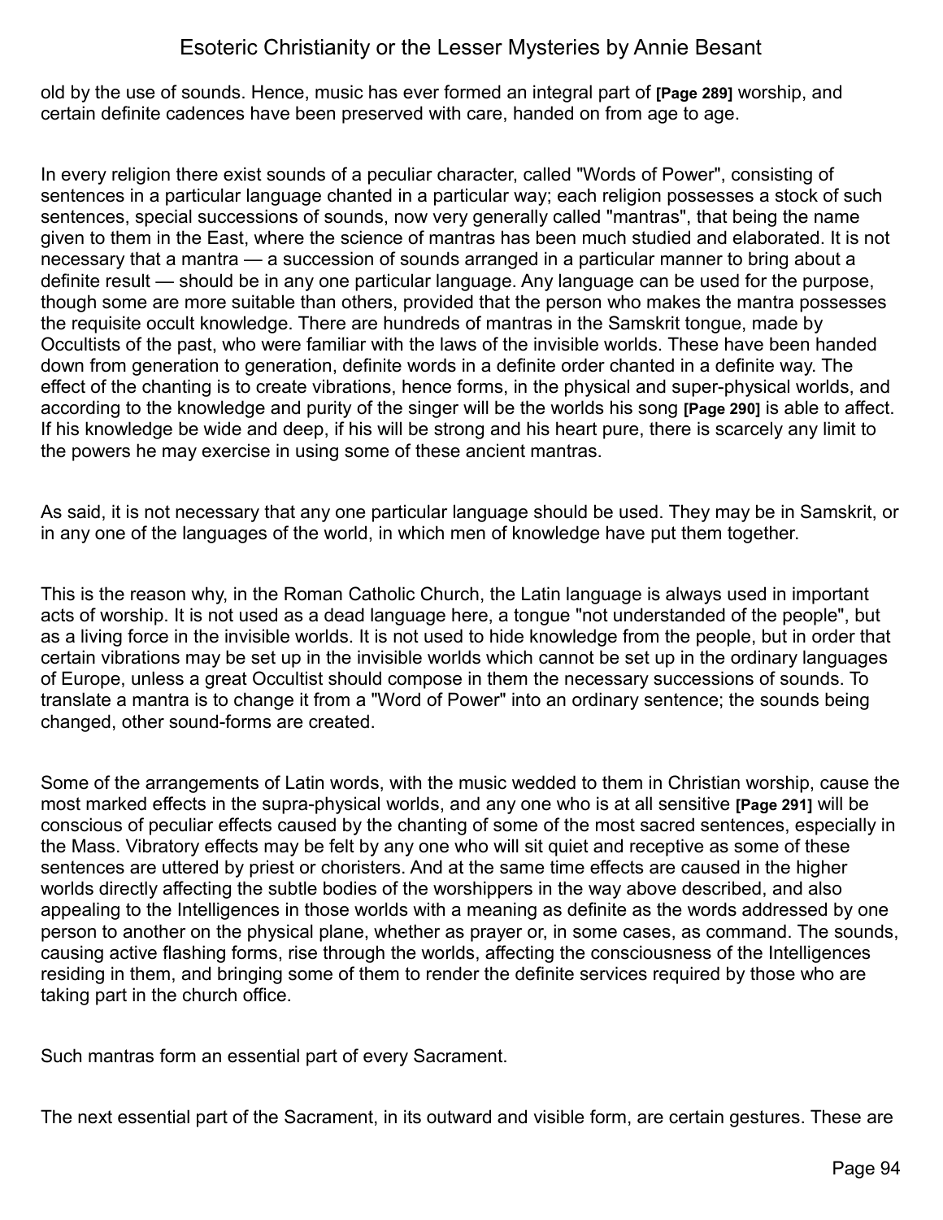old by the use of sounds. Hence, music has ever formed an integral part of **[Page 289]** worship, and certain definite cadences have been preserved with care, handed on from age to age.

In every religion there exist sounds of a peculiar character, called "Words of Power", consisting of sentences in a particular language chanted in a particular way; each religion possesses a stock of such sentences, special successions of sounds, now very generally called "mantras", that being the name given to them in the East, where the science of mantras has been much studied and elaborated. It is not necessary that a mantra — a succession of sounds arranged in a particular manner to bring about a definite result — should be in any one particular language. Any language can be used for the purpose, though some are more suitable than others, provided that the person who makes the mantra possesses the requisite occult knowledge. There are hundreds of mantras in the Samskrit tongue, made by Occultists of the past, who were familiar with the laws of the invisible worlds. These have been handed down from generation to generation, definite words in a definite order chanted in a definite way. The effect of the chanting is to create vibrations, hence forms, in the physical and super-physical worlds, and according to the knowledge and purity of the singer will be the worlds his song **[Page 290]** is able to affect. If his knowledge be wide and deep, if his will be strong and his heart pure, there is scarcely any limit to the powers he may exercise in using some of these ancient mantras.

As said, it is not necessary that any one particular language should be used. They may be in Samskrit, or in any one of the languages of the world, in which men of knowledge have put them together.

This is the reason why, in the Roman Catholic Church, the Latin language is always used in important acts of worship. It is not used as a dead language here, a tongue "not understanded of the people", but as a living force in the invisible worlds. It is not used to hide knowledge from the people, but in order that certain vibrations may be set up in the invisible worlds which cannot be set up in the ordinary languages of Europe, unless a great Occultist should compose in them the necessary successions of sounds. To translate a mantra is to change it from a "Word of Power" into an ordinary sentence; the sounds being changed, other sound-forms are created.

Some of the arrangements of Latin words, with the music wedded to them in Christian worship, cause the most marked effects in the supra-physical worlds, and any one who is at all sensitive **[Page 291]** will be conscious of peculiar effects caused by the chanting of some of the most sacred sentences, especially in the Mass. Vibratory effects may be felt by any one who will sit quiet and receptive as some of these sentences are uttered by priest or choristers. And at the same time effects are caused in the higher worlds directly affecting the subtle bodies of the worshippers in the way above described, and also appealing to the Intelligences in those worlds with a meaning as definite as the words addressed by one person to another on the physical plane, whether as prayer or, in some cases, as command. The sounds, causing active flashing forms, rise through the worlds, affecting the consciousness of the Intelligences residing in them, and bringing some of them to render the definite services required by those who are taking part in the church office.

Such mantras form an essential part of every Sacrament.

The next essential part of the Sacrament, in its outward and visible form, are certain gestures. These are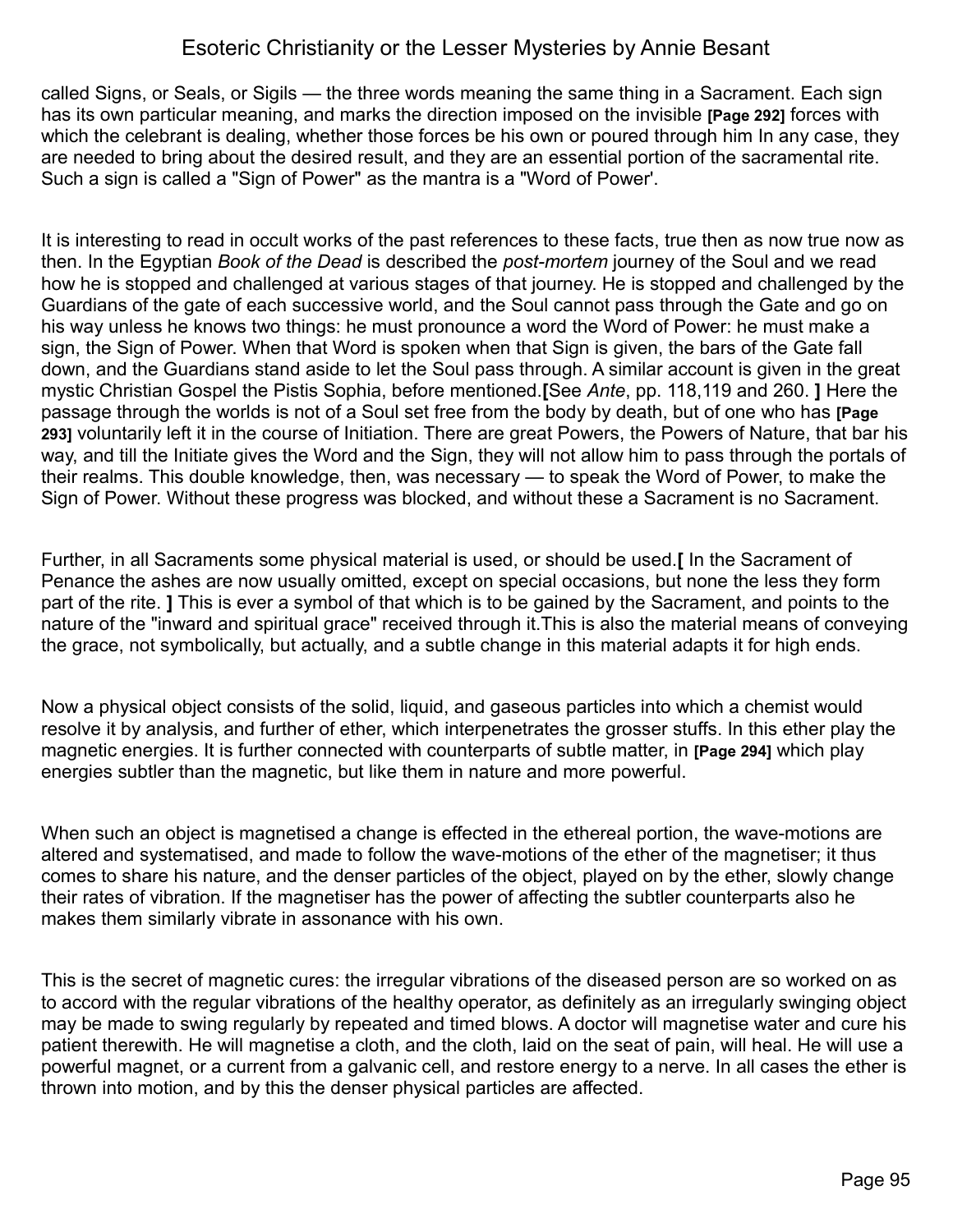called Signs, or Seals, or Sigils — the three words meaning the same thing in a Sacrament. Each sign has its own particular meaning, and marks the direction imposed on the invisible **[Page 292]** forces with which the celebrant is dealing, whether those forces be his own or poured through him In any case, they are needed to bring about the desired result, and they are an essential portion of the sacramental rite. Such a sign is called a "Sign of Power" as the mantra is a "Word of Power'.

It is interesting to read in occult works of the past references to these facts, true then as now true now as then. In the Egyptian *Book of the Dead* is described the *post-mortem* journey of the Soul and we read how he is stopped and challenged at various stages of that journey. He is stopped and challenged by the Guardians of the gate of each successive world, and the Soul cannot pass through the Gate and go on his way unless he knows two things: he must pronounce a word the Word of Power: he must make a sign, the Sign of Power. When that Word is spoken when that Sign is given, the bars of the Gate fall down, and the Guardians stand aside to let the Soul pass through. A similar account is given in the great mystic Christian Gospel the Pistis Sophia, before mentioned.**[**See *Ante*, pp. 118,119 and 260. **]** Here the passage through the worlds is not of a Soul set free from the body by death, but of one who has **[Page 293]** voluntarily left it in the course of Initiation. There are great Powers, the Powers of Nature, that bar his way, and till the Initiate gives the Word and the Sign, they will not allow him to pass through the portals of their realms. This double knowledge, then, was necessary — to speak the Word of Power, to make the Sign of Power. Without these progress was blocked, and without these a Sacrament is no Sacrament.

Further, in all Sacraments some physical material is used, or should be used.**[** In the Sacrament of Penance the ashes are now usually omitted, except on special occasions, but none the less they form part of the rite. **]** This is ever a symbol of that which is to be gained by the Sacrament, and points to the nature of the "inward and spiritual grace" received through it.This is also the material means of conveying the grace, not symbolically, but actually, and a subtle change in this material adapts it for high ends.

Now a physical object consists of the solid, liquid, and gaseous particles into which a chemist would resolve it by analysis, and further of ether, which interpenetrates the grosser stuffs. In this ether play the magnetic energies. It is further connected with counterparts of subtle matter, in **[Page 294]** which play energies subtler than the magnetic, but like them in nature and more powerful.

When such an object is magnetised a change is effected in the ethereal portion, the wave-motions are altered and systematised, and made to follow the wave-motions of the ether of the magnetiser; it thus comes to share his nature, and the denser particles of the object, played on by the ether, slowly change their rates of vibration. If the magnetiser has the power of affecting the subtler counterparts also he makes them similarly vibrate in assonance with his own.

This is the secret of magnetic cures: the irregular vibrations of the diseased person are so worked on as to accord with the regular vibrations of the healthy operator, as definitely as an irregularly swinging object may be made to swing regularly by repeated and timed blows. A doctor will magnetise water and cure his patient therewith. He will magnetise a cloth, and the cloth, laid on the seat of pain, will heal. He will use a powerful magnet, or a current from a galvanic cell, and restore energy to a nerve. In all cases the ether is thrown into motion, and by this the denser physical particles are affected.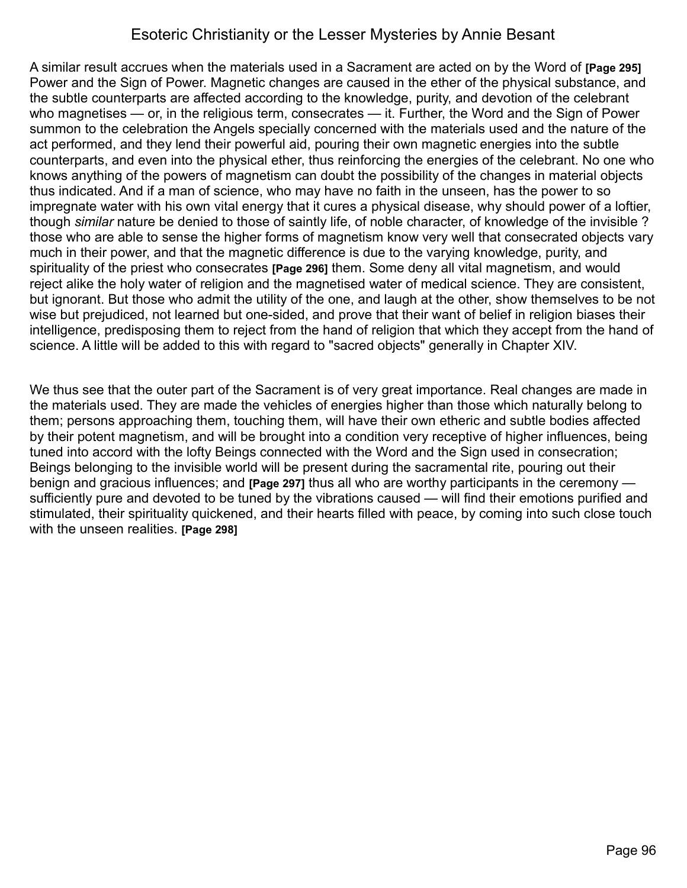A similar result accrues when the materials used in a Sacrament are acted on by the Word of **[Page 295]** Power and the Sign of Power. Magnetic changes are caused in the ether of the physical substance, and the subtle counterparts are affected according to the knowledge, purity, and devotion of the celebrant who magnetises — or, in the religious term, consecrates — it. Further, the Word and the Sign of Power summon to the celebration the Angels specially concerned with the materials used and the nature of the act performed, and they lend their powerful aid, pouring their own magnetic energies into the subtle counterparts, and even into the physical ether, thus reinforcing the energies of the celebrant. No one who knows anything of the powers of magnetism can doubt the possibility of the changes in material objects thus indicated. And if a man of science, who may have no faith in the unseen, has the power to so impregnate water with his own vital energy that it cures a physical disease, why should power of a loftier, though *similar* nature be denied to those of saintly life, of noble character, of knowledge of the invisible ? those who are able to sense the higher forms of magnetism know very well that consecrated objects vary much in their power, and that the magnetic difference is due to the varying knowledge, purity, and spirituality of the priest who consecrates **[Page 296]** them. Some deny all vital magnetism, and would reject alike the holy water of religion and the magnetised water of medical science. They are consistent, but ignorant. But those who admit the utility of the one, and laugh at the other, show themselves to be not wise but prejudiced, not learned but one-sided, and prove that their want of belief in religion biases their intelligence, predisposing them to reject from the hand of religion that which they accept from the hand of science. A little will be added to this with regard to "sacred objects" generally in Chapter XIV.

We thus see that the outer part of the Sacrament is of very great importance. Real changes are made in the materials used. They are made the vehicles of energies higher than those which naturally belong to them; persons approaching them, touching them, will have their own etheric and subtle bodies affected by their potent magnetism, and will be brought into a condition very receptive of higher influences, being tuned into accord with the lofty Beings connected with the Word and the Sign used in consecration; Beings belonging to the invisible world will be present during the sacramental rite, pouring out their benign and gracious influences; and **[Page 297]** thus all who are worthy participants in the ceremony — sufficiently pure and devoted to be tuned by the vibrations caused — will find their emotions purified and stimulated, their spirituality quickened, and their hearts filled with peace, by coming into such close touch with the unseen realities. **[Page 298]**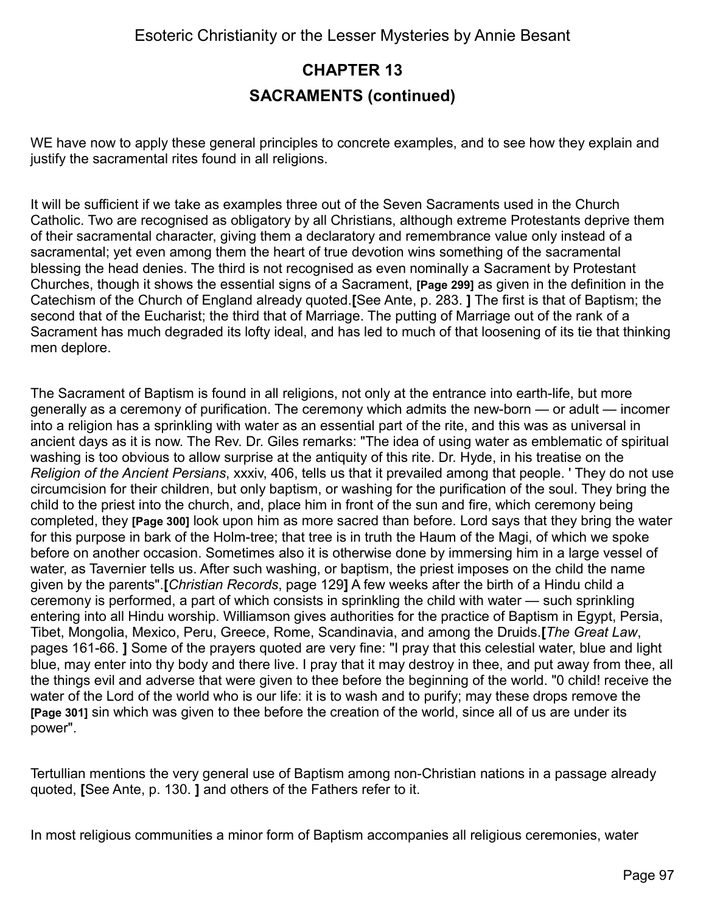## CHAPTER 13

## SACRAMENTS (continued)

WE have now to apply these general principles to concrete examples, and to see how they explain and justify the sacramental rites found in all religions.

It will be sufficient if we take as examples three out of the Seven Sacraments used in the Church Catholic. Two are recognised as obligatory by all Christians, although extreme Protestants deprive them of their sacramental character, giving them a declaratory and remembrance value only instead of a sacramental; yet even among them the heart of true devotion wins something of the sacramental blessing the head denies. The third is not recognised as even nominally a Sacrament by Protestant Churches, though it shows the essential signs of a Sacrament, **[Page 299]** as given in the definition in the Catechism of the Church of England already quoted.**[**See Ante, p. 283. **]** The first is that of Baptism; the second that of the Eucharist; the third that of Marriage. The putting of Marriage out of the rank of a Sacrament has much degraded its lofty ideal, and has led to much of that loosening of its tie that thinking men deplore.

The Sacrament of Baptism is found in all religions, not only at the entrance into earth-life, but more generally as a ceremony of purification. The ceremony which admits the new-born — or adult — incomer into a religion has a sprinkling with water as an essential part of the rite, and this was as universal in ancient days as it is now. The Rev. Dr. Giles remarks: "The idea of using water as emblematic of spiritual washing is too obvious to allow surprise at the antiquity of this rite. Dr. Hyde, in his treatise on the *Religion of the Ancient Persians*, xxxiv, 406, tells us that it prevailed among that people. ' They do not use circumcision for their children, but only baptism, or washing for the purification of the soul. They bring the child to the priest into the church, and, place him in front of the sun and fire, which ceremony being completed, they **[Page 300]** look upon him as more sacred than before. Lord says that they bring the water for this purpose in bark of the Holm-tree; that tree is in truth the Haum of the Magi, of which we spoke before on another occasion. Sometimes also it is otherwise done by immersing him in a large vessel of water, as Tavernier tells us. After such washing, or baptism, the priest imposes on the child the name given by the parents".**[***Christian Records*, page 129**]** A few weeks after the birth of a Hindu child a ceremony is performed, a part of which consists in sprinkling the child with water — such sprinkling entering into all Hindu worship. Williamson gives authorities for the practice of Baptism in Egypt, Persia, Tibet, Mongolia, Mexico, Peru, Greece, Rome, Scandinavia, and among the Druids.**[***The Great Law*, pages 161-66. **]** Some of the prayers quoted are very fine: "I pray that this celestial water, blue and light blue, may enter into thy body and there live. I pray that it may destroy in thee, and put away from thee, all the things evil and adverse that were given to thee before the beginning of the world. "0 child! receive the water of the Lord of the world who is our life: it is to wash and to purify; may these drops remove the **[Page 301]** sin which was given to thee before the creation of the world, since all of us are under its power".

Tertullian mentions the very general use of Baptism among non-Christian nations in a passage already quoted, **[**See Ante, p. 130. **]** and others of the Fathers refer to it.

In most religious communities a minor form of Baptism accompanies all religious ceremonies, water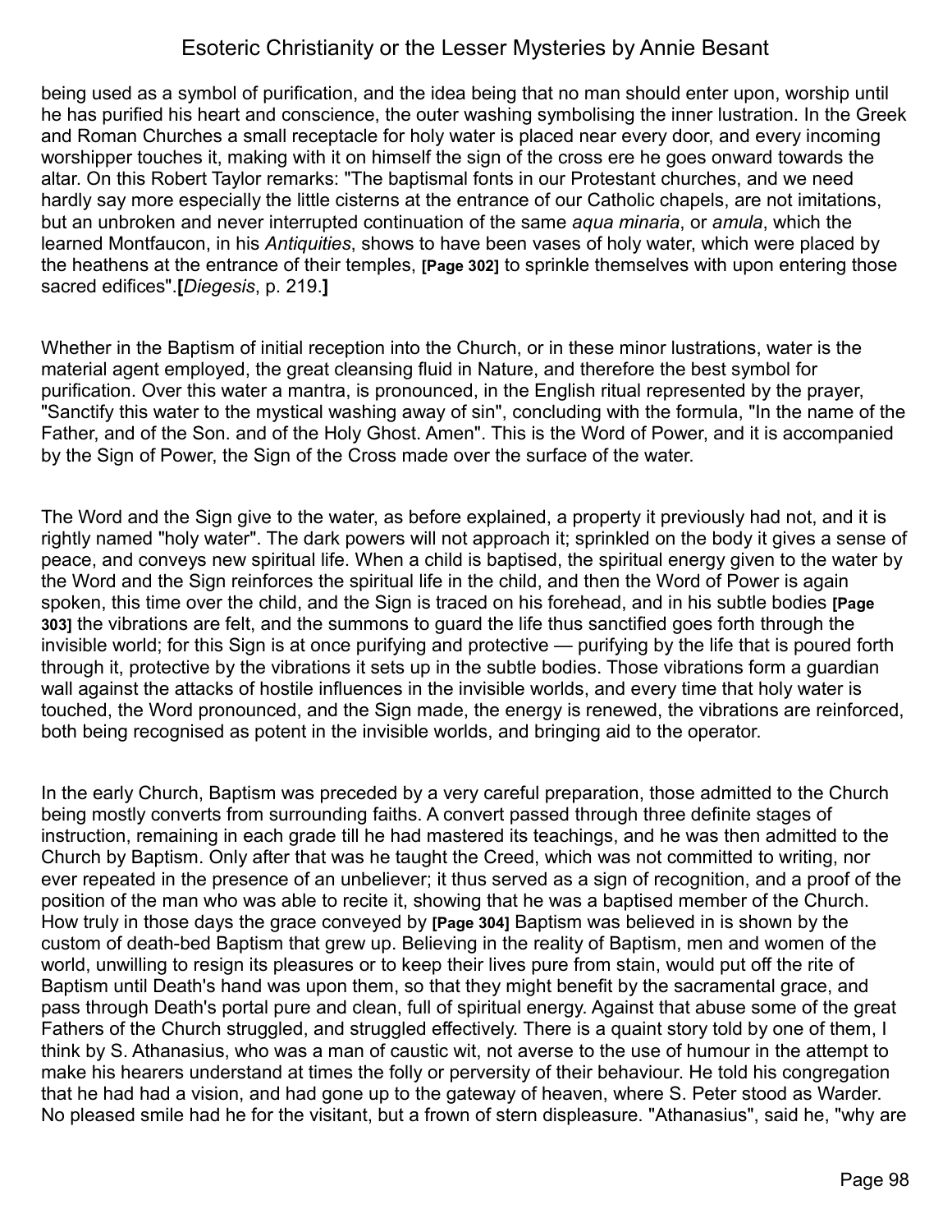being used as a symbol of purification, and the idea being that no man should enter upon, worship until he has purified his heart and conscience, the outer washing symbolising the inner lustration. In the Greek and Roman Churches a small receptacle for holy water is placed near every door, and every incoming worshipper touches it, making with it on himself the sign of the cross ere he goes onward towards the altar. On this Robert Taylor remarks: "The baptismal fonts in our Protestant churches, and we need hardly say more especially the little cisterns at the entrance of our Catholic chapels, are not imitations, but an unbroken and never interrupted continuation of the same *aqua minaria*, or *amula*, which the learned Montfaucon, in his *Antiquities*, shows to have been vases of holy water, which were placed by the heathens at the entrance of their temples, **[Page 302]** to sprinkle themselves with upon entering those sacred edifices".**[***Diegesis*, p. 219.**]**

Whether in the Baptism of initial reception into the Church, or in these minor lustrations, water is the material agent employed, the great cleansing fluid in Nature, and therefore the best symbol for purification. Over this water a mantra, is pronounced, in the English ritual represented by the prayer, "Sanctify this water to the mystical washing away of sin", concluding with the formula, "In the name of the Father, and of the Son. and of the Holy Ghost. Amen". This is the Word of Power, and it is accompanied by the Sign of Power, the Sign of the Cross made over the surface of the water.

The Word and the Sign give to the water, as before explained, a property it previously had not, and it is rightly named "holy water". The dark powers will not approach it; sprinkled on the body it gives a sense of peace, and conveys new spiritual life. When a child is baptised, the spiritual energy given to the water by the Word and the Sign reinforces the spiritual life in the child, and then the Word of Power is again spoken, this time over the child, and the Sign is traced on his forehead, and in his subtle bodies **[Page 303]** the vibrations are felt, and the summons to guard the life thus sanctified goes forth through the invisible world; for this Sign is at once purifying and protective — purifying by the life that is poured forth through it, protective by the vibrations it sets up in the subtle bodies. Those vibrations form a guardian wall against the attacks of hostile influences in the invisible worlds, and every time that holy water is touched, the Word pronounced, and the Sign made, the energy is renewed, the vibrations are reinforced, both being recognised as potent in the invisible worlds, and bringing aid to the operator.

In the early Church, Baptism was preceded by a very careful preparation, those admitted to the Church being mostly converts from surrounding faiths. A convert passed through three definite stages of instruction, remaining in each grade till he had mastered its teachings, and he was then admitted to the Church by Baptism. Only after that was he taught the Creed, which was not committed to writing, nor ever repeated in the presence of an unbeliever; it thus served as a sign of recognition, and a proof of the position of the man who was able to recite it, showing that he was a baptised member of the Church. How truly in those days the grace conveyed by **[Page 304]** Baptism was believed in is shown by the custom of death-bed Baptism that grew up. Believing in the reality of Baptism, men and women of the world, unwilling to resign its pleasures or to keep their lives pure from stain, would put off the rite of Baptism until Death's hand was upon them, so that they might benefit by the sacramental grace, and pass through Death's portal pure and clean, full of spiritual energy. Against that abuse some of the great Fathers of the Church struggled, and struggled effectively. There is a quaint story told by one of them, I think by S. Athanasius, who was a man of caustic wit, not averse to the use of humour in the attempt to make his hearers understand at times the folly or perversity of their behaviour. He told his congregation that he had had a vision, and had gone up to the gateway of heaven, where S. Peter stood as Warder. No pleased smile had he for the visitant, but a frown of stern displeasure. "Athanasius", said he, "why are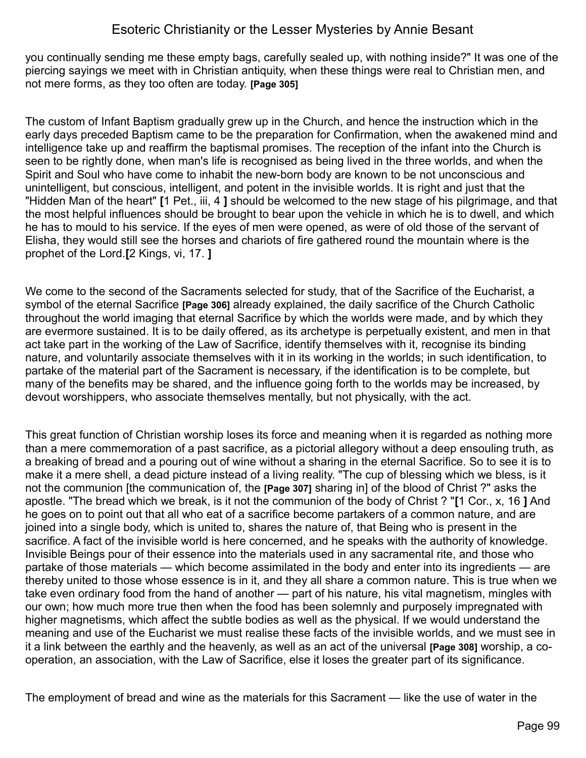you continually sending me these empty bags, carefully sealed up, with nothing inside?" It was one of the piercing sayings we meet with in Christian antiquity, when these things were real to Christian men, and not mere forms, as they too often are today. **[Page 305]**

The custom of Infant Baptism gradually grew up in the Church, and hence the instruction which in the early days preceded Baptism came to be the preparation for Confirmation, when the awakened mind and intelligence take up and reaffirm the baptismal promises. The reception of the infant into the Church is seen to be rightly done, when man's life is recognised as being lived in the three worlds, and when the Spirit and Soul who have come to inhabit the new-born body are known to be not unconscious and unintelligent, but conscious, intelligent, and potent in the invisible worlds. It is right and just that the "Hidden Man of the heart" **[**1 Pet., iii, 4 **]** should be welcomed to the new stage of his pilgrimage, and that the most helpful influences should be brought to bear upon the vehicle in which he is to dwell, and which he has to mould to his service. If the eyes of men were opened, as were of old those of the servant of Elisha, they would still see the horses and chariots of fire gathered round the mountain where is the prophet of the Lord.**[**2 Kings, vi, 17. **]**

We come to the second of the Sacraments selected for study, that of the Sacrifice of the Eucharist, a symbol of the eternal Sacrifice **[Page 306]** already explained, the daily sacrifice of the Church Catholic throughout the world imaging that eternal Sacrifice by which the worlds were made, and by which they are evermore sustained. It is to be daily offered, as its archetype is perpetually existent, and men in that act take part in the working of the Law of Sacrifice, identify themselves with it, recognise its binding nature, and voluntarily associate themselves with it in its working in the worlds; in such identification, to partake of the material part of the Sacrament is necessary, if the identification is to be complete, but many of the benefits may be shared, and the influence going forth to the worlds may be increased, by devout worshippers, who associate themselves mentally, but not physically, with the act.

This great function of Christian worship loses its force and meaning when it is regarded as nothing more than a mere commemoration of a past sacrifice, as a pictorial allegory without a deep ensouling truth, as a breaking of bread and a pouring out of wine without a sharing in the eternal Sacrifice. So to see it is to make it a mere shell, a dead picture instead of a living reality. "The cup of blessing which we bless, is it not the communion [the communication of, the **[Page 307]** sharing in] of the blood of Christ ?" asks the apostle. "The bread which we break, is it not the communion of the body of Christ ? "**[**1 Cor., x, 16 **]** And he goes on to point out that all who eat of a sacrifice become partakers of a common nature, and are joined into a single body, which is united to, shares the nature of, that Being who is present in the sacrifice. A fact of the invisible world is here concerned, and he speaks with the authority of knowledge. Invisible Beings pour of their essence into the materials used in any sacramental rite, and those who partake of those materials — which become assimilated in the body and enter into its ingredients — are thereby united to those whose essence is in it, and they all share a common nature. This is true when we take even ordinary food from the hand of another — part of his nature, his vital magnetism, mingles with our own; how much more true then when the food has been solemnly and purposely impregnated with higher magnetisms, which affect the subtle bodies as well as the physical. If we would understand the meaning and use of the Eucharist we must realise these facts of the invisible worlds, and we must see in it a link between the earthly and the heavenly, as well as an act of the universal **[Page 308]** worship, a co-operation, an association, with the Law of Sacrifice, else it loses the greater part of its significance.

The employment of bread and wine as the materials for this Sacrament — like the use of water in the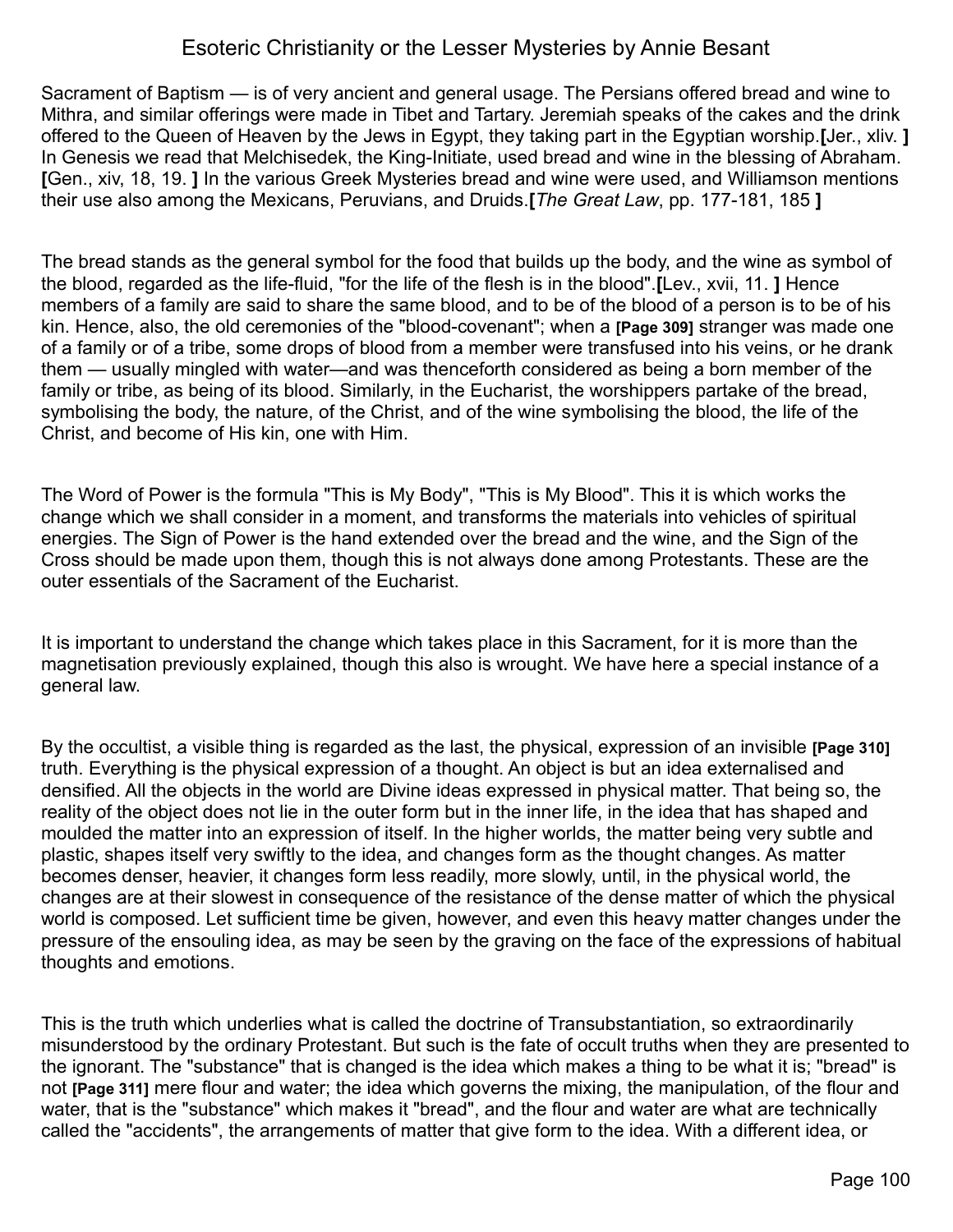Sacrament of Baptism — is of very ancient and general usage. The Persians offered bread and wine to Mithra, and similar offerings were made in Tibet and Tartary. Jeremiah speaks of the cakes and the drink offered to the Queen of Heaven by the Jews in Egypt, they taking part in the Egyptian worship.**[**Jer., xliv. **]** In Genesis we read that Melchisedek, the King-Initiate, used bread and wine in the blessing of Abraham. **[**Gen., xiv, 18, 19. **]** In the various Greek Mysteries bread and wine were used, and Williamson mentions their use also among the Mexicans, Peruvians, and Druids.**[***The Great Law*, pp. 177-181, 185 **]**

The bread stands as the general symbol for the food that builds up the body, and the wine as symbol of the blood, regarded as the life-fluid, "for the life of the flesh is in the blood".**[**Lev., xvii, 11. **]** Hence members of a family are said to share the same blood, and to be of the blood of a person is to be of his kin. Hence, also, the old ceremonies of the "blood-covenant"; when a **[Page 309]** stranger was made one of a family or of a tribe, some drops of blood from a member were transfused into his veins, or he drank them — usually mingled with water—and was thenceforth considered as being a born member of the family or tribe, as being of its blood. Similarly, in the Eucharist, the worshippers partake of the bread, symbolising the body, the nature, of the Christ, and of the wine symbolising the blood, the life of the Christ, and become of His kin, one with Him.

The Word of Power is the formula "This is My Body", "This is My Blood". This it is which works the change which we shall consider in a moment, and transforms the materials into vehicles of spiritual energies. The Sign of Power is the hand extended over the bread and the wine, and the Sign of the Cross should be made upon them, though this is not always done among Protestants. These are the outer essentials of the Sacrament of the Eucharist.

It is important to understand the change which takes place in this Sacrament, for it is more than the magnetisation previously explained, though this also is wrought. We have here a special instance of a general law.

By the occultist, a visible thing is regarded as the last, the physical, expression of an invisible **[Page 310]** truth. Everything is the physical expression of a thought. An object is but an idea externalised and densified. All the objects in the world are Divine ideas expressed in physical matter. That being so, the reality of the object does not lie in the outer form but in the inner life, in the idea that has shaped and moulded the matter into an expression of itself. In the higher worlds, the matter being very subtle and plastic, shapes itself very swiftly to the idea, and changes form as the thought changes. As matter becomes denser, heavier, it changes form less readily, more slowly, until, in the physical world, the changes are at their slowest in consequence of the resistance of the dense matter of which the physical world is composed. Let sufficient time be given, however, and even this heavy matter changes under the pressure of the ensouling idea, as may be seen by the graving on the face of the expressions of habitual thoughts and emotions.

This is the truth which underlies what is called the doctrine of Transubstantiation, so extraordinarily misunderstood by the ordinary Protestant. But such is the fate of occult truths when they are presented to the ignorant. The "substance" that is changed is the idea which makes a thing to be what it is; "bread" is not **[Page 311]** mere flour and water; the idea which governs the mixing, the manipulation, of the flour and water, that is the "substance" which makes it "bread", and the flour and water are what are technically called the "accidents", the arrangements of matter that give form to the idea. With a different idea, or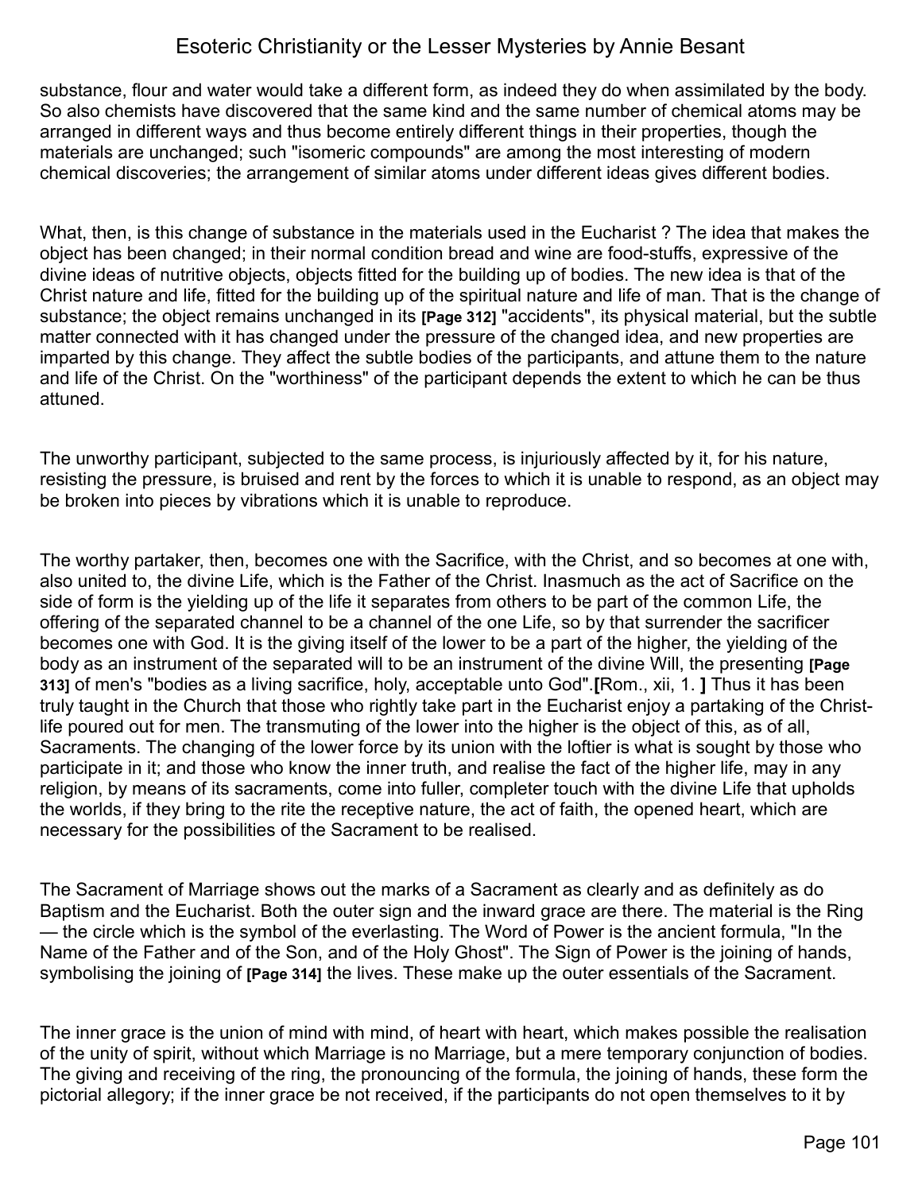substance, flour and water would take a different form, as indeed they do when assimilated by the body. So also chemists have discovered that the same kind and the same number of chemical atoms may be arranged in different ways and thus become entirely different things in their properties, though the materials are unchanged; such "isomeric compounds" are among the most interesting of modern chemical discoveries; the arrangement of similar atoms under different ideas gives different bodies.

What, then, is this change of substance in the materials used in the Eucharist ? The idea that makes the object has been changed; in their normal condition bread and wine are food-stuffs, expressive of the divine ideas of nutritive objects, objects fitted for the building up of bodies. The new idea is that of the Christ nature and life, fitted for the building up of the spiritual nature and life of man. That is the change of substance; the object remains unchanged in its **[Page 312]** "accidents", its physical material, but the subtle matter connected with it has changed under the pressure of the changed idea, and new properties are imparted by this change. They affect the subtle bodies of the participants, and attune them to the nature and life of the Christ. On the "worthiness" of the participant depends the extent to which he can be thus attuned.

The unworthy participant, subjected to the same process, is injuriously affected by it, for his nature, resisting the pressure, is bruised and rent by the forces to which it is unable to respond, as an object may be broken into pieces by vibrations which it is unable to reproduce.

The worthy partaker, then, becomes one with the Sacrifice, with the Christ, and so becomes at one with, also united to, the divine Life, which is the Father of the Christ. Inasmuch as the act of Sacrifice on the side of form is the yielding up of the life it separates from others to be part of the common Life, the offering of the separated channel to be a channel of the one Life, so by that surrender the sacrificer becomes one with God. It is the giving itself of the lower to be a part of the higher, the yielding of the body as an instrument of the separated will to be an instrument of the divine Will, the presenting **[Page 313]** of men's "bodies as a living sacrifice, holy, acceptable unto God".**[**Rom., xii, 1. **]** Thus it has been truly taught in the Church that those who rightly take part in the Eucharist enjoy a partaking of the Christ-life poured out for men. The transmuting of the lower into the higher is the object of this, as of all, Sacraments. The changing of the lower force by its union with the loftier is what is sought by those who participate in it; and those who know the inner truth, and realise the fact of the higher life, may in any religion, by means of its sacraments, come into fuller, completer touch with the divine Life that upholds the worlds, if they bring to the rite the receptive nature, the act of faith, the opened heart, which are necessary for the possibilities of the Sacrament to be realised.

The Sacrament of Marriage shows out the marks of a Sacrament as clearly and as definitely as do Baptism and the Eucharist. Both the outer sign and the inward grace are there. The material is the Ring — the circle which is the symbol of the everlasting. The Word of Power is the ancient formula, "In the Name of the Father and of the Son, and of the Holy Ghost". The Sign of Power is the joining of hands, symbolising the joining of **[Page 314]** the lives. These make up the outer essentials of the Sacrament.

The inner grace is the union of mind with mind, of heart with heart, which makes possible the realisation of the unity of spirit, without which Marriage is no Marriage, but a mere temporary conjunction of bodies. The giving and receiving of the ring, the pronouncing of the formula, the joining of hands, these form the pictorial allegory; if the inner grace be not received, if the participants do not open themselves to it by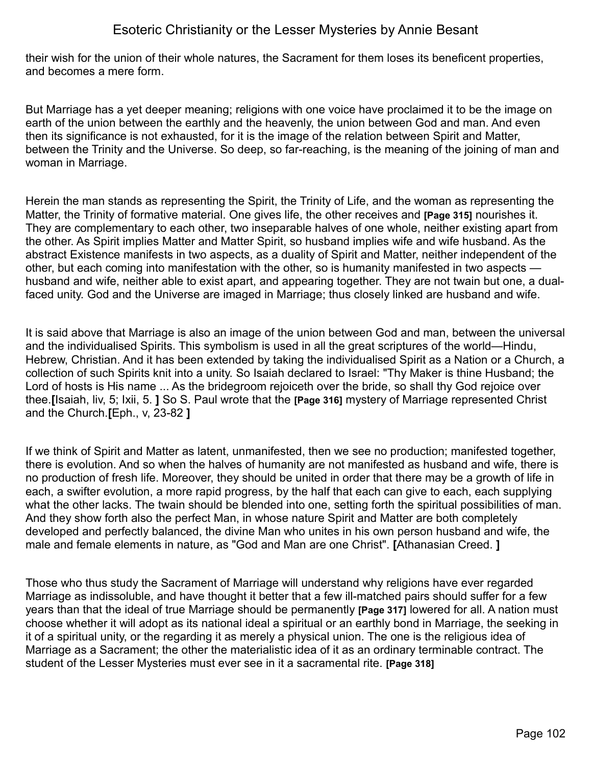their wish for the union of their whole natures, the Sacrament for them loses its beneficent properties, and becomes a mere form.

But Marriage has a yet deeper meaning; religions with one voice have proclaimed it to be the image on earth of the union between the earthly and the heavenly, the union between God and man. And even then its significance is not exhausted, for it is the image of the relation between Spirit and Matter, between the Trinity and the Universe. So deep, so far-reaching, is the meaning of the joining of man and woman in Marriage.

Herein the man stands as representing the Spirit, the Trinity of Life, and the woman as representing the Matter, the Trinity of formative material. One gives life, the other receives and **[Page 315]** nourishes it. They are complementary to each other, two inseparable halves of one whole, neither existing apart from the other. As Spirit implies Matter and Matter Spirit, so husband implies wife and wife husband. As the abstract Existence manifests in two aspects, as a duality of Spirit and Matter, neither independent of the other, but each coming into manifestation with the other, so is humanity manifested in two aspects — husband and wife, neither able to exist apart, and appearing together. They are not twain but one, a dual-faced unity. God and the Universe are imaged in Marriage; thus closely linked are husband and wife.

It is said above that Marriage is also an image of the union between God and man, between the universal and the individualised Spirits. This symbolism is used in all the great scriptures of the world—Hindu, Hebrew, Christian. And it has been extended by taking the individualised Spirit as a Nation or a Church, a collection of such Spirits knit into a unity. So Isaiah declared to Israel: "Thy Maker is thine Husband; the Lord of hosts is His name ... As the bridegroom rejoiceth over the bride, so shall thy God rejoice over thee.**[**Isaiah, liv, 5; lxii, 5. **]** So S. Paul wrote that the **[Page 316]** mystery of Marriage represented Christ and the Church.**[**Eph., v, 23-82 **]**

If we think of Spirit and Matter as latent, unmanifested, then we see no production; manifested together, there is evolution. And so when the halves of humanity are not manifested as husband and wife, there is no production of fresh life. Moreover, they should be united in order that there may be a growth of life in each, a swifter evolution, a more rapid progress, by the half that each can give to each, each supplying what the other lacks. The twain should be blended into one, setting forth the spiritual possibilities of man. And they show forth also the perfect Man, in whose nature Spirit and Matter are both completely developed and perfectly balanced, the divine Man who unites in his own person husband and wife, the male and female elements in nature, as "God and Man are one Christ". **[**Athanasian Creed. **]**

Those who thus study the Sacrament of Marriage will understand why religions have ever regarded Marriage as indissoluble, and have thought it better that a few ill-matched pairs should suffer for a few years than that the ideal of true Marriage should be permanently **[Page 317]** lowered for all. A nation must choose whether it will adopt as its national ideal a spiritual or an earthly bond in Marriage, the seeking in it of a spiritual unity, or the regarding it as merely a physical union. The one is the religious idea of Marriage as a Sacrament; the other the materialistic idea of it as an ordinary terminable contract. The student of the Lesser Mysteries must ever see in it a sacramental rite. **[Page 318]**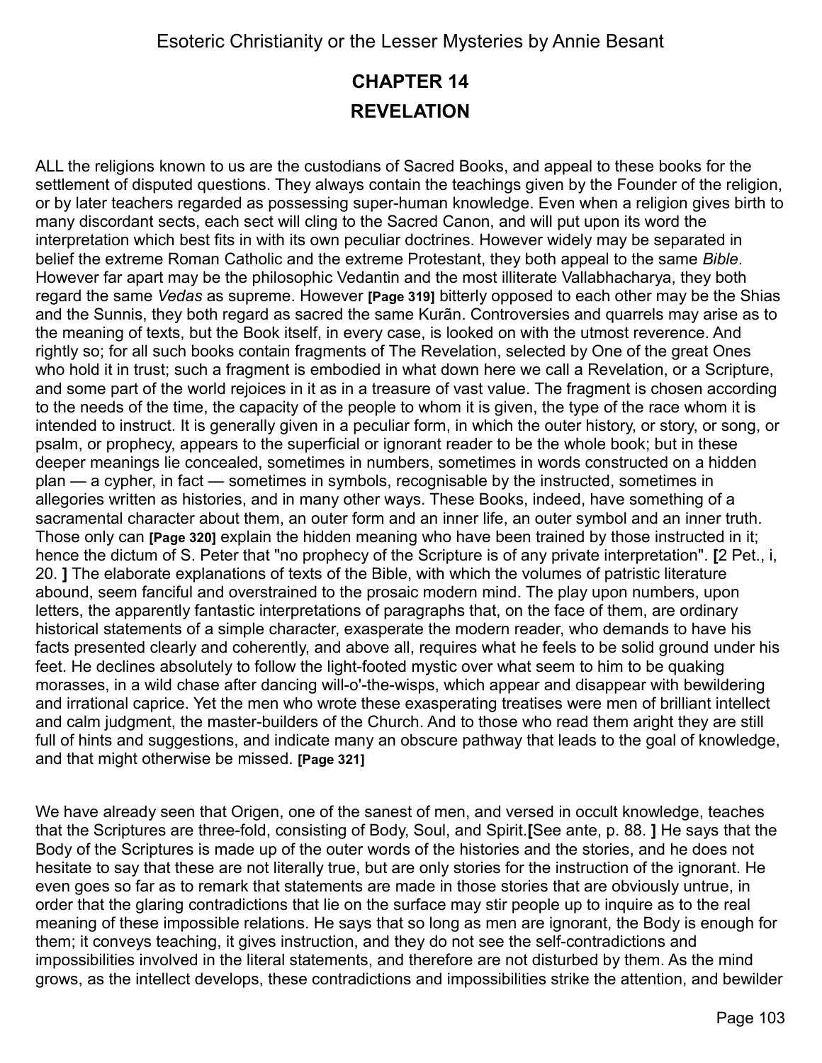## CHAPTER 14

## REVELATION

ALL the religions known to us are the custodians of Sacred Books, and appeal to these books for the settlement of disputed questions. They always contain the teachings given by the Founder of the religion, or by later teachers regarded as possessing super-human knowledge. Even when a religion gives birth to many discordant sects, each sect will cling to the Sacred Canon, and will put upon its word the interpretation which best fits in with its own peculiar doctrines. However widely may be separated in belief the extreme Roman Catholic and the extreme Protestant, they both appeal to the same *Bible*. However far apart may be the philosophic Vedantin and the most illiterate Vallabhacharya, they both regard the same *Vedas* as supreme. However **[Page 319]** bitterly opposed to each other may be the Shias and the Sunnis, they both regard as sacred the same Kurãn. Controversies and quarrels may arise as to the meaning of texts, but the Book itself, in every case, is looked on with the utmost reverence. And rightly so; for all such books contain fragments of The Revelation, selected by One of the great Ones who hold it in trust; such a fragment is embodied in what down here we call a Revelation, or a Scripture, and some part of the world rejoices in it as in a treasure of vast value. The fragment is chosen according to the needs of the time, the capacity of the people to whom it is given, the type of the race whom it is intended to instruct. It is generally given in a peculiar form, in which the outer history, or story, or song, or psalm, or prophecy, appears to the superficial or ignorant reader to be the whole book; but in these deeper meanings lie concealed, sometimes in numbers, sometimes in words constructed on a hidden plan — a cypher, in fact — sometimes in symbols, recognisable by the instructed, sometimes in allegories written as histories, and in many other ways. These Books, indeed, have something of a sacramental character about them, an outer form and an inner life, an outer symbol and an inner truth. Those only can **[Page 320]** explain the hidden meaning who have been trained by those instructed in it; hence the dictum of S. Peter that "no prophecy of the Scripture is of any private interpretation". **[**2 Pet., i, 20. **]** The elaborate explanations of texts of the Bible, with which the volumes of patristic literature abound, seem fanciful and overstrained to the prosaic modern mind. The play upon numbers, upon letters, the apparently fantastic interpretations of paragraphs that, on the face of them, are ordinary historical statements of a simple character, exasperate the modern reader, who demands to have his facts presented clearly and coherently, and above all, requires what he feels to be solid ground under his feet. He declines absolutely to follow the light-footed mystic over what seem to him to be quaking morasses, in a wild chase after dancing will-o'-the-wisps, which appear and disappear with bewildering and irrational caprice. Yet the men who wrote these exasperating treatises were men of brilliant intellect and calm judgment, the master-builders of the Church. And to those who read them aright they are still full of hints and suggestions, and indicate many an obscure pathway that leads to the goal of knowledge, and that might otherwise be missed. **[Page 321]**

We have already seen that Origen, one of the sanest of men, and versed in occult knowledge, teaches that the Scriptures are three-fold, consisting of Body, Soul, and Spirit.**[**See ante, p. 88. **]** He says that the Body of the Scriptures is made up of the outer words of the histories and the stories, and he does not hesitate to say that these are not literally true, but are only stories for the instruction of the ignorant. He even goes so far as to remark that statements are made in those stories that are obviously untrue, in order that the glaring contradictions that lie on the surface may stir people up to inquire as to the real meaning of these impossible relations. He says that so long as men are ignorant, the Body is enough for them; it conveys teaching, it gives instruction, and they do not see the self-contradictions and impossibilities involved in the literal statements, and therefore are not disturbed by them. As the mind grows, as the intellect develops, these contradictions and impossibilities strike the attention, and bewilder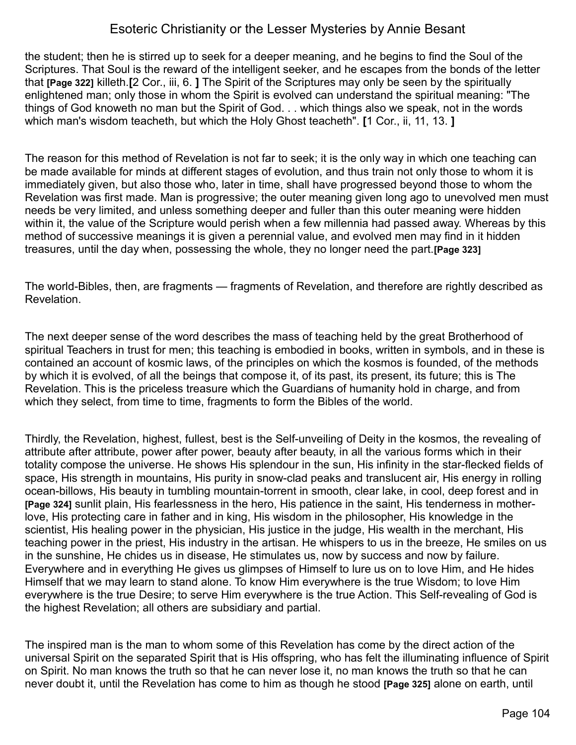the student; then he is stirred up to seek for a deeper meaning, and he begins to find the Soul of the Scriptures. That Soul is the reward of the intelligent seeker, and he escapes from the bonds of the letter that **[Page 322]** killeth.**[**2 Cor., iii, 6. **]** The Spirit of the Scriptures may only be seen by the spiritually enlightened man; only those in whom the Spirit is evolved can understand the spiritual meaning: "The things of God knoweth no man but the Spirit of God. . . which things also we speak, not in the words which man's wisdom teacheth, but which the Holy Ghost teacheth". **[**1 Cor., ii, 11, 13. **]**

The reason for this method of Revelation is not far to seek; it is the only way in which one teaching can be made available for minds at different stages of evolution, and thus train not only those to whom it is immediately given, but also those who, later in time, shall have progressed beyond those to whom the Revelation was first made. Man is progressive; the outer meaning given long ago to unevolved men must needs be very limited, and unless something deeper and fuller than this outer meaning were hidden within it, the value of the Scripture would perish when a few millennia had passed away. Whereas by this method of successive meanings it is given a perennial value, and evolved men may find in it hidden treasures, until the day when, possessing the whole, they no longer need the part.**[Page 323]**

The world-Bibles, then, are fragments — fragments of Revelation, and therefore are rightly described as Revelation.

The next deeper sense of the word describes the mass of teaching held by the great Brotherhood of spiritual Teachers in trust for men; this teaching is embodied in books, written in symbols, and in these is contained an account of kosmic laws, of the principles on which the kosmos is founded, of the methods by which it is evolved, of all the beings that compose it, of its past, its present, its future; this is The Revelation. This is the priceless treasure which the Guardians of humanity hold in charge, and from which they select, from time to time, fragments to form the Bibles of the world.

Thirdly, the Revelation, highest, fullest, best is the Self-unveiling of Deity in the kosmos, the revealing of attribute after attribute, power after power, beauty after beauty, in all the various forms which in their totality compose the universe. He shows His splendour in the sun, His infinity in the star-flecked fields of space, His strength in mountains, His purity in snow-clad peaks and translucent air, His energy in rolling ocean-billows, His beauty in tumbling mountain-torrent in smooth, clear lake, in cool, deep forest and in **[Page 324]** sunlit plain, His fearlessness in the hero, His patience in the saint, His tenderness in mother-love, His protecting care in father and in king, His wisdom in the philosopher, His knowledge in the scientist, His healing power in the physician, His justice in the judge, His wealth in the merchant, His teaching power in the priest, His industry in the artisan. He whispers to us in the breeze, He smiles on us in the sunshine, He chides us in disease, He stimulates us, now by success and now by failure. Everywhere and in everything He gives us glimpses of Himself to lure us on to love Him, and He hides Himself that we may learn to stand alone. To know Him everywhere is the true Wisdom; to love Him everywhere is the true Desire; to serve Him everywhere is the true Action. This Self-revealing of God is the highest Revelation; all others are subsidiary and partial.

The inspired man is the man to whom some of this Revelation has come by the direct action of the universal Spirit on the separated Spirit that is His offspring, who has felt the illuminating influence of Spirit on Spirit. No man knows the truth so that he can never lose it, no man knows the truth so that he can never doubt it, until the Revelation has come to him as though he stood **[Page 325]** alone on earth, until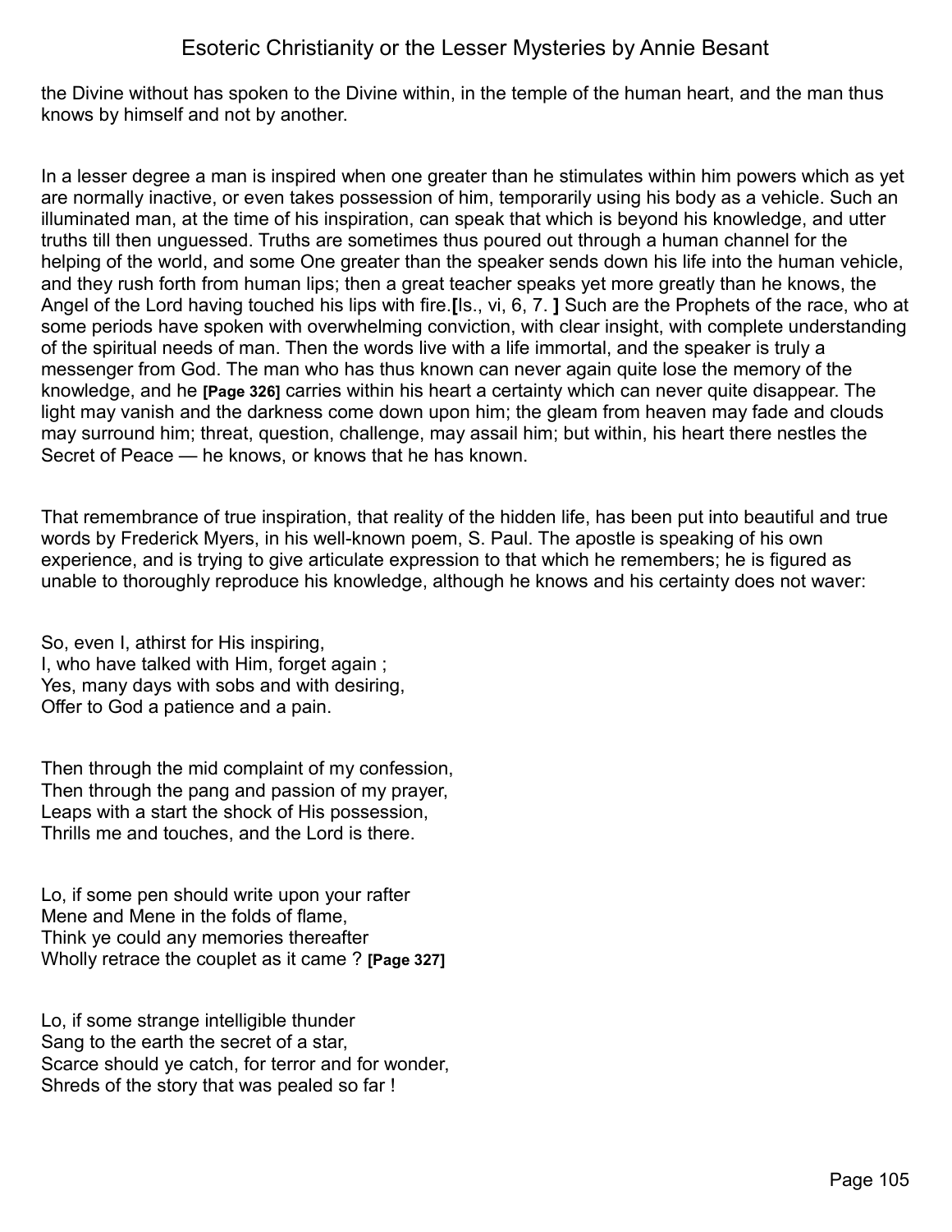the Divine without has spoken to the Divine within, in the temple of the human heart, and the man thus knows by himself and not by another.

In a lesser degree a man is inspired when one greater than he stimulates within him powers which as yet are normally inactive, or even takes possession of him, temporarily using his body as a vehicle. Such an illuminated man, at the time of his inspiration, can speak that which is beyond his knowledge, and utter truths till then unguessed. Truths are sometimes thus poured out through a human channel for the helping of the world, and some One greater than the speaker sends down his life into the human vehicle, and they rush forth from human lips; then a great teacher speaks yet more greatly than he knows, the Angel of the Lord having touched his lips with fire.**[**Is., vi, 6, 7. **]** Such are the Prophets of the race, who at some periods have spoken with overwhelming conviction, with clear insight, with complete understanding of the spiritual needs of man. Then the words live with a life immortal, and the speaker is truly a messenger from God. The man who has thus known can never again quite lose the memory of the knowledge, and he **[Page 326]** carries within his heart a certainty which can never quite disappear. The light may vanish and the darkness come down upon him; the gleam from heaven may fade and clouds may surround him; threat, question, challenge, may assail him; but within, his heart there nestles the Secret of Peace — he knows, or knows that he has known.

That remembrance of true inspiration, that reality of the hidden life, has been put into beautiful and true words by Frederick Myers, in his well-known poem, S. Paul. The apostle is speaking of his own experience, and is trying to give articulate expression to that which he remembers; he is figured as unable to thoroughly reproduce his knowledge, although he knows and his certainty does not waver:

So, even I, athirst for His inspiring,  
I, who have talked with Him, forget again ;  
Yes, many days with sobs and with desiring,  
Offer to God a patience and a pain.

Then through the mid complaint of my confession,  
Then through the pang and passion of my prayer,  
Leaps with a start the shock of His possession,  
Thrills me and touches, and the Lord is there.

Lo, if some pen should write upon your rafter  
Mene and Mene in the folds of flame,  
Think ye could any memories thereafter  
Wholly retrace the couplet as it came ? **[Page 327]**

Lo, if some strange intelligible thunder  
Sang to the earth the secret of a star,  
Scarce should ye catch, for terror and for wonder,  
Shreds of the story that was pealed so far !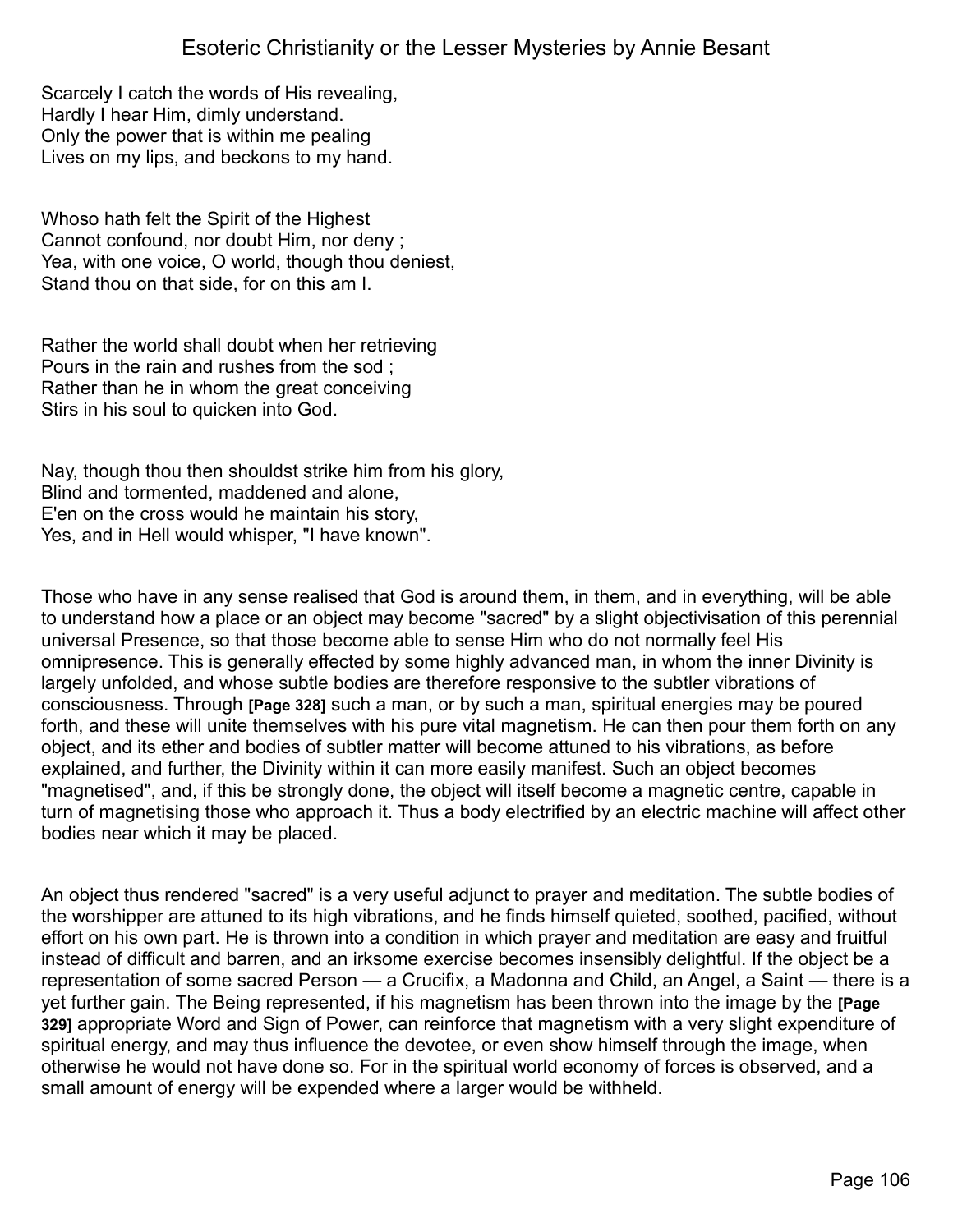Scarcely I catch the words of His revealing,
Hardly I hear Him, dimly understand.
Only the power that is within me pealing
Lives on my lips, and beckons to my hand.

Whoso hath felt the Spirit of the Highest
Cannot confound, nor doubt Him, nor deny ;
Yea, with one voice, O world, though thou deniest,
Stand thou on that side, for on this am I.

Rather the world shall doubt when her retrieving
Pours in the rain and rushes from the sod ;
Rather than he in whom the great conceiving
Stirs in his soul to quicken into God.

Nay, though thou then shouldst strike him from his glory,
Blind and tormented, maddened and alone,
E'en on the cross would he maintain his story,
Yes, and in Hell would whisper, "I have known".

Those who have in any sense realised that God is around them, in them, and in everything, will be able to understand how a place or an object may become "sacred" by a slight objectivisation of this perennial universal Presence, so that those become able to sense Him who do not normally feel His omnipresence. This is generally effected by some highly advanced man, in whom the inner Divinity is largely unfolded, and whose subtle bodies are therefore responsive to the subtler vibrations of consciousness. Through **[Page 328]** such a man, or by such a man, spiritual energies may be poured forth, and these will unite themselves with his pure vital magnetism. He can then pour them forth on any object, and its ether and bodies of subtler matter will become attuned to his vibrations, as before explained, and further, the Divinity within it can more easily manifest. Such an object becomes "magnetised", and, if this be strongly done, the object will itself become a magnetic centre, capable in turn of magnetising those who approach it. Thus a body electrified by an electric machine will affect other bodies near which it may be placed.

An object thus rendered "sacred" is a very useful adjunct to prayer and meditation. The subtle bodies of the worshipper are attuned to its high vibrations, and he finds himself quieted, soothed, pacified, without effort on his own part. He is thrown into a condition in which prayer and meditation are easy and fruitful instead of difficult and barren, and an irksome exercise becomes insensibly delightful. If the object be a representation of some sacred Person — a Crucifix, a Madonna and Child, an Angel, a Saint — there is a yet further gain. The Being represented, if his magnetism has been thrown into the image by the **[Page 329]** appropriate Word and Sign of Power, can reinforce that magnetism with a very slight expenditure of spiritual energy, and may thus influence the devotee, or even show himself through the image, when otherwise he would not have done so. For in the spiritual world economy of forces is observed, and a small amount of energy will be expended where a larger would be withheld.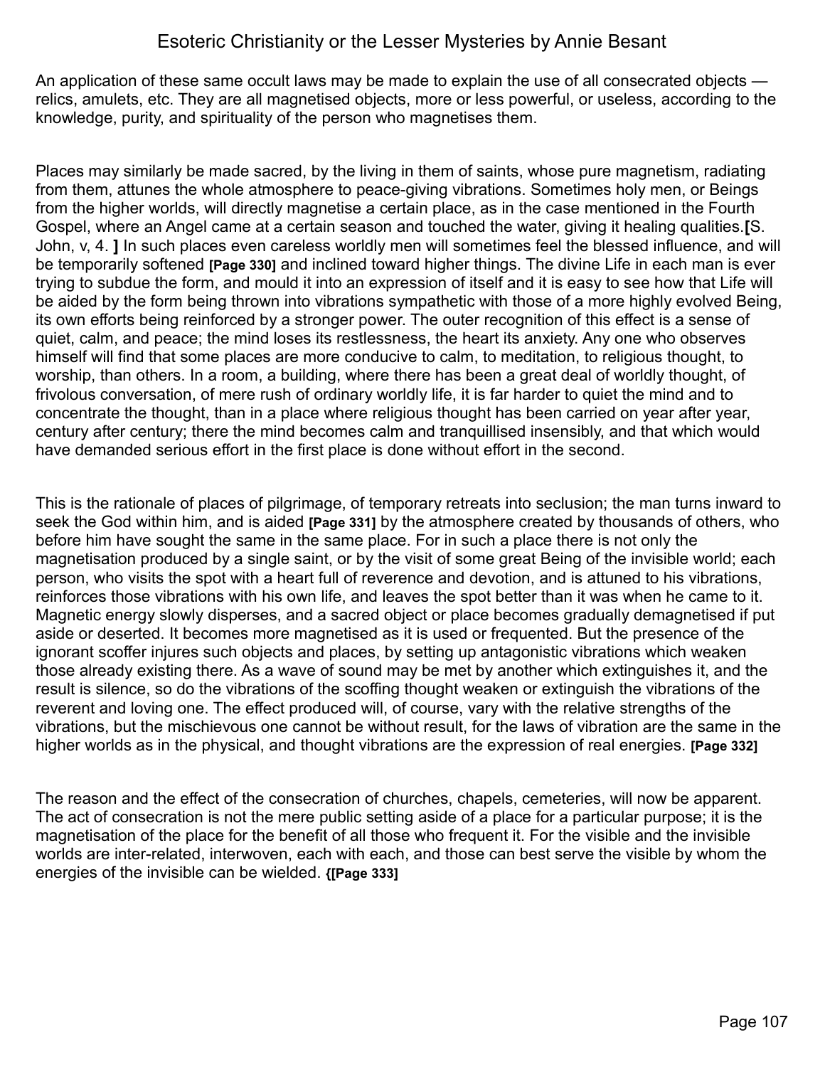An application of these same occult laws may be made to explain the use of all consecrated objects — relics, amulets, etc. They are all magnetised objects, more or less powerful, or useless, according to the knowledge, purity, and spirituality of the person who magnetises them.

Places may similarly be made sacred, by the living in them of saints, whose pure magnetism, radiating from them, attunes the whole atmosphere to peace-giving vibrations. Sometimes holy men, or Beings from the higher worlds, will directly magnetise a certain place, as in the case mentioned in the Fourth Gospel, where an Angel came at a certain season and touched the water, giving it healing qualities.**[**S. John, v, 4. **]** In such places even careless worldly men will sometimes feel the blessed influence, and will be temporarily softened **[Page 330]** and inclined toward higher things. The divine Life in each man is ever trying to subdue the form, and mould it into an expression of itself and it is easy to see how that Life will be aided by the form being thrown into vibrations sympathetic with those of a more highly evolved Being, its own efforts being reinforced by a stronger power. The outer recognition of this effect is a sense of quiet, calm, and peace; the mind loses its restlessness, the heart its anxiety. Any one who observes himself will find that some places are more conducive to calm, to meditation, to religious thought, to worship, than others. In a room, a building, where there has been a great deal of worldly thought, of frivolous conversation, of mere rush of ordinary worldly life, it is far harder to quiet the mind and to concentrate the thought, than in a place where religious thought has been carried on year after year, century after century; there the mind becomes calm and tranquillised insensibly, and that which would have demanded serious effort in the first place is done without effort in the second.

This is the rationale of places of pilgrimage, of temporary retreats into seclusion; the man turns inward to seek the God within him, and is aided **[Page 331]** by the atmosphere created by thousands of others, who before him have sought the same in the same place. For in such a place there is not only the magnetisation produced by a single saint, or by the visit of some great Being of the invisible world; each person, who visits the spot with a heart full of reverence and devotion, and is attuned to his vibrations, reinforces those vibrations with his own life, and leaves the spot better than it was when he came to it. Magnetic energy slowly disperses, and a sacred object or place becomes gradually demagnetised if put aside or deserted. It becomes more magnetised as it is used or frequented. But the presence of the ignorant scoffer injures such objects and places, by setting up antagonistic vibrations which weaken those already existing there. As a wave of sound may be met by another which extinguishes it, and the result is silence, so do the vibrations of the scoffing thought weaken or extinguish the vibrations of the reverent and loving one. The effect produced will, of course, vary with the relative strengths of the vibrations, but the mischievous one cannot be without result, for the laws of vibration are the same in the higher worlds as in the physical, and thought vibrations are the expression of real energies. **[Page 332]**

The reason and the effect of the consecration of churches, chapels, cemeteries, will now be apparent. The act of consecration is not the mere public setting aside of a place for a particular purpose; it is the magnetisation of the place for the benefit of all those who frequent it. For the visible and the invisible worlds are inter-related, interwoven, each with each, and those can best serve the visible by whom the energies of the invisible can be wielded. **{[Page 333]**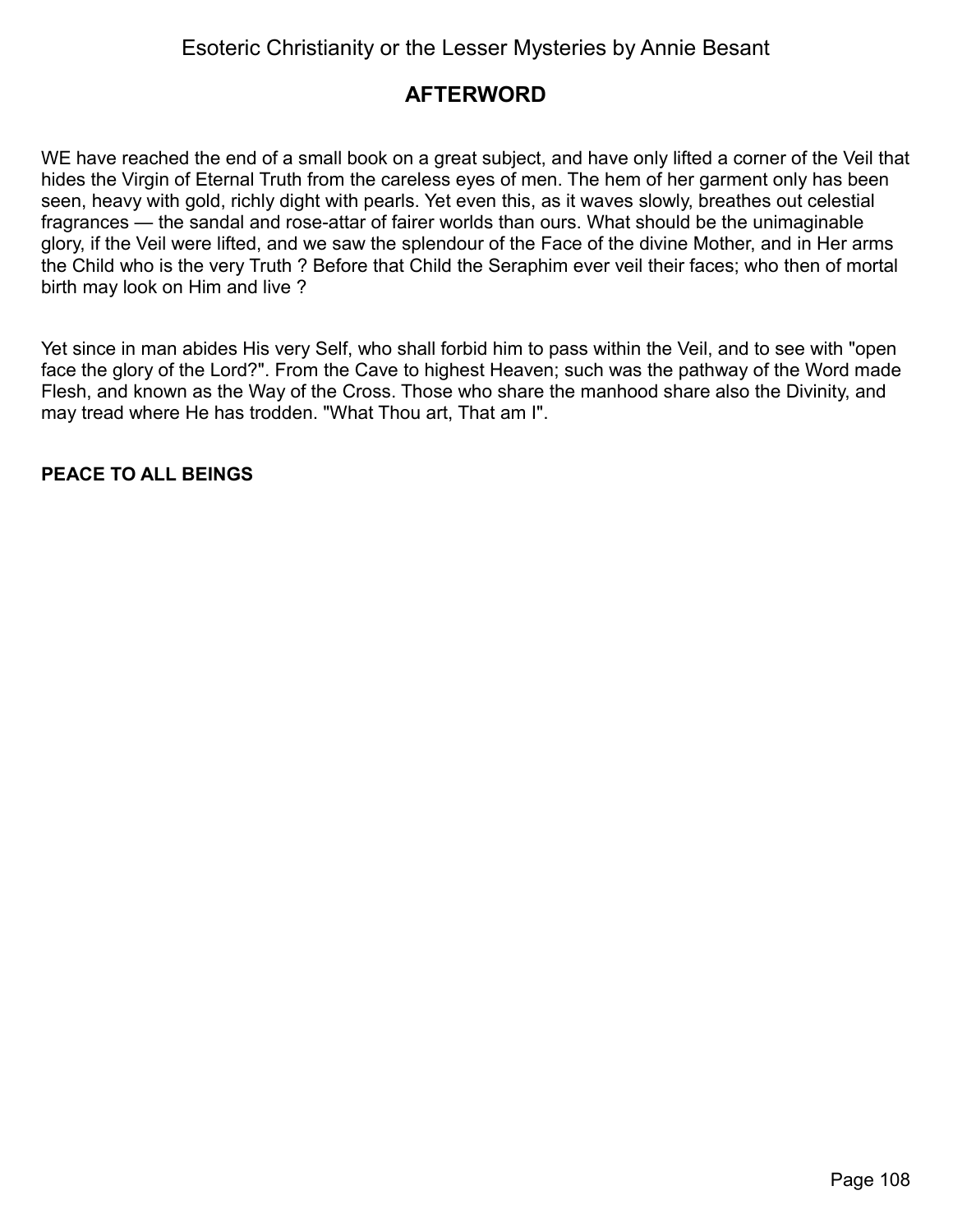## AFTERWORD

WE have reached the end of a small book on a great subject, and have only lifted a corner of the Veil that hides the Virgin of Eternal Truth from the careless eyes of men. The hem of her garment only has been seen, heavy with gold, richly dight with pearls. Yet even this, as it waves slowly, breathes out celestial fragrances — the sandal and rose-attar of fairer worlds than ours. What should be the unimaginable glory, if the Veil were lifted, and we saw the splendour of the Face of the divine Mother, and in Her arms the Child who is the very Truth ? Before that Child the Seraphim ever veil their faces; who then of mortal birth may look on Him and live ?

Yet since in man abides His very Self, who shall forbid him to pass within the Veil, and to see with "open face the glory of the Lord?". From the Cave to highest Heaven; such was the pathway of the Word made Flesh, and known as the Way of the Cross. Those who share the manhood share also the Divinity, and may tread where He has trodden. "What Thou art, That am I".

**PEACE TO ALL BEINGS**